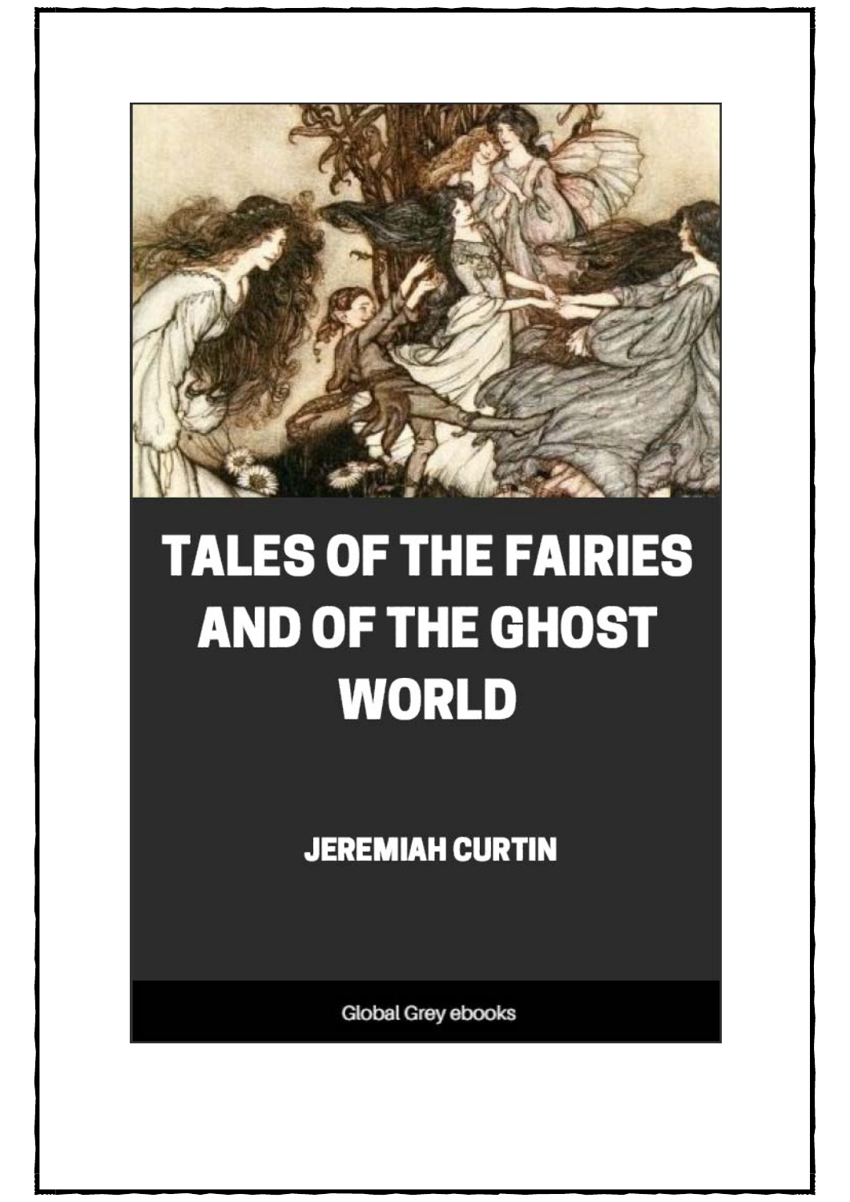# TALES OF THE FAIRIES AND OF THE GHOST WORLD

JEREMIAH CURTIN

Global Grey ebooks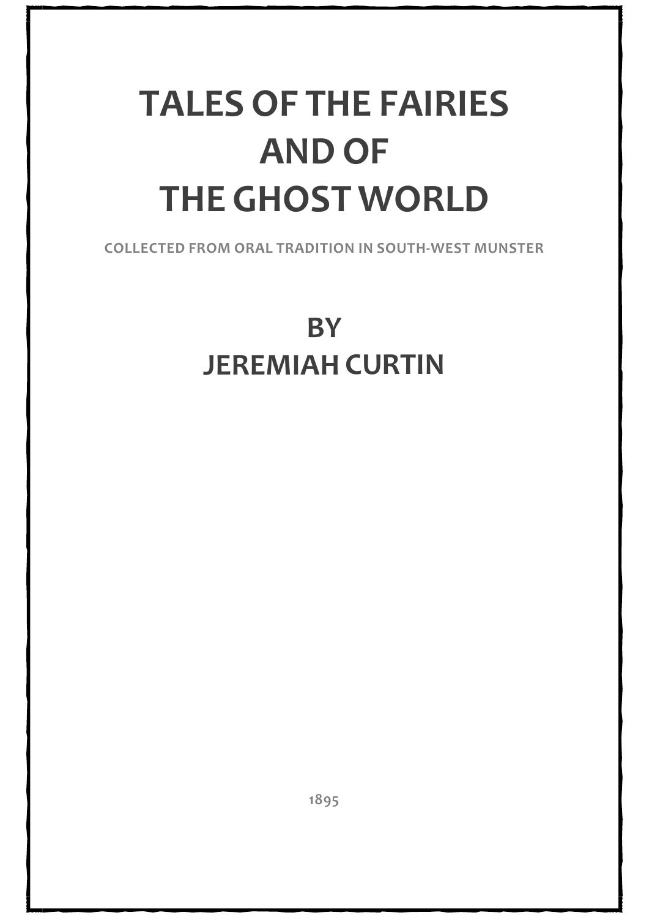# TALES OF THE FAIRIES AND OF THE GHOST WORLD

COLLECTED FROM ORAL TRADITION IN SOUTH-WEST MUNSTER

## BY JEREMIAH CURTIN

1895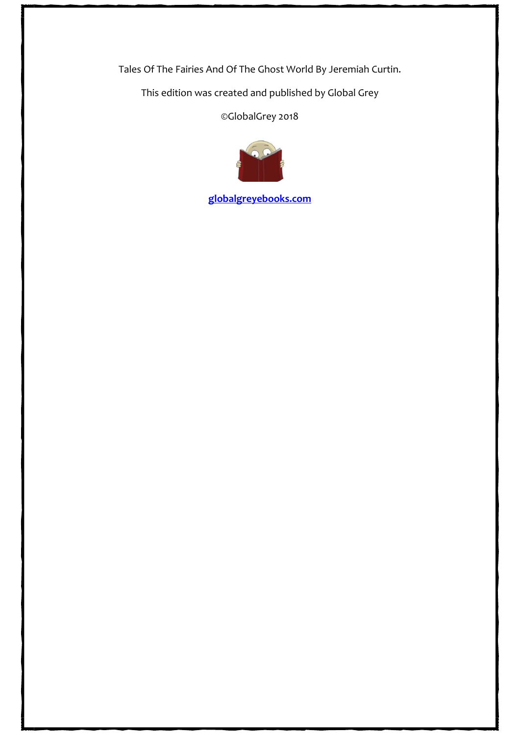Tales Of The Fairies And Of The Ghost World By Jeremiah Curtin.

This edition was created and published by Global Grey

©GlobalGrey 2018

**globalgreyebooks.com**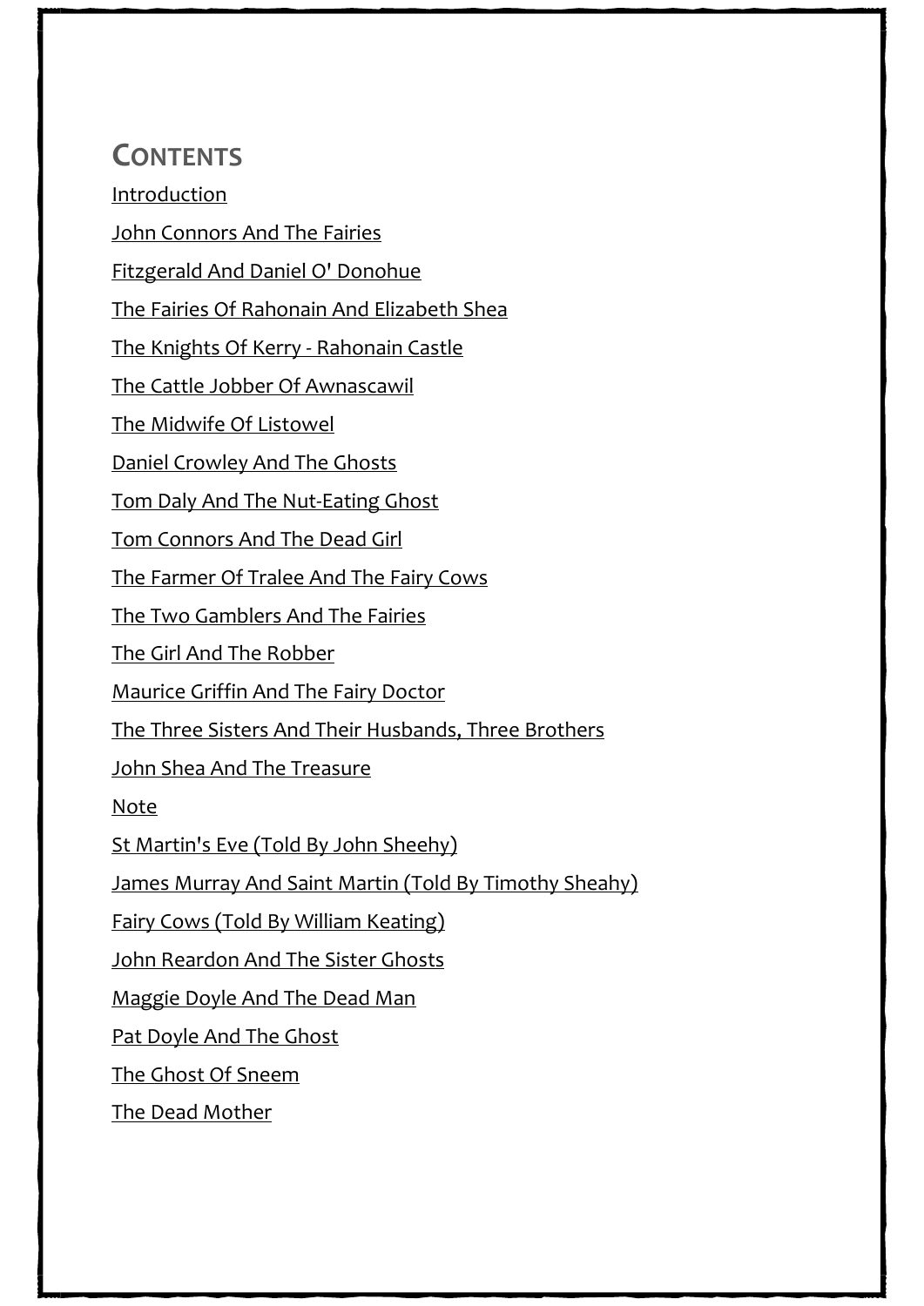## Contents

Introduction

John Connors And The Fairies

Fitzgerald And Daniel O' Donohue

The Fairies Of Rahonain And Elizabeth Shea

The Knights Of Kerry - Rahonain Castle

The Cattle Jobber Of Awnascawil

The Midwife Of Listowel

Daniel Crowley And The Ghosts

Tom Daly And The Nut-Eating Ghost

Tom Connors And The Dead Girl

The Farmer Of Tralee And The Fairy Cows

The Two Gamblers And The Fairies

The Girl And The Robber

Maurice Griffin And The Fairy Doctor

The Three Sisters And Their Husbands, Three Brothers

John Shea And The Treasure

Note

St Martin's Eve (Told By John Sheehy)

James Murray And Saint Martin (Told By Timothy Sheahy)

Fairy Cows (Told By William Keating)

John Reardon And The Sister Ghosts

Maggie Doyle And The Dead Man

Pat Doyle And The Ghost

The Ghost Of Sneem

The Dead Mother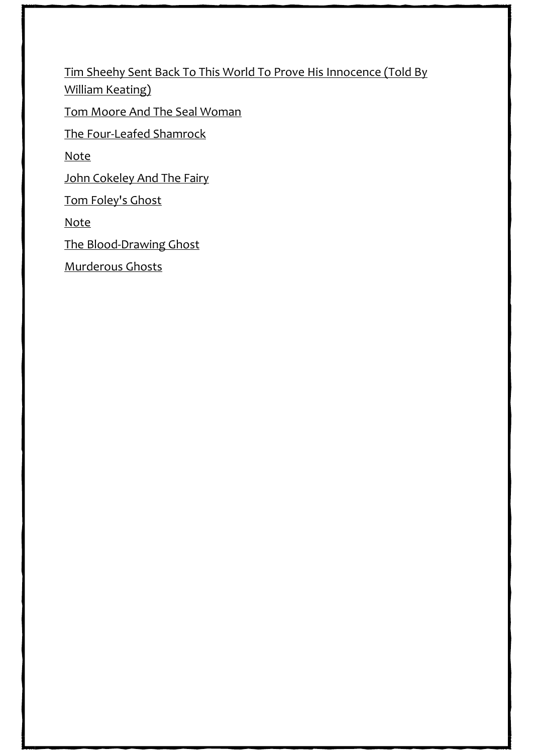[Tim Sheehy Sent Back To This World To Prove His Innocence (Told By William Keating)]

[Tom Moore And The Seal Woman]

[The Four-Leafed Shamrock]

[Note]

[John Cokeley And The Fairy]

[Tom Foley's Ghost]

[Note]

[The Blood-Drawing Ghost]

[Murderous Ghosts]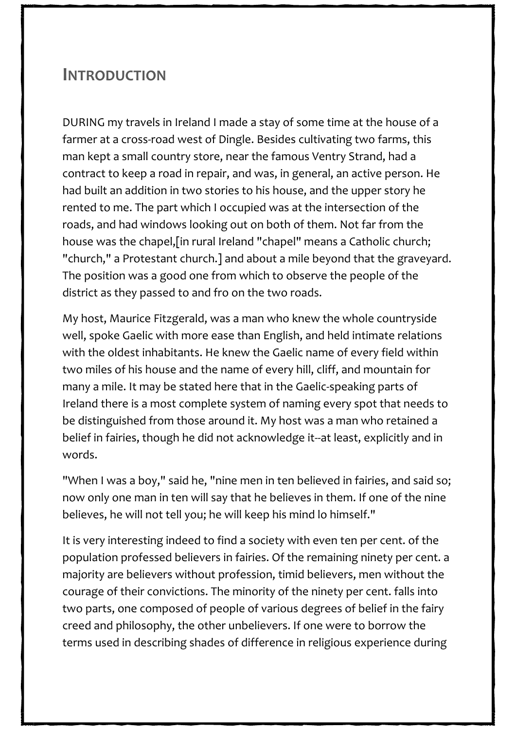## Introduction

DURING my travels in Ireland I made a stay of some time at the house of a farmer at a cross-road west of Dingle. Besides cultivating two farms, this man kept a small country store, near the famous Ventry Strand, had a contract to keep a road in repair, and was, in general, an active person. He had built an addition in two stories to his house, and the upper story he rented to me. The part which I occupied was at the intersection of the roads, and had windows looking out on both of them. Not far from the house was the chapel,[in rural Ireland "chapel" means a Catholic church; "church," a Protestant church.] and about a mile beyond that the graveyard. The position was a good one from which to observe the people of the district as they passed to and fro on the two roads.

My host, Maurice Fitzgerald, was a man who knew the whole countryside well, spoke Gaelic with more ease than English, and held intimate relations with the oldest inhabitants. He knew the Gaelic name of every field within two miles of his house and the name of every hill, cliff, and mountain for many a mile. It may be stated here that in the Gaelic-speaking parts of Ireland there is a most complete system of naming every spot that needs to be distinguished from those around it. My host was a man who retained a belief in fairies, though he did not acknowledge it--at least, explicitly and in words.

"When I was a boy," said he, "nine men in ten believed in fairies, and said so; now only one man in ten will say that he believes in them. If one of the nine believes, he will not tell you; he will keep his mind lo himself."

It is very interesting indeed to find a society with even ten per cent. of the population professed believers in fairies. Of the remaining ninety per cent. a majority are believers without profession, timid believers, men without the courage of their convictions. The minority of the ninety per cent. falls into two parts, one composed of people of various degrees of belief in the fairy creed and philosophy, the other unbelievers. If one were to borrow the terms used in describing shades of difference in religious experience during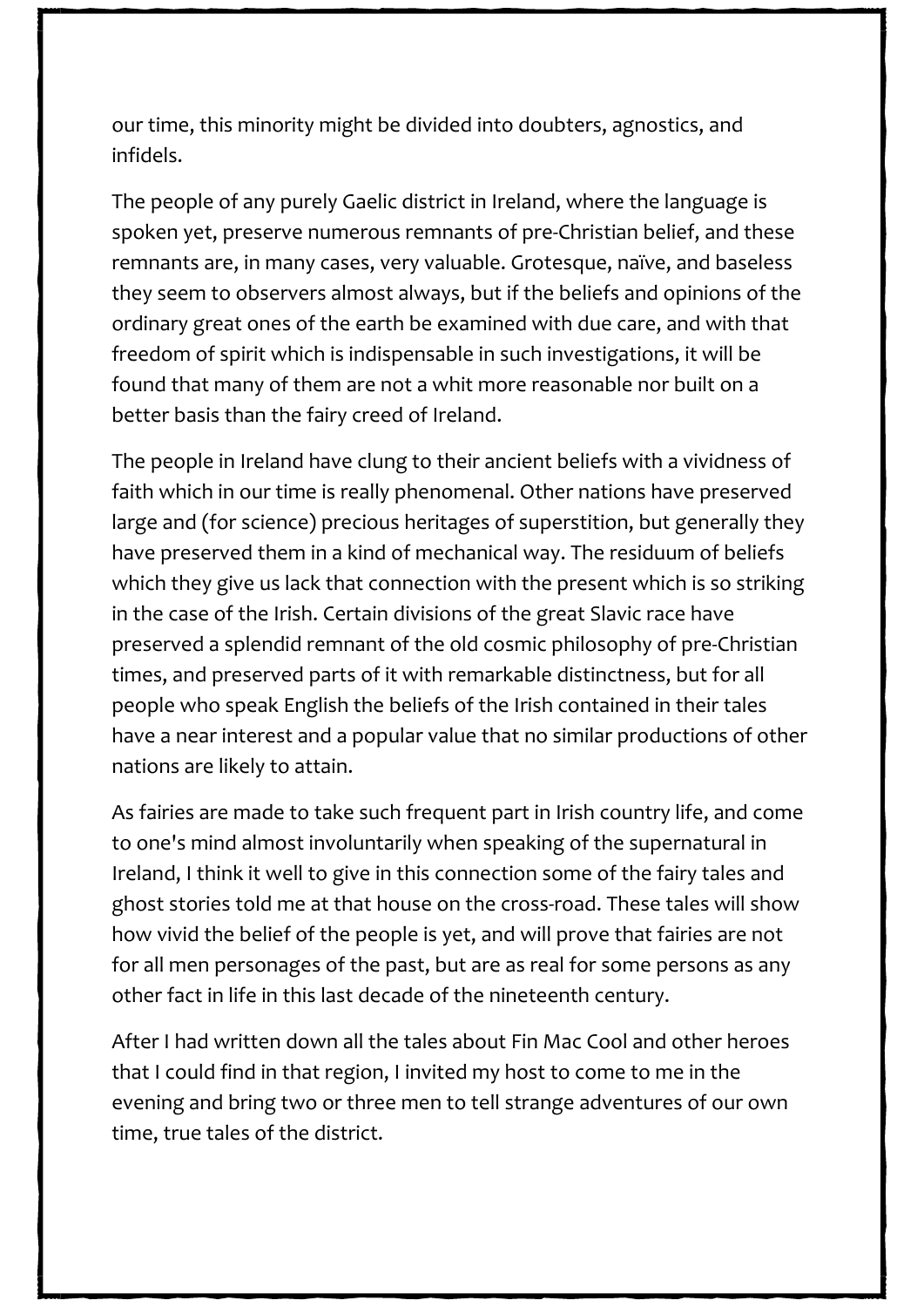our time, this minority might be divided into doubters, agnostics, and infidels.

The people of any purely Gaelic district in Ireland, where the language is spoken yet, preserve numerous remnants of pre-Christian belief, and these remnants are, in many cases, very valuable. Grotesque, naïve, and baseless they seem to observers almost always, but if the beliefs and opinions of the ordinary great ones of the earth be examined with due care, and with that freedom of spirit which is indispensable in such investigations, it will be found that many of them are not a whit more reasonable nor built on a better basis than the fairy creed of Ireland.

The people in Ireland have clung to their ancient beliefs with a vividness of faith which in our time is really phenomenal. Other nations have preserved large and (for science) precious heritages of superstition, but generally they have preserved them in a kind of mechanical way. The residuum of beliefs which they give us lack that connection with the present which is so striking in the case of the Irish. Certain divisions of the great Slavic race have preserved a splendid remnant of the old cosmic philosophy of pre-Christian times, and preserved parts of it with remarkable distinctness, but for all people who speak English the beliefs of the Irish contained in their tales have a near interest and a popular value that no similar productions of other nations are likely to attain.

As fairies are made to take such frequent part in Irish country life, and come to one's mind almost involuntarily when speaking of the supernatural in Ireland, I think it well to give in this connection some of the fairy tales and ghost stories told me at that house on the cross-road. These tales will show how vivid the belief of the people is yet, and will prove that fairies are not for all men personages of the past, but are as real for some persons as any other fact in life in this last decade of the nineteenth century.

After I had written down all the tales about Fin Mac Cool and other heroes that I could find in that region, I invited my host to come to me in the evening and bring two or three men to tell strange adventures of our own time, true tales of the district.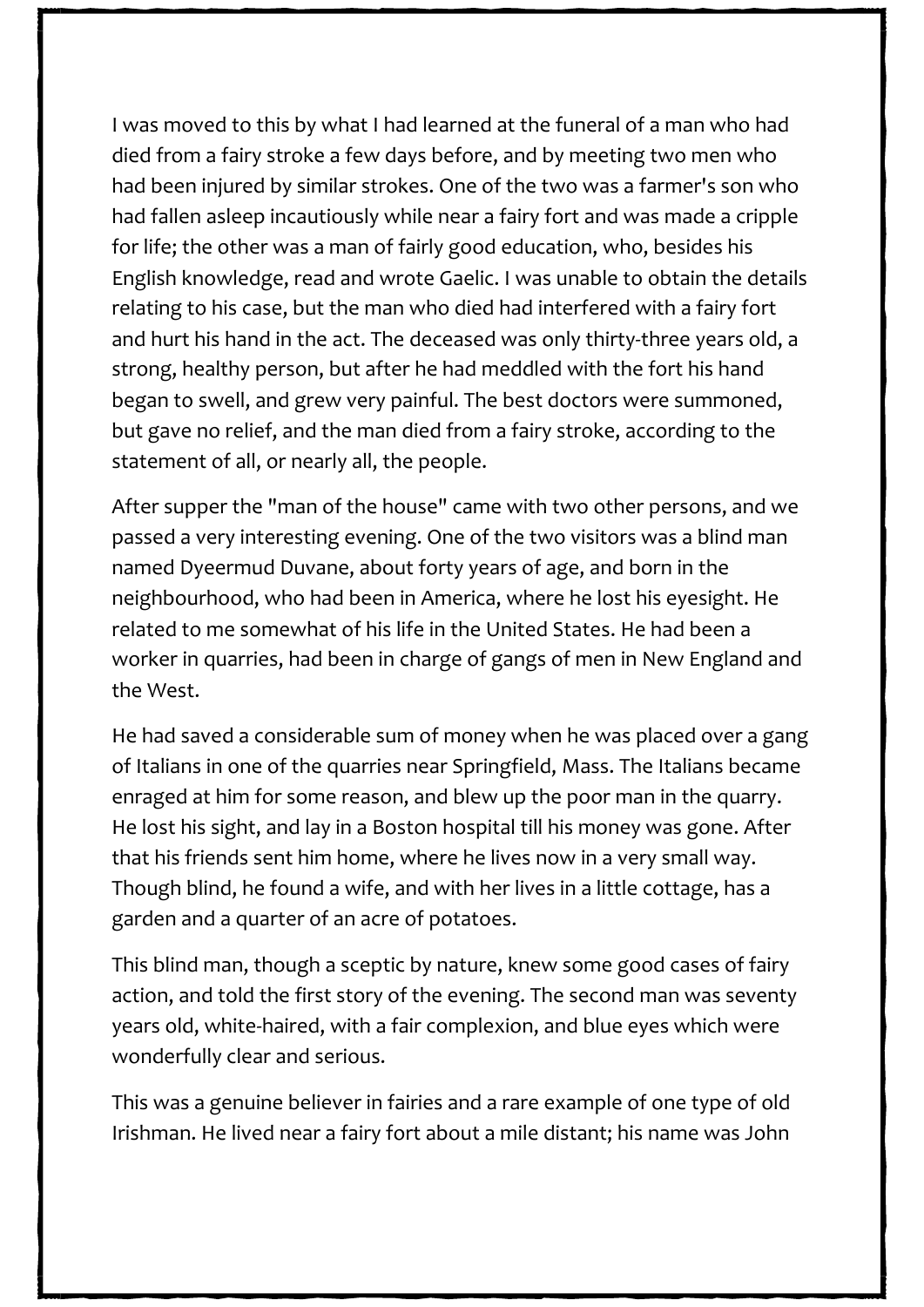I was moved to this by what I had learned at the funeral of a man who had died from a fairy stroke a few days before, and by meeting two men who had been injured by similar strokes. One of the two was a farmer's son who had fallen asleep incautiously while near a fairy fort and was made a cripple for life; the other was a man of fairly good education, who, besides his English knowledge, read and wrote Gaelic. I was unable to obtain the details relating to his case, but the man who died had interfered with a fairy fort and hurt his hand in the act. The deceased was only thirty-three years old, a strong, healthy person, but after he had meddled with the fort his hand began to swell, and grew very painful. The best doctors were summoned, but gave no relief, and the man died from a fairy stroke, according to the statement of all, or nearly all, the people.

After supper the "man of the house" came with two other persons, and we passed a very interesting evening. One of the two visitors was a blind man named Dyeermud Duvane, about forty years of age, and born in the neighbourhood, who had been in America, where he lost his eyesight. He related to me somewhat of his life in the United States. He had been a worker in quarries, had been in charge of gangs of men in New England and the West.

He had saved a considerable sum of money when he was placed over a gang of Italians in one of the quarries near Springfield, Mass. The Italians became enraged at him for some reason, and blew up the poor man in the quarry. He lost his sight, and lay in a Boston hospital till his money was gone. After that his friends sent him home, where he lives now in a very small way. Though blind, he found a wife, and with her lives in a little cottage, has a garden and a quarter of an acre of potatoes.

This blind man, though a sceptic by nature, knew some good cases of fairy action, and told the first story of the evening. The second man was seventy years old, white-haired, with a fair complexion, and blue eyes which were wonderfully clear and serious.

This was a genuine believer in fairies and a rare example of one type of old Irishman. He lived near a fairy fort about a mile distant; his name was John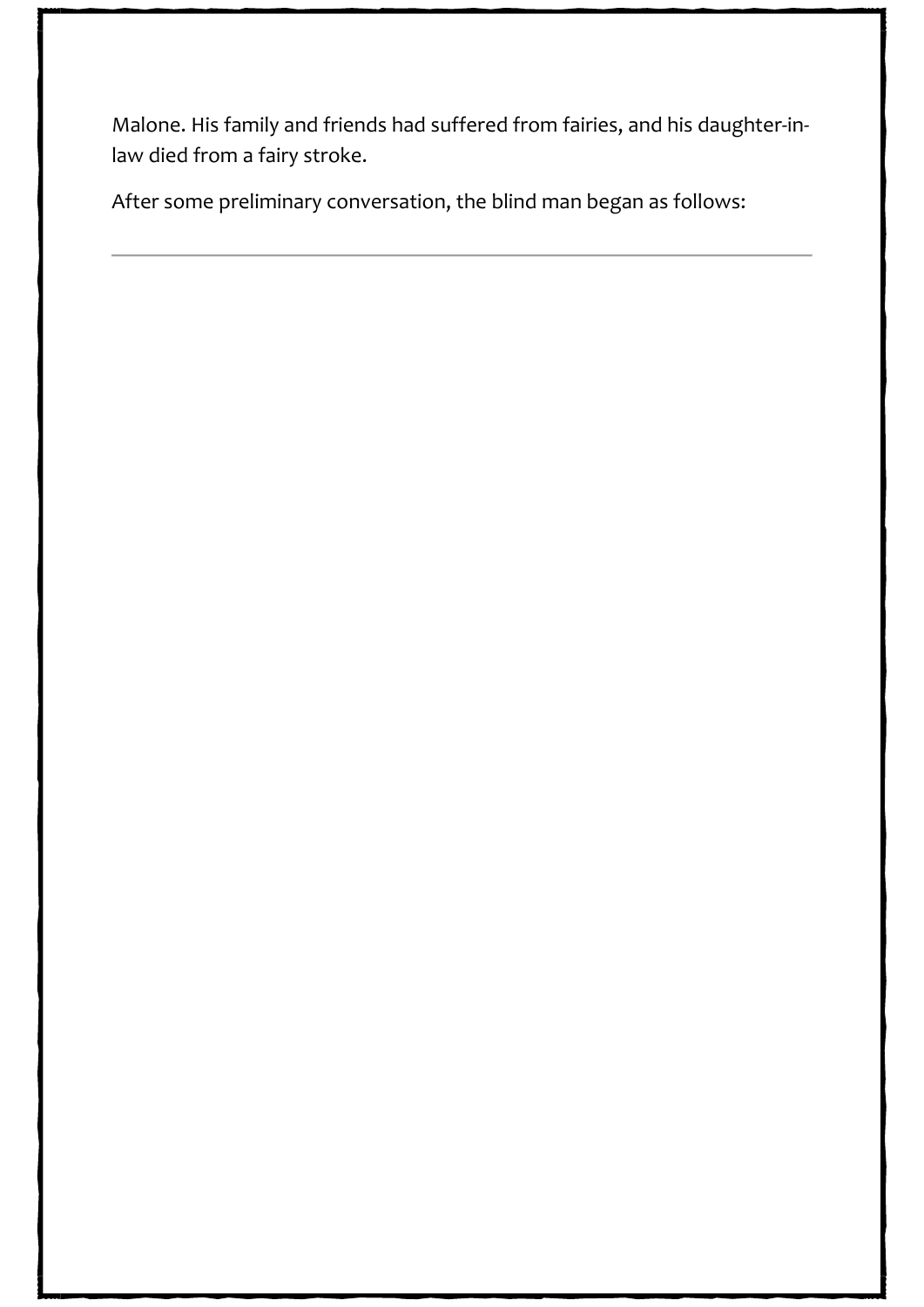Malone. His family and friends had suffered from fairies, and his daughter-in-law died from a fairy stroke.

After some preliminary conversation, the blind man began as follows:

---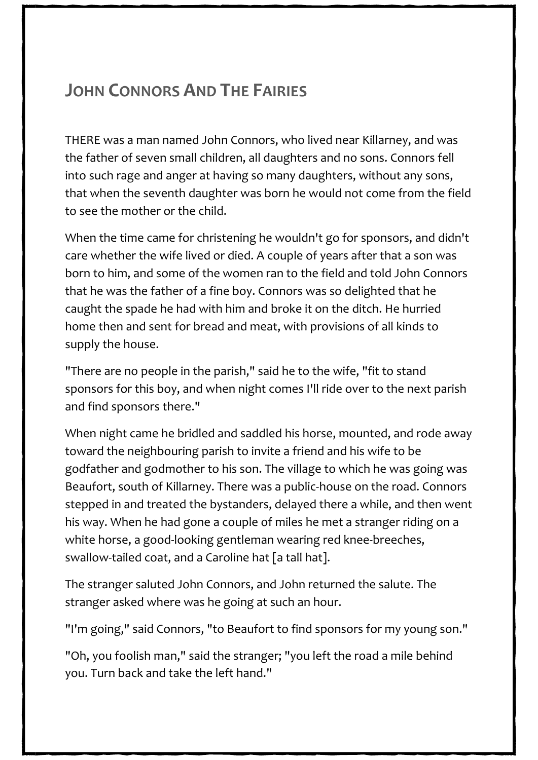## JOHN CONNORS AND THE FAIRIES

THERE was a man named John Connors, who lived near Killarney, and was the father of seven small children, all daughters and no sons. Connors fell into such rage and anger at having so many daughters, without any sons, that when the seventh daughter was born he would not come from the field to see the mother or the child.

When the time came for christening he wouldn't go for sponsors, and didn't care whether the wife lived or died. A couple of years after that a son was born to him, and some of the women ran to the field and told John Connors that he was the father of a fine boy. Connors was so delighted that he caught the spade he had with him and broke it on the ditch. He hurried home then and sent for bread and meat, with provisions of all kinds to supply the house.

"There are no people in the parish," said he to the wife, "fit to stand sponsors for this boy, and when night comes I'll ride over to the next parish and find sponsors there."

When night came he bridled and saddled his horse, mounted, and rode away toward the neighbouring parish to invite a friend and his wife to be godfather and godmother to his son. The village to which he was going was Beaufort, south of Killarney. There was a public-house on the road. Connors stepped in and treated the bystanders, delayed there a while, and then went his way. When he had gone a couple of miles he met a stranger riding on a white horse, a good-looking gentleman wearing red knee-breeches, swallow-tailed coat, and a Caroline hat [a tall hat].

The stranger saluted John Connors, and John returned the salute. The stranger asked where was he going at such an hour.

"I'm going," said Connors, "to Beaufort to find sponsors for my young son."

"Oh, you foolish man," said the stranger; "you left the road a mile behind you. Turn back and take the left hand."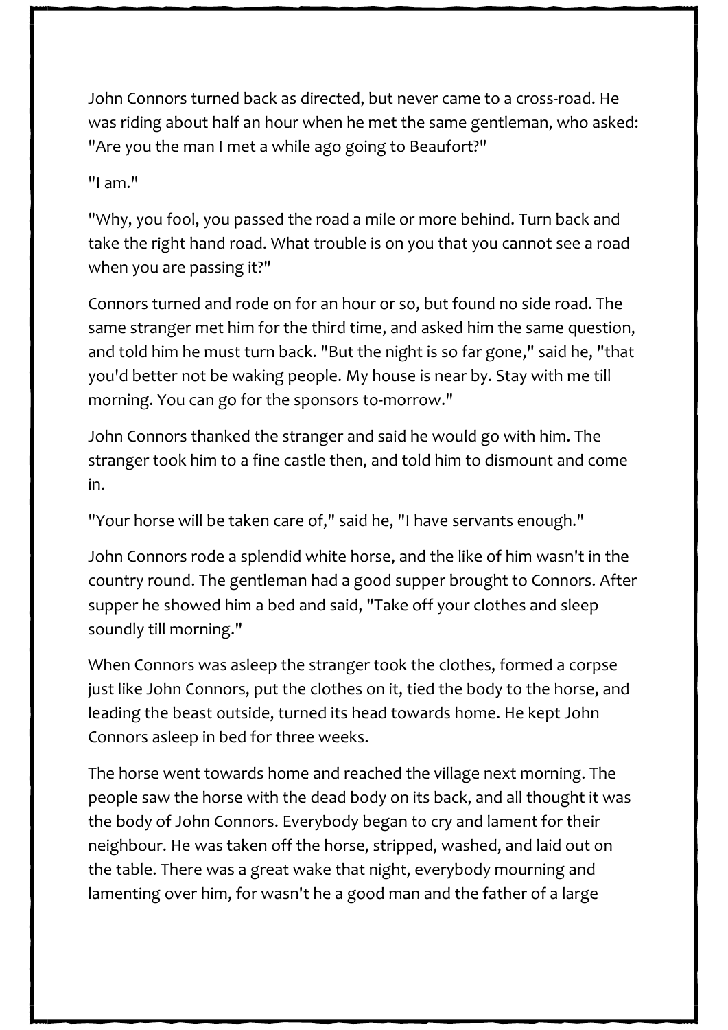John Connors turned back as directed, but never came to a cross-road. He was riding about half an hour when he met the same gentleman, who asked: "Are you the man I met a while ago going to Beaufort?"

"I am."

"Why, you fool, you passed the road a mile or more behind. Turn back and take the right hand road. What trouble is on you that you cannot see a road when you are passing it?"

Connors turned and rode on for an hour or so, but found no side road. The same stranger met him for the third time, and asked him the same question, and told him he must turn back. "But the night is so far gone," said he, "that you'd better not be waking people. My house is near by. Stay with me till morning. You can go for the sponsors to-morrow."

John Connors thanked the stranger and said he would go with him. The stranger took him to a fine castle then, and told him to dismount and come in.

"Your horse will be taken care of," said he, "I have servants enough."

John Connors rode a splendid white horse, and the like of him wasn't in the country round. The gentleman had a good supper brought to Connors. After supper he showed him a bed and said, "Take off your clothes and sleep soundly till morning."

When Connors was asleep the stranger took the clothes, formed a corpse just like John Connors, put the clothes on it, tied the body to the horse, and leading the beast outside, turned its head towards home. He kept John Connors asleep in bed for three weeks.

The horse went towards home and reached the village next morning. The people saw the horse with the dead body on its back, and all thought it was the body of John Connors. Everybody began to cry and lament for their neighbour. He was taken off the horse, stripped, washed, and laid out on the table. There was a great wake that night, everybody mourning and lamenting over him, for wasn't he a good man and the father of a large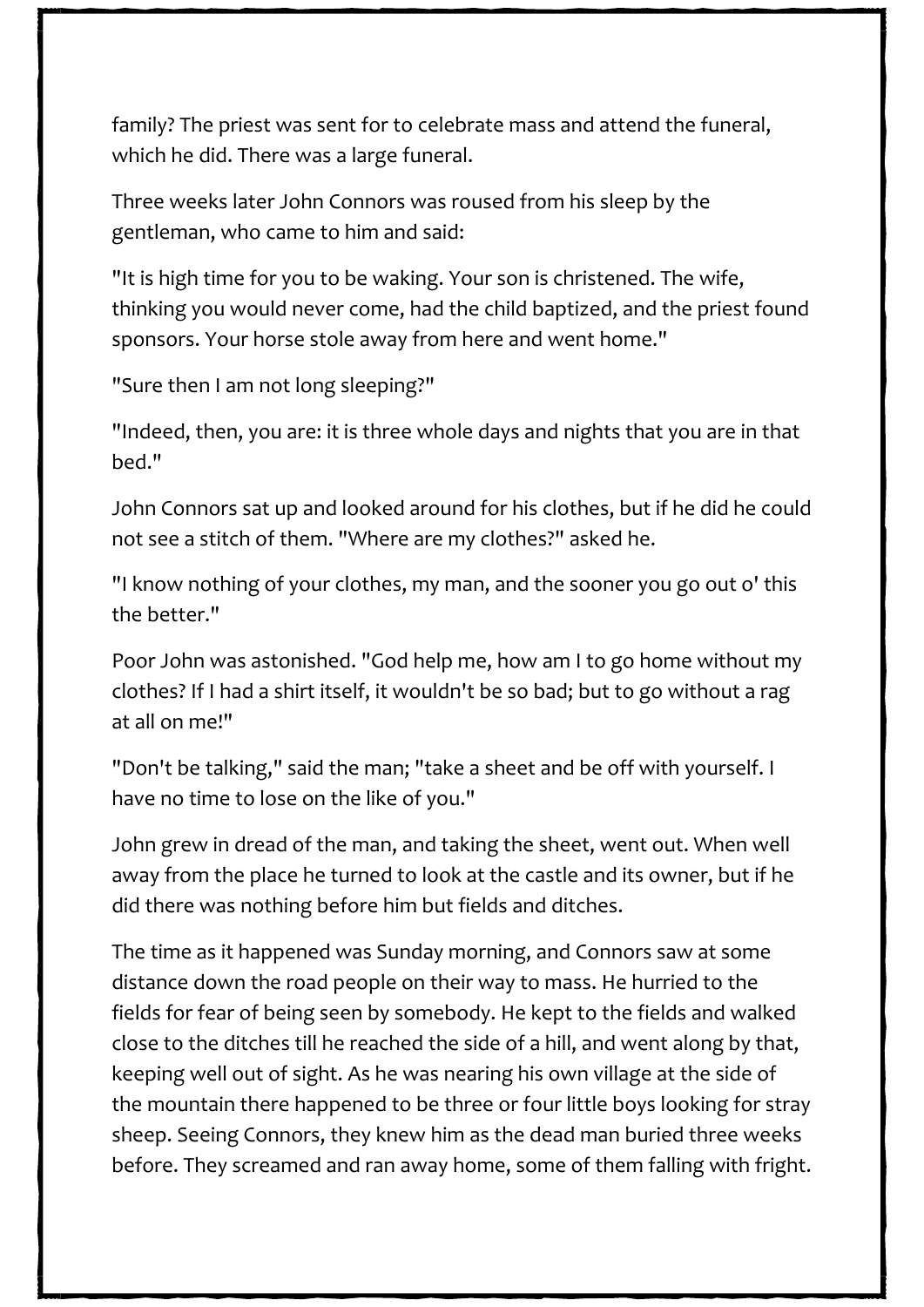family? The priest was sent for to celebrate mass and attend the funeral, which he did. There was a large funeral.

Three weeks later John Connors was roused from his sleep by the gentleman, who came to him and said:

"It is high time for you to be waking. Your son is christened. The wife, thinking you would never come, had the child baptized, and the priest found sponsors. Your horse stole away from here and went home."

"Sure then I am not long sleeping?"

"Indeed, then, you are: it is three whole days and nights that you are in that bed."

John Connors sat up and looked around for his clothes, but if he did he could not see a stitch of them. "Where are my clothes?" asked he.

"I know nothing of your clothes, my man, and the sooner you go out o' this the better."

Poor John was astonished. "God help me, how am I to go home without my clothes? If I had a shirt itself, it wouldn't be so bad; but to go without a rag at all on me!"

"Don't be talking," said the man; "take a sheet and be off with yourself. I have no time to lose on the like of you."

John grew in dread of the man, and taking the sheet, went out. When well away from the place he turned to look at the castle and its owner, but if he did there was nothing before him but fields and ditches.

The time as it happened was Sunday morning, and Connors saw at some distance down the road people on their way to mass. He hurried to the fields for fear of being seen by somebody. He kept to the fields and walked close to the ditches till he reached the side of a hill, and went along by that, keeping well out of sight. As he was nearing his own village at the side of the mountain there happened to be three or four little boys looking for stray sheep. Seeing Connors, they knew him as the dead man buried three weeks before. They screamed and ran away home, some of them falling with fright.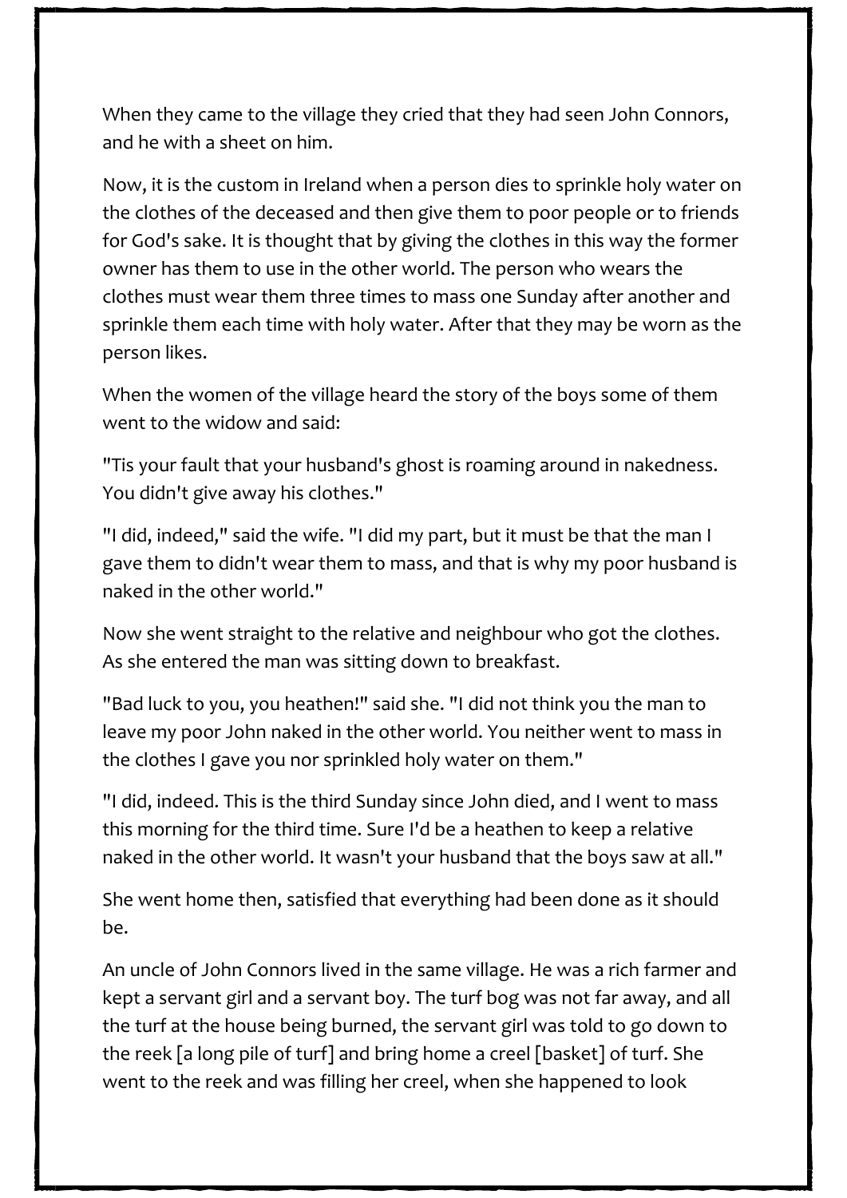When they came to the village they cried that they had seen John Connors, and he with a sheet on him.

Now, it is the custom in Ireland when a person dies to sprinkle holy water on the clothes of the deceased and then give them to poor people or to friends for God's sake. It is thought that by giving the clothes in this way the former owner has them to use in the other world. The person who wears the clothes must wear them three times to mass one Sunday after another and sprinkle them each time with holy water. After that they may be worn as the person likes.

When the women of the village heard the story of the boys some of them went to the widow and said:

"Tis your fault that your husband's ghost is roaming around in nakedness. You didn't give away his clothes."

"I did, indeed," said the wife. "I did my part, but it must be that the man I gave them to didn't wear them to mass, and that is why my poor husband is naked in the other world."

Now she went straight to the relative and neighbour who got the clothes. As she entered the man was sitting down to breakfast.

"Bad luck to you, you heathen!" said she. "I did not think you the man to leave my poor John naked in the other world. You neither went to mass in the clothes I gave you nor sprinkled holy water on them."

"I did, indeed. This is the third Sunday since John died, and I went to mass this morning for the third time. Sure I'd be a heathen to keep a relative naked in the other world. It wasn't your husband that the boys saw at all."

She went home then, satisfied that everything had been done as it should be.

An uncle of John Connors lived in the same village. He was a rich farmer and kept a servant girl and a servant boy. The turf bog was not far away, and all the turf at the house being burned, the servant girl was told to go down to the reek [a long pile of turf] and bring home a creel [basket] of turf. She went to the reek and was filling her creel, when she happened to look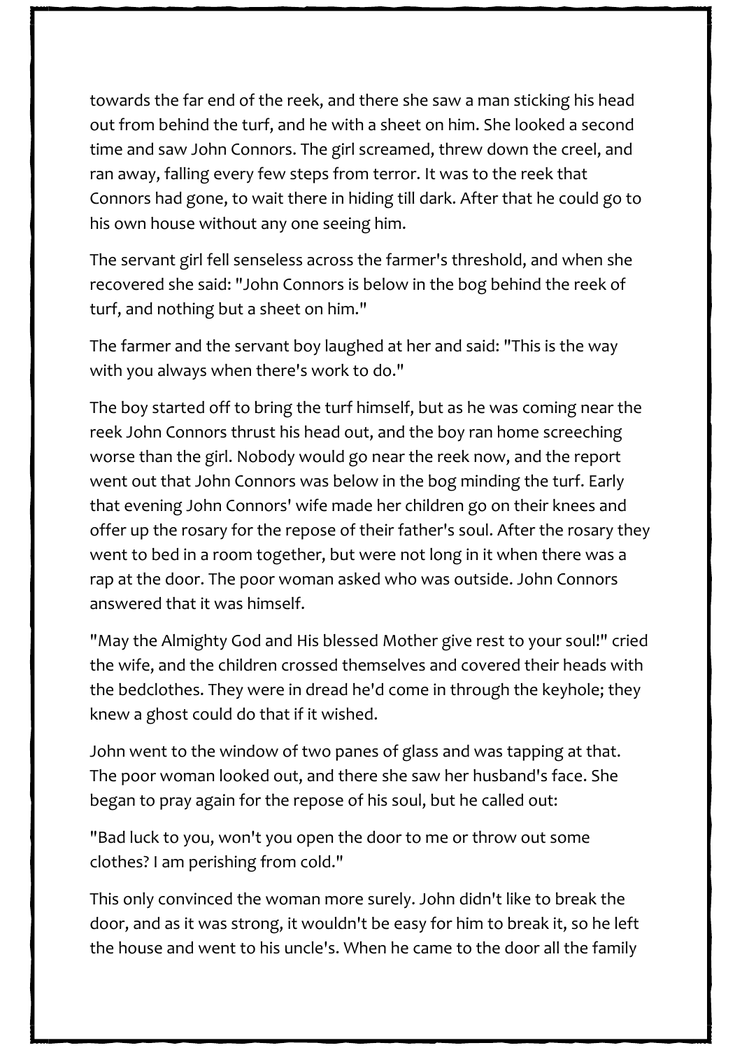towards the far end of the reek, and there she saw a man sticking his head out from behind the turf, and he with a sheet on him. She looked a second time and saw John Connors. The girl screamed, threw down the creel, and ran away, falling every few steps from terror. It was to the reek that Connors had gone, to wait there in hiding till dark. After that he could go to his own house without any one seeing him.

The servant girl fell senseless across the farmer's threshold, and when she recovered she said: "John Connors is below in the bog behind the reek of turf, and nothing but a sheet on him."

The farmer and the servant boy laughed at her and said: "This is the way with you always when there's work to do."

The boy started off to bring the turf himself, but as he was coming near the reek John Connors thrust his head out, and the boy ran home screeching worse than the girl. Nobody would go near the reek now, and the report went out that John Connors was below in the bog minding the turf. Early that evening John Connors' wife made her children go on their knees and offer up the rosary for the repose of their father's soul. After the rosary they went to bed in a room together, but were not long in it when there was a rap at the door. The poor woman asked who was outside. John Connors answered that it was himself.

"May the Almighty God and His blessed Mother give rest to your soul!" cried the wife, and the children crossed themselves and covered their heads with the bedclothes. They were in dread he'd come in through the keyhole; they knew a ghost could do that if it wished.

John went to the window of two panes of glass and was tapping at that. The poor woman looked out, and there she saw her husband's face. She began to pray again for the repose of his soul, but he called out:

"Bad luck to you, won't you open the door to me or throw out some clothes? I am perishing from cold."

This only convinced the woman more surely. John didn't like to break the door, and as it was strong, it wouldn't be easy for him to break it, so he left the house and went to his uncle's. When he came to the door all the family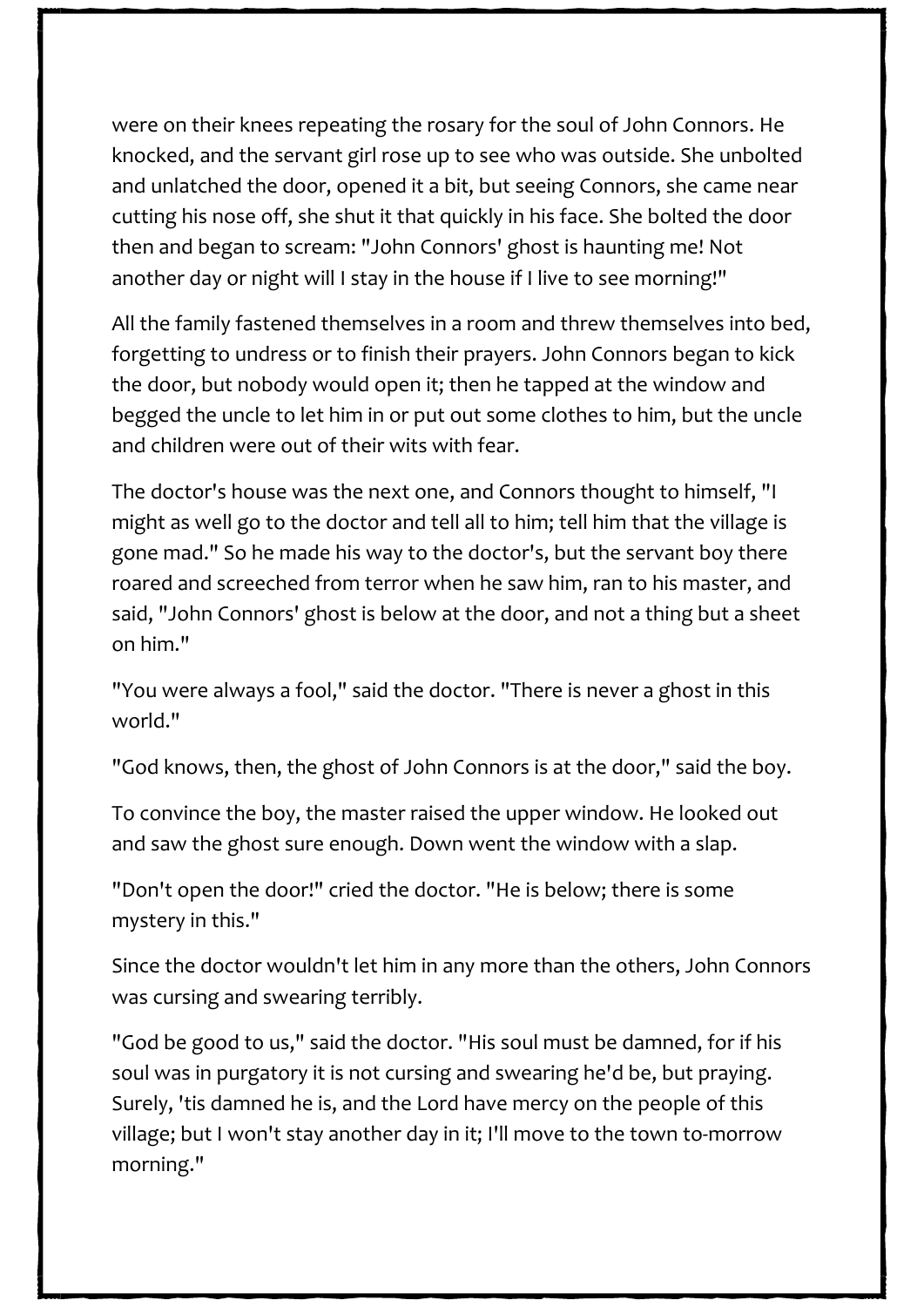were on their knees repeating the rosary for the soul of John Connors. He knocked, and the servant girl rose up to see who was outside. She unbolted and unlatched the door, opened it a bit, but seeing Connors, she came near cutting his nose off, she shut it that quickly in his face. She bolted the door then and began to scream: "John Connors' ghost is haunting me! Not another day or night will I stay in the house if I live to see morning!"

All the family fastened themselves in a room and threw themselves into bed, forgetting to undress or to finish their prayers. John Connors began to kick the door, but nobody would open it; then he tapped at the window and begged the uncle to let him in or put out some clothes to him, but the uncle and children were out of their wits with fear.

The doctor's house was the next one, and Connors thought to himself, "I might as well go to the doctor and tell all to him; tell him that the village is gone mad." So he made his way to the doctor's, but the servant boy there roared and screeched from terror when he saw him, ran to his master, and said, "John Connors' ghost is below at the door, and not a thing but a sheet on him."

"You were always a fool," said the doctor. "There is never a ghost in this world."

"God knows, then, the ghost of John Connors is at the door," said the boy.

To convince the boy, the master raised the upper window. He looked out and saw the ghost sure enough. Down went the window with a slap.

"Don't open the door!" cried the doctor. "He is below; there is some mystery in this."

Since the doctor wouldn't let him in any more than the others, John Connors was cursing and swearing terribly.

"God be good to us," said the doctor. "His soul must be damned, for if his soul was in purgatory it is not cursing and swearing he'd be, but praying. Surely, 'tis damned he is, and the Lord have mercy on the people of this village; but I won't stay another day in it; I'll move to the town to-morrow morning."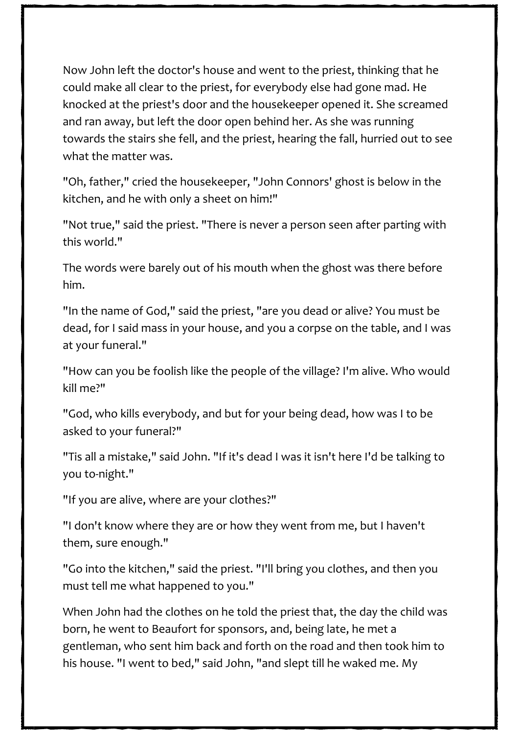Now John left the doctor's house and went to the priest, thinking that he could make all clear to the priest, for everybody else had gone mad. He knocked at the priest's door and the housekeeper opened it. She screamed and ran away, but left the door open behind her. As she was running towards the stairs she fell, and the priest, hearing the fall, hurried out to see what the matter was.

"Oh, father," cried the housekeeper, "John Connors' ghost is below in the kitchen, and he with only a sheet on him!"

"Not true," said the priest. "There is never a person seen after parting with this world."

The words were barely out of his mouth when the ghost was there before him.

"In the name of God," said the priest, "are you dead or alive? You must be dead, for I said mass in your house, and you a corpse on the table, and I was at your funeral."

"How can you be foolish like the people of the village? I'm alive. Who would kill me?"

"God, who kills everybody, and but for your being dead, how was I to be asked to your funeral?"

"Tis all a mistake," said John. "If it's dead I was it isn't here I'd be talking to you to-night."

"If you are alive, where are your clothes?"

"I don't know where they are or how they went from me, but I haven't them, sure enough."

"Go into the kitchen," said the priest. "I'll bring you clothes, and then you must tell me what happened to you."

When John had the clothes on he told the priest that, the day the child was born, he went to Beaufort for sponsors, and, being late, he met a gentleman, who sent him back and forth on the road and then took him to his house. "I went to bed," said John, "and slept till he waked me. My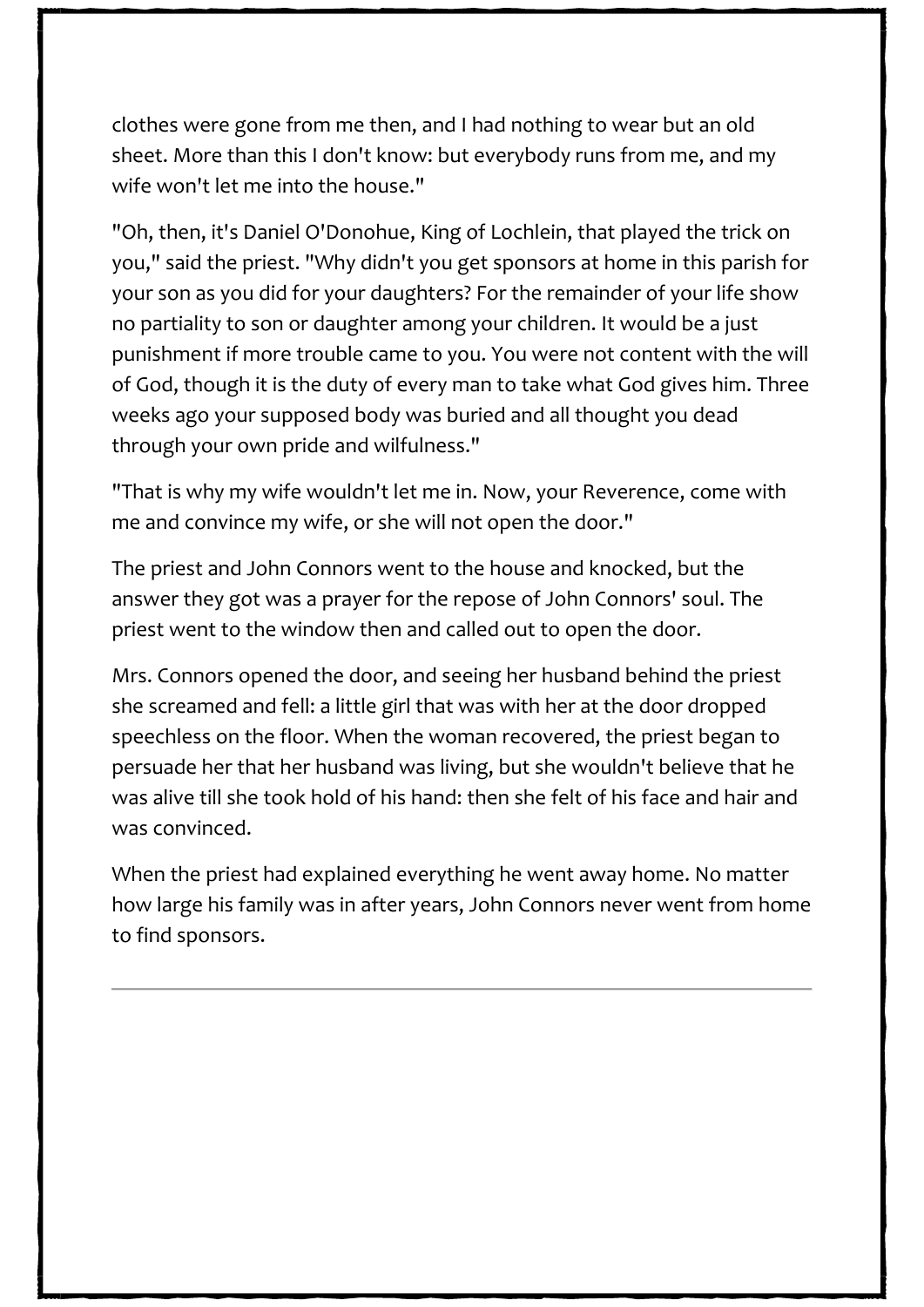clothes were gone from me then, and I had nothing to wear but an old sheet. More than this I don't know: but everybody runs from me, and my wife won't let me into the house."

"Oh, then, it's Daniel O'Donohue, King of Lochlein, that played the trick on you," said the priest. "Why didn't you get sponsors at home in this parish for your son as you did for your daughters? For the remainder of your life show no partiality to son or daughter among your children. It would be a just punishment if more trouble came to you. You were not content with the will of God, though it is the duty of every man to take what God gives him. Three weeks ago your supposed body was buried and all thought you dead through your own pride and wilfulness."

"That is why my wife wouldn't let me in. Now, your Reverence, come with me and convince my wife, or she will not open the door."

The priest and John Connors went to the house and knocked, but the answer they got was a prayer for the repose of John Connors' soul. The priest went to the window then and called out to open the door.

Mrs. Connors opened the door, and seeing her husband behind the priest she screamed and fell: a little girl that was with her at the door dropped speechless on the floor. When the woman recovered, the priest began to persuade her that her husband was living, but she wouldn't believe that he was alive till she took hold of his hand: then she felt of his face and hair and was convinced.

When the priest had explained everything he went away home. No matter how large his family was in after years, John Connors never went from home to find sponsors.

---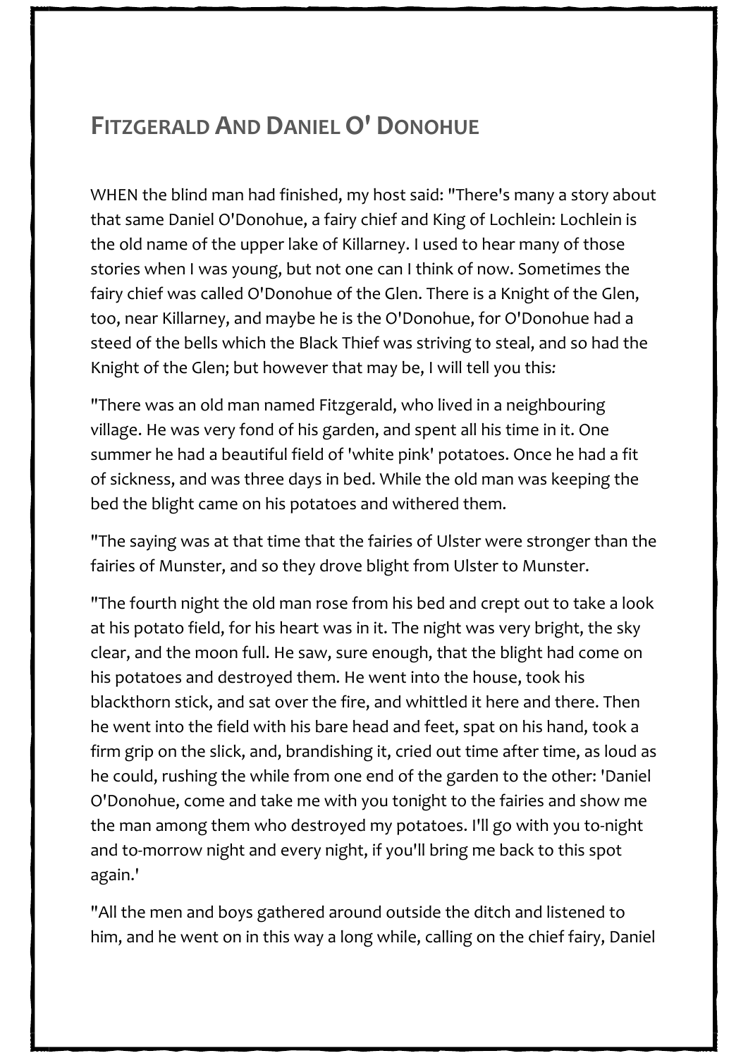## FITZGERALD AND DANIEL O' DONOHUE

WHEN the blind man had finished, my host said: "There's many a story about that same Daniel O'Donohue, a fairy chief and King of Lochlein: Lochlein is the old name of the upper lake of Killarney. I used to hear many of those stories when I was young, but not one can I think of now. Sometimes the fairy chief was called O'Donohue of the Glen. There is a Knight of the Glen, too, near Killarney, and maybe he is the O'Donohue, for O'Donohue had a steed of the bells which the Black Thief was striving to steal, and so had the Knight of the Glen; but however that may be, I will tell you this*:*

"There was an old man named Fitzgerald, who lived in a neighbouring village. He was very fond of his garden, and spent all his time in it. One summer he had a beautiful field of 'white pink' potatoes. Once he had a fit of sickness, and was three days in bed. While the old man was keeping the bed the blight came on his potatoes and withered them.

"The saying was at that time that the fairies of Ulster were stronger than the fairies of Munster, and so they drove blight from Ulster to Munster.

"The fourth night the old man rose from his bed and crept out to take a look at his potato field, for his heart was in it. The night was very bright, the sky clear, and the moon full. He saw, sure enough, that the blight had come on his potatoes and destroyed them. He went into the house, took his blackthorn stick, and sat over the fire, and whittled it here and there. Then he went into the field with his bare head and feet, spat on his hand, took a firm grip on the slick, and, brandishing it, cried out time after time, as loud as he could, rushing the while from one end of the garden to the other: 'Daniel O'Donohue, come and take me with you tonight to the fairies and show me the man among them who destroyed my potatoes. I'll go with you to-night and to-morrow night and every night, if you'll bring me back to this spot again.'

"All the men and boys gathered around outside the ditch and listened to him, and he went on in this way a long while, calling on the chief fairy, Daniel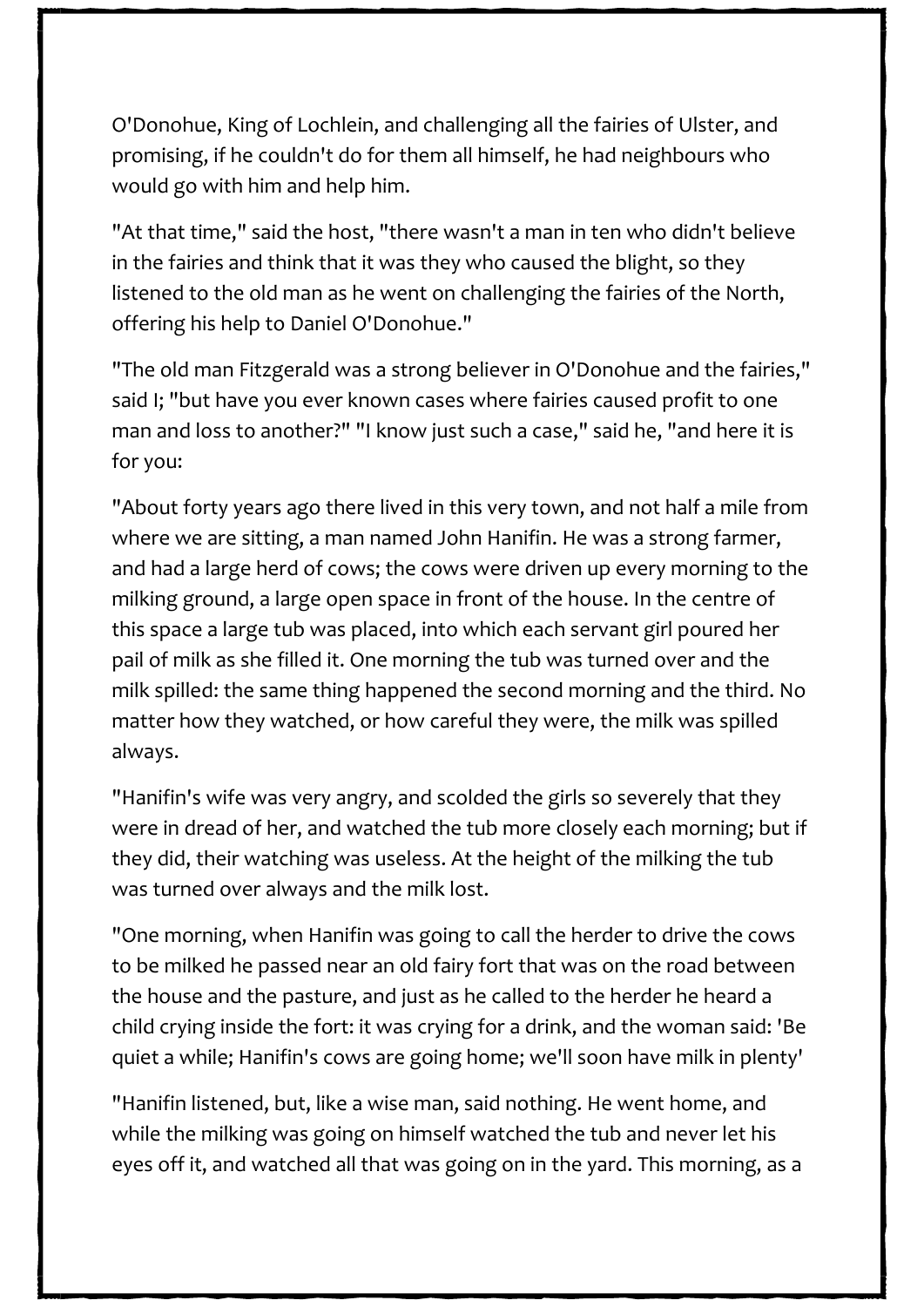O'Donohue, King of Lochlein, and challenging all the fairies of Ulster, and promising, if he couldn't do for them all himself, he had neighbours who would go with him and help him.

"At that time," said the host, "there wasn't a man in ten who didn't believe in the fairies and think that it was they who caused the blight, so they listened to the old man as he went on challenging the fairies of the North, offering his help to Daniel O'Donohue."

"The old man Fitzgerald was a strong believer in O'Donohue and the fairies," said I; "but have you ever known cases where fairies caused profit to one man and loss to another?" "I know just such a case," said he, "and here it is for you:

"About forty years ago there lived in this very town, and not half a mile from where we are sitting, a man named John Hanifin. He was a strong farmer, and had a large herd of cows; the cows were driven up every morning to the milking ground, a large open space in front of the house. In the centre of this space a large tub was placed, into which each servant girl poured her pail of milk as she filled it. One morning the tub was turned over and the milk spilled: the same thing happened the second morning and the third. No matter how they watched, or how careful they were, the milk was spilled always.

"Hanifin's wife was very angry, and scolded the girls so severely that they were in dread of her, and watched the tub more closely each morning; but if they did, their watching was useless. At the height of the milking the tub was turned over always and the milk lost.

"One morning, when Hanifin was going to call the herder to drive the cows to be milked he passed near an old fairy fort that was on the road between the house and the pasture, and just as he called to the herder he heard a child crying inside the fort: it was crying for a drink, and the woman said: 'Be quiet a while; Hanifin's cows are going home; we'll soon have milk in plenty'

"Hanifin listened, but, like a wise man, said nothing. He went home, and while the milking was going on himself watched the tub and never let his eyes off it, and watched all that was going on in the yard. This morning, as a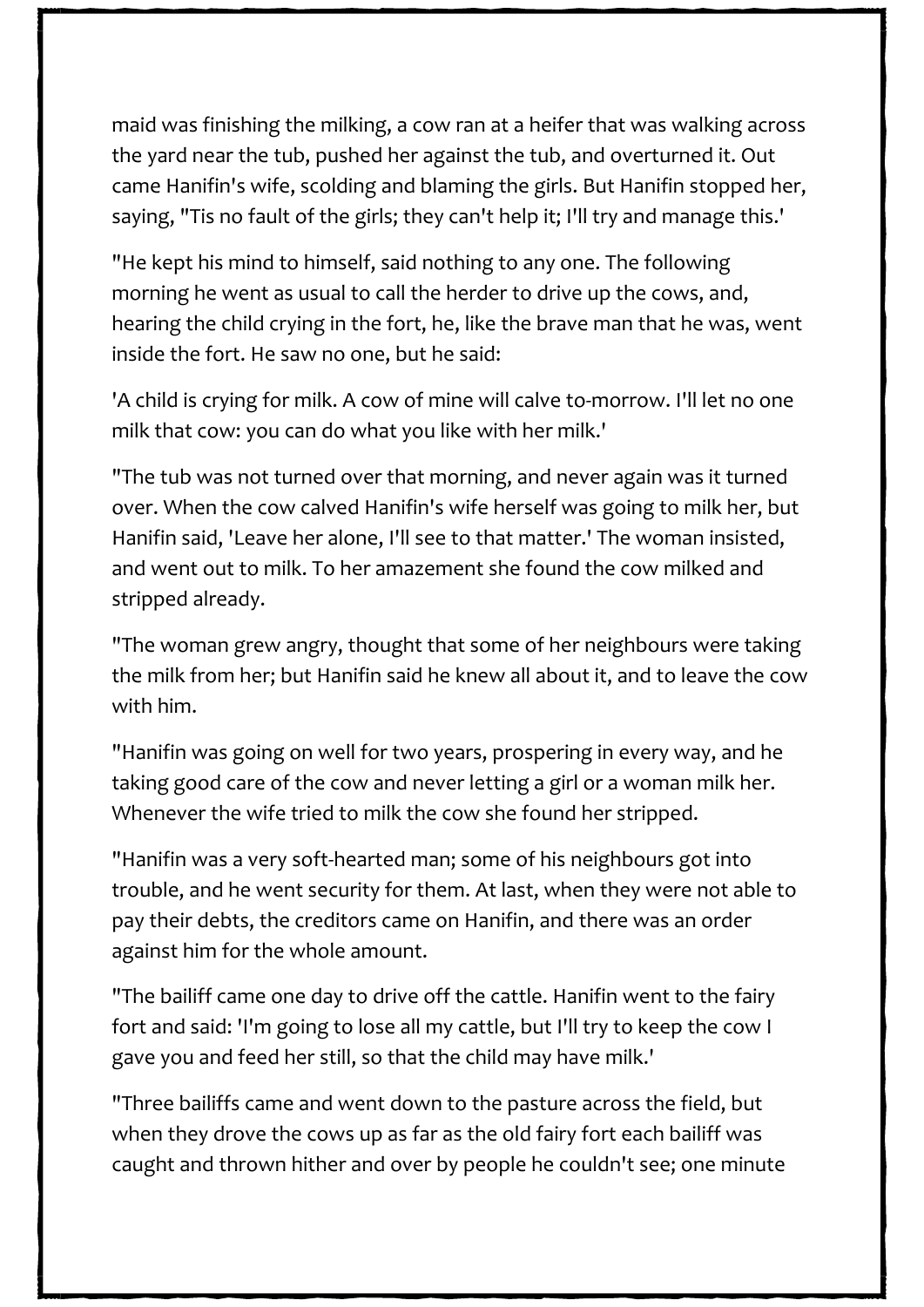maid was finishing the milking, a cow ran at a heifer that was walking across the yard near the tub, pushed her against the tub, and overturned it. Out came Hanifin's wife, scolding and blaming the girls. But Hanifin stopped her, saying, "Tis no fault of the girls; they can't help it; I'll try and manage this.'

"He kept his mind to himself, said nothing to any one. The following morning he went as usual to call the herder to drive up the cows, and, hearing the child crying in the fort, he, like the brave man that he was, went inside the fort. He saw no one, but he said:

'A child is crying for milk. A cow of mine will calve to-morrow. I'll let no one milk that cow: you can do what you like with her milk.'

"The tub was not turned over that morning, and never again was it turned over. When the cow calved Hanifin's wife herself was going to milk her, but Hanifin said, 'Leave her alone, I'll see to that matter.' The woman insisted, and went out to milk. To her amazement she found the cow milked and stripped already.

"The woman grew angry, thought that some of her neighbours were taking the milk from her; but Hanifin said he knew all about it, and to leave the cow with him.

"Hanifin was going on well for two years, prospering in every way, and he taking good care of the cow and never letting a girl or a woman milk her. Whenever the wife tried to milk the cow she found her stripped.

"Hanifin was a very soft-hearted man; some of his neighbours got into trouble, and he went security for them. At last, when they were not able to pay their debts, the creditors came on Hanifin, and there was an order against him for the whole amount.

"The bailiff came one day to drive off the cattle. Hanifin went to the fairy fort and said: 'I'm going to lose all my cattle, but I'll try to keep the cow I gave you and feed her still, so that the child may have milk.'

"Three bailiffs came and went down to the pasture across the field, but when they drove the cows up as far as the old fairy fort each bailiff was caught and thrown hither and over by people he couldn't see; one minute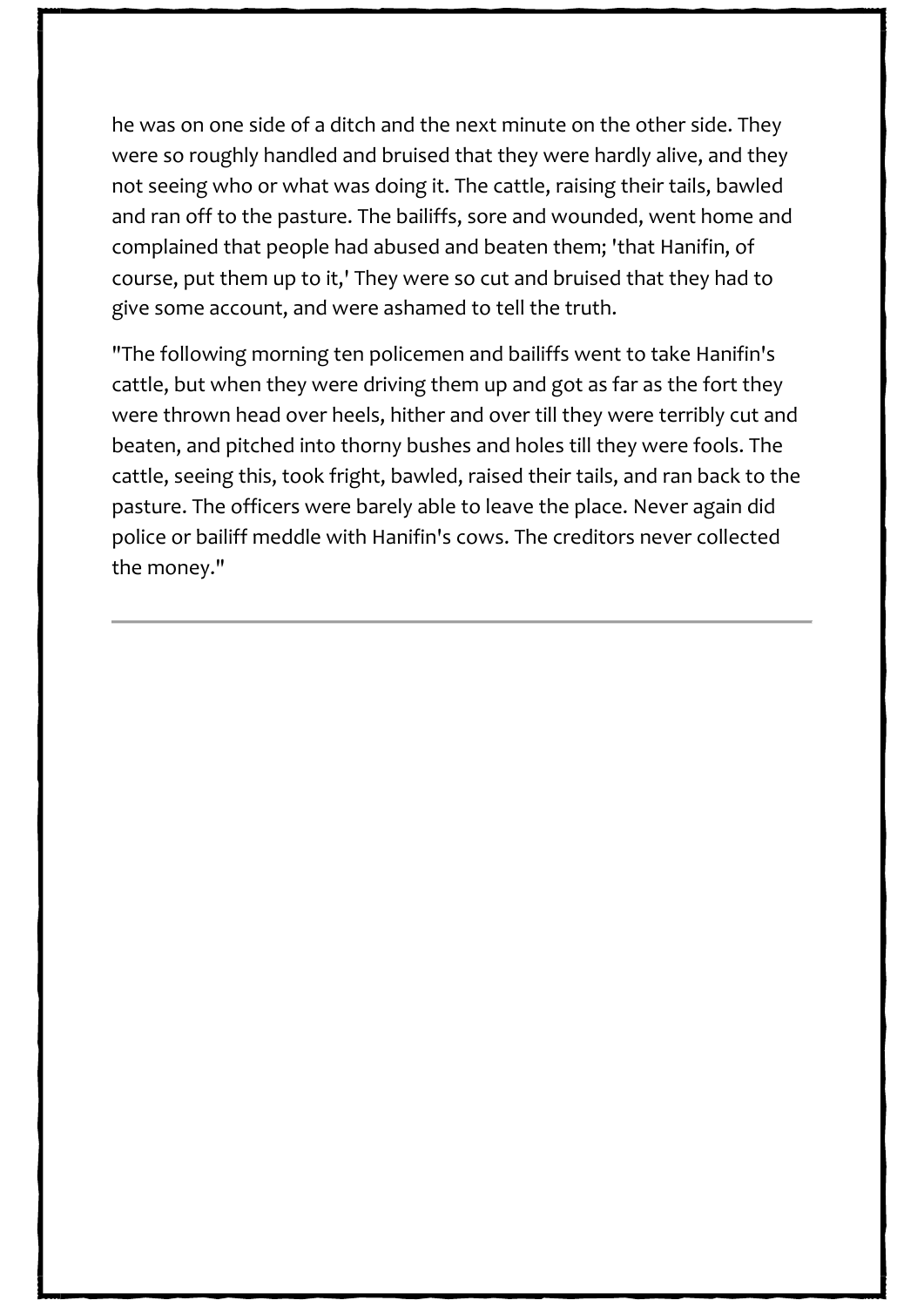he was on one side of a ditch and the next minute on the other side. They were so roughly handled and bruised that they were hardly alive, and they not seeing who or what was doing it. The cattle, raising their tails, bawled and ran off to the pasture. The bailiffs, sore and wounded, went home and complained that people had abused and beaten them; 'that Hanifin, of course, put them up to it,' They were so cut and bruised that they had to give some account, and were ashamed to tell the truth.

"The following morning ten policemen and bailiffs went to take Hanifin's cattle, but when they were driving them up and got as far as the fort they were thrown head over heels, hither and over till they were terribly cut and beaten, and pitched into thorny bushes and holes till they were fools. The cattle, seeing this, took fright, bawled, raised their tails, and ran back to the pasture. The officers were barely able to leave the place. Never again did police or bailiff meddle with Hanifin's cows. The creditors never collected the money."

---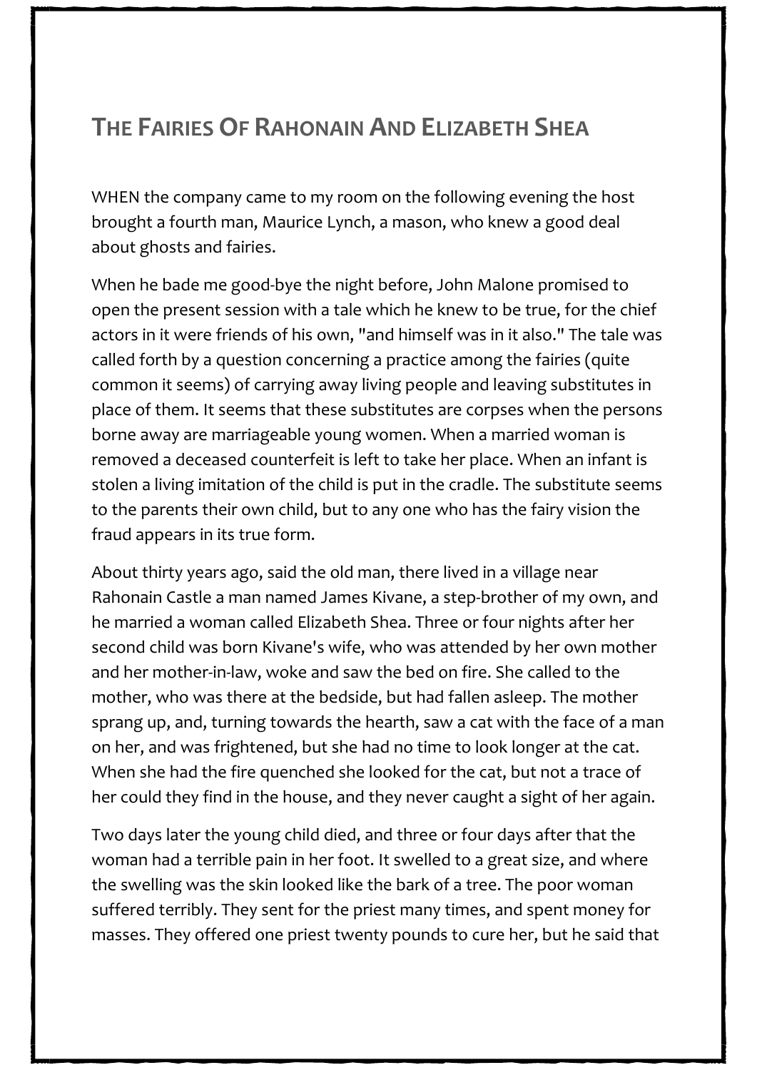## THE FAIRIES OF RAHONAIN AND ELIZABETH SHEA

WHEN the company came to my room on the following evening the host brought a fourth man, Maurice Lynch, a mason, who knew a good deal about ghosts and fairies.

When he bade me good-bye the night before, John Malone promised to open the present session with a tale which he knew to be true, for the chief actors in it were friends of his own, "and himself was in it also." The tale was called forth by a question concerning a practice among the fairies (quite common it seems) of carrying away living people and leaving substitutes in place of them. It seems that these substitutes are corpses when the persons borne away are marriageable young women. When a married woman is removed a deceased counterfeit is left to take her place. When an infant is stolen a living imitation of the child is put in the cradle. The substitute seems to the parents their own child, but to any one who has the fairy vision the fraud appears in its true form.

About thirty years ago, said the old man, there lived in a village near Rahonain Castle a man named James Kivane, a step-brother of my own, and he married a woman called Elizabeth Shea. Three or four nights after her second child was born Kivane's wife, who was attended by her own mother and her mother-in-law, woke and saw the bed on fire. She called to the mother, who was there at the bedside, but had fallen asleep. The mother sprang up, and, turning towards the hearth, saw a cat with the face of a man on her, and was frightened, but she had no time to look longer at the cat. When she had the fire quenched she looked for the cat, but not a trace of her could they find in the house, and they never caught a sight of her again.

Two days later the young child died, and three or four days after that the woman had a terrible pain in her foot. It swelled to a great size, and where the swelling was the skin looked like the bark of a tree. The poor woman suffered terribly. They sent for the priest many times, and spent money for masses. They offered one priest twenty pounds to cure her, but he said that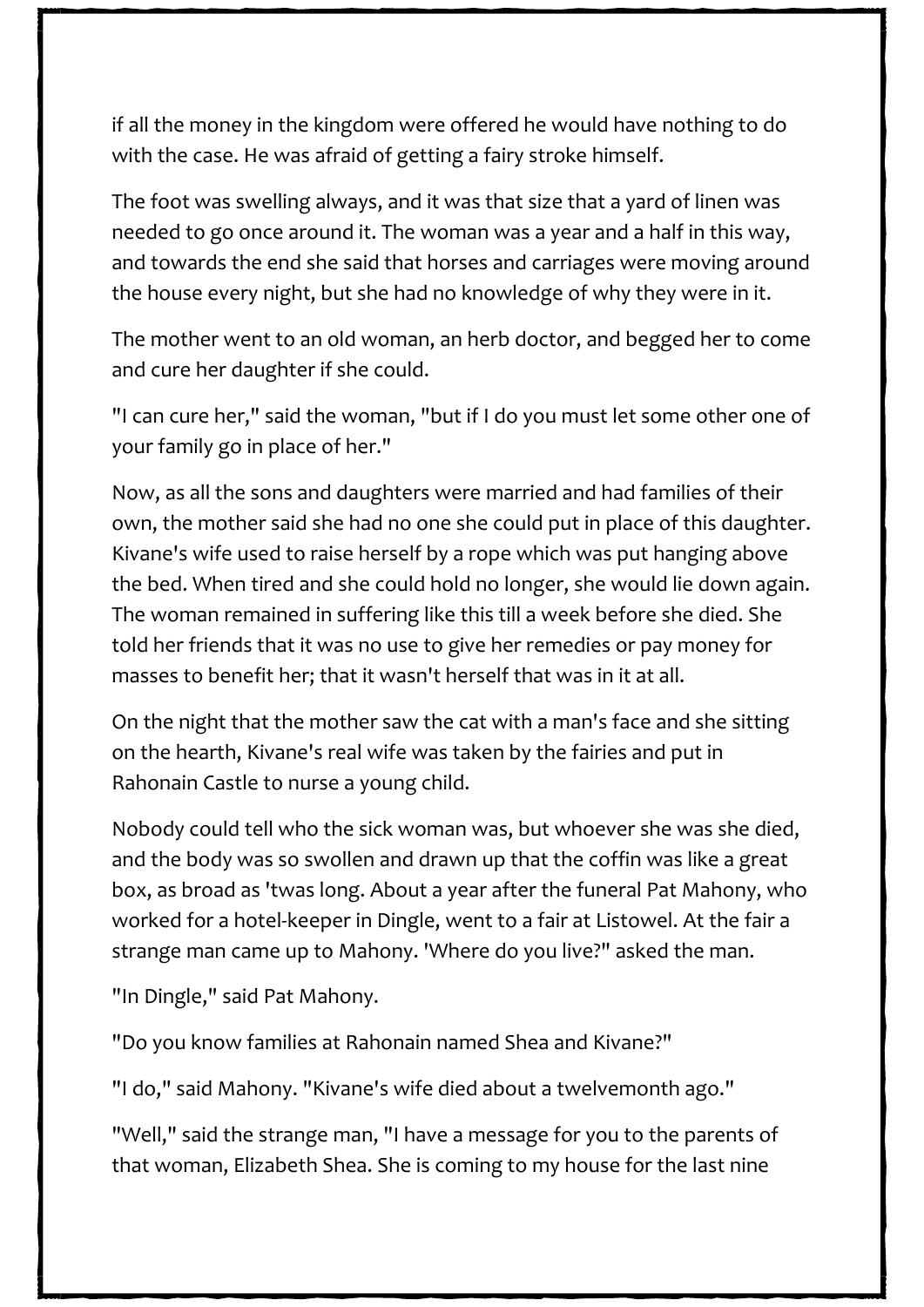if all the money in the kingdom were offered he would have nothing to do with the case. He was afraid of getting a fairy stroke himself.

The foot was swelling always, and it was that size that a yard of linen was needed to go once around it. The woman was a year and a half in this way, and towards the end she said that horses and carriages were moving around the house every night, but she had no knowledge of why they were in it.

The mother went to an old woman, an herb doctor, and begged her to come and cure her daughter if she could.

"I can cure her," said the woman, "but if I do you must let some other one of your family go in place of her."

Now, as all the sons and daughters were married and had families of their own, the mother said she had no one she could put in place of this daughter. Kivane's wife used to raise herself by a rope which was put hanging above the bed. When tired and she could hold no longer, she would lie down again. The woman remained in suffering like this till a week before she died. She told her friends that it was no use to give her remedies or pay money for masses to benefit her; that it wasn't herself that was in it at all.

On the night that the mother saw the cat with a man's face and she sitting on the hearth, Kivane's real wife was taken by the fairies and put in Rahonain Castle to nurse a young child.

Nobody could tell who the sick woman was, but whoever she was she died, and the body was so swollen and drawn up that the coffin was like a great box, as broad as 'twas long. About a year after the funeral Pat Mahony, who worked for a hotel-keeper in Dingle, went to a fair at Listowel. At the fair a strange man came up to Mahony. 'Where do you live?" asked the man.

"In Dingle," said Pat Mahony.

"Do you know families at Rahonain named Shea and Kivane?"

"I do," said Mahony. "Kivane's wife died about a twelvemonth ago."

"Well," said the strange man, "I have a message for you to the parents of that woman, Elizabeth Shea. She is coming to my house for the last nine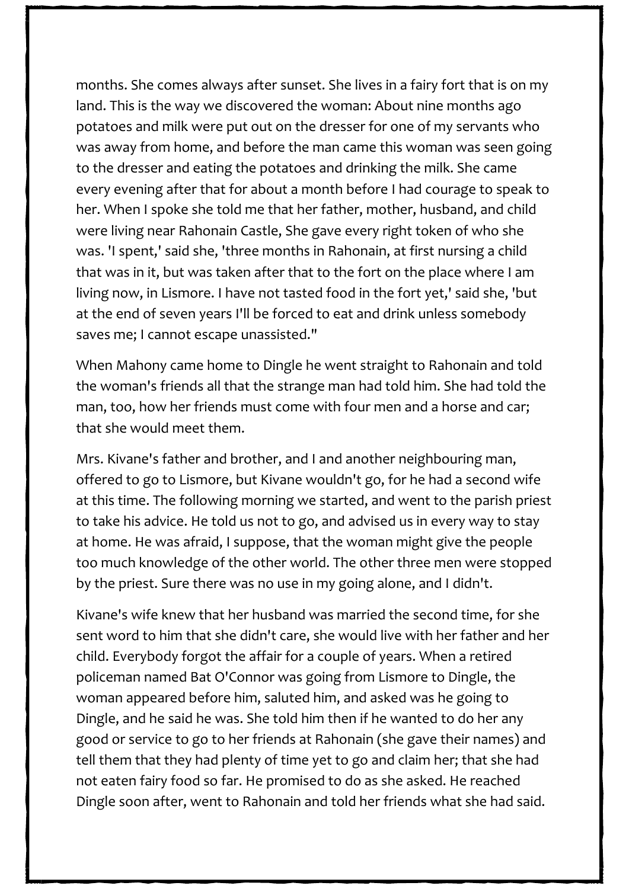months. She comes always after sunset. She lives in a fairy fort that is on my land. This is the way we discovered the woman: About nine months ago potatoes and milk were put out on the dresser for one of my servants who was away from home, and before the man came this woman was seen going to the dresser and eating the potatoes and drinking the milk. She came every evening after that for about a month before I had courage to speak to her. When I spoke she told me that her father, mother, husband, and child were living near Rahonain Castle, She gave every right token of who she was. 'I spent,' said she, 'three months in Rahonain, at first nursing a child that was in it, but was taken after that to the fort on the place where I am living now, in Lismore. I have not tasted food in the fort yet,' said she, 'but at the end of seven years I'll be forced to eat and drink unless somebody saves me; I cannot escape unassisted."

When Mahony came home to Dingle he went straight to Rahonain and told the woman's friends all that the strange man had told him. She had told the man, too, how her friends must come with four men and a horse and car; that she would meet them.

Mrs. Kivane's father and brother, and I and another neighbouring man, offered to go to Lismore, but Kivane wouldn't go, for he had a second wife at this time. The following morning we started, and went to the parish priest to take his advice. He told us not to go, and advised us in every way to stay at home. He was afraid, I suppose, that the woman might give the people too much knowledge of the other world. The other three men were stopped by the priest. Sure there was no use in my going alone, and I didn't.

Kivane's wife knew that her husband was married the second time, for she sent word to him that she didn't care, she would live with her father and her child. Everybody forgot the affair for a couple of years. When a retired policeman named Bat O'Connor was going from Lismore to Dingle, the woman appeared before him, saluted him, and asked was he going to Dingle, and he said he was. She told him then if he wanted to do her any good or service to go to her friends at Rahonain (she gave their names) and tell them that they had plenty of time yet to go and claim her; that she had not eaten fairy food so far. He promised to do as she asked. He reached Dingle soon after, went to Rahonain and told her friends what she had said.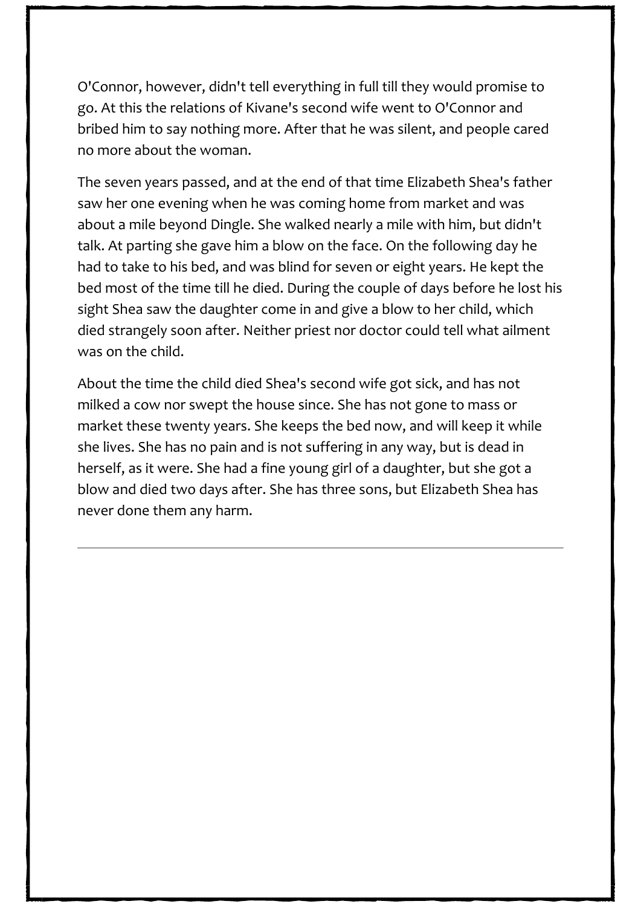O'Connor, however, didn't tell everything in full till they would promise to go. At this the relations of Kivane's second wife went to O'Connor and bribed him to say nothing more. After that he was silent, and people cared no more about the woman.

The seven years passed, and at the end of that time Elizabeth Shea's father saw her one evening when he was coming home from market and was about a mile beyond Dingle. She walked nearly a mile with him, but didn't talk. At parting she gave him a blow on the face. On the following day he had to take to his bed, and was blind for seven or eight years. He kept the bed most of the time till he died. During the couple of days before he lost his sight Shea saw the daughter come in and give a blow to her child, which died strangely soon after. Neither priest nor doctor could tell what ailment was on the child.

About the time the child died Shea's second wife got sick, and has not milked a cow nor swept the house since. She has not gone to mass or market these twenty years. She keeps the bed now, and will keep it while she lives. She has no pain and is not suffering in any way, but is dead in herself, as it were. She had a fine young girl of a daughter, but she got a blow and died two days after. She has three sons, but Elizabeth Shea has never done them any harm.

---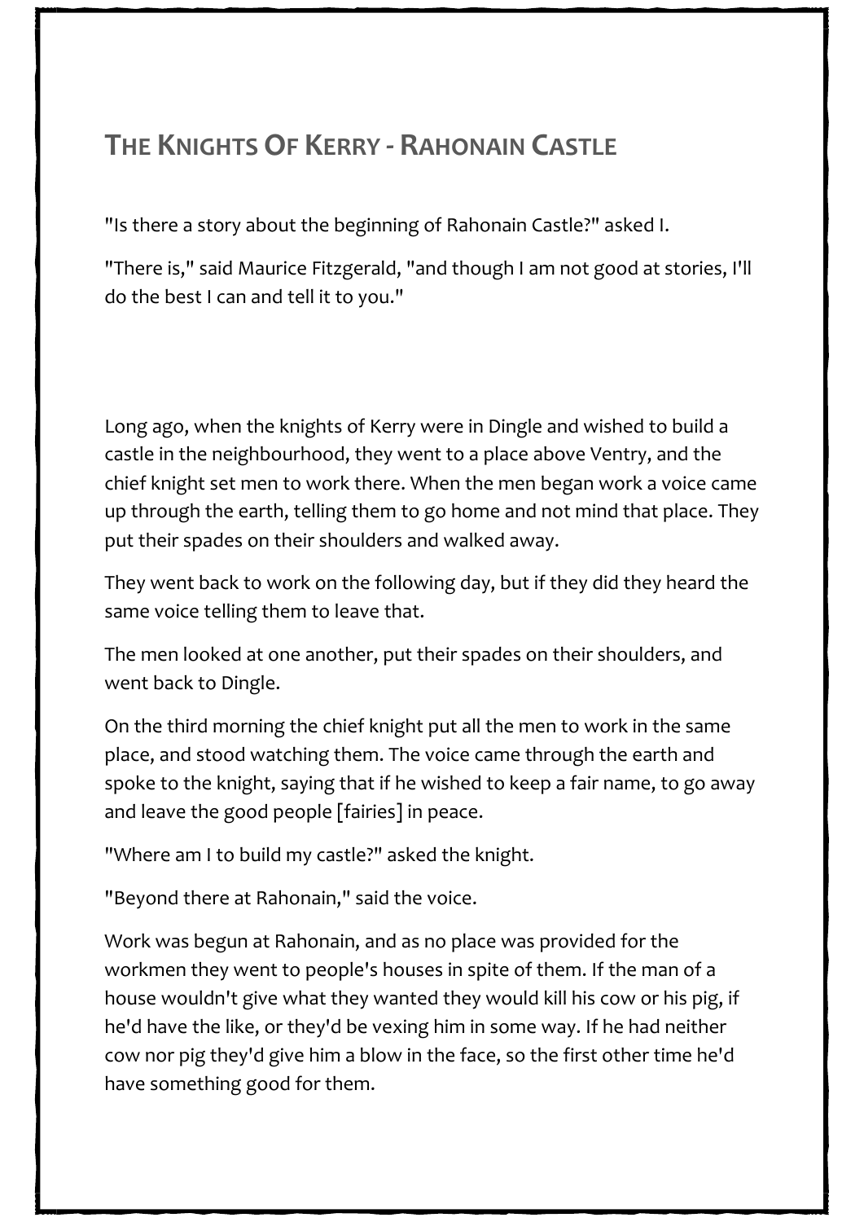## The Knights Of Kerry - Rahonain Castle

"Is there a story about the beginning of Rahonain Castle?" asked I.

"There is," said Maurice Fitzgerald, "and though I am not good at stories, I'll do the best I can and tell it to you."

Long ago, when the knights of Kerry were in Dingle and wished to build a castle in the neighbourhood, they went to a place above Ventry, and the chief knight set men to work there. When the men began work a voice came up through the earth, telling them to go home and not mind that place. They put their spades on their shoulders and walked away.

They went back to work on the following day, but if they did they heard the same voice telling them to leave that.

The men looked at one another, put their spades on their shoulders, and went back to Dingle.

On the third morning the chief knight put all the men to work in the same place, and stood watching them. The voice came through the earth and spoke to the knight, saying that if he wished to keep a fair name, to go away and leave the good people [fairies] in peace.

"Where am I to build my castle?" asked the knight.

"Beyond there at Rahonain," said the voice.

Work was begun at Rahonain, and as no place was provided for the workmen they went to people's houses in spite of them. If the man of a house wouldn't give what they wanted they would kill his cow or his pig, if he'd have the like, or they'd be vexing him in some way. If he had neither cow nor pig they'd give him a blow in the face, so the first other time he'd have something good for them.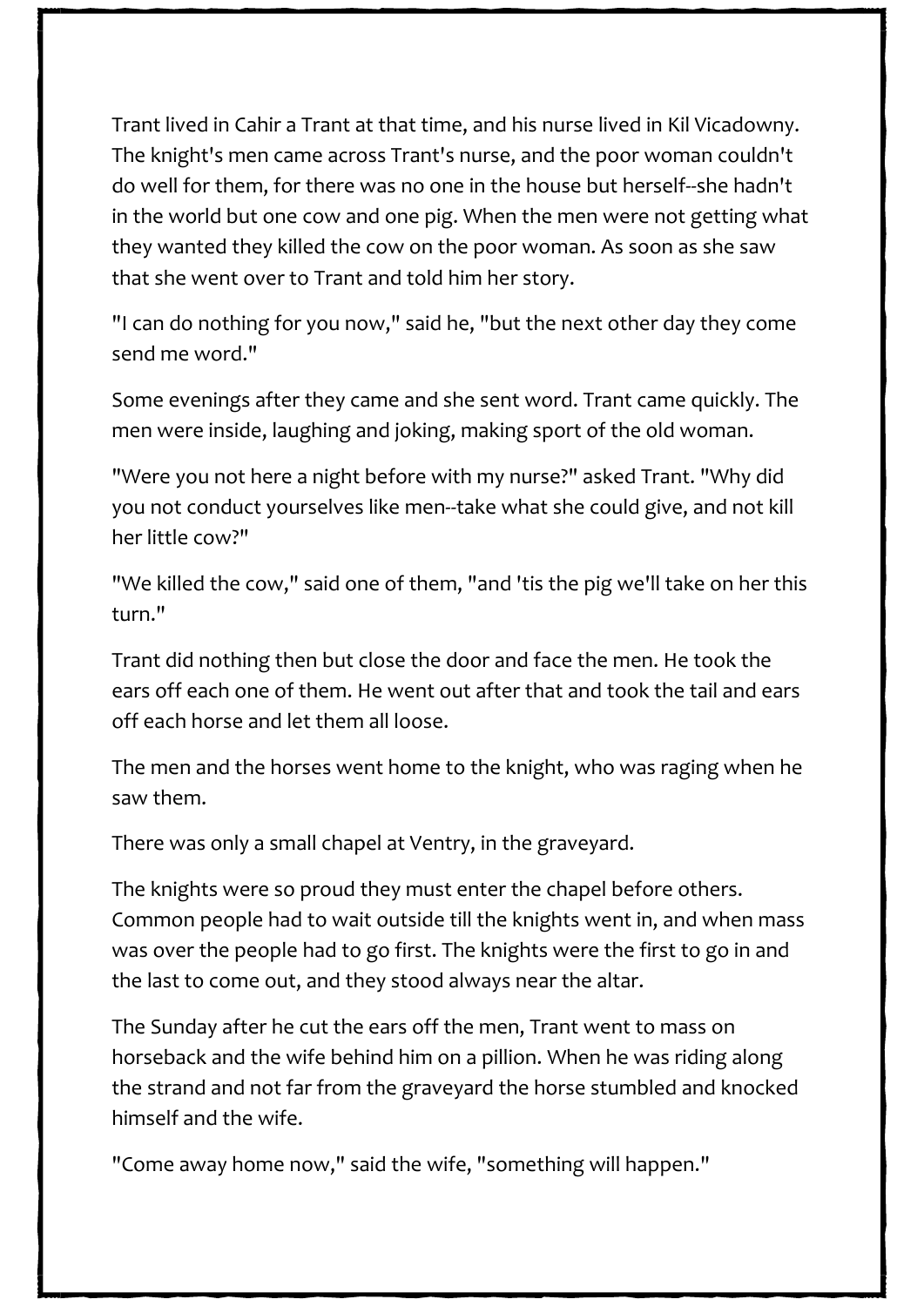Trant lived in Cahir a Trant at that time, and his nurse lived in Kil Vicadowny. The knight's men came across Trant's nurse, and the poor woman couldn't do well for them, for there was no one in the house but herself--she hadn't in the world but one cow and one pig. When the men were not getting what they wanted they killed the cow on the poor woman. As soon as she saw that she went over to Trant and told him her story.

"I can do nothing for you now," said he, "but the next other day they come send me word."

Some evenings after they came and she sent word. Trant came quickly. The men were inside, laughing and joking, making sport of the old woman.

"Were you not here a night before with my nurse?" asked Trant. "Why did you not conduct yourselves like men--take what she could give, and not kill her little cow?"

"We killed the cow," said one of them, "and 'tis the pig we'll take on her this turn."

Trant did nothing then but close the door and face the men. He took the ears off each one of them. He went out after that and took the tail and ears off each horse and let them all loose.

The men and the horses went home to the knight, who was raging when he saw them.

There was only a small chapel at Ventry, in the graveyard.

The knights were so proud they must enter the chapel before others. Common people had to wait outside till the knights went in, and when mass was over the people had to go first. The knights were the first to go in and the last to come out, and they stood always near the altar.

The Sunday after he cut the ears off the men, Trant went to mass on horseback and the wife behind him on a pillion. When he was riding along the strand and not far from the graveyard the horse stumbled and knocked himself and the wife.

"Come away home now," said the wife, "something will happen."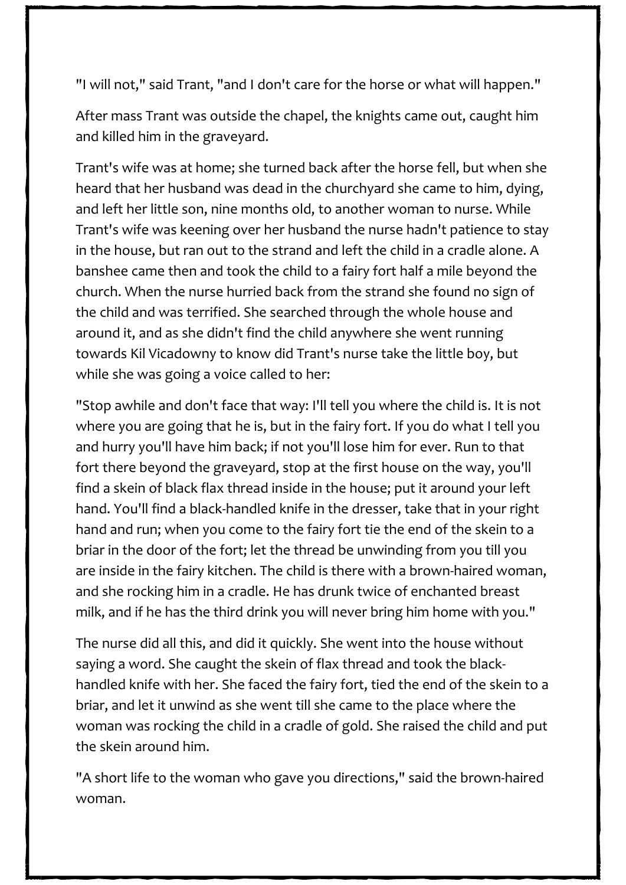"I will not," said Trant, "and I don't care for the horse or what will happen."

After mass Trant was outside the chapel, the knights came out, caught him and killed him in the graveyard.

Trant's wife was at home; she turned back after the horse fell, but when she heard that her husband was dead in the churchyard she came to him, dying, and left her little son, nine months old, to another woman to nurse. While Trant's wife was keening over her husband the nurse hadn't patience to stay in the house, but ran out to the strand and left the child in a cradle alone. A banshee came then and took the child to a fairy fort half a mile beyond the church. When the nurse hurried back from the strand she found no sign of the child and was terrified. She searched through the whole house and around it, and as she didn't find the child anywhere she went running towards Kil Vicadowny to know did Trant's nurse take the little boy, but while she was going a voice called to her:

"Stop awhile and don't face that way: I'll tell you where the child is. It is not where you are going that he is, but in the fairy fort. If you do what I tell you and hurry you'll have him back; if not you'll lose him for ever. Run to that fort there beyond the graveyard, stop at the first house on the way, you'll find a skein of black flax thread inside in the house; put it around your left hand. You'll find a black-handled knife in the dresser, take that in your right hand and run; when you come to the fairy fort tie the end of the skein to a briar in the door of the fort; let the thread be unwinding from you till you are inside in the fairy kitchen. The child is there with a brown-haired woman, and she rocking him in a cradle. He has drunk twice of enchanted breast milk, and if he has the third drink you will never bring him home with you."

The nurse did all this, and did it quickly. She went into the house without saying a word. She caught the skein of flax thread and took the black-handled knife with her. She faced the fairy fort, tied the end of the skein to a briar, and let it unwind as she went till she came to the place where the woman was rocking the child in a cradle of gold. She raised the child and put the skein around him.

"A short life to the woman who gave you directions," said the brown-haired woman.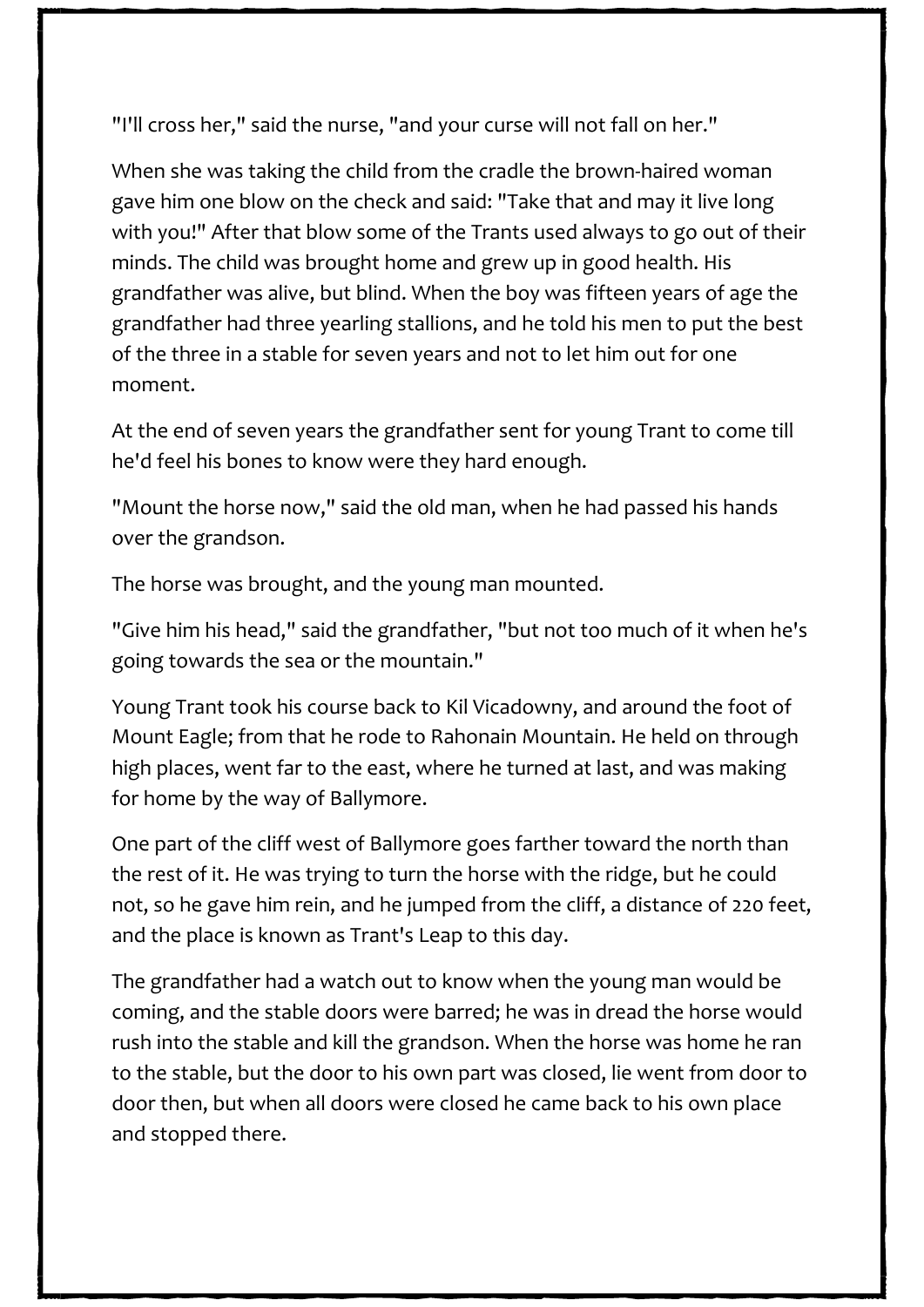"I'll cross her," said the nurse, "and your curse will not fall on her."

When she was taking the child from the cradle the brown-haired woman gave him one blow on the check and said: "Take that and may it live long with you!" After that blow some of the Trants used always to go out of their minds. The child was brought home and grew up in good health. His grandfather was alive, but blind. When the boy was fifteen years of age the grandfather had three yearling stallions, and he told his men to put the best of the three in a stable for seven years and not to let him out for one moment.

At the end of seven years the grandfather sent for young Trant to come till he'd feel his bones to know were they hard enough.

"Mount the horse now," said the old man, when he had passed his hands over the grandson.

The horse was brought, and the young man mounted.

"Give him his head," said the grandfather, "but not too much of it when he's going towards the sea or the mountain."

Young Trant took his course back to Kil Vicadowny, and around the foot of Mount Eagle; from that he rode to Rahonain Mountain. He held on through high places, went far to the east, where he turned at last, and was making for home by the way of Ballymore.

One part of the cliff west of Ballymore goes farther toward the north than the rest of it. He was trying to turn the horse with the ridge, but he could not, so he gave him rein, and he jumped from the cliff, a distance of 220 feet, and the place is known as Trant's Leap to this day.

The grandfather had a watch out to know when the young man would be coming, and the stable doors were barred; he was in dread the horse would rush into the stable and kill the grandson. When the horse was home he ran to the stable, but the door to his own part was closed, lie went from door to door then, but when all doors were closed he came back to his own place and stopped there.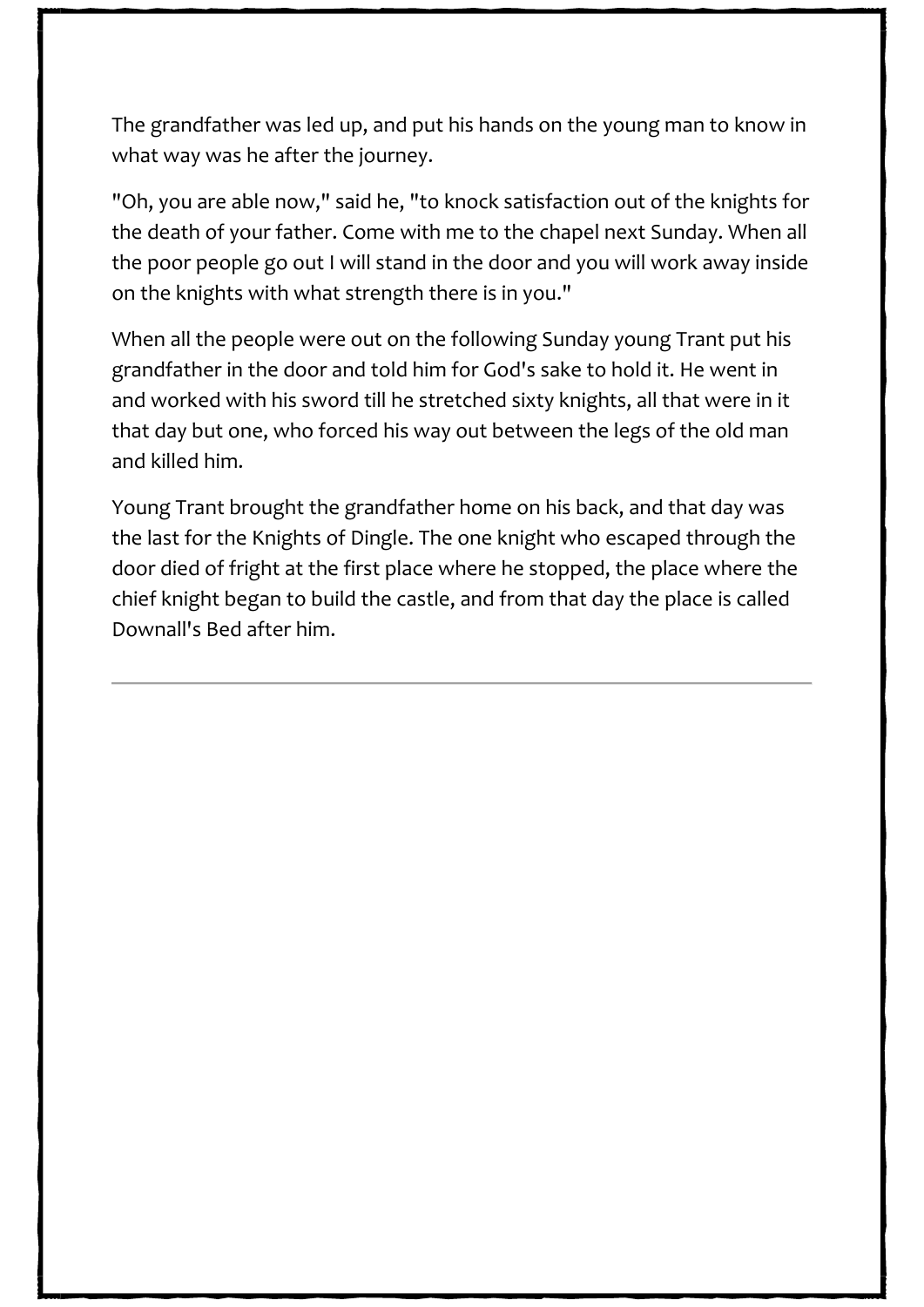The grandfather was led up, and put his hands on the young man to know in what way was he after the journey.

"Oh, you are able now," said he, "to knock satisfaction out of the knights for the death of your father. Come with me to the chapel next Sunday. When all the poor people go out I will stand in the door and you will work away inside on the knights with what strength there is in you."

When all the people were out on the following Sunday young Trant put his grandfather in the door and told him for God's sake to hold it. He went in and worked with his sword till he stretched sixty knights, all that were in it that day but one, who forced his way out between the legs of the old man and killed him.

Young Trant brought the grandfather home on his back, and that day was the last for the Knights of Dingle. The one knight who escaped through the door died of fright at the first place where he stopped, the place where the chief knight began to build the castle, and from that day the place is called Downall's Bed after him.

---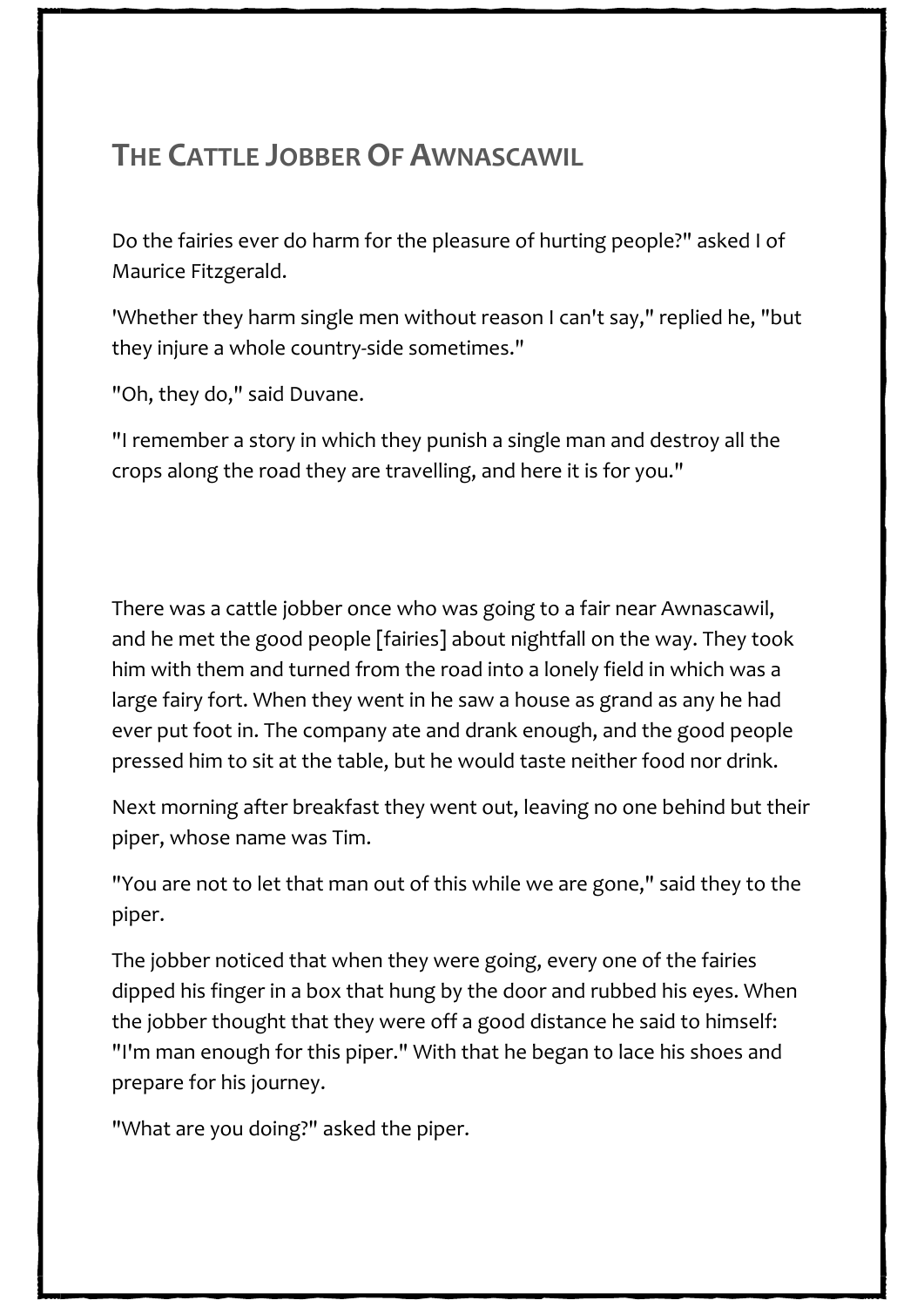## THE CATTLE JOBBER OF AWNASCAWIL

Do the fairies ever do harm for the pleasure of hurting people?" asked I of Maurice Fitzgerald.

'Whether they harm single men without reason I can't say," replied he, "but they injure a whole country-side sometimes."

"Oh, they do," said Duvane.

"I remember a story in which they punish a single man and destroy all the crops along the road they are travelling, and here it is for you."

There was a cattle jobber once who was going to a fair near Awnascawil, and he met the good people [fairies] about nightfall on the way. They took him with them and turned from the road into a lonely field in which was a large fairy fort. When they went in he saw a house as grand as any he had ever put foot in. The company ate and drank enough, and the good people pressed him to sit at the table, but he would taste neither food nor drink.

Next morning after breakfast they went out, leaving no one behind but their piper, whose name was Tim.

"You are not to let that man out of this while we are gone," said they to the piper.

The jobber noticed that when they were going, every one of the fairies dipped his finger in a box that hung by the door and rubbed his eyes. When the jobber thought that they were off a good distance he said to himself: "I'm man enough for this piper." With that he began to lace his shoes and prepare for his journey.

"What are you doing?" asked the piper.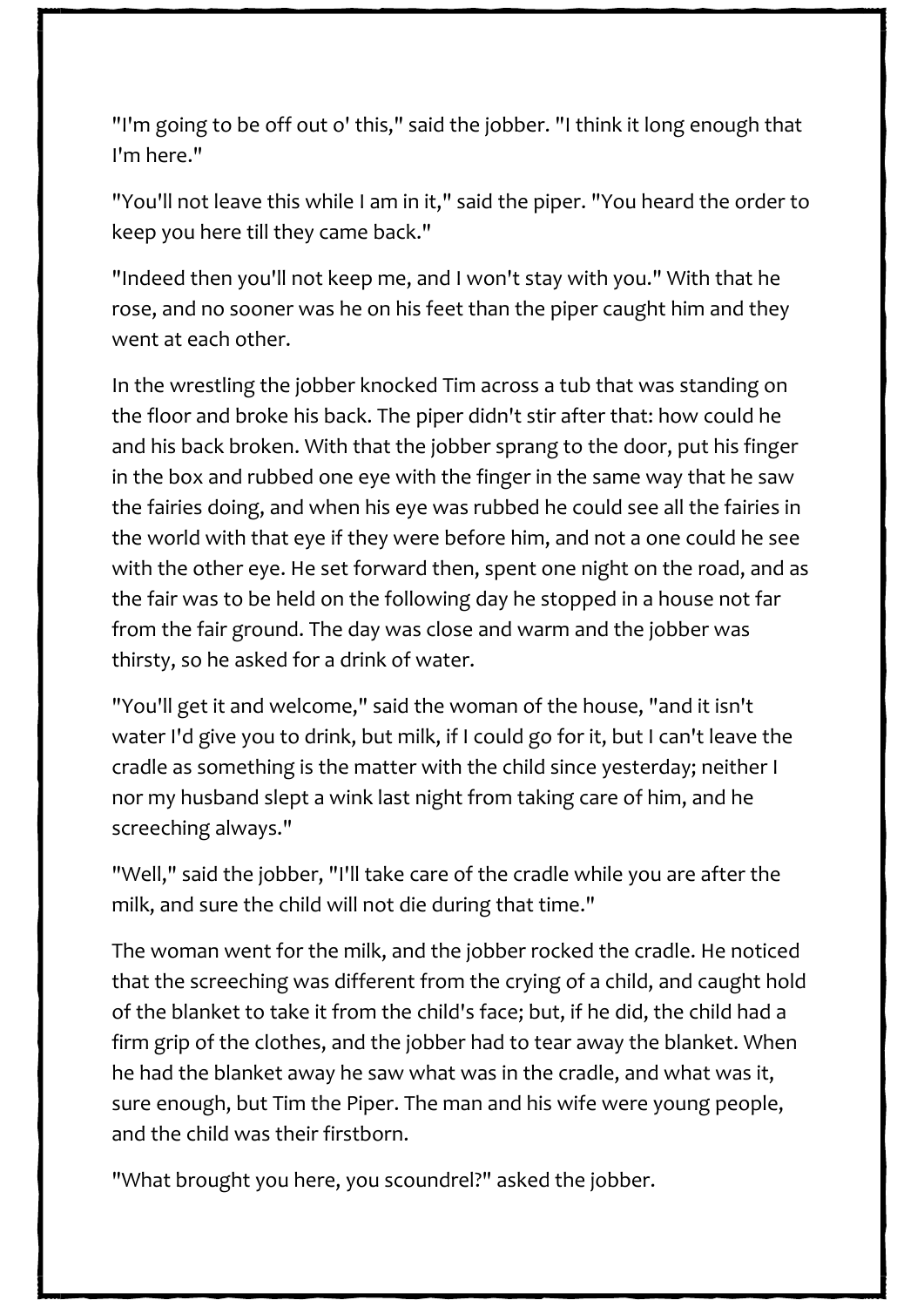"I'm going to be off out o' this," said the jobber. "I think it long enough that I'm here."

"You'll not leave this while I am in it," said the piper. "You heard the order to keep you here till they came back."

"Indeed then you'll not keep me, and I won't stay with you." With that he rose, and no sooner was he on his feet than the piper caught him and they went at each other.

In the wrestling the jobber knocked Tim across a tub that was standing on the floor and broke his back. The piper didn't stir after that: how could he and his back broken. With that the jobber sprang to the door, put his finger in the box and rubbed one eye with the finger in the same way that he saw the fairies doing, and when his eye was rubbed he could see all the fairies in the world with that eye if they were before him, and not a one could he see with the other eye. He set forward then, spent one night on the road, and as the fair was to be held on the following day he stopped in a house not far from the fair ground. The day was close and warm and the jobber was thirsty, so he asked for a drink of water.

"You'll get it and welcome," said the woman of the house, "and it isn't water I'd give you to drink, but milk, if I could go for it, but I can't leave the cradle as something is the matter with the child since yesterday; neither I nor my husband slept a wink last night from taking care of him, and he screeching always."

"Well," said the jobber, "I'll take care of the cradle while you are after the milk, and sure the child will not die during that time."

The woman went for the milk, and the jobber rocked the cradle. He noticed that the screeching was different from the crying of a child, and caught hold of the blanket to take it from the child's face; but, if he did, the child had a firm grip of the clothes, and the jobber had to tear away the blanket. When he had the blanket away he saw what was in the cradle, and what was it, sure enough, but Tim the Piper. The man and his wife were young people, and the child was their firstborn.

"What brought you here, you scoundrel?" asked the jobber.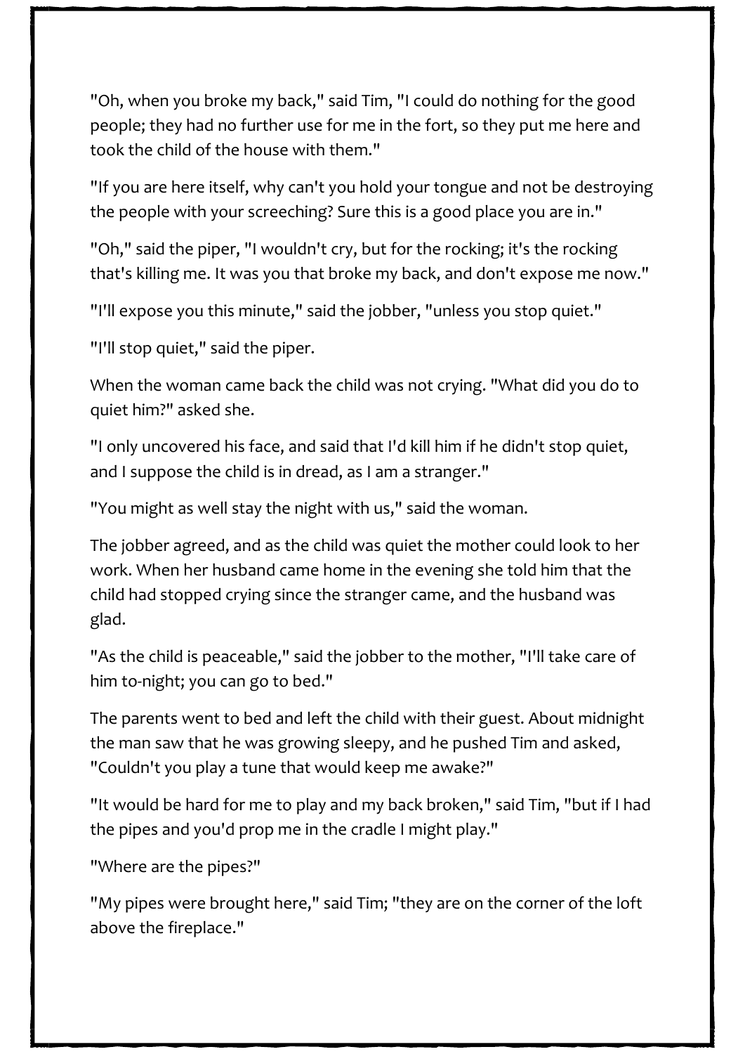"Oh, when you broke my back," said Tim, "I could do nothing for the good people; they had no further use for me in the fort, so they put me here and took the child of the house with them."

"If you are here itself, why can't you hold your tongue and not be destroying the people with your screeching? Sure this is a good place you are in."

"Oh," said the piper, "I wouldn't cry, but for the rocking; it's the rocking that's killing me. It was you that broke my back, and don't expose me now."

"I'll expose you this minute," said the jobber, "unless you stop quiet."

"I'll stop quiet," said the piper.

When the woman came back the child was not crying. "What did you do to quiet him?" asked she.

"I only uncovered his face, and said that I'd kill him if he didn't stop quiet, and I suppose the child is in dread, as I am a stranger."

"You might as well stay the night with us," said the woman.

The jobber agreed, and as the child was quiet the mother could look to her work. When her husband came home in the evening she told him that the child had stopped crying since the stranger came, and the husband was glad.

"As the child is peaceable," said the jobber to the mother, "I'll take care of him to-night; you can go to bed."

The parents went to bed and left the child with their guest. About midnight the man saw that he was growing sleepy, and he pushed Tim and asked, "Couldn't you play a tune that would keep me awake?"

"It would be hard for me to play and my back broken," said Tim, "but if I had the pipes and you'd prop me in the cradle I might play."

"Where are the pipes?"

"My pipes were brought here," said Tim; "they are on the corner of the loft above the fireplace."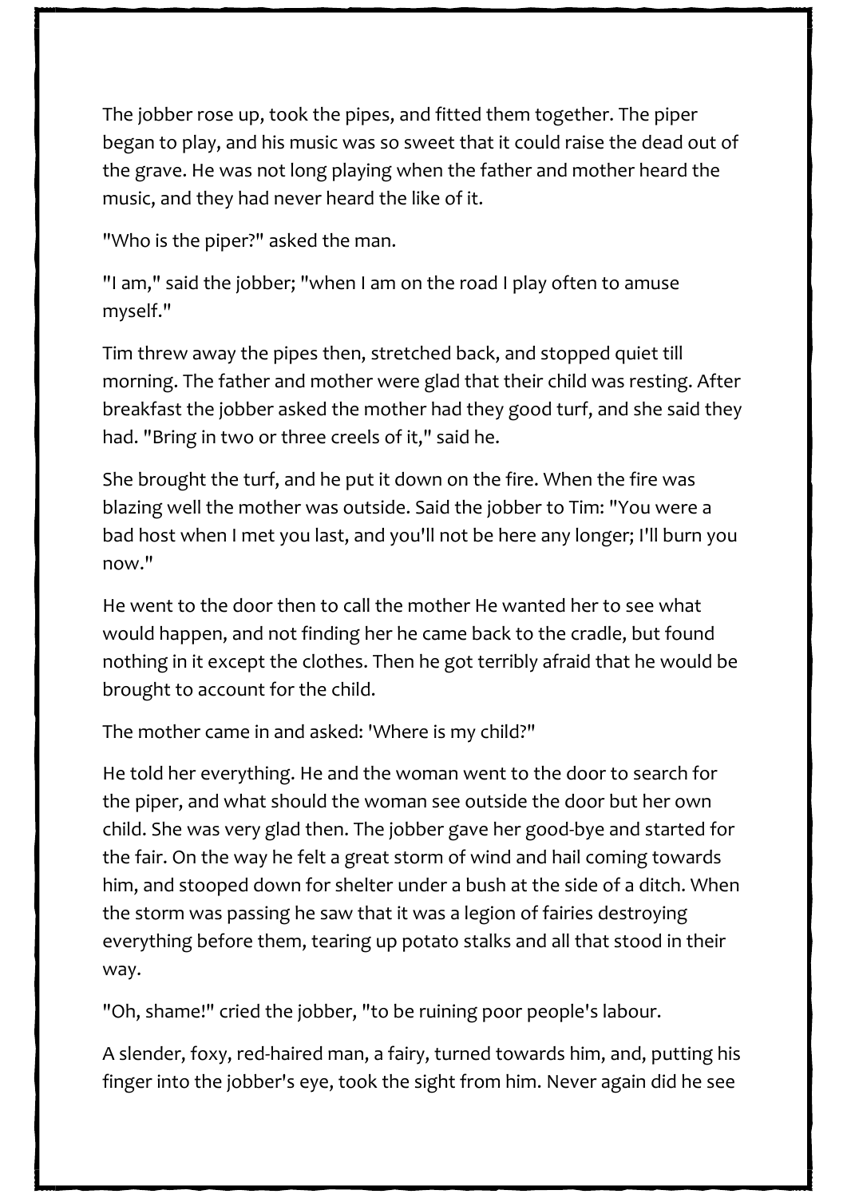The jobber rose up, took the pipes, and fitted them together. The piper began to play, and his music was so sweet that it could raise the dead out of the grave. He was not long playing when the father and mother heard the music, and they had never heard the like of it.

"Who is the piper?" asked the man.

"I am," said the jobber; "when I am on the road I play often to amuse myself."

Tim threw away the pipes then, stretched back, and stopped quiet till morning. The father and mother were glad that their child was resting. After breakfast the jobber asked the mother had they good turf, and she said they had. "Bring in two or three creels of it," said he.

She brought the turf, and he put it down on the fire. When the fire was blazing well the mother was outside. Said the jobber to Tim: "You were a bad host when I met you last, and you'll not be here any longer; I'll burn you now."

He went to the door then to call the mother He wanted her to see what would happen, and not finding her he came back to the cradle, but found nothing in it except the clothes. Then he got terribly afraid that he would be brought to account for the child.

The mother came in and asked: 'Where is my child?"

He told her everything. He and the woman went to the door to search for the piper, and what should the woman see outside the door but her own child. She was very glad then. The jobber gave her good-bye and started for the fair. On the way he felt a great storm of wind and hail coming towards him, and stooped down for shelter under a bush at the side of a ditch. When the storm was passing he saw that it was a legion of fairies destroying everything before them, tearing up potato stalks and all that stood in their way.

"Oh, shame!" cried the jobber, "to be ruining poor people's labour.

A slender, foxy, red-haired man, a fairy, turned towards him, and, putting his finger into the jobber's eye, took the sight from him. Never again did he see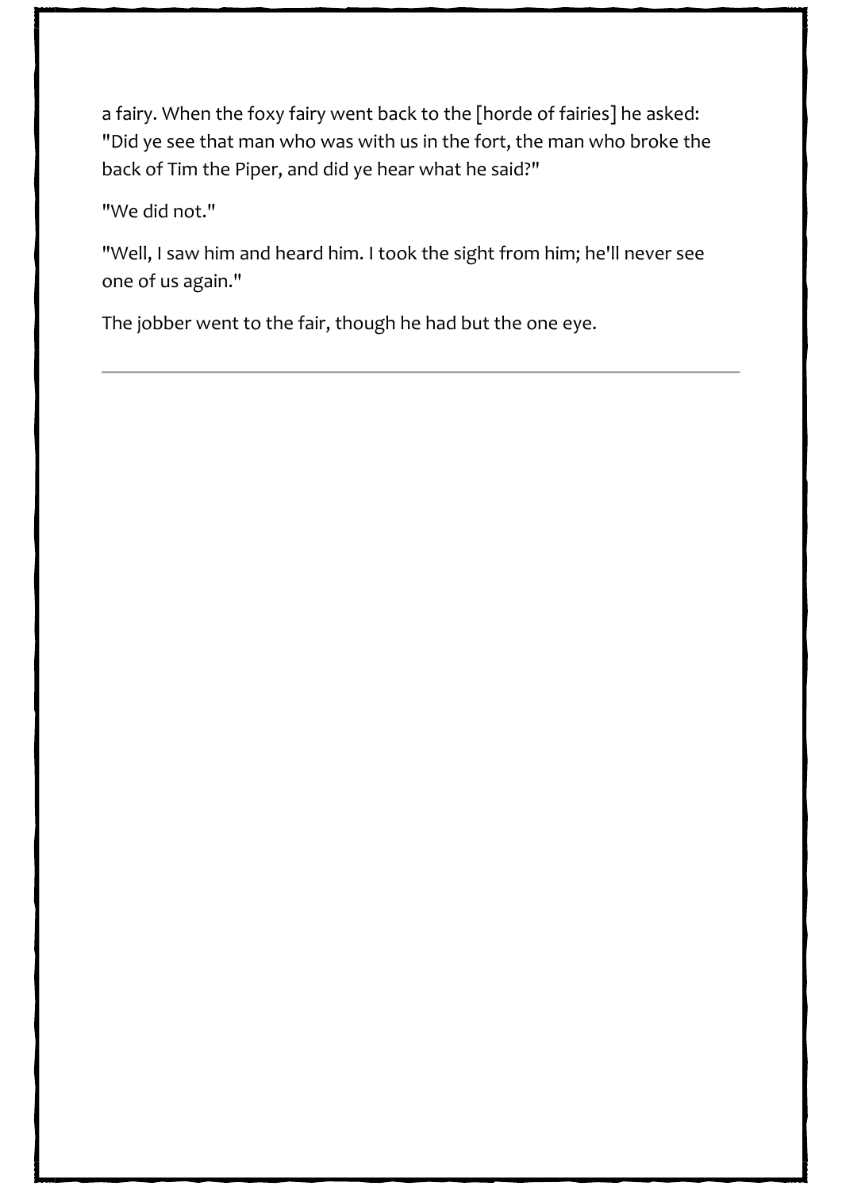a fairy. When the foxy fairy went back to the [horde of fairies] he asked: "Did ye see that man who was with us in the fort, the man who broke the back of Tim the Piper, and did ye hear what he said?"

"We did not."

"Well, I saw him and heard him. I took the sight from him; he'll never see one of us again."

The jobber went to the fair, though he had but the one eye.

---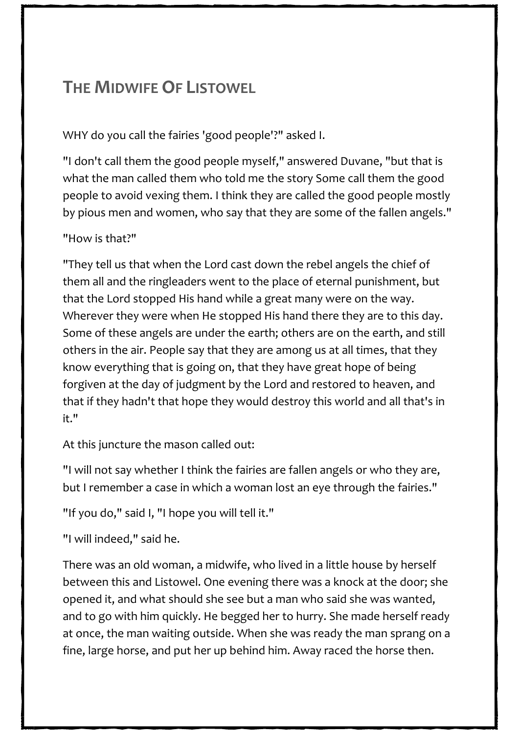## THE MIDWIFE OF LISTOWEL

WHY do you call the fairies 'good people'?" asked I.

"I don't call them the good people myself," answered Duvane, "but that is what the man called them who told me the story Some call them the good people to avoid vexing them. I think they are called the good people mostly by pious men and women, who say that they are some of the fallen angels."

"How is that?"

"They tell us that when the Lord cast down the rebel angels the chief of them all and the ringleaders went to the place of eternal punishment, but that the Lord stopped His hand while a great many were on the way. Wherever they were when He stopped His hand there they are to this day. Some of these angels are under the earth; others are on the earth, and still others in the air. People say that they are among us at all times, that they know everything that is going on, that they have great hope of being forgiven at the day of judgment by the Lord and restored to heaven, and that if they hadn't that hope they would destroy this world and all that's in it."

At this juncture the mason called out:

"I will not say whether I think the fairies are fallen angels or who they are, but I remember a case in which a woman lost an eye through the fairies."

"If you do," said I, "I hope you will tell it."

"I will indeed," said he.

There was an old woman, a midwife, who lived in a little house by herself between this and Listowel. One evening there was a knock at the door; she opened it, and what should she see but a man who said she was wanted, and to go with him quickly. He begged her to hurry. She made herself ready at once, the man waiting outside. When she was ready the man sprang on a fine, large horse, and put her up behind him. Away raced the horse then.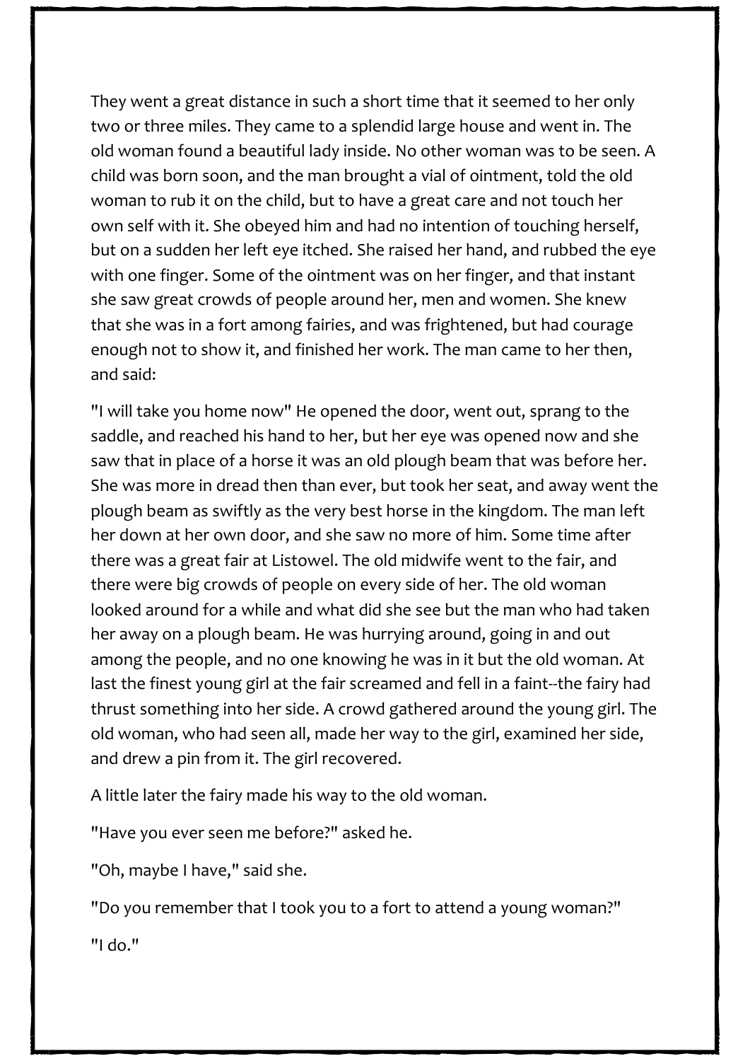They went a great distance in such a short time that it seemed to her only two or three miles. They came to a splendid large house and went in. The old woman found a beautiful lady inside. No other woman was to be seen. A child was born soon, and the man brought a vial of ointment, told the old woman to rub it on the child, but to have a great care and not touch her own self with it. She obeyed him and had no intention of touching herself, but on a sudden her left eye itched. She raised her hand, and rubbed the eye with one finger. Some of the ointment was on her finger, and that instant she saw great crowds of people around her, men and women. She knew that she was in a fort among fairies, and was frightened, but had courage enough not to show it, and finished her work. The man came to her then, and said:

"I will take you home now" He opened the door, went out, sprang to the saddle, and reached his hand to her, but her eye was opened now and she saw that in place of a horse it was an old plough beam that was before her. She was more in dread then than ever, but took her seat, and away went the plough beam as swiftly as the very best horse in the kingdom. The man left her down at her own door, and she saw no more of him. Some time after there was a great fair at Listowel. The old midwife went to the fair, and there were big crowds of people on every side of her. The old woman looked around for a while and what did she see but the man who had taken her away on a plough beam. He was hurrying around, going in and out among the people, and no one knowing he was in it but the old woman. At last the finest young girl at the fair screamed and fell in a faint--the fairy had thrust something into her side. A crowd gathered around the young girl. The old woman, who had seen all, made her way to the girl, examined her side, and drew a pin from it. The girl recovered.

A little later the fairy made his way to the old woman.

"Have you ever seen me before?" asked he.

"Oh, maybe I have," said she.

"Do you remember that I took you to a fort to attend a young woman?"

"I do."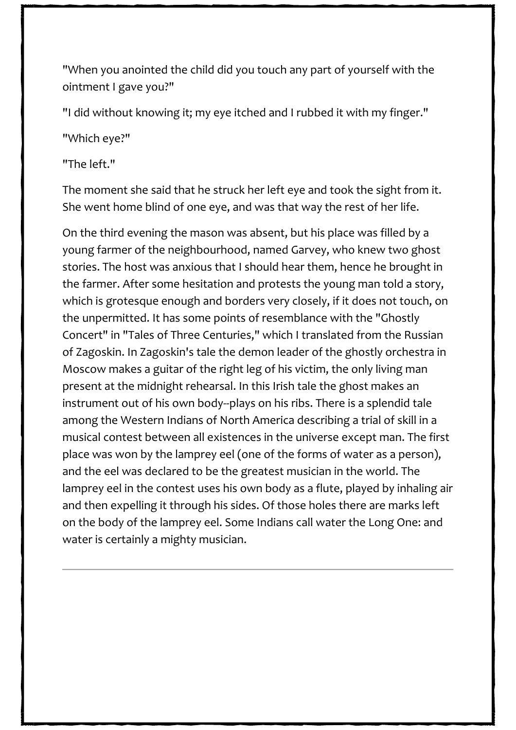"When you anointed the child did you touch any part of yourself with the ointment I gave you?"

"I did without knowing it; my eye itched and I rubbed it with my finger."

"Which eye?"

"The left."

The moment she said that he struck her left eye and took the sight from it. She went home blind of one eye, and was that way the rest of her life.

On the third evening the mason was absent, but his place was filled by a young farmer of the neighbourhood, named Garvey, who knew two ghost stories. The host was anxious that I should hear them, hence he brought in the farmer. After some hesitation and protests the young man told a story, which is grotesque enough and borders very closely, if it does not touch, on the unpermitted. It has some points of resemblance with the "Ghostly Concert" in "Tales of Three Centuries," which I translated from the Russian of Zagoskin. In Zagoskin's tale the demon leader of the ghostly orchestra in Moscow makes a guitar of the right leg of his victim, the only living man present at the midnight rehearsal. In this Irish tale the ghost makes an instrument out of his own body--plays on his ribs. There is a splendid tale among the Western Indians of North America describing a trial of skill in a musical contest between all existences in the universe except man. The first place was won by the lamprey eel (one of the forms of water as a person), and the eel was declared to be the greatest musician in the world. The lamprey eel in the contest uses his own body as a flute, played by inhaling air and then expelling it through his sides. Of those holes there are marks left on the body of the lamprey eel. Some Indians call water the Long One: and water is certainly a mighty musician.

---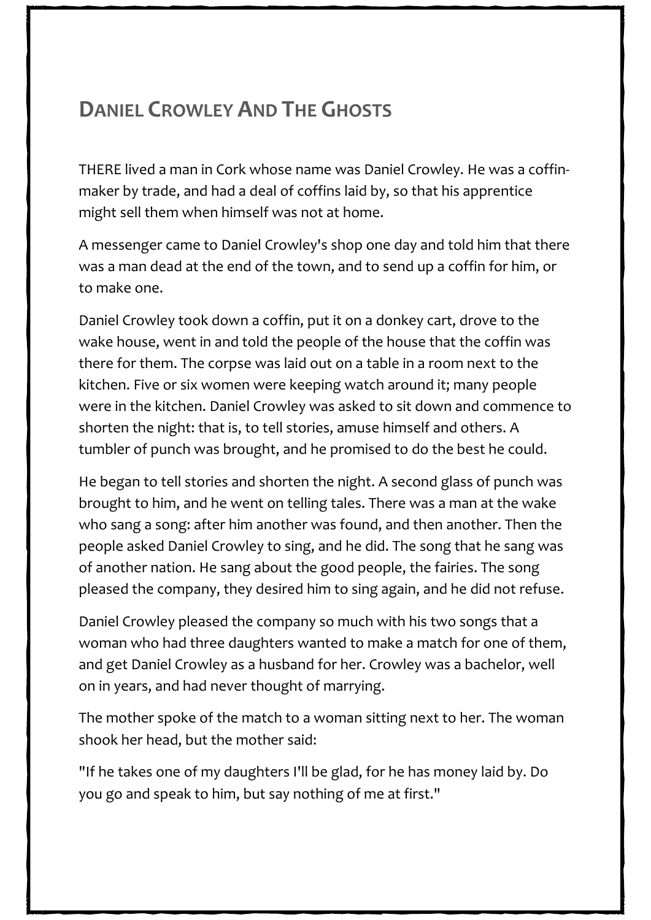## Daniel Crowley And The Ghosts

THERE lived a man in Cork whose name was Daniel Crowley. He was a coffin-maker by trade, and had a deal of coffins laid by, so that his apprentice might sell them when himself was not at home.

A messenger came to Daniel Crowley's shop one day and told him that there was a man dead at the end of the town, and to send up a coffin for him, or to make one.

Daniel Crowley took down a coffin, put it on a donkey cart, drove to the wake house, went in and told the people of the house that the coffin was there for them. The corpse was laid out on a table in a room next to the kitchen. Five or six women were keeping watch around it; many people were in the kitchen. Daniel Crowley was asked to sit down and commence to shorten the night: that is, to tell stories, amuse himself and others. A tumbler of punch was brought, and he promised to do the best he could.

He began to tell stories and shorten the night. A second glass of punch was brought to him, and he went on telling tales. There was a man at the wake who sang a song: after him another was found, and then another. Then the people asked Daniel Crowley to sing, and he did. The song that he sang was of another nation. He sang about the good people, the fairies. The song pleased the company, they desired him to sing again, and he did not refuse.

Daniel Crowley pleased the company so much with his two songs that a woman who had three daughters wanted to make a match for one of them, and get Daniel Crowley as a husband for her. Crowley was a bachelor, well on in years, and had never thought of marrying.

The mother spoke of the match to a woman sitting next to her. The woman shook her head, but the mother said:

"If he takes one of my daughters I'll be glad, for he has money laid by. Do you go and speak to him, but say nothing of me at first."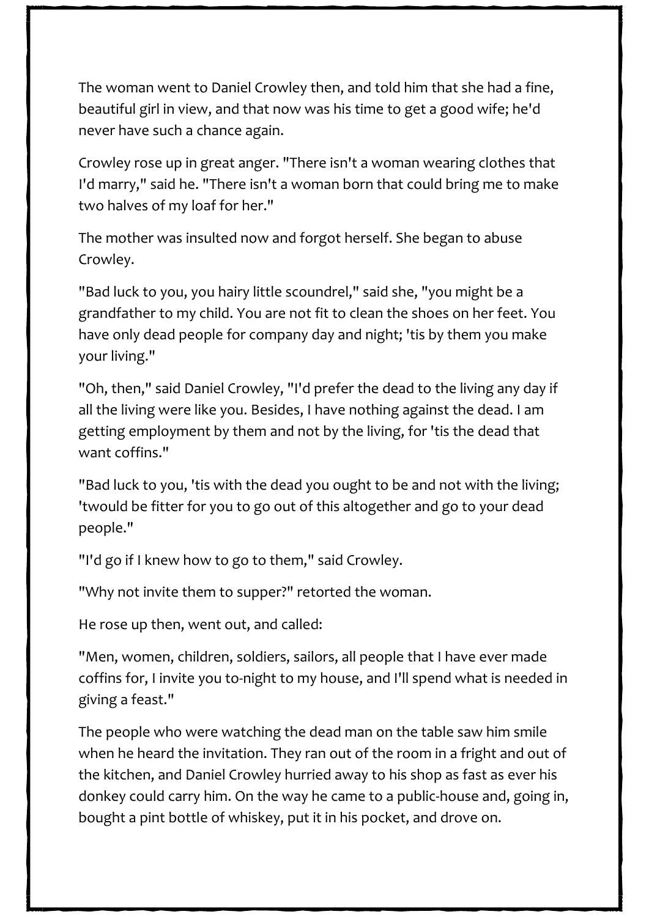The woman went to Daniel Crowley then, and told him that she had a fine, beautiful girl in view, and that now was his time to get a good wife; he'd never have such a chance again.

Crowley rose up in great anger. "There isn't a woman wearing clothes that I'd marry," said he. "There isn't a woman born that could bring me to make two halves of my loaf for her."

The mother was insulted now and forgot herself. She began to abuse Crowley.

"Bad luck to you, you hairy little scoundrel," said she, "you might be a grandfather to my child. You are not fit to clean the shoes on her feet. You have only dead people for company day and night; 'tis by them you make your living."

"Oh, then," said Daniel Crowley, "I'd prefer the dead to the living any day if all the living were like you. Besides, I have nothing against the dead. I am getting employment by them and not by the living, for 'tis the dead that want coffins."

"Bad luck to you, 'tis with the dead you ought to be and not with the living; 'twould be fitter for you to go out of this altogether and go to your dead people."

"I'd go if I knew how to go to them," said Crowley.

"Why not invite them to supper?" retorted the woman.

He rose up then, went out, and called:

"Men, women, children, soldiers, sailors, all people that I have ever made coffins for, I invite you to-night to my house, and I'll spend what is needed in giving a feast."

The people who were watching the dead man on the table saw him smile when he heard the invitation. They ran out of the room in a fright and out of the kitchen, and Daniel Crowley hurried away to his shop as fast as ever his donkey could carry him. On the way he came to a public-house and, going in, bought a pint bottle of whiskey, put it in his pocket, and drove on.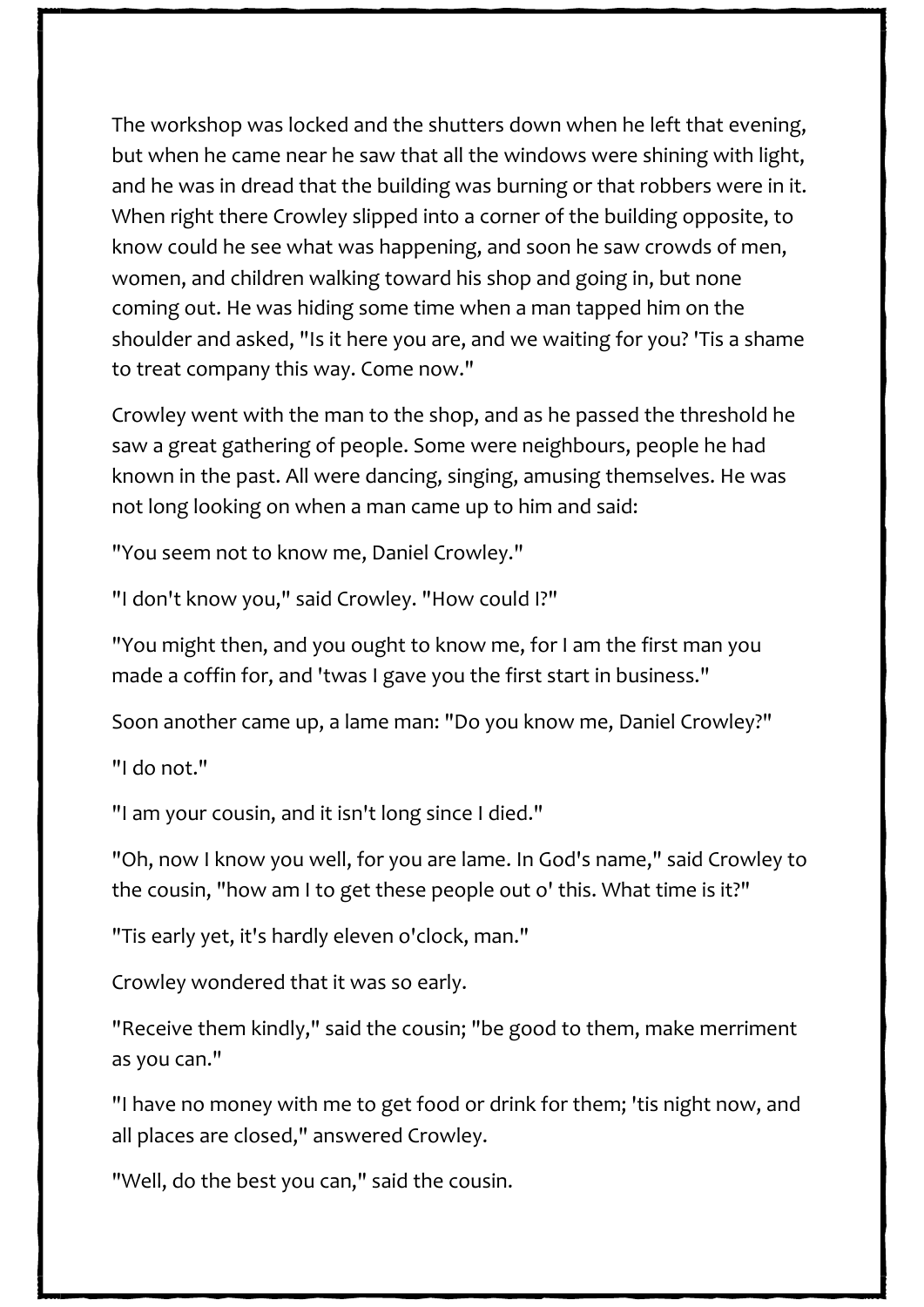The workshop was locked and the shutters down when he left that evening, but when he came near he saw that all the windows were shining with light, and he was in dread that the building was burning or that robbers were in it. When right there Crowley slipped into a corner of the building opposite, to know could he see what was happening, and soon he saw crowds of men, women, and children walking toward his shop and going in, but none coming out. He was hiding some time when a man tapped him on the shoulder and asked, "Is it here you are, and we waiting for you? 'Tis a shame to treat company this way. Come now."

Crowley went with the man to the shop, and as he passed the threshold he saw a great gathering of people. Some were neighbours, people he had known in the past. All were dancing, singing, amusing themselves. He was not long looking on when a man came up to him and said:

"You seem not to know me, Daniel Crowley."

"I don't know you," said Crowley. "How could I?"

"You might then, and you ought to know me, for I am the first man you made a coffin for, and 'twas I gave you the first start in business."

Soon another came up, a lame man: "Do you know me, Daniel Crowley?"

"I do not."

"I am your cousin, and it isn't long since I died."

"Oh, now I know you well, for you are lame. In God's name," said Crowley to the cousin, "how am I to get these people out o' this. What time is it?"

"Tis early yet, it's hardly eleven o'clock, man."

Crowley wondered that it was so early.

"Receive them kindly," said the cousin; "be good to them, make merriment as you can."

"I have no money with me to get food or drink for them; 'tis night now, and all places are closed," answered Crowley.

"Well, do the best you can," said the cousin.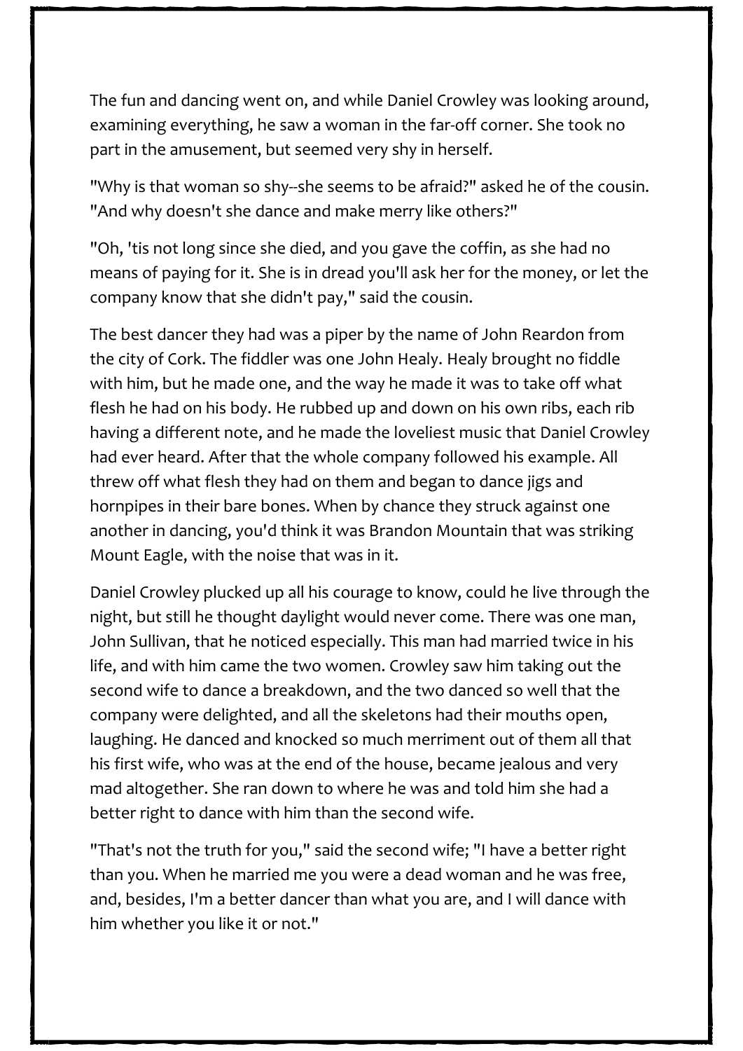The fun and dancing went on, and while Daniel Crowley was looking around, examining everything, he saw a woman in the far-off corner. She took no part in the amusement, but seemed very shy in herself.

"Why is that woman so shy--she seems to be afraid?" asked he of the cousin. "And why doesn't she dance and make merry like others?"

"Oh, 'tis not long since she died, and you gave the coffin, as she had no means of paying for it. She is in dread you'll ask her for the money, or let the company know that she didn't pay," said the cousin.

The best dancer they had was a piper by the name of John Reardon from the city of Cork. The fiddler was one John Healy. Healy brought no fiddle with him, but he made one, and the way he made it was to take off what flesh he had on his body. He rubbed up and down on his own ribs, each rib having a different note, and he made the loveliest music that Daniel Crowley had ever heard. After that the whole company followed his example. All threw off what flesh they had on them and began to dance jigs and hornpipes in their bare bones. When by chance they struck against one another in dancing, you'd think it was Brandon Mountain that was striking Mount Eagle, with the noise that was in it.

Daniel Crowley plucked up all his courage to know, could he live through the night, but still he thought daylight would never come. There was one man, John Sullivan, that he noticed especially. This man had married twice in his life, and with him came the two women. Crowley saw him taking out the second wife to dance a breakdown, and the two danced so well that the company were delighted, and all the skeletons had their mouths open, laughing. He danced and knocked so much merriment out of them all that his first wife, who was at the end of the house, became jealous and very mad altogether. She ran down to where he was and told him she had a better right to dance with him than the second wife.

"That's not the truth for you," said the second wife; "I have a better right than you. When he married me you were a dead woman and he was free, and, besides, I'm a better dancer than what you are, and I will dance with him whether you like it or not."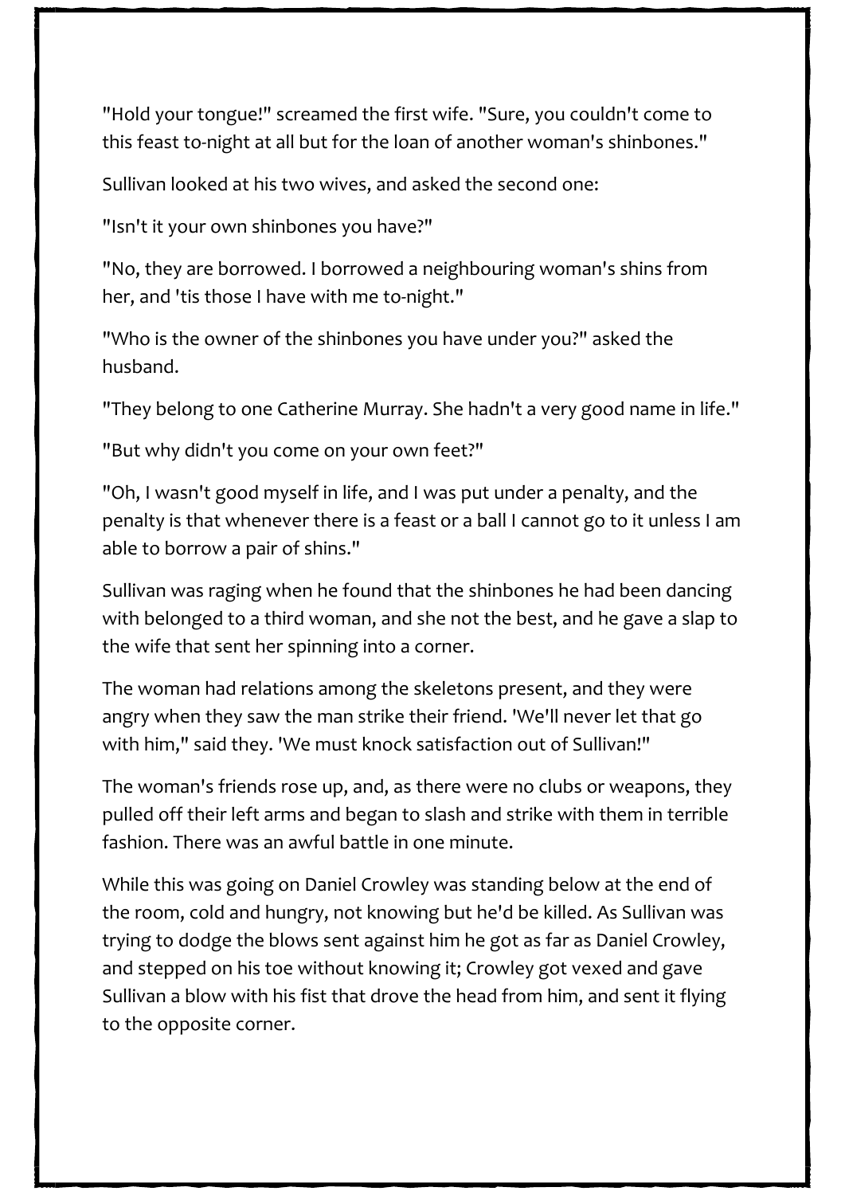"Hold your tongue!" screamed the first wife. "Sure, you couldn't come to this feast to-night at all but for the loan of another woman's shinbones."

Sullivan looked at his two wives, and asked the second one:

"Isn't it your own shinbones you have?"

"No, they are borrowed. I borrowed a neighbouring woman's shins from her, and 'tis those I have with me to-night."

"Who is the owner of the shinbones you have under you?" asked the husband.

"They belong to one Catherine Murray. She hadn't a very good name in life."

"But why didn't you come on your own feet?"

"Oh, I wasn't good myself in life, and I was put under a penalty, and the penalty is that whenever there is a feast or a ball I cannot go to it unless I am able to borrow a pair of shins."

Sullivan was raging when he found that the shinbones he had been dancing with belonged to a third woman, and she not the best, and he gave a slap to the wife that sent her spinning into a corner.

The woman had relations among the skeletons present, and they were angry when they saw the man strike their friend. 'We'll never let that go with him," said they. 'We must knock satisfaction out of Sullivan!"

The woman's friends rose up, and, as there were no clubs or weapons, they pulled off their left arms and began to slash and strike with them in terrible fashion. There was an awful battle in one minute.

While this was going on Daniel Crowley was standing below at the end of the room, cold and hungry, not knowing but he'd be killed. As Sullivan was trying to dodge the blows sent against him he got as far as Daniel Crowley, and stepped on his toe without knowing it; Crowley got vexed and gave Sullivan a blow with his fist that drove the head from him, and sent it flying to the opposite corner.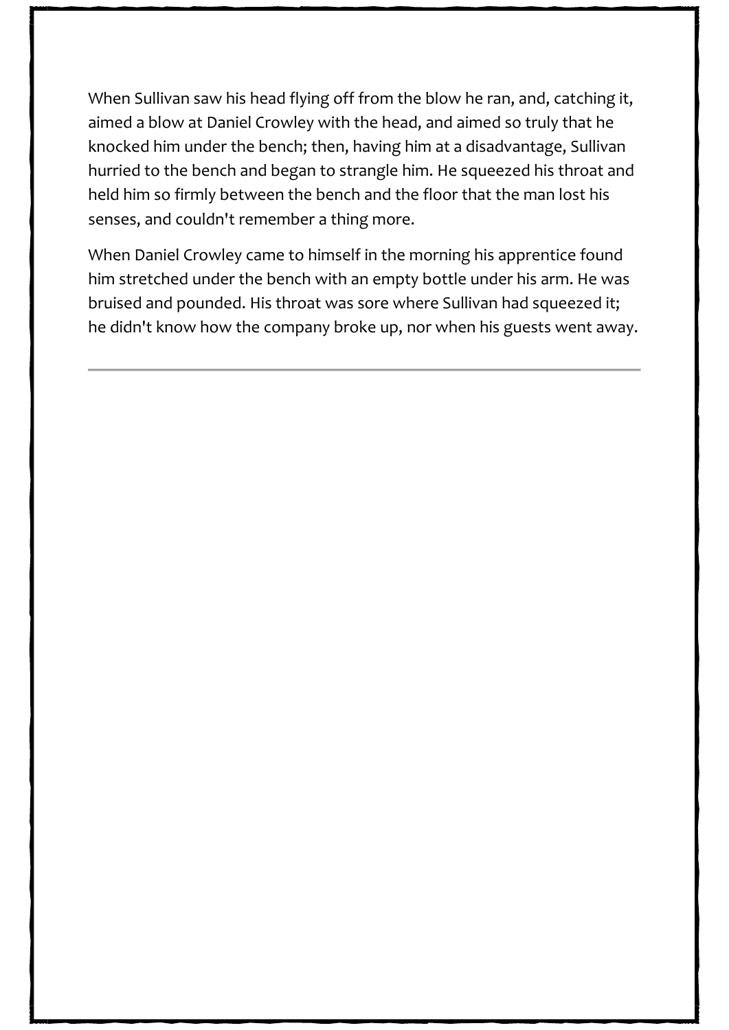When Sullivan saw his head flying off from the blow he ran, and, catching it, aimed a blow at Daniel Crowley with the head, and aimed so truly that he knocked him under the bench; then, having him at a disadvantage, Sullivan hurried to the bench and began to strangle him. He squeezed his throat and held him so firmly between the bench and the floor that the man lost his senses, and couldn't remember a thing more.

When Daniel Crowley came to himself in the morning his apprentice found him stretched under the bench with an empty bottle under his arm. He was bruised and pounded. His throat was sore where Sullivan had squeezed it; he didn't know how the company broke up, nor when his guests went away.

---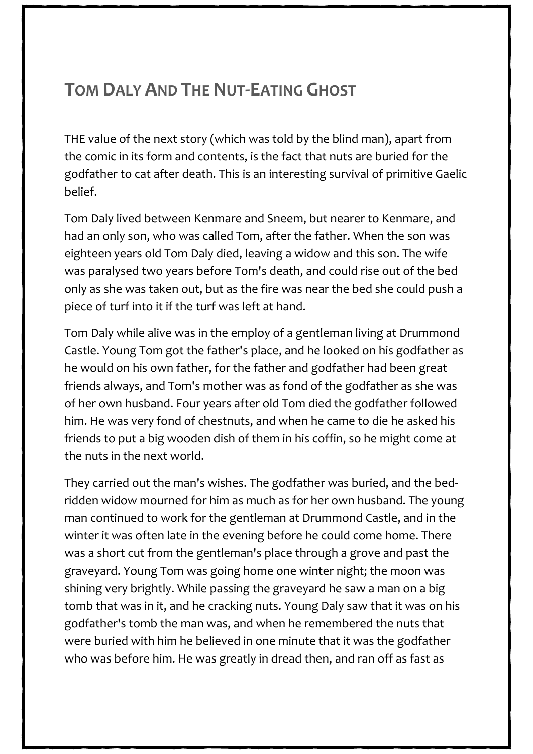## Tom Daly And The Nut-Eating Ghost

THE value of the next story (which was told by the blind man), apart from the comic in its form and contents, is the fact that nuts are buried for the godfather to cat after death. This is an interesting survival of primitive Gaelic belief.

Tom Daly lived between Kenmare and Sneem, but nearer to Kenmare, and had an only son, who was called Tom, after the father. When the son was eighteen years old Tom Daly died, leaving a widow and this son. The wife was paralysed two years before Tom's death, and could rise out of the bed only as she was taken out, but as the fire was near the bed she could push a piece of turf into it if the turf was left at hand.

Tom Daly while alive was in the employ of a gentleman living at Drummond Castle. Young Tom got the father's place, and he looked on his godfather as he would on his own father, for the father and godfather had been great friends always, and Tom's mother was as fond of the godfather as she was of her own husband. Four years after old Tom died the godfather followed him. He was very fond of chestnuts, and when he came to die he asked his friends to put a big wooden dish of them in his coffin, so he might come at the nuts in the next world.

They carried out the man's wishes. The godfather was buried, and the bed-ridden widow mourned for him as much as for her own husband. The young man continued to work for the gentleman at Drummond Castle, and in the winter it was often late in the evening before he could come home. There was a short cut from the gentleman's place through a grove and past the graveyard. Young Tom was going home one winter night; the moon was shining very brightly. While passing the graveyard he saw a man on a big tomb that was in it, and he cracking nuts. Young Daly saw that it was on his godfather's tomb the man was, and when he remembered the nuts that were buried with him he believed in one minute that it was the godfather who was before him. He was greatly in dread then, and ran off as fast as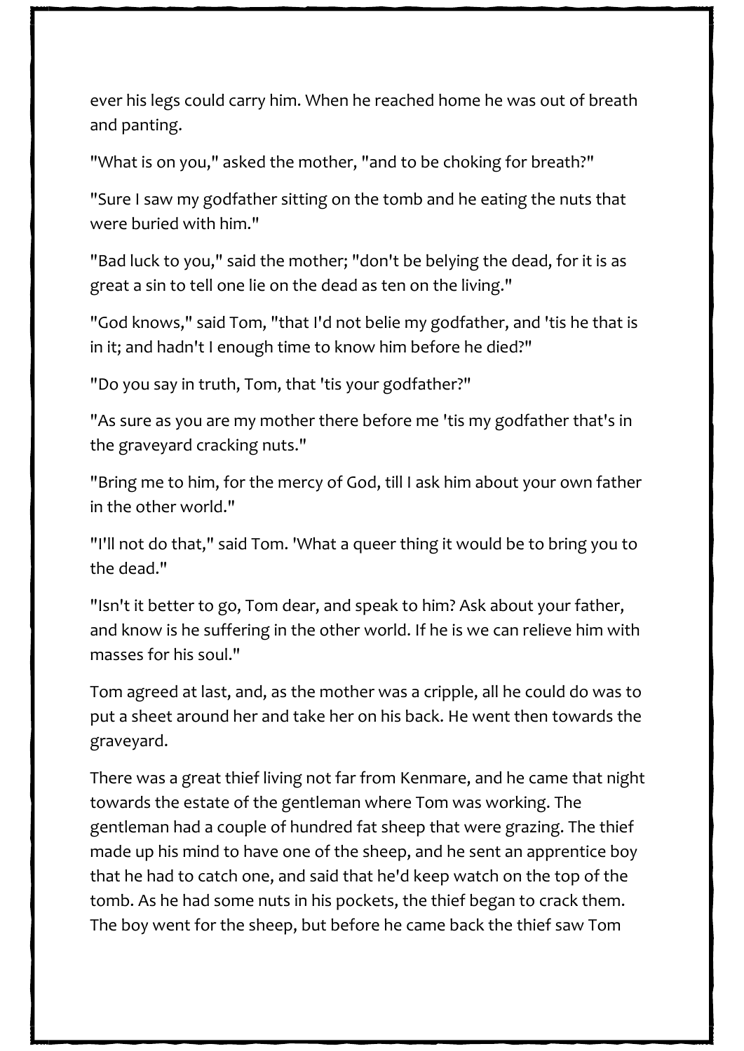ever his legs could carry him. When he reached home he was out of breath and panting.

"What is on you," asked the mother, "and to be choking for breath?"

"Sure I saw my godfather sitting on the tomb and he eating the nuts that were buried with him."

"Bad luck to you," said the mother; "don't be belying the dead, for it is as great a sin to tell one lie on the dead as ten on the living."

"God knows," said Tom, "that I'd not belie my godfather, and 'tis he that is in it; and hadn't I enough time to know him before he died?"

"Do you say in truth, Tom, that 'tis your godfather?"

"As sure as you are my mother there before me 'tis my godfather that's in the graveyard cracking nuts."

"Bring me to him, for the mercy of God, till I ask him about your own father in the other world."

"I'll not do that," said Tom. 'What a queer thing it would be to bring you to the dead."

"Isn't it better to go, Tom dear, and speak to him? Ask about your father, and know is he suffering in the other world. If he is we can relieve him with masses for his soul."

Tom agreed at last, and, as the mother was a cripple, all he could do was to put a sheet around her and take her on his back. He went then towards the graveyard.

There was a great thief living not far from Kenmare, and he came that night towards the estate of the gentleman where Tom was working. The gentleman had a couple of hundred fat sheep that were grazing. The thief made up his mind to have one of the sheep, and he sent an apprentice boy that he had to catch one, and said that he'd keep watch on the top of the tomb. As he had some nuts in his pockets, the thief began to crack them. The boy went for the sheep, but before he came back the thief saw Tom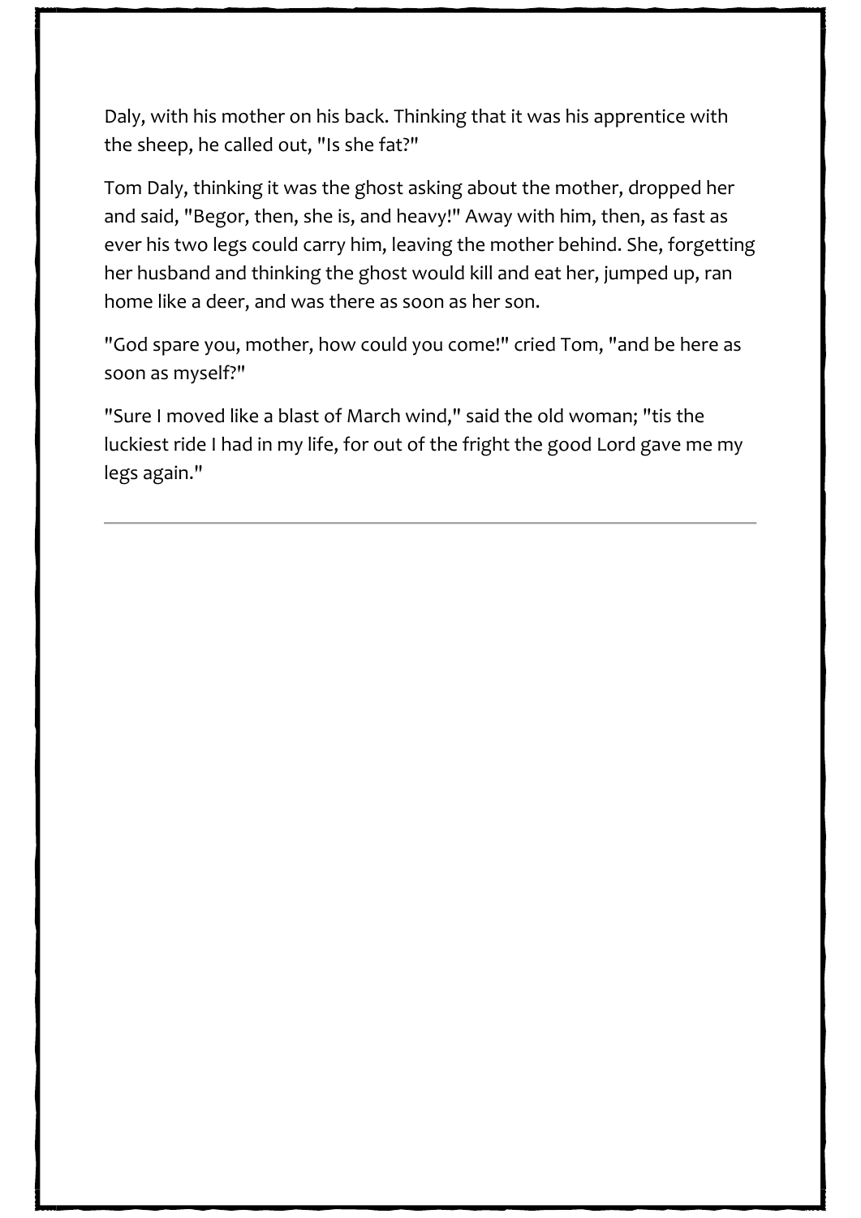Daly, with his mother on his back. Thinking that it was his apprentice with the sheep, he called out, "Is she fat?"

Tom Daly, thinking it was the ghost asking about the mother, dropped her and said, "Begor, then, she is, and heavy!" Away with him, then, as fast as ever his two legs could carry him, leaving the mother behind. She, forgetting her husband and thinking the ghost would kill and eat her, jumped up, ran home like a deer, and was there as soon as her son.

"God spare you, mother, how could you come!" cried Tom, "and be here as soon as myself?"

"Sure I moved like a blast of March wind," said the old woman; "tis the luckiest ride I had in my life, for out of the fright the good Lord gave me my legs again."

---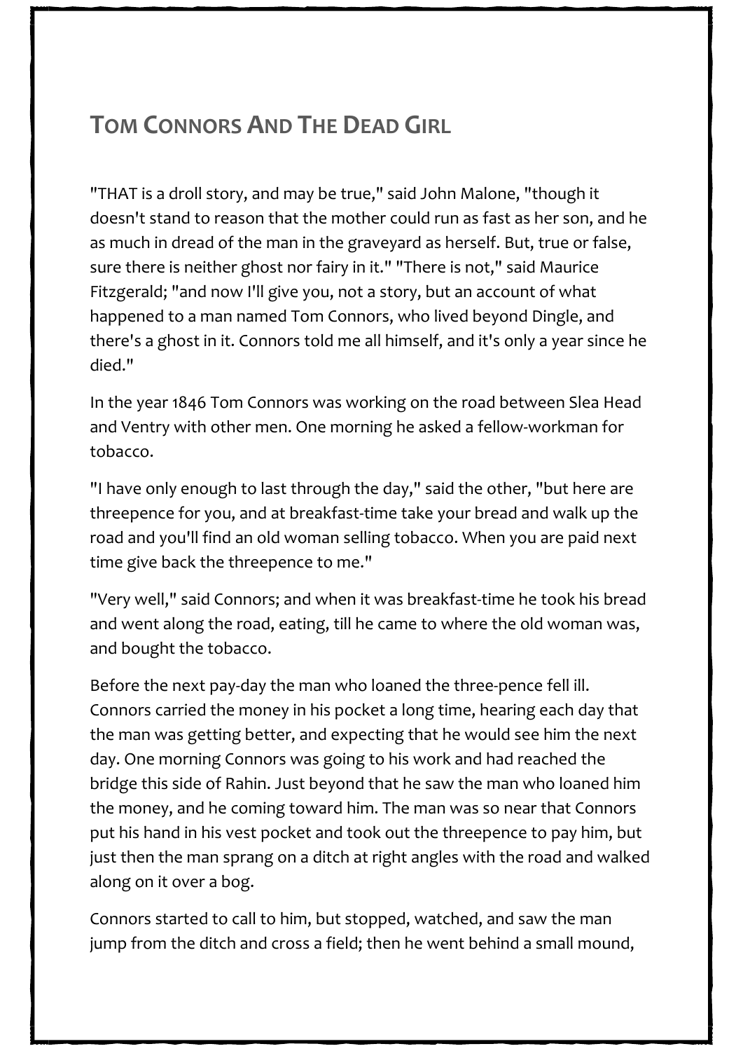## Tom Connors And The Dead Girl

"THAT is a droll story, and may be true," said John Malone, "though it doesn't stand to reason that the mother could run as fast as her son, and he as much in dread of the man in the graveyard as herself. But, true or false, sure there is neither ghost nor fairy in it." "There is not," said Maurice Fitzgerald; "and now I'll give you, not a story, but an account of what happened to a man named Tom Connors, who lived beyond Dingle, and there's a ghost in it. Connors told me all himself, and it's only a year since he died."

In the year 1846 Tom Connors was working on the road between Slea Head and Ventry with other men. One morning he asked a fellow-workman for tobacco.

"I have only enough to last through the day," said the other, "but here are threepence for you, and at breakfast-time take your bread and walk up the road and you'll find an old woman selling tobacco. When you are paid next time give back the threepence to me."

"Very well," said Connors; and when it was breakfast-time he took his bread and went along the road, eating, till he came to where the old woman was, and bought the tobacco.

Before the next pay-day the man who loaned the three-pence fell ill. Connors carried the money in his pocket a long time, hearing each day that the man was getting better, and expecting that he would see him the next day. One morning Connors was going to his work and had reached the bridge this side of Rahin. Just beyond that he saw the man who loaned him the money, and he coming toward him. The man was so near that Connors put his hand in his vest pocket and took out the threepence to pay him, but just then the man sprang on a ditch at right angles with the road and walked along on it over a bog.

Connors started to call to him, but stopped, watched, and saw the man jump from the ditch and cross a field; then he went behind a small mound,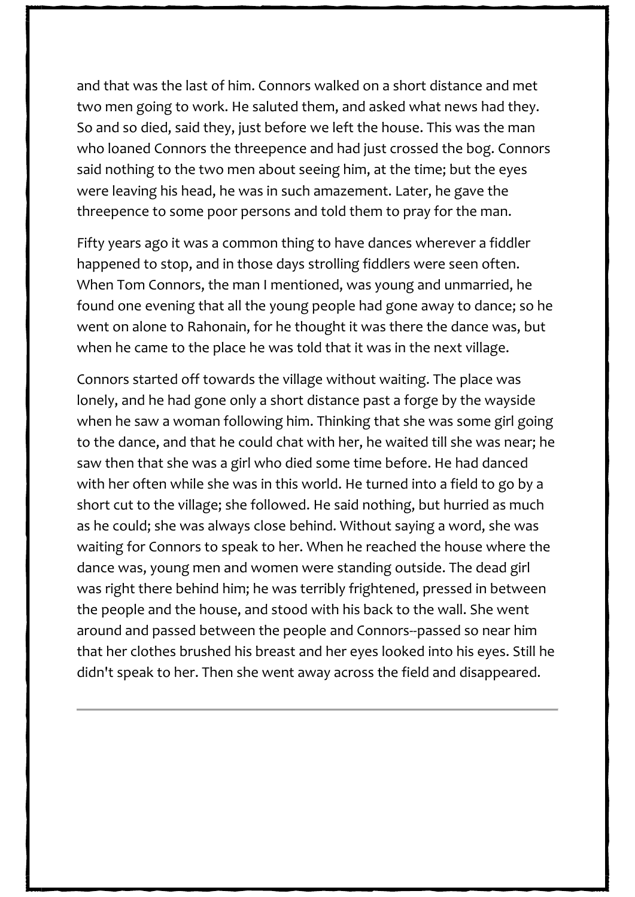and that was the last of him. Connors walked on a short distance and met two men going to work. He saluted them, and asked what news had they. So and so died, said they, just before we left the house. This was the man who loaned Connors the threepence and had just crossed the bog. Connors said nothing to the two men about seeing him, at the time; but the eyes were leaving his head, he was in such amazement. Later, he gave the threepence to some poor persons and told them to pray for the man.

Fifty years ago it was a common thing to have dances wherever a fiddler happened to stop, and in those days strolling fiddlers were seen often. When Tom Connors, the man I mentioned, was young and unmarried, he found one evening that all the young people had gone away to dance; so he went on alone to Rahonain, for he thought it was there the dance was, but when he came to the place he was told that it was in the next village.

Connors started off towards the village without waiting. The place was lonely, and he had gone only a short distance past a forge by the wayside when he saw a woman following him. Thinking that she was some girl going to the dance, and that he could chat with her, he waited till she was near; he saw then that she was a girl who died some time before. He had danced with her often while she was in this world. He turned into a field to go by a short cut to the village; she followed. He said nothing, but hurried as much as he could; she was always close behind. Without saying a word, she was waiting for Connors to speak to her. When he reached the house where the dance was, young men and women were standing outside. The dead girl was right there behind him; he was terribly frightened, pressed in between the people and the house, and stood with his back to the wall. She went around and passed between the people and Connors--passed so near him that her clothes brushed his breast and her eyes looked into his eyes. Still he didn't speak to her. Then she went away across the field and disappeared.

---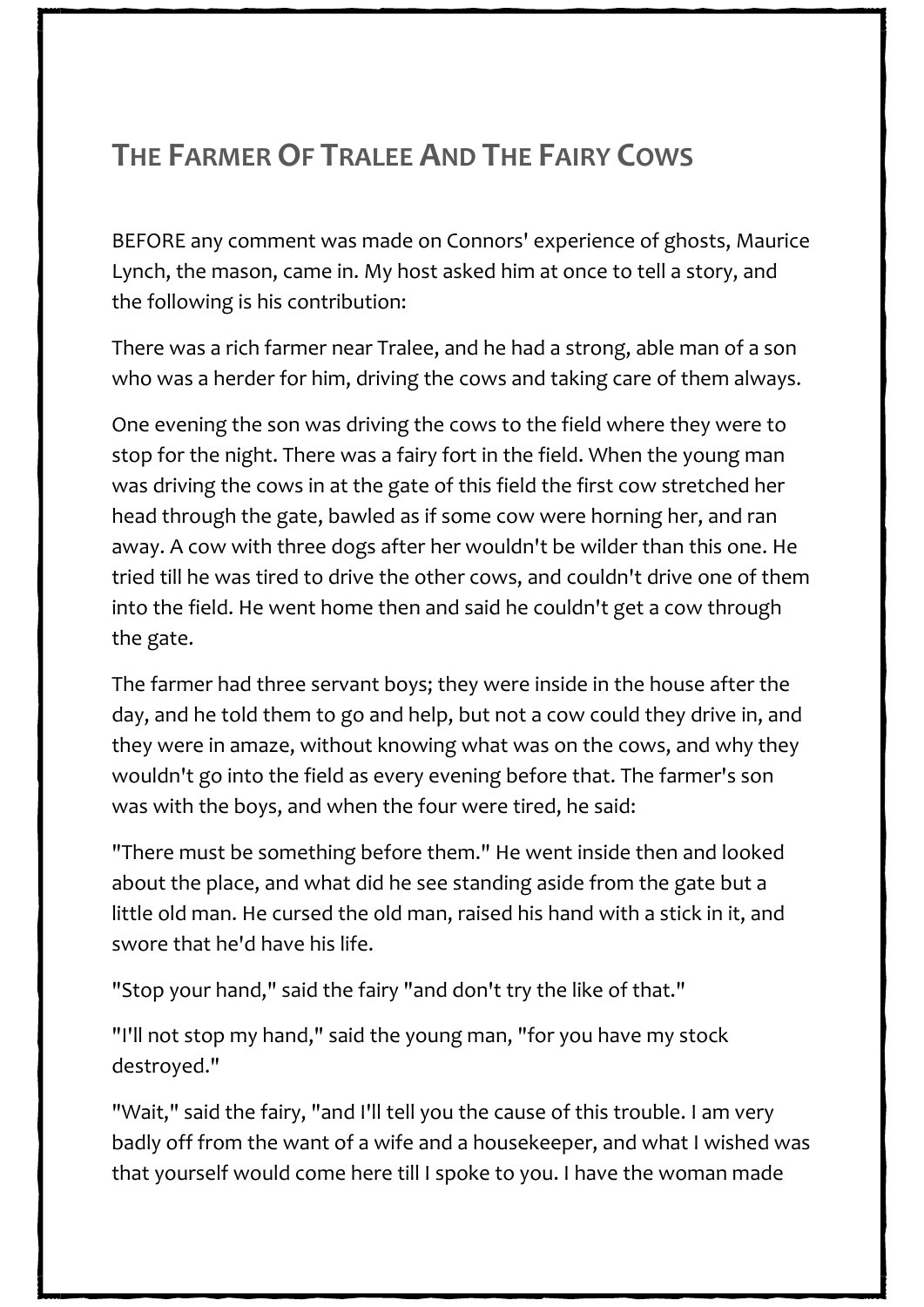## THE FARMER OF TRALEE AND THE FAIRY COWS

BEFORE any comment was made on Connors' experience of ghosts, Maurice Lynch, the mason, came in. My host asked him at once to tell a story, and the following is his contribution:

There was a rich farmer near Tralee, and he had a strong, able man of a son who was a herder for him, driving the cows and taking care of them always.

One evening the son was driving the cows to the field where they were to stop for the night. There was a fairy fort in the field. When the young man was driving the cows in at the gate of this field the first cow stretched her head through the gate, bawled as if some cow were horning her, and ran away. A cow with three dogs after her wouldn't be wilder than this one. He tried till he was tired to drive the other cows, and couldn't drive one of them into the field. He went home then and said he couldn't get a cow through the gate.

The farmer had three servant boys; they were inside in the house after the day, and he told them to go and help, but not a cow could they drive in, and they were in amaze, without knowing what was on the cows, and why they wouldn't go into the field as every evening before that. The farmer's son was with the boys, and when the four were tired, he said:

"There must be something before them." He went inside then and looked about the place, and what did he see standing aside from the gate but a little old man. He cursed the old man, raised his hand with a stick in it, and swore that he'd have his life.

"Stop your hand," said the fairy "and don't try the like of that."

"I'll not stop my hand," said the young man, "for you have my stock destroyed."

"Wait," said the fairy, "and I'll tell you the cause of this trouble. I am very badly off from the want of a wife and a housekeeper, and what I wished was that yourself would come here till I spoke to you. I have the woman made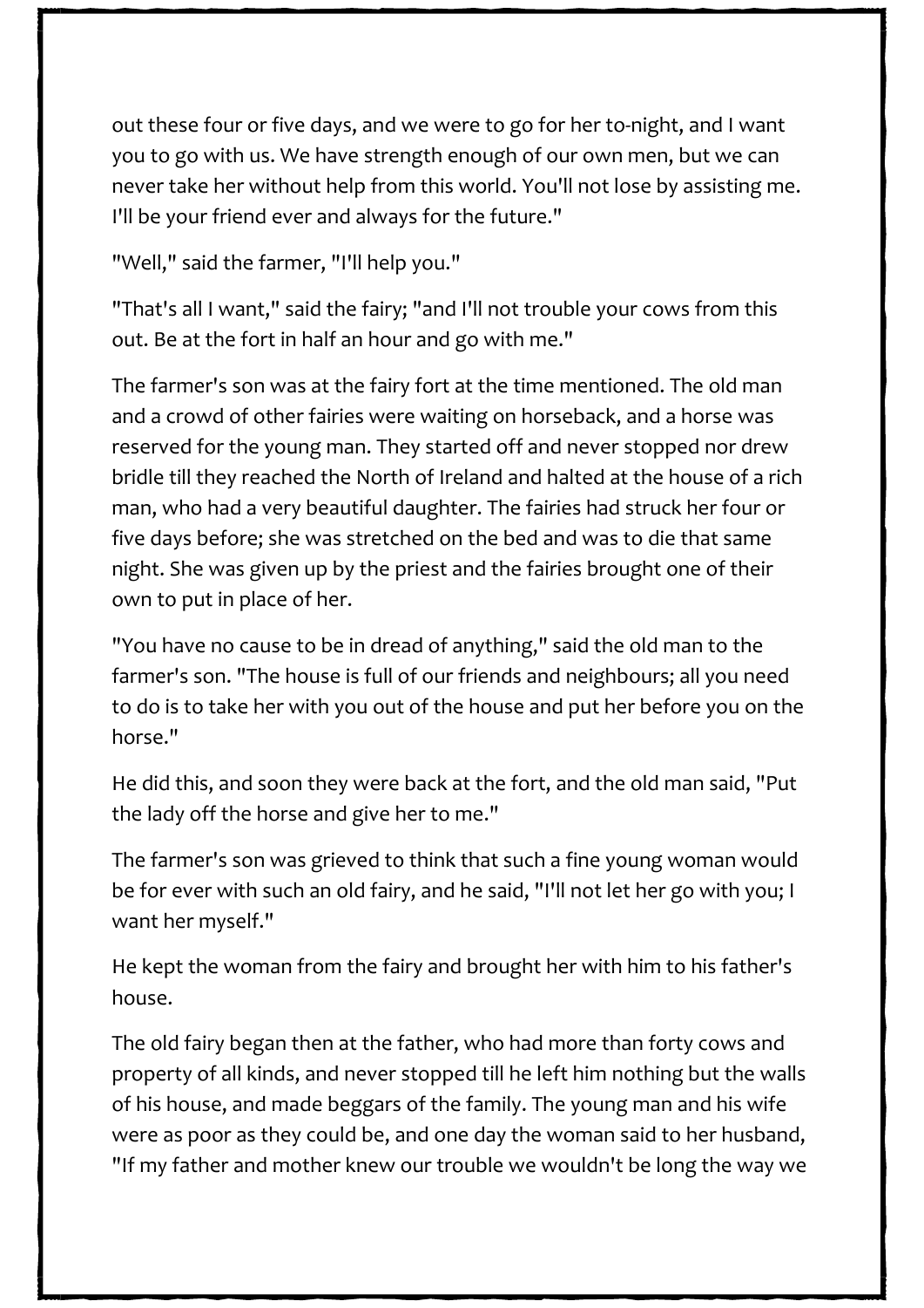out these four or five days, and we were to go for her to-night, and I want you to go with us. We have strength enough of our own men, but we can never take her without help from this world. You'll not lose by assisting me. I'll be your friend ever and always for the future."

"Well," said the farmer, "I'll help you."

"That's all I want," said the fairy; "and I'll not trouble your cows from this out. Be at the fort in half an hour and go with me."

The farmer's son was at the fairy fort at the time mentioned. The old man and a crowd of other fairies were waiting on horseback, and a horse was reserved for the young man. They started off and never stopped nor drew bridle till they reached the North of Ireland and halted at the house of a rich man, who had a very beautiful daughter. The fairies had struck her four or five days before; she was stretched on the bed and was to die that same night. She was given up by the priest and the fairies brought one of their own to put in place of her.

"You have no cause to be in dread of anything," said the old man to the farmer's son. "The house is full of our friends and neighbours; all you need to do is to take her with you out of the house and put her before you on the horse."

He did this, and soon they were back at the fort, and the old man said, "Put the lady off the horse and give her to me."

The farmer's son was grieved to think that such a fine young woman would be for ever with such an old fairy, and he said, "I'll not let her go with you; I want her myself."

He kept the woman from the fairy and brought her with him to his father's house.

The old fairy began then at the father, who had more than forty cows and property of all kinds, and never stopped till he left him nothing but the walls of his house, and made beggars of the family. The young man and his wife were as poor as they could be, and one day the woman said to her husband, "If my father and mother knew our trouble we wouldn't be long the way we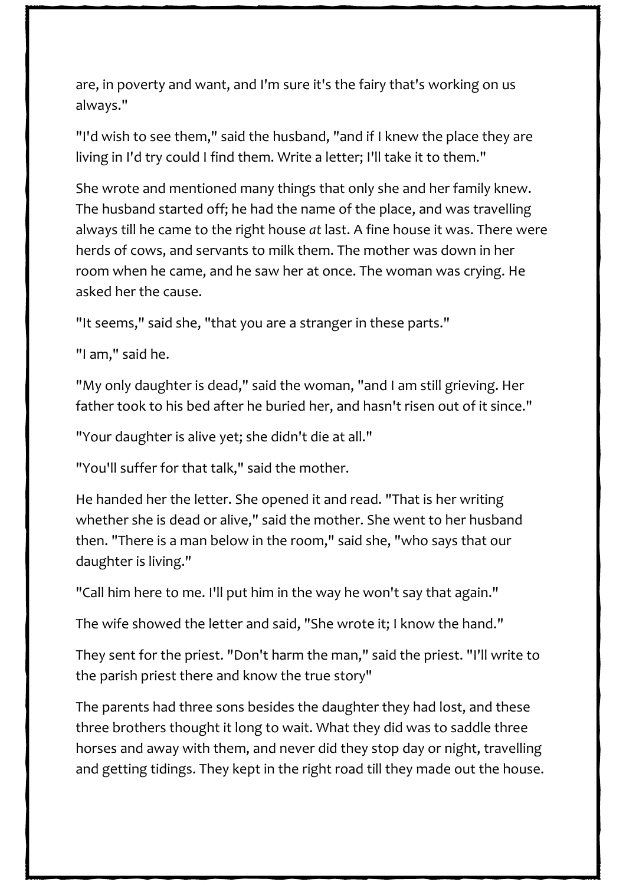are, in poverty and want, and I'm sure it's the fairy that's working on us always."

"I'd wish to see them," said the husband, "and if I knew the place they are living in I'd try could I find them. Write a letter; I'll take it to them."

She wrote and mentioned many things that only she and her family knew. The husband started off; he had the name of the place, and was travelling always till he came to the right house *at* last. A fine house it was. There were herds of cows, and servants to milk them. The mother was down in her room when he came, and he saw her at once. The woman was crying. He asked her the cause.

"It seems," said she, "that you are a stranger in these parts."

"I am," said he.

"My only daughter is dead," said the woman, "and I am still grieving. Her father took to his bed after he buried her, and hasn't risen out of it since."

"Your daughter is alive yet; she didn't die at all."

"You'll suffer for that talk," said the mother.

He handed her the letter. She opened it and read. "That is her writing whether she is dead or alive," said the mother. She went to her husband then. "There is a man below in the room," said she, "who says that our daughter is living."

"Call him here to me. I'll put him in the way he won't say that again."

The wife showed the letter and said, "She wrote it; I know the hand."

They sent for the priest. "Don't harm the man," said the priest. "I'll write to the parish priest there and know the true story"

The parents had three sons besides the daughter they had lost, and these three brothers thought it long to wait. What they did was to saddle three horses and away with them, and never did they stop day or night, travelling and getting tidings. They kept in the right road till they made out the house.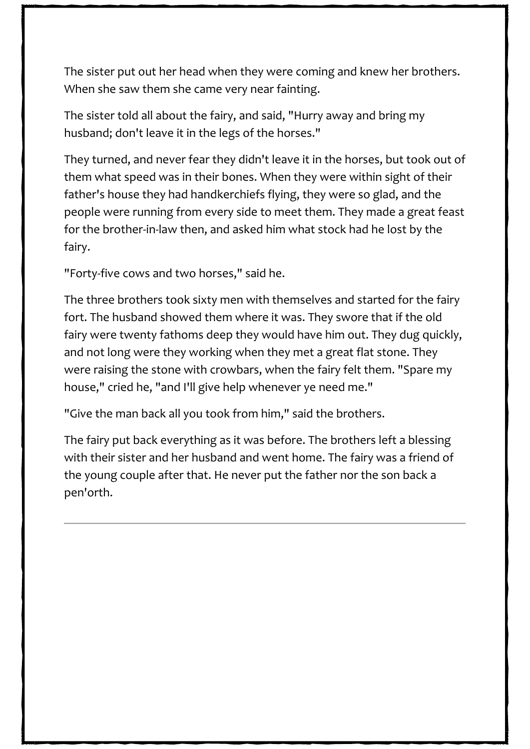The sister put out her head when they were coming and knew her brothers. When she saw them she came very near fainting.

The sister told all about the fairy, and said, "Hurry away and bring my husband; don't leave it in the legs of the horses."

They turned, and never fear they didn't leave it in the horses, but took out of them what speed was in their bones. When they were within sight of their father's house they had handkerchiefs flying, they were so glad, and the people were running from every side to meet them. They made a great feast for the brother-in-law then, and asked him what stock had he lost by the fairy.

"Forty-five cows and two horses," said he.

The three brothers took sixty men with themselves and started for the fairy fort. The husband showed them where it was. They swore that if the old fairy were twenty fathoms deep they would have him out. They dug quickly, and not long were they working when they met a great flat stone. They were raising the stone with crowbars, when the fairy felt them. "Spare my house," cried he, "and I'll give help whenever ye need me."

"Give the man back all you took from him," said the brothers.

The fairy put back everything as it was before. The brothers left a blessing with their sister and her husband and went home. The fairy was a friend of the young couple after that. He never put the father nor the son back a pen'orth.

---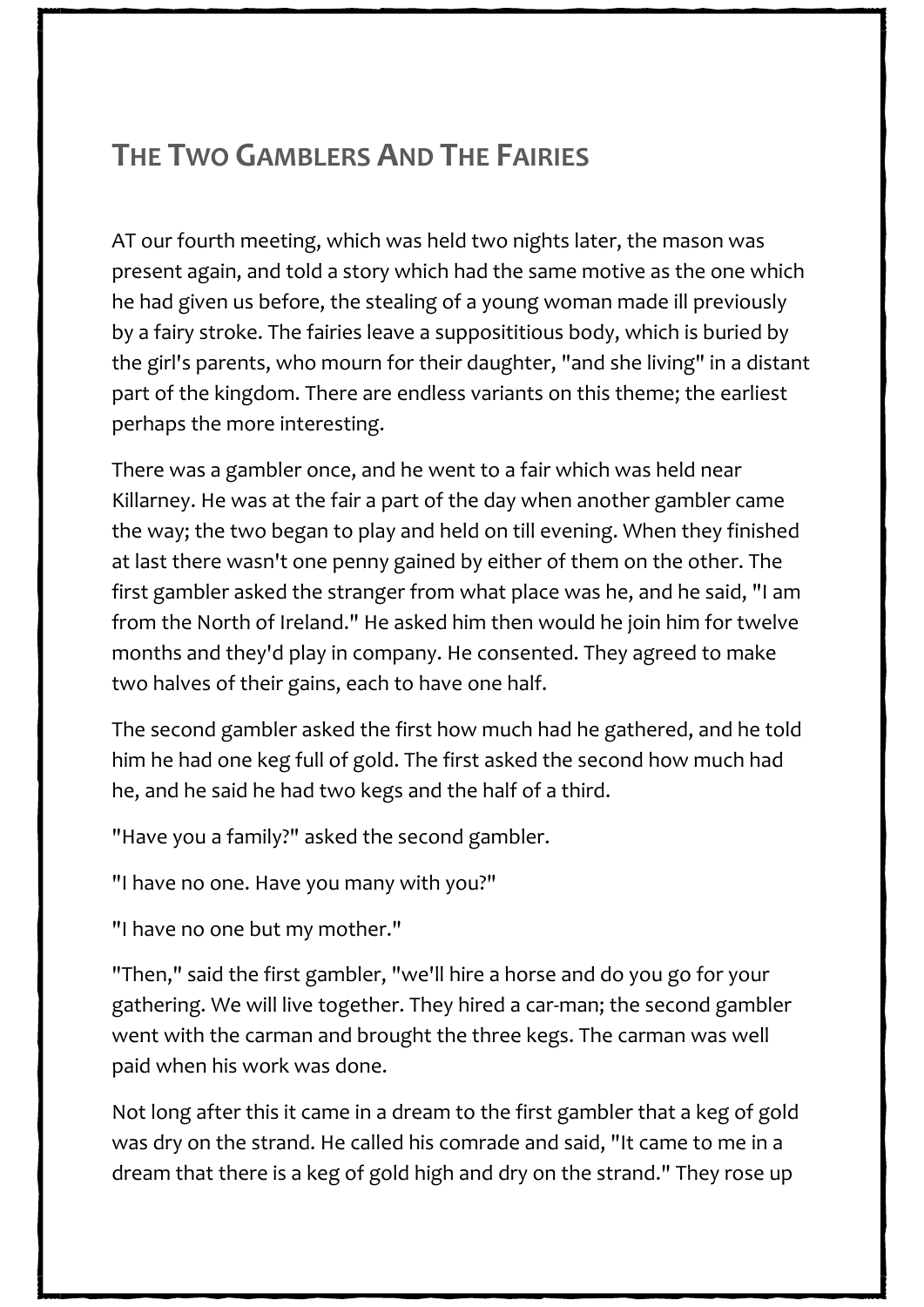## The Two Gamblers And The Fairies

AT our fourth meeting, which was held two nights later, the mason was present again, and told a story which had the same motive as the one which he had given us before, the stealing of a young woman made ill previously by a fairy stroke. The fairies leave a supposititious body, which is buried by the girl's parents, who mourn for their daughter, "and she living" in a distant part of the kingdom. There are endless variants on this theme; the earliest perhaps the more interesting.

There was a gambler once, and he went to a fair which was held near Killarney. He was at the fair a part of the day when another gambler came the way; the two began to play and held on till evening. When they finished at last there wasn't one penny gained by either of them on the other. The first gambler asked the stranger from what place was he, and he said, "I am from the North of Ireland." He asked him then would he join him for twelve months and they'd play in company. He consented. They agreed to make two halves of their gains, each to have one half.

The second gambler asked the first how much had he gathered, and he told him he had one keg full of gold. The first asked the second how much had he, and he said he had two kegs and the half of a third.

"Have you a family?" asked the second gambler.

"I have no one. Have you many with you?"

"I have no one but my mother."

"Then," said the first gambler, "we'll hire a horse and do you go for your gathering. We will live together. They hired a car-man; the second gambler went with the carman and brought the three kegs. The carman was well paid when his work was done.

Not long after this it came in a dream to the first gambler that a keg of gold was dry on the strand. He called his comrade and said, "It came to me in a dream that there is a keg of gold high and dry on the strand." They rose up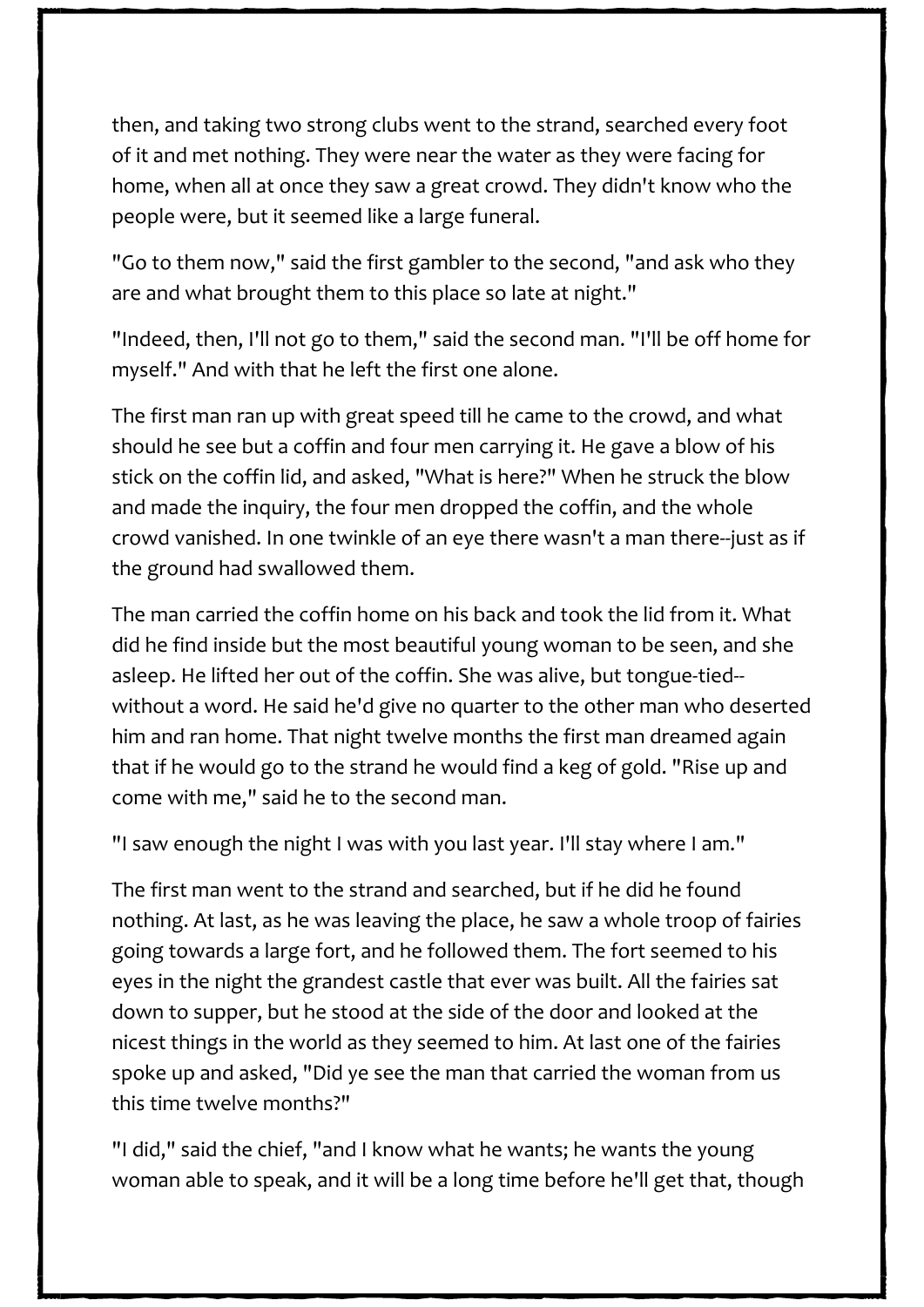then, and taking two strong clubs went to the strand, searched every foot of it and met nothing. They were near the water as they were facing for home, when all at once they saw a great crowd. They didn't know who the people were, but it seemed like a large funeral.

"Go to them now," said the first gambler to the second, "and ask who they are and what brought them to this place so late at night."

"Indeed, then, I'll not go to them," said the second man. "I'll be off home for myself." And with that he left the first one alone.

The first man ran up with great speed till he came to the crowd, and what should he see but a coffin and four men carrying it. He gave a blow of his stick on the coffin lid, and asked, "What is here?" When he struck the blow and made the inquiry, the four men dropped the coffin, and the whole crowd vanished. In one twinkle of an eye there wasn't a man there--just as if the ground had swallowed them.

The man carried the coffin home on his back and took the lid from it. What did he find inside but the most beautiful young woman to be seen, and she asleep. He lifted her out of the coffin. She was alive, but tongue-tied--without a word. He said he'd give no quarter to the other man who deserted him and ran home. That night twelve months the first man dreamed again that if he would go to the strand he would find a keg of gold. "Rise up and come with me," said he to the second man.

"I saw enough the night I was with you last year. I'll stay where I am."

The first man went to the strand and searched, but if he did he found nothing. At last, as he was leaving the place, he saw a whole troop of fairies going towards a large fort, and he followed them. The fort seemed to his eyes in the night the grandest castle that ever was built. All the fairies sat down to supper, but he stood at the side of the door and looked at the nicest things in the world as they seemed to him. At last one of the fairies spoke up and asked, "Did ye see the man that carried the woman from us this time twelve months?"

"I did," said the chief, "and I know what he wants; he wants the young woman able to speak, and it will be a long time before he'll get that, though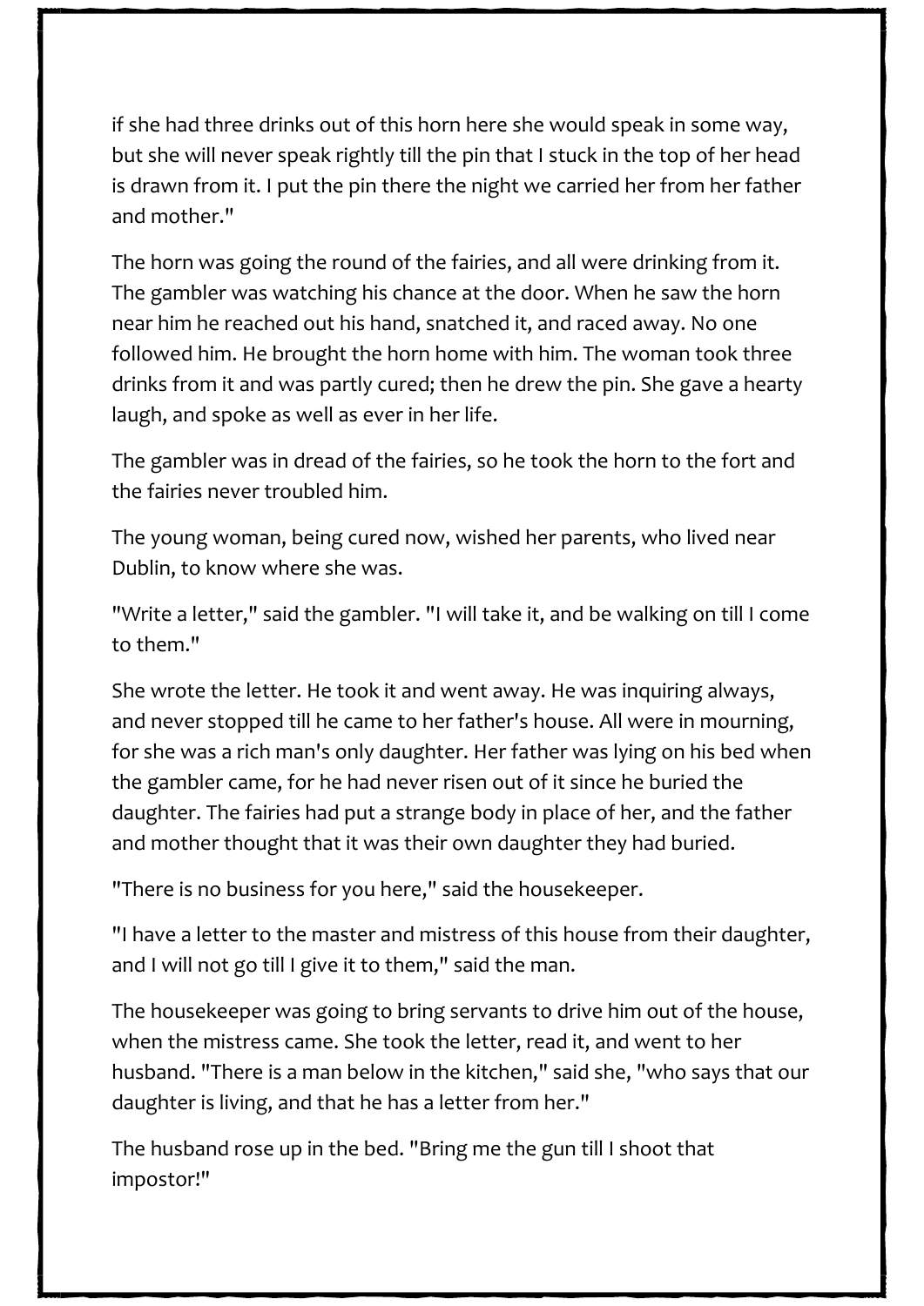if she had three drinks out of this horn here she would speak in some way, but she will never speak rightly till the pin that I stuck in the top of her head is drawn from it. I put the pin there the night we carried her from her father and mother."

The horn was going the round of the fairies, and all were drinking from it. The gambler was watching his chance at the door. When he saw the horn near him he reached out his hand, snatched it, and raced away. No one followed him. He brought the horn home with him. The woman took three drinks from it and was partly cured; then he drew the pin. She gave a hearty laugh, and spoke as well as ever in her life.

The gambler was in dread of the fairies, so he took the horn to the fort and the fairies never troubled him.

The young woman, being cured now, wished her parents, who lived near Dublin, to know where she was.

"Write a letter," said the gambler. "I will take it, and be walking on till I come to them."

She wrote the letter. He took it and went away. He was inquiring always, and never stopped till he came to her father's house. All were in mourning, for she was a rich man's only daughter. Her father was lying on his bed when the gambler came, for he had never risen out of it since he buried the daughter. The fairies had put a strange body in place of her, and the father and mother thought that it was their own daughter they had buried.

"There is no business for you here," said the housekeeper.

"I have a letter to the master and mistress of this house from their daughter, and I will not go till I give it to them," said the man.

The housekeeper was going to bring servants to drive him out of the house, when the mistress came. She took the letter, read it, and went to her husband. "There is a man below in the kitchen," said she, "who says that our daughter is living, and that he has a letter from her."

The husband rose up in the bed. "Bring me the gun till I shoot that impostor!"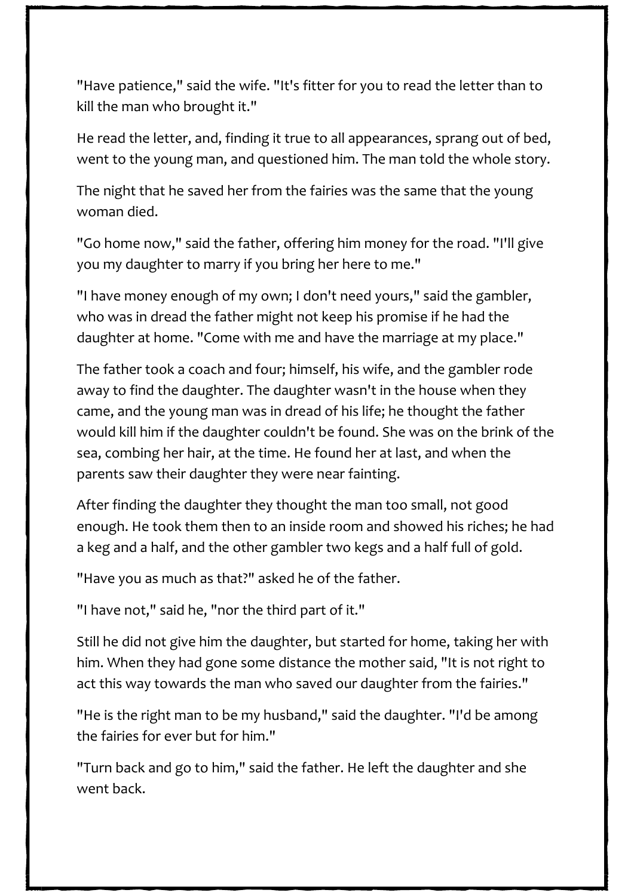"Have patience," said the wife. "It's fitter for you to read the letter than to kill the man who brought it."

He read the letter, and, finding it true to all appearances, sprang out of bed, went to the young man, and questioned him. The man told the whole story.

The night that he saved her from the fairies was the same that the young woman died.

"Go home now," said the father, offering him money for the road. "I'll give you my daughter to marry if you bring her here to me."

"I have money enough of my own; I don't need yours," said the gambler, who was in dread the father might not keep his promise if he had the daughter at home. "Come with me and have the marriage at my place."

The father took a coach and four; himself, his wife, and the gambler rode away to find the daughter. The daughter wasn't in the house when they came, and the young man was in dread of his life; he thought the father would kill him if the daughter couldn't be found. She was on the brink of the sea, combing her hair, at the time. He found her at last, and when the parents saw their daughter they were near fainting.

After finding the daughter they thought the man too small, not good enough. He took them then to an inside room and showed his riches; he had a keg and a half, and the other gambler two kegs and a half full of gold.

"Have you as much as that?" asked he of the father.

"I have not," said he, "nor the third part of it."

Still he did not give him the daughter, but started for home, taking her with him. When they had gone some distance the mother said, "It is not right to act this way towards the man who saved our daughter from the fairies."

"He is the right man to be my husband," said the daughter. "I'd be among the fairies for ever but for him."

"Turn back and go to him," said the father. He left the daughter and she went back.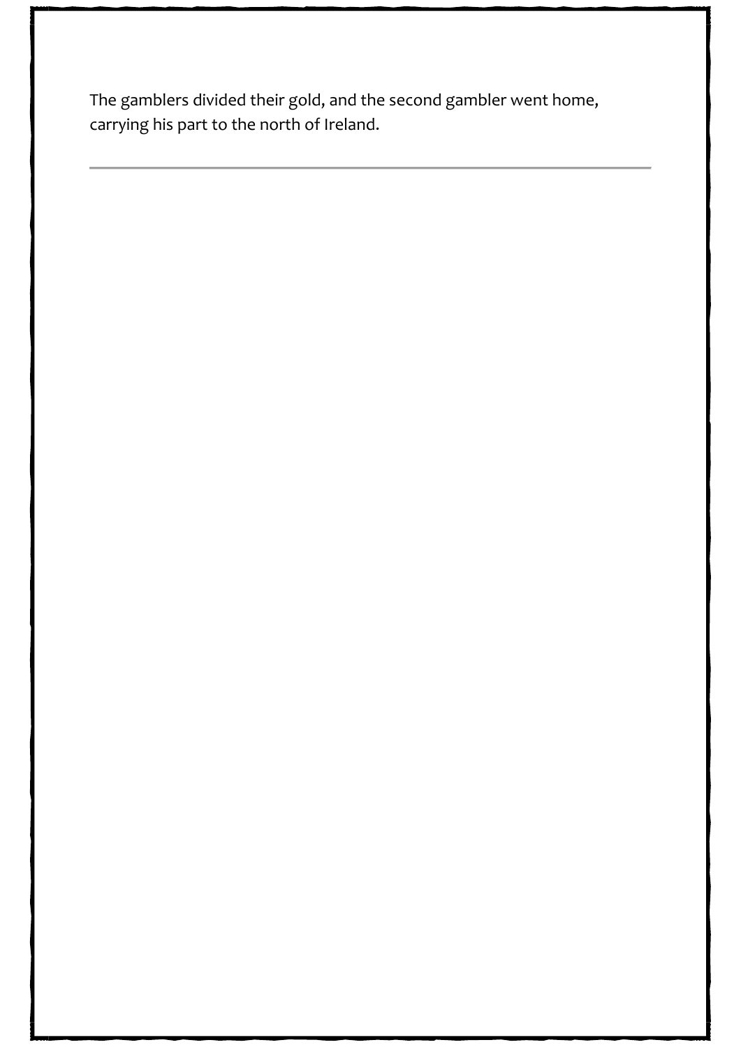The gamblers divided their gold, and the second gambler went home, carrying his part to the north of Ireland.

---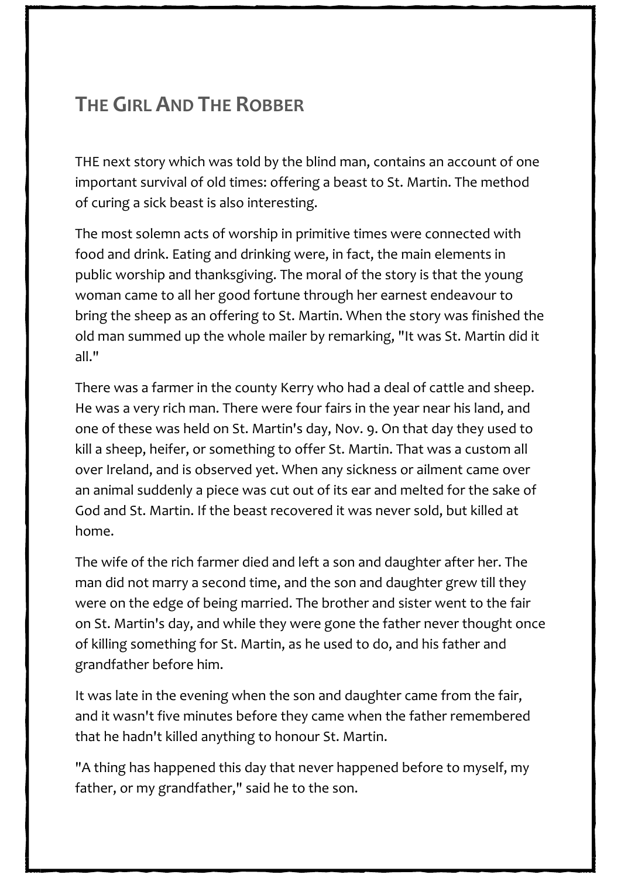## The Girl And The Robber

THE next story which was told by the blind man, contains an account of one important survival of old times: offering a beast to St. Martin. The method of curing a sick beast is also interesting.

The most solemn acts of worship in primitive times were connected with food and drink. Eating and drinking were, in fact, the main elements in public worship and thanksgiving. The moral of the story is that the young woman came to all her good fortune through her earnest endeavour to bring the sheep as an offering to St. Martin. When the story was finished the old man summed up the whole mailer by remarking, "It was St. Martin did it all."

There was a farmer in the county Kerry who had a deal of cattle and sheep. He was a very rich man. There were four fairs in the year near his land, and one of these was held on St. Martin's day, Nov. 9. On that day they used to kill a sheep, heifer, or something to offer St. Martin. That was a custom all over Ireland, and is observed yet. When any sickness or ailment came over an animal suddenly a piece was cut out of its ear and melted for the sake of God and St. Martin. If the beast recovered it was never sold, but killed at home.

The wife of the rich farmer died and left a son and daughter after her. The man did not marry a second time, and the son and daughter grew till they were on the edge of being married. The brother and sister went to the fair on St. Martin's day, and while they were gone the father never thought once of killing something for St. Martin, as he used to do, and his father and grandfather before him.

It was late in the evening when the son and daughter came from the fair, and it wasn't five minutes before they came when the father remembered that he hadn't killed anything to honour St. Martin.

"A thing has happened this day that never happened before to myself, my father, or my grandfather," said he to the son.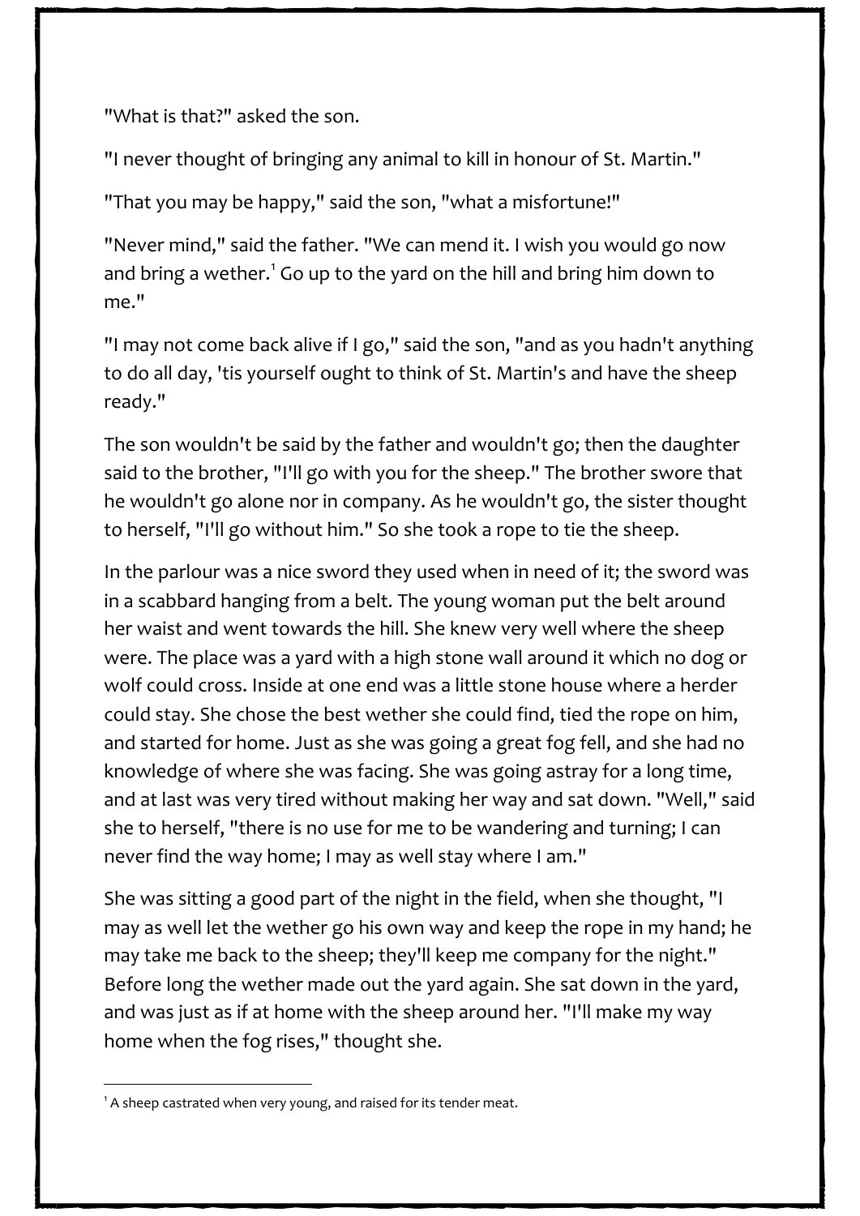"What is that?" asked the son.

"I never thought of bringing any animal to kill in honour of St. Martin."

"That you may be happy," said the son, "what a misfortune!"

"Never mind," said the father. "We can mend it. I wish you would go now and bring a wether.[1] Go up to the yard on the hill and bring him down to me."

"I may not come back alive if I go," said the son, "and as you hadn't anything to do all day, 'tis yourself ought to think of St. Martin's and have the sheep ready."

The son wouldn't be said by the father and wouldn't go; then the daughter said to the brother, "I'll go with you for the sheep." The brother swore that he wouldn't go alone nor in company. As he wouldn't go, the sister thought to herself, "I'll go without him." So she took a rope to tie the sheep.

In the parlour was a nice sword they used when in need of it; the sword was in a scabbard hanging from a belt. The young woman put the belt around her waist and went towards the hill. She knew very well where the sheep were. The place was a yard with a high stone wall around it which no dog or wolf could cross. Inside at one end was a little stone house where a herder could stay. She chose the best wether she could find, tied the rope on him, and started for home. Just as she was going a great fog fell, and she had no knowledge of where she was facing. She was going astray for a long time, and at last was very tired without making her way and sat down. "Well," said she to herself, "there is no use for me to be wandering and turning; I can never find the way home; I may as well stay where I am."

She was sitting a good part of the night in the field, when she thought, "I may as well let the wether go his own way and keep the rope in my hand; he may take me back to the sheep; they'll keep me company for the night." Before long the wether made out the yard again. She sat down in the yard, and was just as if at home with the sheep around her. "I'll make my way home when the fog rises," thought she.

[1] A sheep castrated when very young, and raised for its tender meat.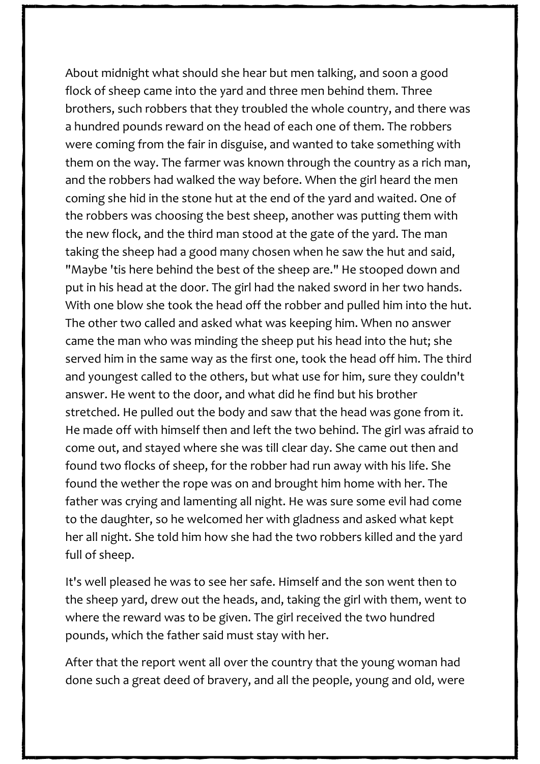About midnight what should she hear but men talking, and soon a good flock of sheep came into the yard and three men behind them. Three brothers, such robbers that they troubled the whole country, and there was a hundred pounds reward on the head of each one of them. The robbers were coming from the fair in disguise, and wanted to take something with them on the way. The farmer was known through the country as a rich man, and the robbers had walked the way before. When the girl heard the men coming she hid in the stone hut at the end of the yard and waited. One of the robbers was choosing the best sheep, another was putting them with the new flock, and the third man stood at the gate of the yard. The man taking the sheep had a good many chosen when he saw the hut and said, "Maybe 'tis here behind the best of the sheep are." He stooped down and put in his head at the door. The girl had the naked sword in her two hands. With one blow she took the head off the robber and pulled him into the hut. The other two called and asked what was keeping him. When no answer came the man who was minding the sheep put his head into the hut; she served him in the same way as the first one, took the head off him. The third and youngest called to the others, but what use for him, sure they couldn't answer. He went to the door, and what did he find but his brother stretched. He pulled out the body and saw that the head was gone from it. He made off with himself then and left the two behind. The girl was afraid to come out, and stayed where she was till clear day. She came out then and found two flocks of sheep, for the robber had run away with his life. She found the wether the rope was on and brought him home with her. The father was crying and lamenting all night. He was sure some evil had come to the daughter, so he welcomed her with gladness and asked what kept her all night. She told him how she had the two robbers killed and the yard full of sheep.

It's well pleased he was to see her safe. Himself and the son went then to the sheep yard, drew out the heads, and, taking the girl with them, went to where the reward was to be given. The girl received the two hundred pounds, which the father said must stay with her.

After that the report went all over the country that the young woman had done such a great deed of bravery, and all the people, young and old, were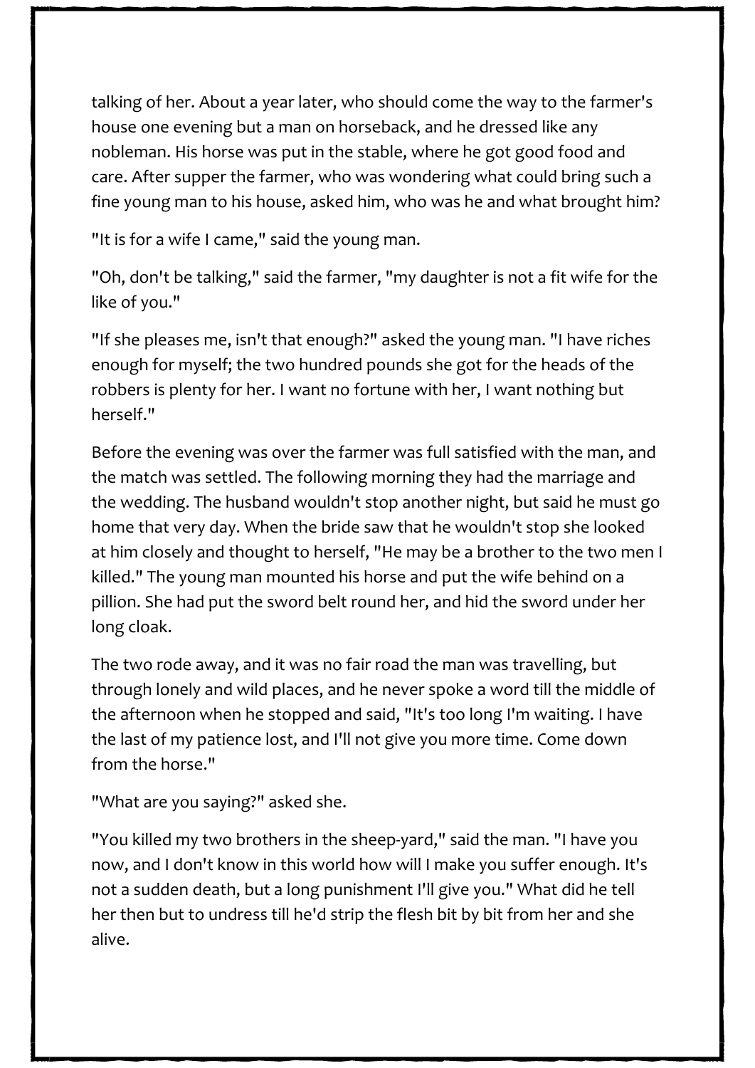talking of her. About a year later, who should come the way to the farmer's house one evening but a man on horseback, and he dressed like any nobleman. His horse was put in the stable, where he got good food and care. After supper the farmer, who was wondering what could bring such a fine young man to his house, asked him, who was he and what brought him?

"It is for a wife I came," said the young man.

"Oh, don't be talking," said the farmer, "my daughter is not a fit wife for the like of you."

"If she pleases me, isn't that enough?" asked the young man. "I have riches enough for myself; the two hundred pounds she got for the heads of the robbers is plenty for her. I want no fortune with her, I want nothing but herself."

Before the evening was over the farmer was full satisfied with the man, and the match was settled. The following morning they had the marriage and the wedding. The husband wouldn't stop another night, but said he must go home that very day. When the bride saw that he wouldn't stop she looked at him closely and thought to herself, "He may be a brother to the two men I killed." The young man mounted his horse and put the wife behind on a pillion. She had put the sword belt round her, and hid the sword under her long cloak.

The two rode away, and it was no fair road the man was travelling, but through lonely and wild places, and he never spoke a word till the middle of the afternoon when he stopped and said, "It's too long I'm waiting. I have the last of my patience lost, and I'll not give you more time. Come down from the horse."

"What are you saying?" asked she.

"You killed my two brothers in the sheep-yard," said the man. "I have you now, and I don't know in this world how will I make you suffer enough. It's not a sudden death, but a long punishment I'll give you." What did he tell her then but to undress till he'd strip the flesh bit by bit from her and she alive.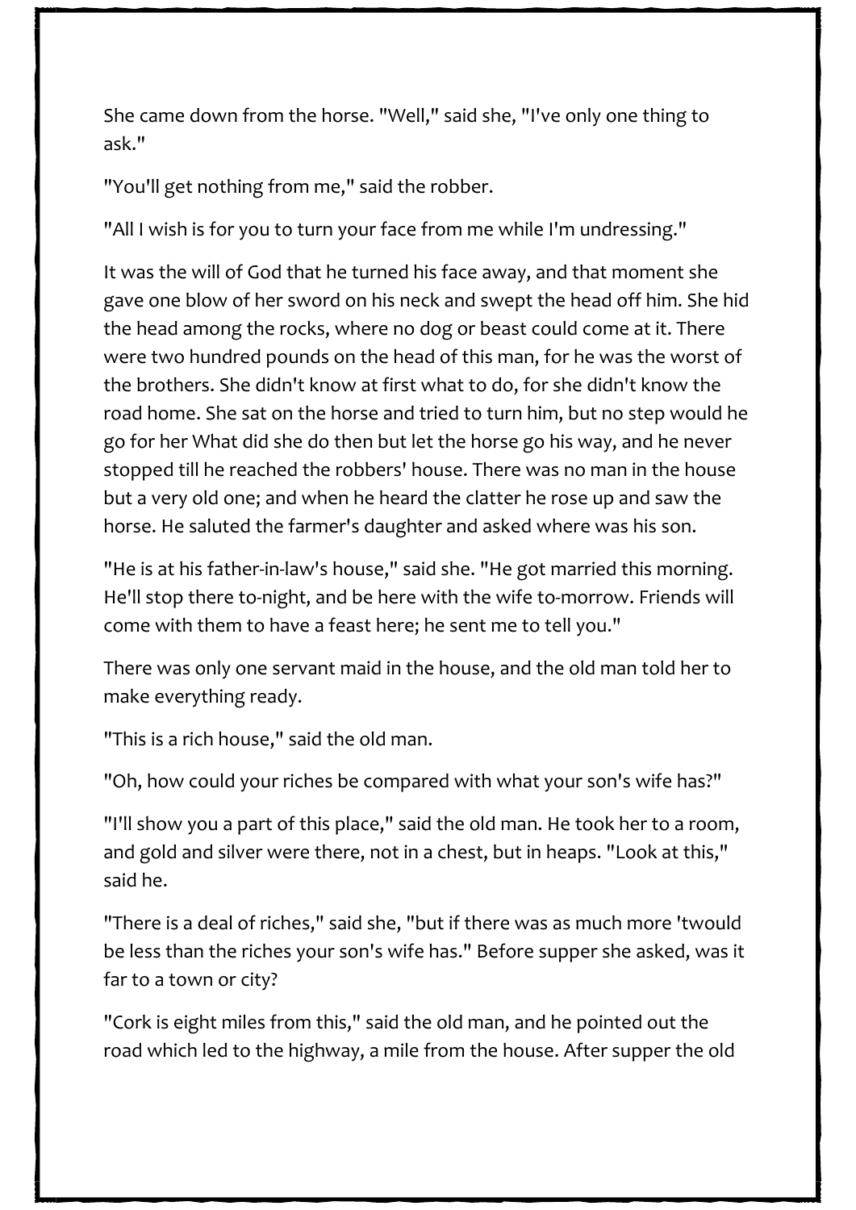She came down from the horse. "Well," said she, "I've only one thing to ask."

"You'll get nothing from me," said the robber.

"All I wish is for you to turn your face from me while I'm undressing."

It was the will of God that he turned his face away, and that moment she gave one blow of her sword on his neck and swept the head off him. She hid the head among the rocks, where no dog or beast could come at it. There were two hundred pounds on the head of this man, for he was the worst of the brothers. She didn't know at first what to do, for she didn't know the road home. She sat on the horse and tried to turn him, but no step would he go for her What did she do then but let the horse go his way, and he never stopped till he reached the robbers' house. There was no man in the house but a very old one; and when he heard the clatter he rose up and saw the horse. He saluted the farmer's daughter and asked where was his son.

"He is at his father-in-law's house," said she. "He got married this morning. He'll stop there to-night, and be here with the wife to-morrow. Friends will come with them to have a feast here; he sent me to tell you."

There was only one servant maid in the house, and the old man told her to make everything ready.

"This is a rich house," said the old man.

"Oh, how could your riches be compared with what your son's wife has?"

"I'll show you a part of this place," said the old man. He took her to a room, and gold and silver were there, not in a chest, but in heaps. "Look at this," said he.

"There is a deal of riches," said she, "but if there was as much more 'twould be less than the riches your son's wife has." Before supper she asked, was it far to a town or city?

"Cork is eight miles from this," said the old man, and he pointed out the road which led to the highway, a mile from the house. After supper the old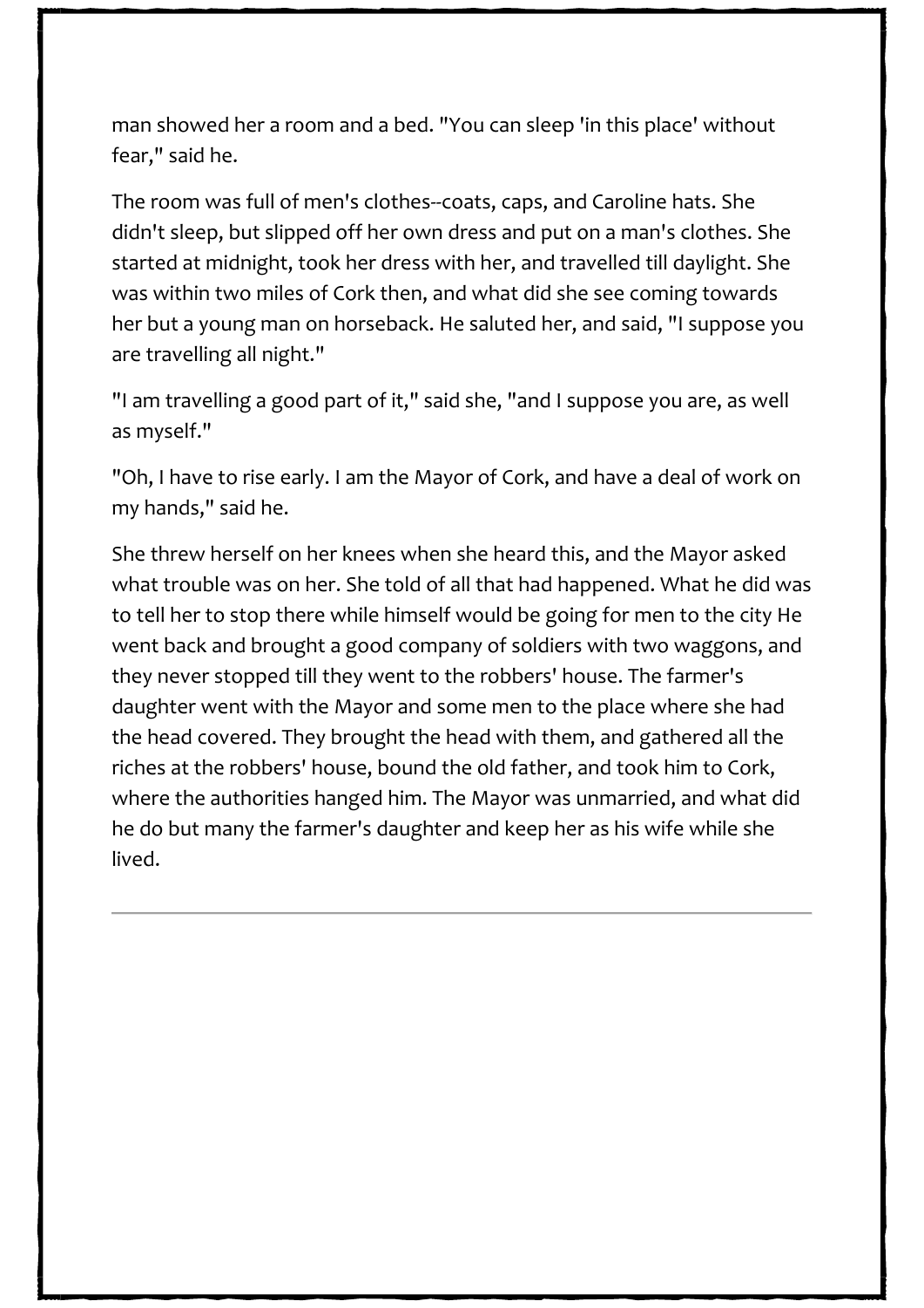man showed her a room and a bed. "You can sleep 'in this place' without fear," said he.

The room was full of men's clothes--coats, caps, and Caroline hats. She didn't sleep, but slipped off her own dress and put on a man's clothes. She started at midnight, took her dress with her, and travelled till daylight. She was within two miles of Cork then, and what did she see coming towards her but a young man on horseback. He saluted her, and said, "I suppose you are travelling all night."

"I am travelling a good part of it," said she, "and I suppose you are, as well as myself."

"Oh, I have to rise early. I am the Mayor of Cork, and have a deal of work on my hands," said he.

She threw herself on her knees when she heard this, and the Mayor asked what trouble was on her. She told of all that had happened. What he did was to tell her to stop there while himself would be going for men to the city He went back and brought a good company of soldiers with two waggons, and they never stopped till they went to the robbers' house. The farmer's daughter went with the Mayor and some men to the place where she had the head covered. They brought the head with them, and gathered all the riches at the robbers' house, bound the old father, and took him to Cork, where the authorities hanged him. The Mayor was unmarried, and what did he do but many the farmer's daughter and keep her as his wife while she lived.

---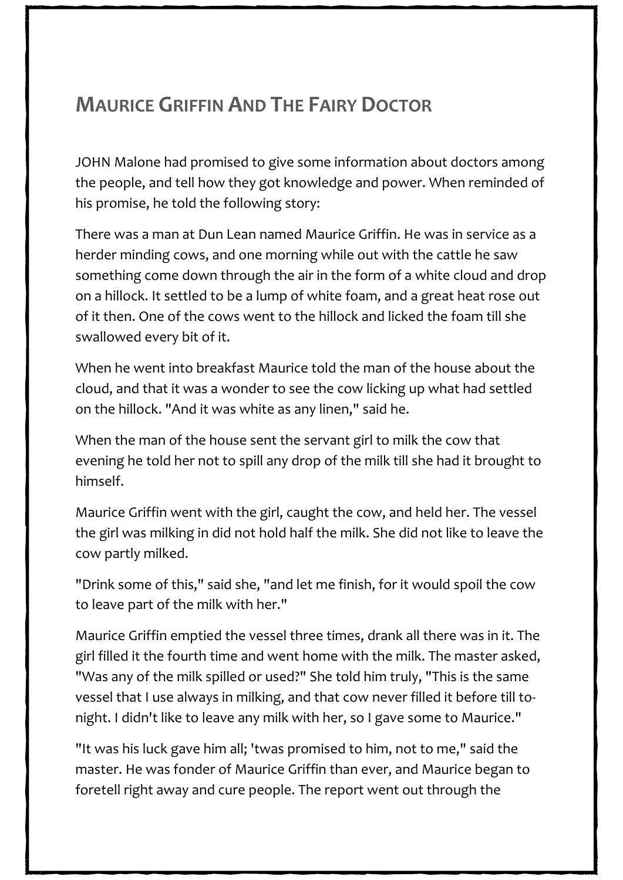## Maurice Griffin And The Fairy Doctor

JOHN Malone had promised to give some information about doctors among the people, and tell how they got knowledge and power. When reminded of his promise, he told the following story:

There was a man at Dun Lean named Maurice Griffin. He was in service as a herder minding cows, and one morning while out with the cattle he saw something come down through the air in the form of a white cloud and drop on a hillock. It settled to be a lump of white foam, and a great heat rose out of it then. One of the cows went to the hillock and licked the foam till she swallowed every bit of it.

When he went into breakfast Maurice told the man of the house about the cloud, and that it was a wonder to see the cow licking up what had settled on the hillock. "And it was white as any linen," said he.

When the man of the house sent the servant girl to milk the cow that evening he told her not to spill any drop of the milk till she had it brought to himself.

Maurice Griffin went with the girl, caught the cow, and held her. The vessel the girl was milking in did not hold half the milk. She did not like to leave the cow partly milked.

"Drink some of this," said she, "and let me finish, for it would spoil the cow to leave part of the milk with her."

Maurice Griffin emptied the vessel three times, drank all there was in it. The girl filled it the fourth time and went home with the milk. The master asked, "Was any of the milk spilled or used?" She told him truly, "This is the same vessel that I use always in milking, and that cow never filled it before till to-night. I didn't like to leave any milk with her, so I gave some to Maurice."

"It was his luck gave him all; 'twas promised to him, not to me," said the master. He was fonder of Maurice Griffin than ever, and Maurice began to foretell right away and cure people. The report went out through the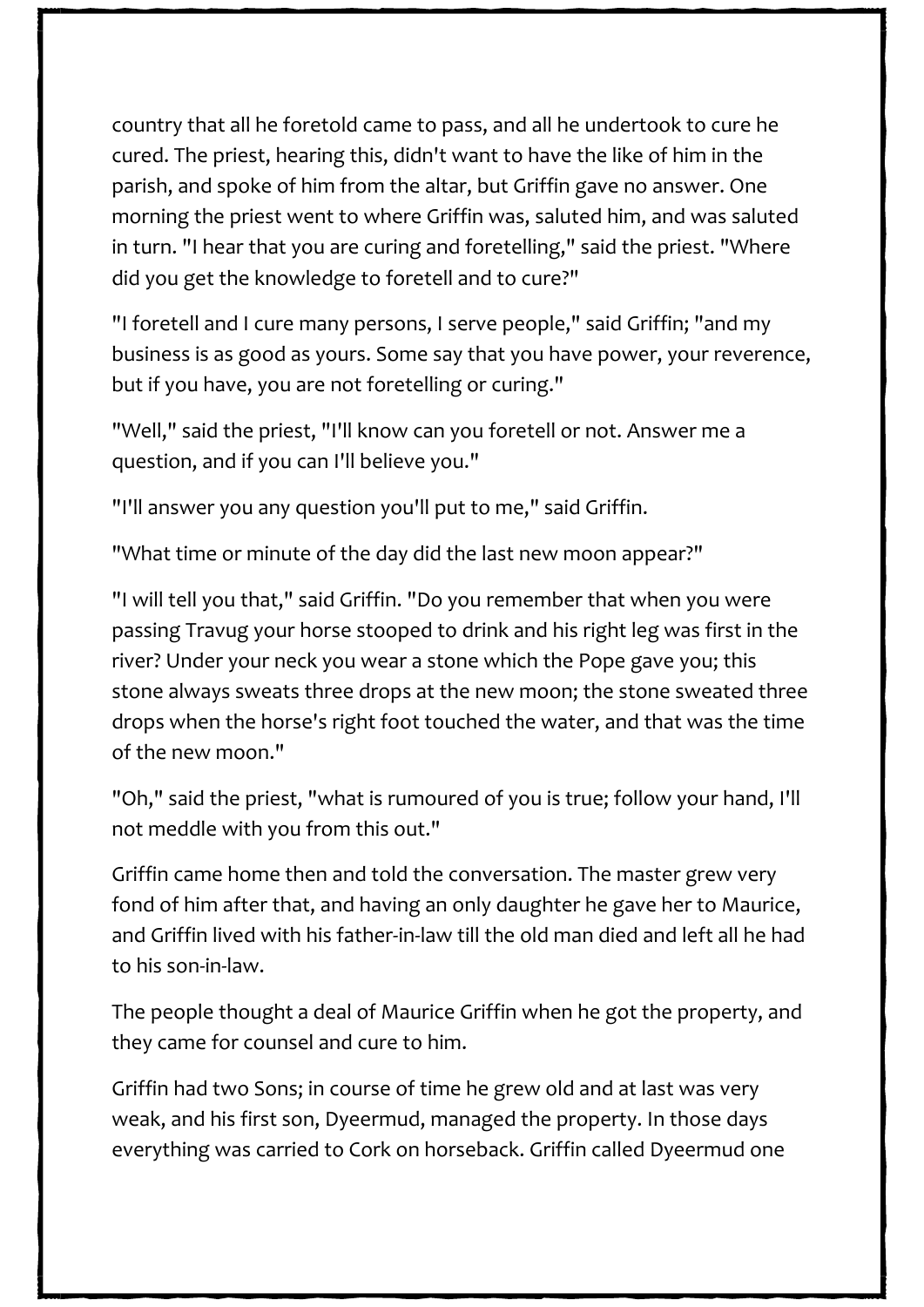country that all he foretold came to pass, and all he undertook to cure he cured. The priest, hearing this, didn't want to have the like of him in the parish, and spoke of him from the altar, but Griffin gave no answer. One morning the priest went to where Griffin was, saluted him, and was saluted in turn. "I hear that you are curing and foretelling," said the priest. "Where did you get the knowledge to foretell and to cure?"

"I foretell and I cure many persons, I serve people," said Griffin; "and my business is as good as yours. Some say that you have power, your reverence, but if you have, you are not foretelling or curing."

"Well," said the priest, "I'll know can you foretell or not. Answer me a question, and if you can I'll believe you."

"I'll answer you any question you'll put to me," said Griffin.

"What time or minute of the day did the last new moon appear?"

"I will tell you that," said Griffin. "Do you remember that when you were passing Travug your horse stooped to drink and his right leg was first in the river? Under your neck you wear a stone which the Pope gave you; this stone always sweats three drops at the new moon; the stone sweated three drops when the horse's right foot touched the water, and that was the time of the new moon."

"Oh," said the priest, "what is rumoured of you is true; follow your hand, I'll not meddle with you from this out."

Griffin came home then and told the conversation. The master grew very fond of him after that, and having an only daughter he gave her to Maurice, and Griffin lived with his father-in-law till the old man died and left all he had to his son-in-law.

The people thought a deal of Maurice Griffin when he got the property, and they came for counsel and cure to him.

Griffin had two Sons; in course of time he grew old and at last was very weak, and his first son, Dyeermud, managed the property. In those days everything was carried to Cork on horseback. Griffin called Dyeermud one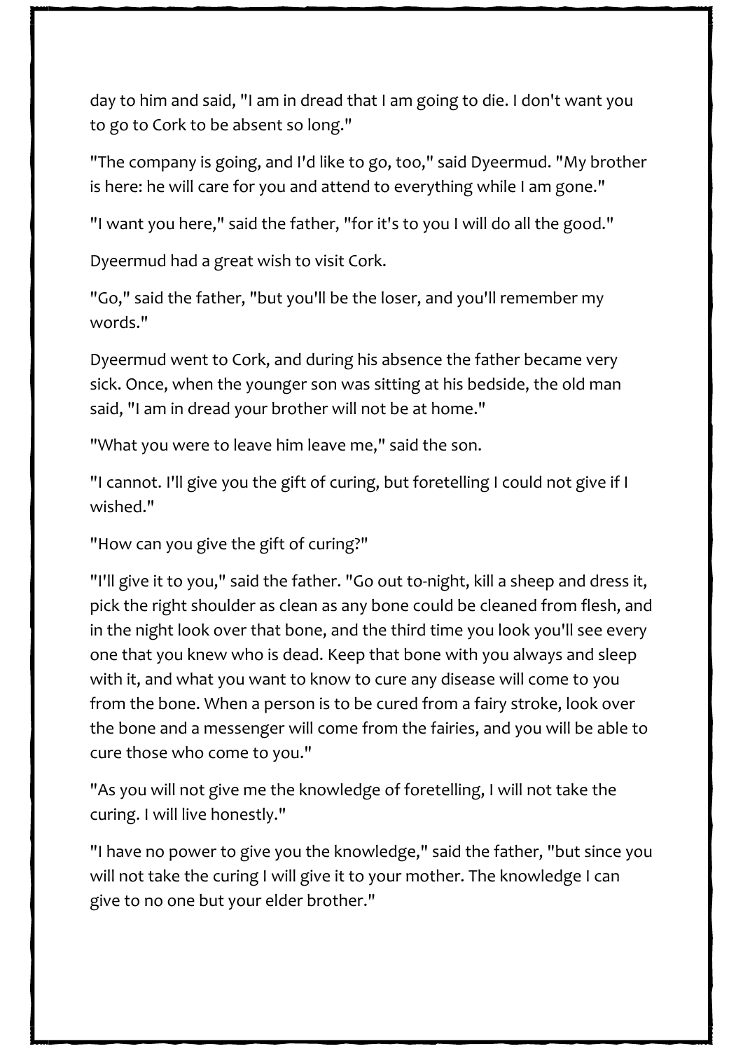day to him and said, "I am in dread that I am going to die. I don't want you to go to Cork to be absent so long."

"The company is going, and I'd like to go, too," said Dyeermud. "My brother is here: he will care for you and attend to everything while I am gone."

"I want you here," said the father, "for it's to you I will do all the good."

Dyeermud had a great wish to visit Cork.

"Go," said the father, "but you'll be the loser, and you'll remember my words."

Dyeermud went to Cork, and during his absence the father became very sick. Once, when the younger son was sitting at his bedside, the old man said, "I am in dread your brother will not be at home."

"What you were to leave him leave me," said the son.

"I cannot. I'll give you the gift of curing, but foretelling I could not give if I wished."

"How can you give the gift of curing?"

"I'll give it to you," said the father. "Go out to-night, kill a sheep and dress it, pick the right shoulder as clean as any bone could be cleaned from flesh, and in the night look over that bone, and the third time you look you'll see every one that you knew who is dead. Keep that bone with you always and sleep with it, and what you want to know to cure any disease will come to you from the bone. When a person is to be cured from a fairy stroke, look over the bone and a messenger will come from the fairies, and you will be able to cure those who come to you."

"As you will not give me the knowledge of foretelling, I will not take the curing. I will live honestly."

"I have no power to give you the knowledge," said the father, "but since you will not take the curing I will give it to your mother. The knowledge I can give to no one but your elder brother."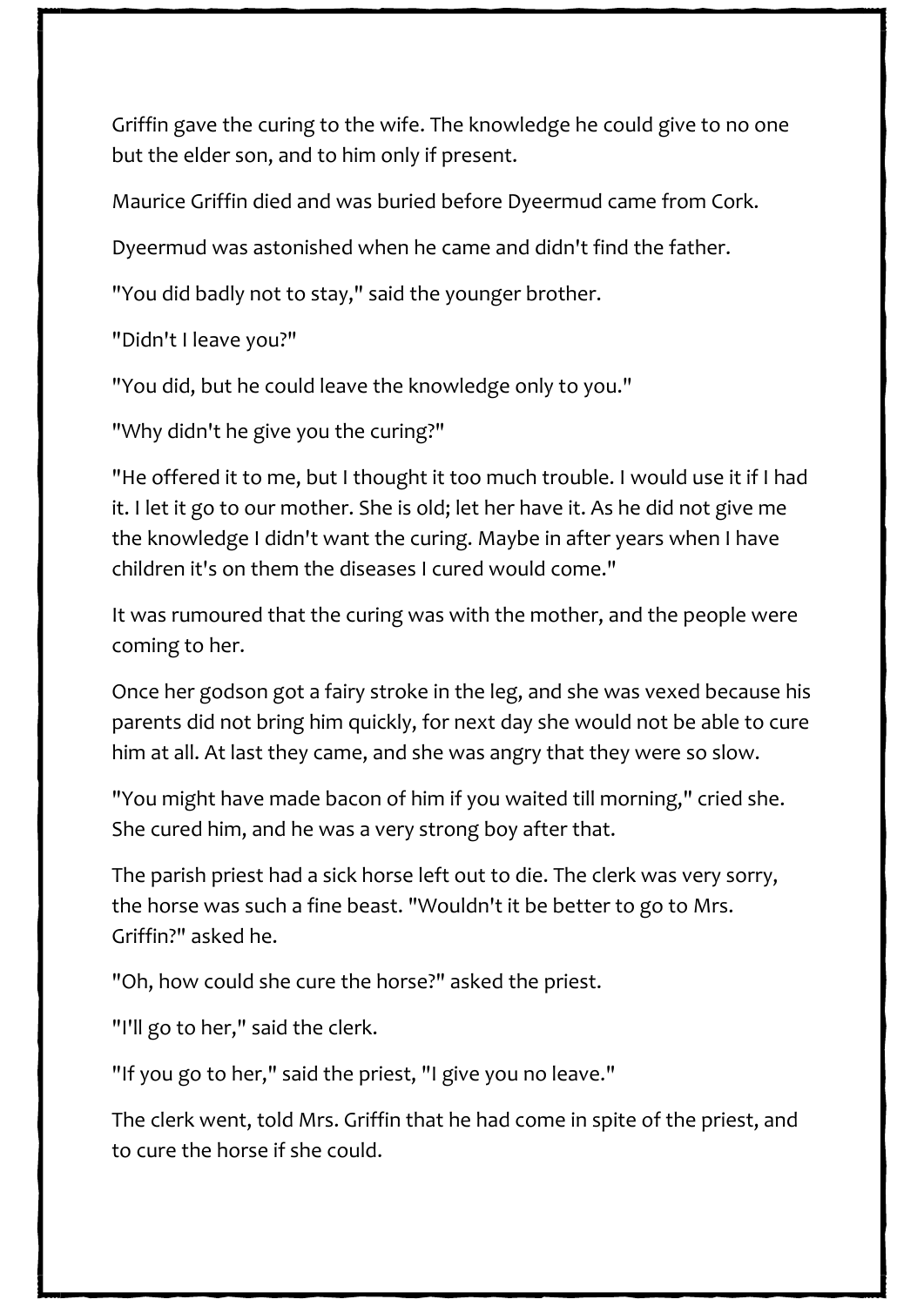Griffin gave the curing to the wife. The knowledge he could give to no one but the elder son, and to him only if present.

Maurice Griffin died and was buried before Dyeermud came from Cork.

Dyeermud was astonished when he came and didn't find the father.

"You did badly not to stay," said the younger brother.

"Didn't I leave you?"

"You did, but he could leave the knowledge only to you."

"Why didn't he give you the curing?"

"He offered it to me, but I thought it too much trouble. I would use it if I had it. I let it go to our mother. She is old; let her have it. As he did not give me the knowledge I didn't want the curing. Maybe in after years when I have children it's on them the diseases I cured would come."

It was rumoured that the curing was with the mother, and the people were coming to her.

Once her godson got a fairy stroke in the leg, and she was vexed because his parents did not bring him quickly, for next day she would not be able to cure him at all. At last they came, and she was angry that they were so slow.

"You might have made bacon of him if you waited till morning," cried she. She cured him, and he was a very strong boy after that.

The parish priest had a sick horse left out to die. The clerk was very sorry, the horse was such a fine beast. "Wouldn't it be better to go to Mrs. Griffin?" asked he.

"Oh, how could she cure the horse?" asked the priest.

"I'll go to her," said the clerk.

"If you go to her," said the priest, "I give you no leave."

The clerk went, told Mrs. Griffin that he had come in spite of the priest, and to cure the horse if she could.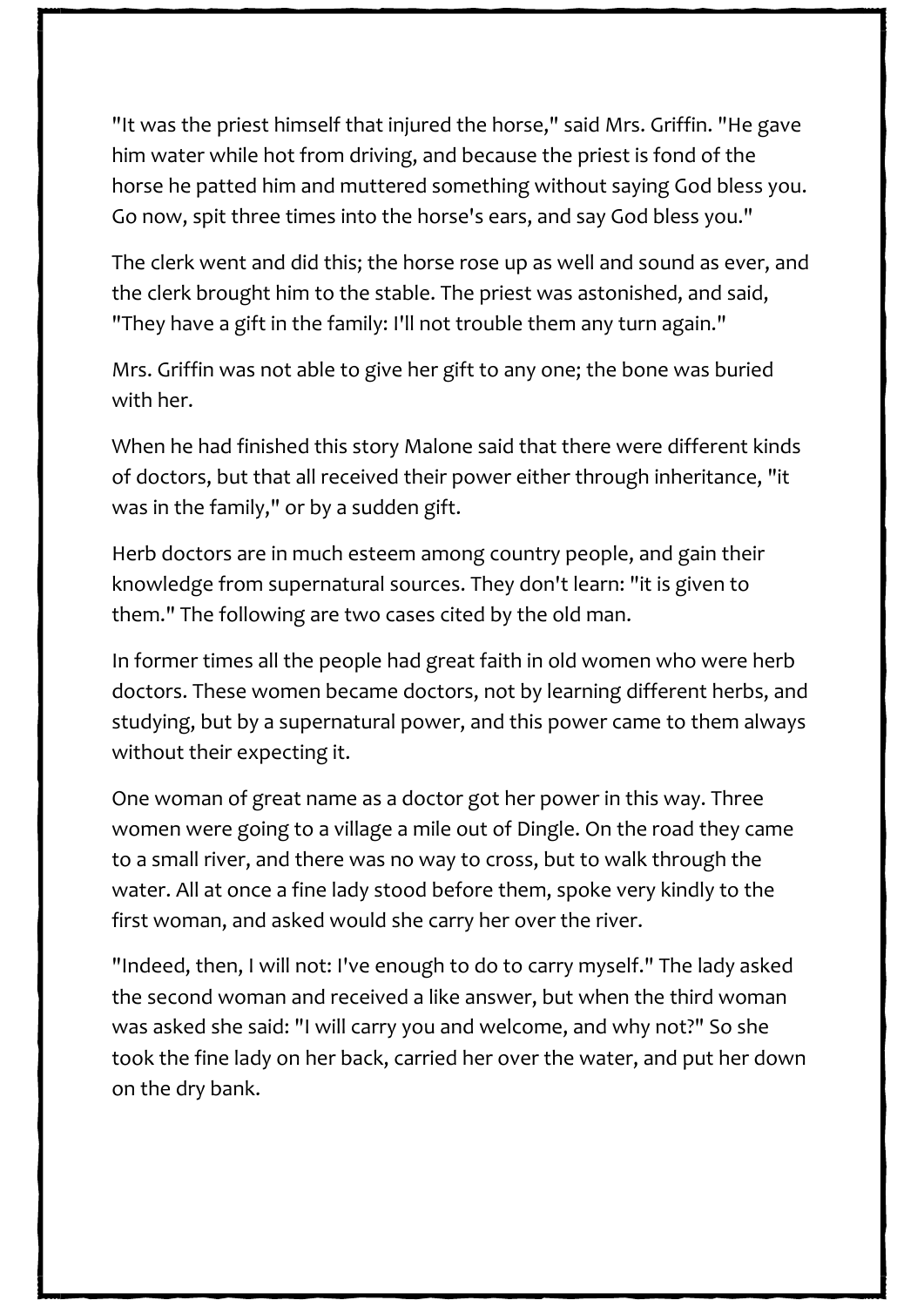"It was the priest himself that injured the horse," said Mrs. Griffin. "He gave him water while hot from driving, and because the priest is fond of the horse he patted him and muttered something without saying God bless you. Go now, spit three times into the horse's ears, and say God bless you."

The clerk went and did this; the horse rose up as well and sound as ever, and the clerk brought him to the stable. The priest was astonished, and said, "They have a gift in the family: I'll not trouble them any turn again."

Mrs. Griffin was not able to give her gift to any one; the bone was buried with her.

When he had finished this story Malone said that there were different kinds of doctors, but that all received their power either through inheritance, "it was in the family," or by a sudden gift.

Herb doctors are in much esteem among country people, and gain their knowledge from supernatural sources. They don't learn: "it is given to them." The following are two cases cited by the old man.

In former times all the people had great faith in old women who were herb doctors. These women became doctors, not by learning different herbs, and studying, but by a supernatural power, and this power came to them always without their expecting it.

One woman of great name as a doctor got her power in this way. Three women were going to a village a mile out of Dingle. On the road they came to a small river, and there was no way to cross, but to walk through the water. All at once a fine lady stood before them, spoke very kindly to the first woman, and asked would she carry her over the river.

"Indeed, then, I will not: I've enough to do to carry myself." The lady asked the second woman and received a like answer, but when the third woman was asked she said: "I will carry you and welcome, and why not?" So she took the fine lady on her back, carried her over the water, and put her down on the dry bank.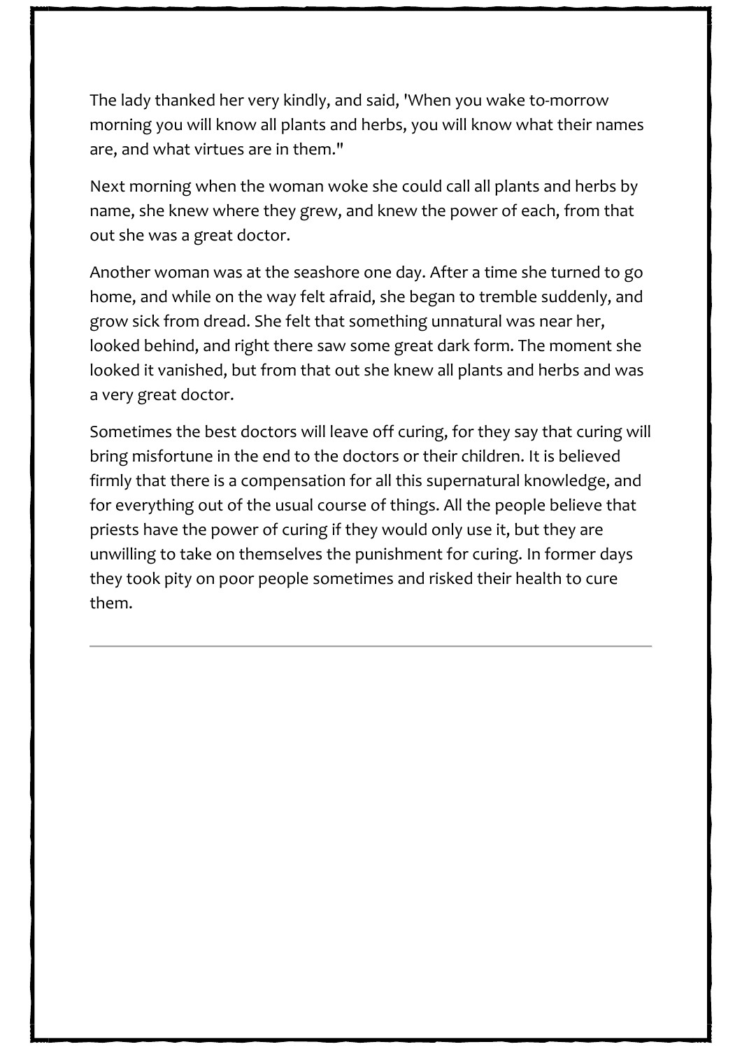The lady thanked her very kindly, and said, 'When you wake to-morrow morning you will know all plants and herbs, you will know what their names are, and what virtues are in them."

Next morning when the woman woke she could call all plants and herbs by name, she knew where they grew, and knew the power of each, from that out she was a great doctor.

Another woman was at the seashore one day. After a time she turned to go home, and while on the way felt afraid, she began to tremble suddenly, and grow sick from dread. She felt that something unnatural was near her, looked behind, and right there saw some great dark form. The moment she looked it vanished, but from that out she knew all plants and herbs and was a very great doctor.

Sometimes the best doctors will leave off curing, for they say that curing will bring misfortune in the end to the doctors or their children. It is believed firmly that there is a compensation for all this supernatural knowledge, and for everything out of the usual course of things. All the people believe that priests have the power of curing if they would only use it, but they are unwilling to take on themselves the punishment for curing. In former days they took pity on poor people sometimes and risked their health to cure them.

---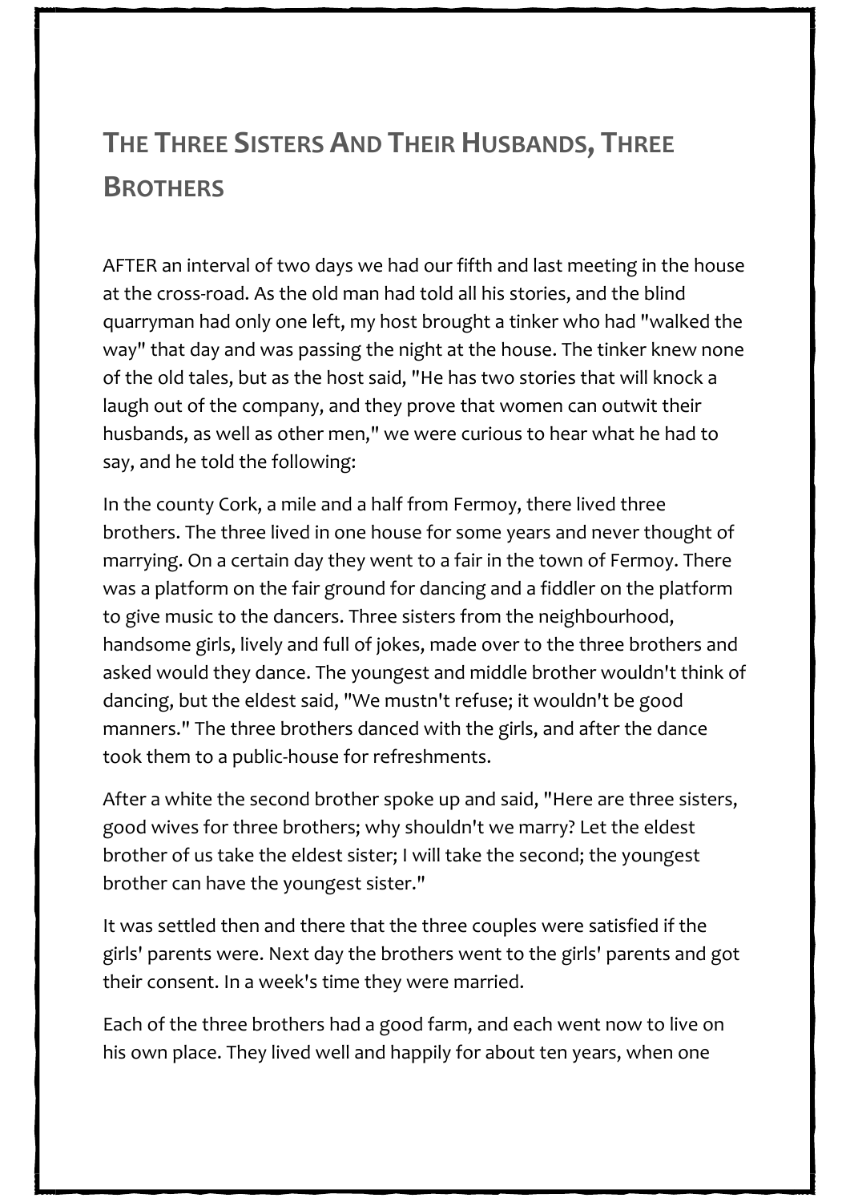## The Three Sisters And Their Husbands, Three Brothers

AFTER an interval of two days we had our fifth and last meeting in the house at the cross-road. As the old man had told all his stories, and the blind quarryman had only one left, my host brought a tinker who had "walked the way" that day and was passing the night at the house. The tinker knew none of the old tales, but as the host said, "He has two stories that will knock a laugh out of the company, and they prove that women can outwit their husbands, as well as other men," we were curious to hear what he had to say, and he told the following:

In the county Cork, a mile and a half from Fermoy, there lived three brothers. The three lived in one house for some years and never thought of marrying. On a certain day they went to a fair in the town of Fermoy. There was a platform on the fair ground for dancing and a fiddler on the platform to give music to the dancers. Three sisters from the neighbourhood, handsome girls, lively and full of jokes, made over to the three brothers and asked would they dance. The youngest and middle brother wouldn't think of dancing, but the eldest said, "We mustn't refuse; it wouldn't be good manners." The three brothers danced with the girls, and after the dance took them to a public-house for refreshments.

After a white the second brother spoke up and said, "Here are three sisters, good wives for three brothers; why shouldn't we marry? Let the eldest brother of us take the eldest sister; I will take the second; the youngest brother can have the youngest sister."

It was settled then and there that the three couples were satisfied if the girls' parents were. Next day the brothers went to the girls' parents and got their consent. In a week's time they were married.

Each of the three brothers had a good farm, and each went now to live on his own place. They lived well and happily for about ten years, when one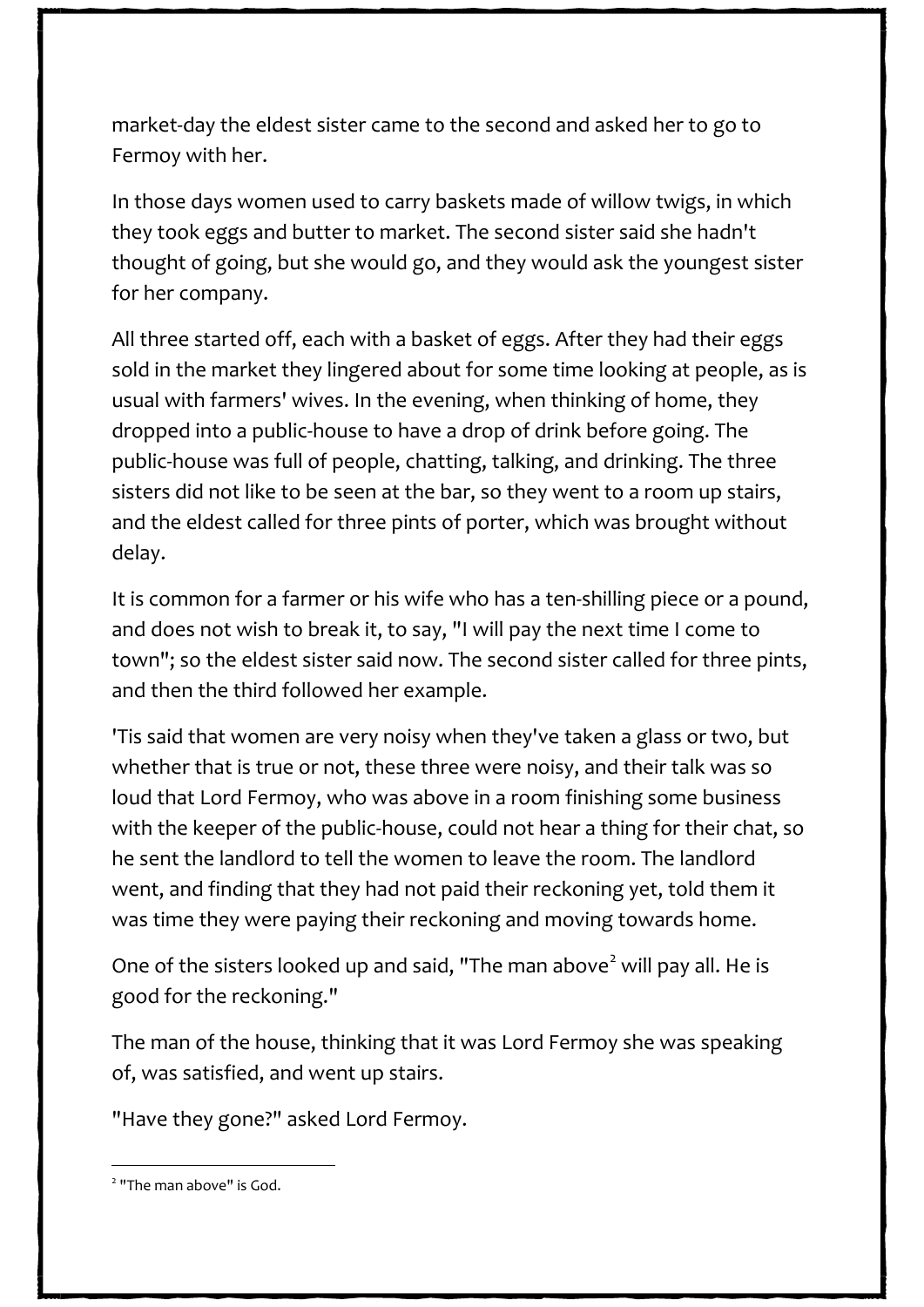market-day the eldest sister came to the second and asked her to go to Fermoy with her.

In those days women used to carry baskets made of willow twigs, in which they took eggs and butter to market. The second sister said she hadn't thought of going, but she would go, and they would ask the youngest sister for her company.

All three started off, each with a basket of eggs. After they had their eggs sold in the market they lingered about for some time looking at people, as is usual with farmers' wives. In the evening, when thinking of home, they dropped into a public-house to have a drop of drink before going. The public-house was full of people, chatting, talking, and drinking. The three sisters did not like to be seen at the bar, so they went to a room up stairs, and the eldest called for three pints of porter, which was brought without delay.

It is common for a farmer or his wife who has a ten-shilling piece or a pound, and does not wish to break it, to say, "I will pay the next time I come to town"; so the eldest sister said now. The second sister called for three pints, and then the third followed her example.

'Tis said that women are very noisy when they've taken a glass or two, but whether that is true or not, these three were noisy, and their talk was so loud that Lord Fermoy, who was above in a room finishing some business with the keeper of the public-house, could not hear a thing for their chat, so he sent the landlord to tell the women to leave the room. The landlord went, and finding that they had not paid their reckoning yet, told them it was time they were paying their reckoning and moving towards home.

One of the sisters looked up and said, "The man above[2] will pay all. He is good for the reckoning."

The man of the house, thinking that it was Lord Fermoy she was speaking of, was satisfied, and went up stairs.

"Have they gone?" asked Lord Fermoy.

[2] "The man above" is God.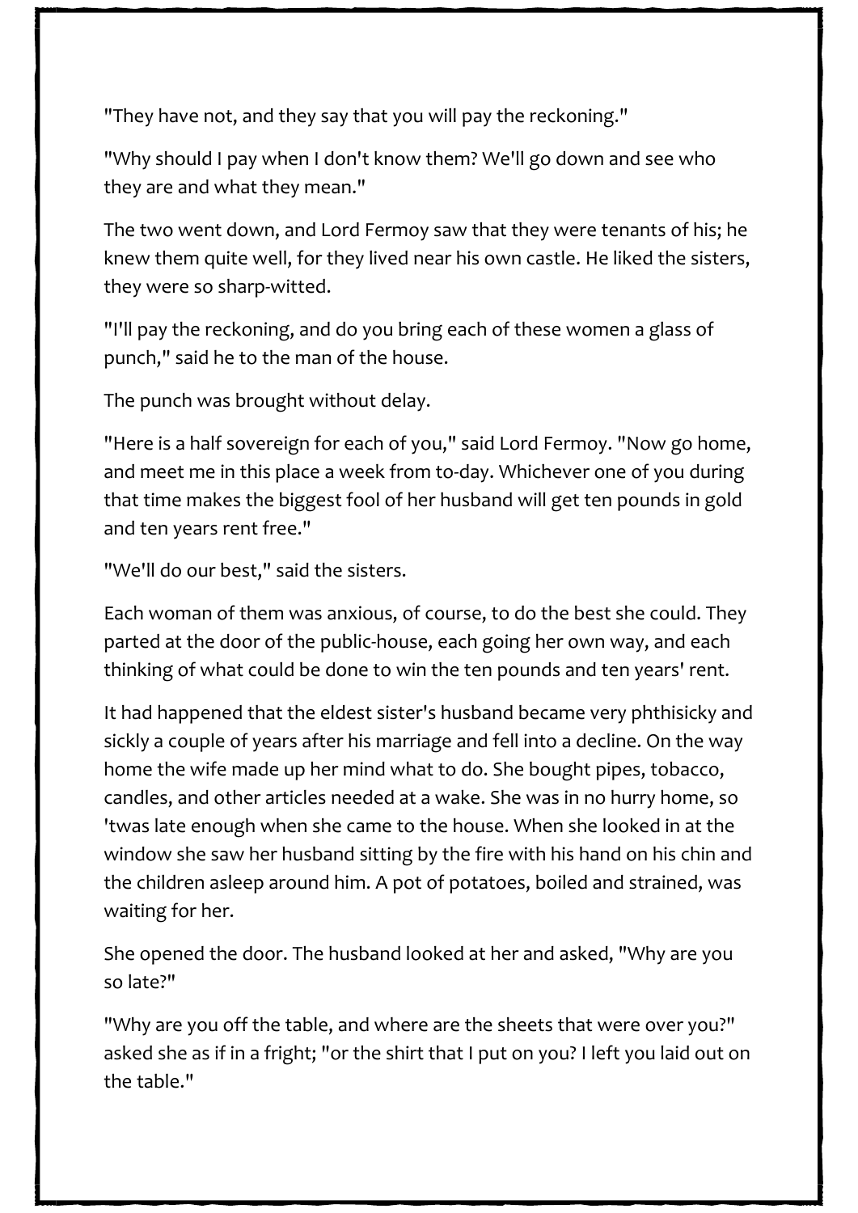"They have not, and they say that you will pay the reckoning."

"Why should I pay when I don't know them? We'll go down and see who they are and what they mean."

The two went down, and Lord Fermoy saw that they were tenants of his; he knew them quite well, for they lived near his own castle. He liked the sisters, they were so sharp-witted.

"I'll pay the reckoning, and do you bring each of these women a glass of punch," said he to the man of the house.

The punch was brought without delay.

"Here is a half sovereign for each of you," said Lord Fermoy. "Now go home, and meet me in this place a week from to-day. Whichever one of you during that time makes the biggest fool of her husband will get ten pounds in gold and ten years rent free."

"We'll do our best," said the sisters.

Each woman of them was anxious, of course, to do the best she could. They parted at the door of the public-house, each going her own way, and each thinking of what could be done to win the ten pounds and ten years' rent.

It had happened that the eldest sister's husband became very phthisicky and sickly a couple of years after his marriage and fell into a decline. On the way home the wife made up her mind what to do. She bought pipes, tobacco, candles, and other articles needed at a wake. She was in no hurry home, so 'twas late enough when she came to the house. When she looked in at the window she saw her husband sitting by the fire with his hand on his chin and the children asleep around him. A pot of potatoes, boiled and strained, was waiting for her.

She opened the door. The husband looked at her and asked, "Why are you so late?"

"Why are you off the table, and where are the sheets that were over you?" asked she as if in a fright; "or the shirt that I put on you? I left you laid out on the table."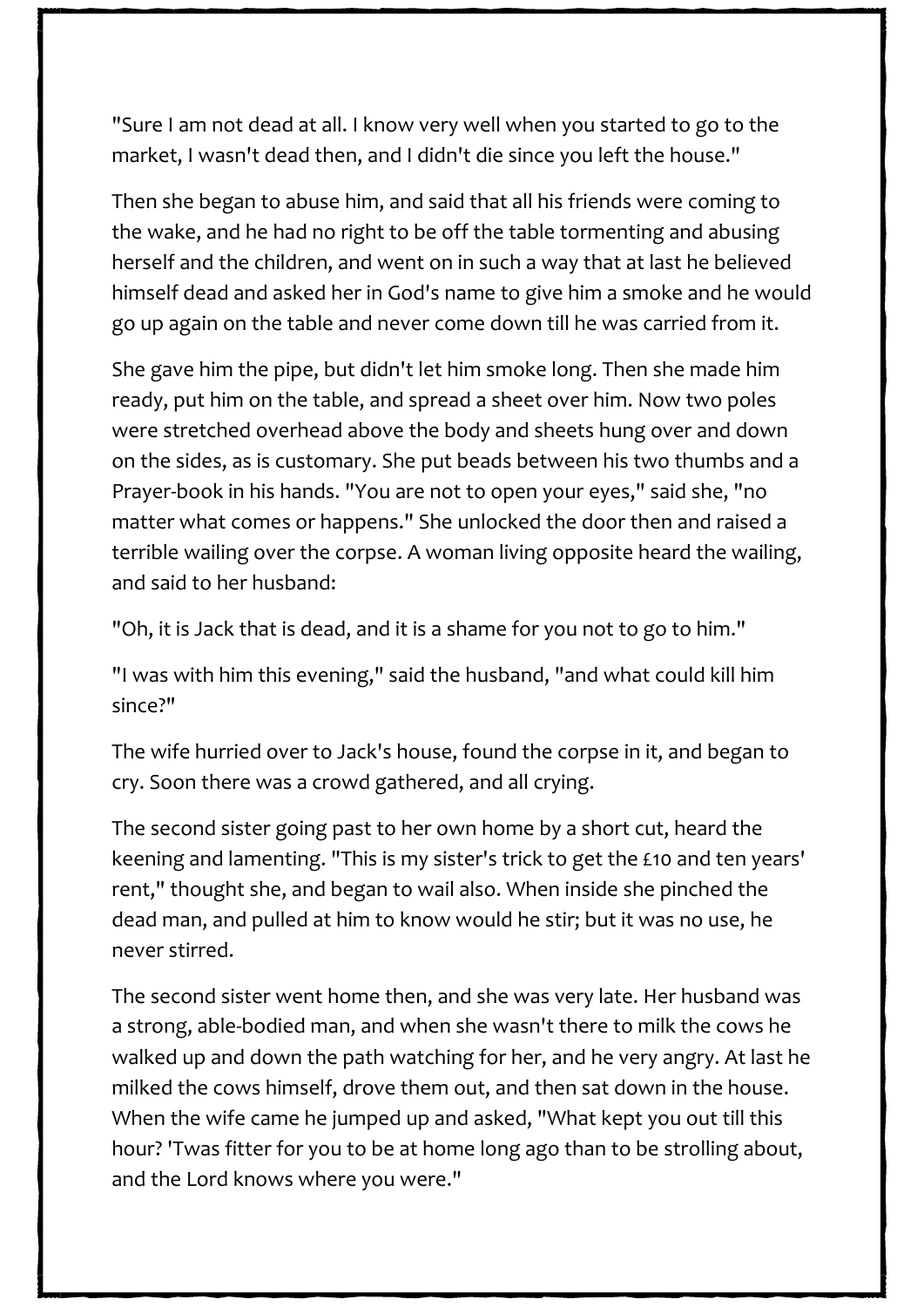"Sure I am not dead at all. I know very well when you started to go to the market, I wasn't dead then, and I didn't die since you left the house."

Then she began to abuse him, and said that all his friends were coming to the wake, and he had no right to be off the table tormenting and abusing herself and the children, and went on in such a way that at last he believed himself dead and asked her in God's name to give him a smoke and he would go up again on the table and never come down till he was carried from it.

She gave him the pipe, but didn't let him smoke long. Then she made him ready, put him on the table, and spread a sheet over him. Now two poles were stretched overhead above the body and sheets hung over and down on the sides, as is customary. She put beads between his two thumbs and a Prayer-book in his hands. "You are not to open your eyes," said she, "no matter what comes or happens." She unlocked the door then and raised a terrible wailing over the corpse. A woman living opposite heard the wailing, and said to her husband:

"Oh, it is Jack that is dead, and it is a shame for you not to go to him."

"I was with him this evening," said the husband, "and what could kill him since?"

The wife hurried over to Jack's house, found the corpse in it, and began to cry. Soon there was a crowd gathered, and all crying.

The second sister going past to her own home by a short cut, heard the keening and lamenting. "This is my sister's trick to get the £10 and ten years' rent," thought she, and began to wail also. When inside she pinched the dead man, and pulled at him to know would he stir; but it was no use, he never stirred.

The second sister went home then, and she was very late. Her husband was a strong, able-bodied man, and when she wasn't there to milk the cows he walked up and down the path watching for her, and he very angry. At last he milked the cows himself, drove them out, and then sat down in the house. When the wife came he jumped up and asked, "What kept you out till this hour? 'Twas fitter for you to be at home long ago than to be strolling about, and the Lord knows where you were."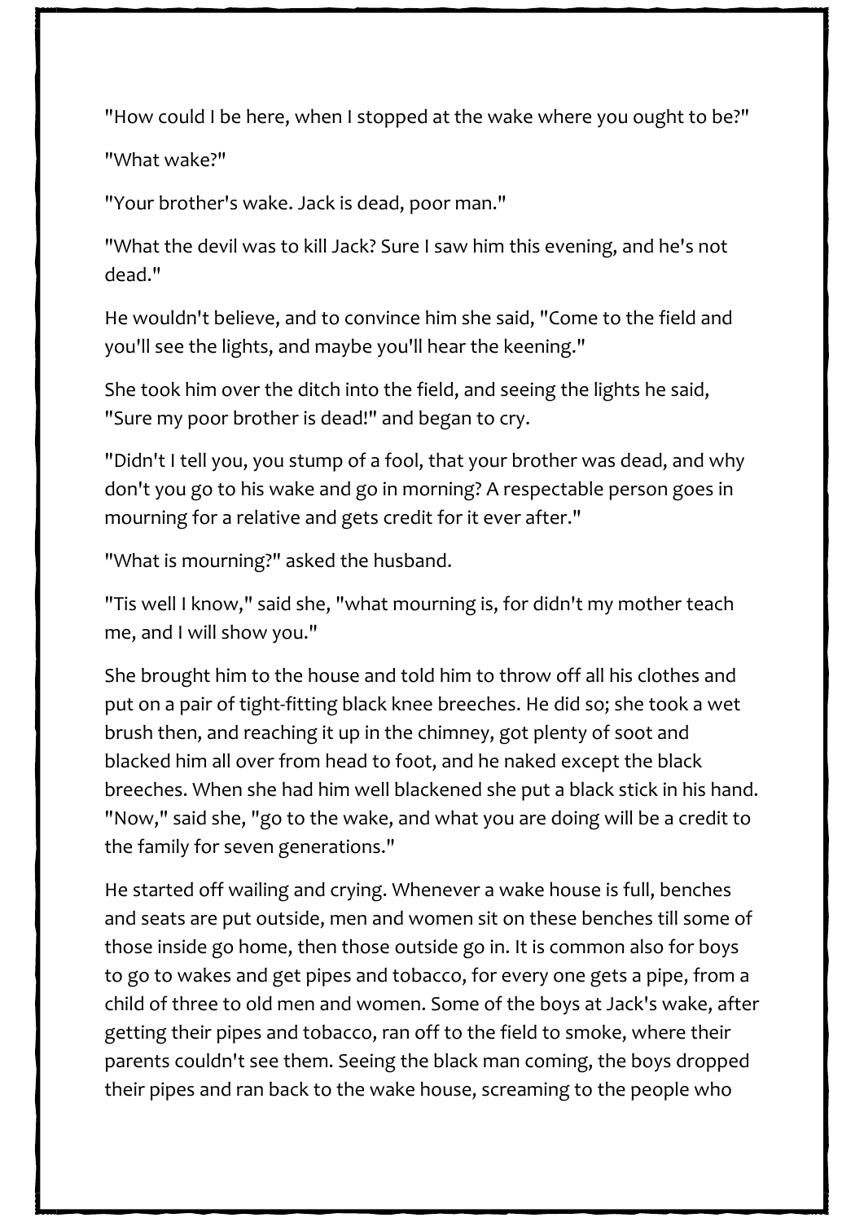"How could I be here, when I stopped at the wake where you ought to be?"

"What wake?"

"Your brother's wake. Jack is dead, poor man."

"What the devil was to kill Jack? Sure I saw him this evening, and he's not dead."

He wouldn't believe, and to convince him she said, "Come to the field and you'll see the lights, and maybe you'll hear the keening."

She took him over the ditch into the field, and seeing the lights he said, "Sure my poor brother is dead!" and began to cry.

"Didn't I tell you, you stump of a fool, that your brother was dead, and why don't you go to his wake and go in morning? A respectable person goes in mourning for a relative and gets credit for it ever after."

"What is mourning?" asked the husband.

"Tis well I know," said she, "what mourning is, for didn't my mother teach me, and I will show you."

She brought him to the house and told him to throw off all his clothes and put on a pair of tight-fitting black knee breeches. He did so; she took a wet brush then, and reaching it up in the chimney, got plenty of soot and blacked him all over from head to foot, and he naked except the black breeches. When she had him well blackened she put a black stick in his hand. "Now," said she, "go to the wake, and what you are doing will be a credit to the family for seven generations."

He started off wailing and crying. Whenever a wake house is full, benches and seats are put outside, men and women sit on these benches till some of those inside go home, then those outside go in. It is common also for boys to go to wakes and get pipes and tobacco, for every one gets a pipe, from a child of three to old men and women. Some of the boys at Jack's wake, after getting their pipes and tobacco, ran off to the field to smoke, where their parents couldn't see them. Seeing the black man coming, the boys dropped their pipes and ran back to the wake house, screaming to the people who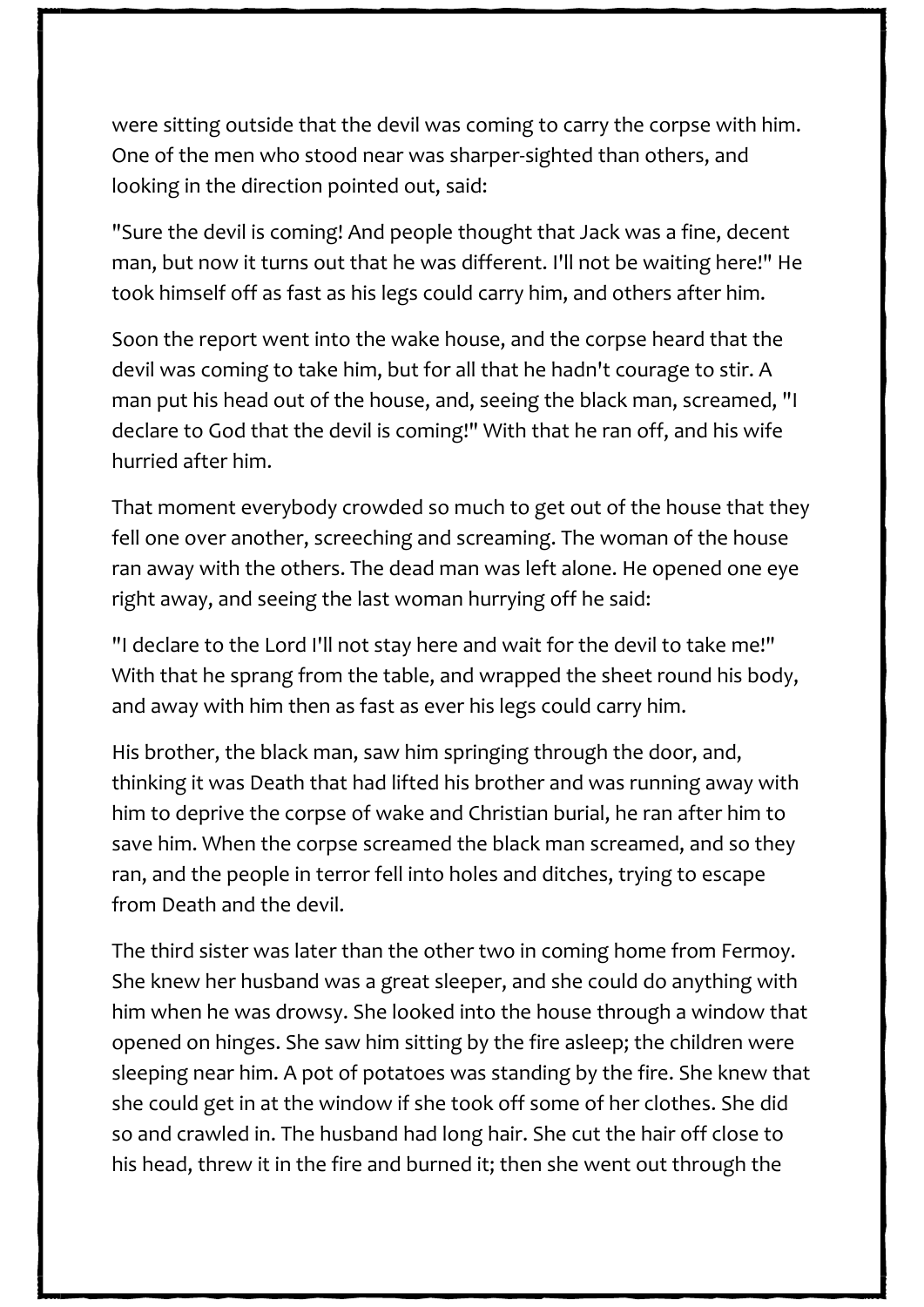were sitting outside that the devil was coming to carry the corpse with him. One of the men who stood near was sharper-sighted than others, and looking in the direction pointed out, said:

"Sure the devil is coming! And people thought that Jack was a fine, decent man, but now it turns out that he was different. I'll not be waiting here!" He took himself off as fast as his legs could carry him, and others after him.

Soon the report went into the wake house, and the corpse heard that the devil was coming to take him, but for all that he hadn't courage to stir. A man put his head out of the house, and, seeing the black man, screamed, "I declare to God that the devil is coming!" With that he ran off, and his wife hurried after him.

That moment everybody crowded so much to get out of the house that they fell one over another, screeching and screaming. The woman of the house ran away with the others. The dead man was left alone. He opened one eye right away, and seeing the last woman hurrying off he said:

"I declare to the Lord I'll not stay here and wait for the devil to take me!" With that he sprang from the table, and wrapped the sheet round his body, and away with him then as fast as ever his legs could carry him.

His brother, the black man, saw him springing through the door, and, thinking it was Death that had lifted his brother and was running away with him to deprive the corpse of wake and Christian burial, he ran after him to save him. When the corpse screamed the black man screamed, and so they ran, and the people in terror fell into holes and ditches, trying to escape from Death and the devil.

The third sister was later than the other two in coming home from Fermoy. She knew her husband was a great sleeper, and she could do anything with him when he was drowsy. She looked into the house through a window that opened on hinges. She saw him sitting by the fire asleep; the children were sleeping near him. A pot of potatoes was standing by the fire. She knew that she could get in at the window if she took off some of her clothes. She did so and crawled in. The husband had long hair. She cut the hair off close to his head, threw it in the fire and burned it; then she went out through the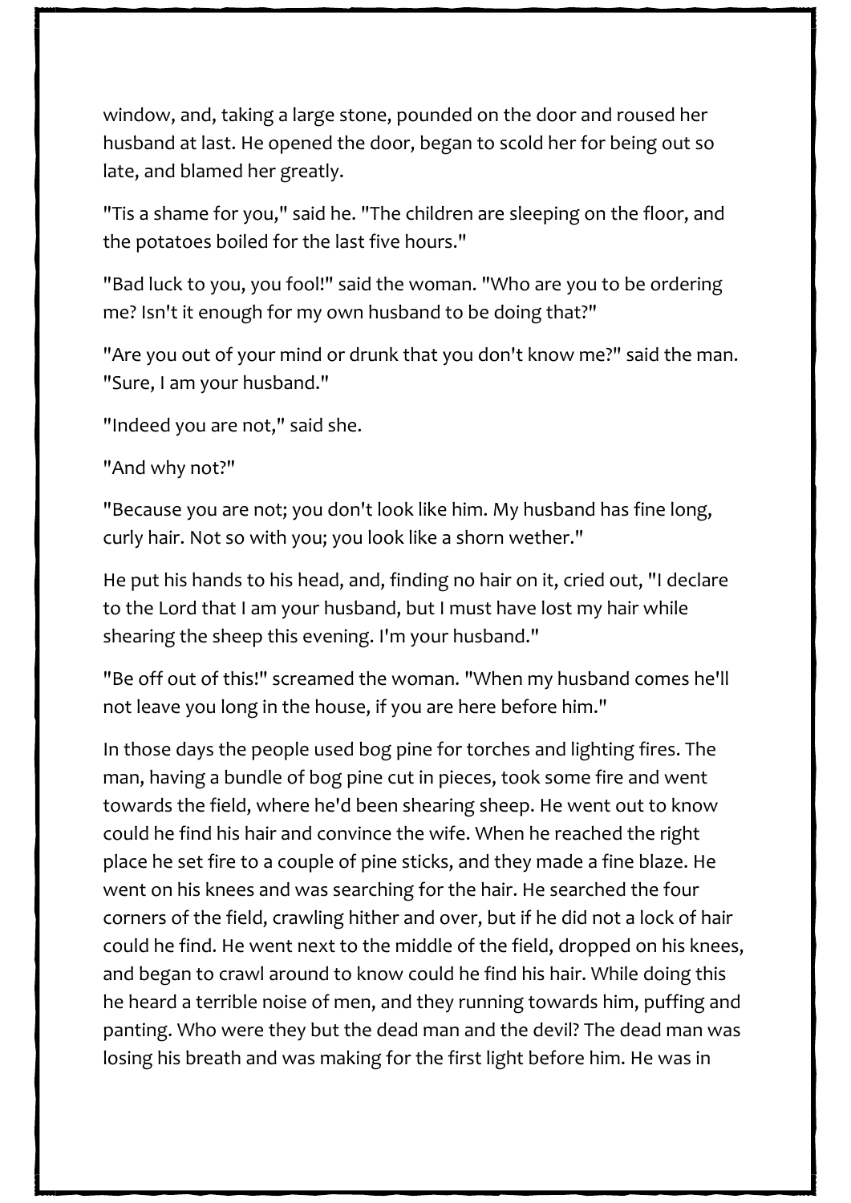window, and, taking a large stone, pounded on the door and roused her husband at last. He opened the door, began to scold her for being out so late, and blamed her greatly.

"Tis a shame for you," said he. "The children are sleeping on the floor, and the potatoes boiled for the last five hours."

"Bad luck to you, you fool!" said the woman. "Who are you to be ordering me? Isn't it enough for my own husband to be doing that?"

"Are you out of your mind or drunk that you don't know me?" said the man. "Sure, I am your husband."

"Indeed you are not," said she.

"And why not?"

"Because you are not; you don't look like him. My husband has fine long, curly hair. Not so with you; you look like a shorn wether."

He put his hands to his head, and, finding no hair on it, cried out, "I declare to the Lord that I am your husband, but I must have lost my hair while shearing the sheep this evening. I'm your husband."

"Be off out of this!" screamed the woman. "When my husband comes he'll not leave you long in the house, if you are here before him."

In those days the people used bog pine for torches and lighting fires. The man, having a bundle of bog pine cut in pieces, took some fire and went towards the field, where he'd been shearing sheep. He went out to know could he find his hair and convince the wife. When he reached the right place he set fire to a couple of pine sticks, and they made a fine blaze. He went on his knees and was searching for the hair. He searched the four corners of the field, crawling hither and over, but if he did not a lock of hair could he find. He went next to the middle of the field, dropped on his knees, and began to crawl around to know could he find his hair. While doing this he heard a terrible noise of men, and they running towards him, puffing and panting. Who were they but the dead man and the devil? The dead man was losing his breath and was making for the first light before him. He was in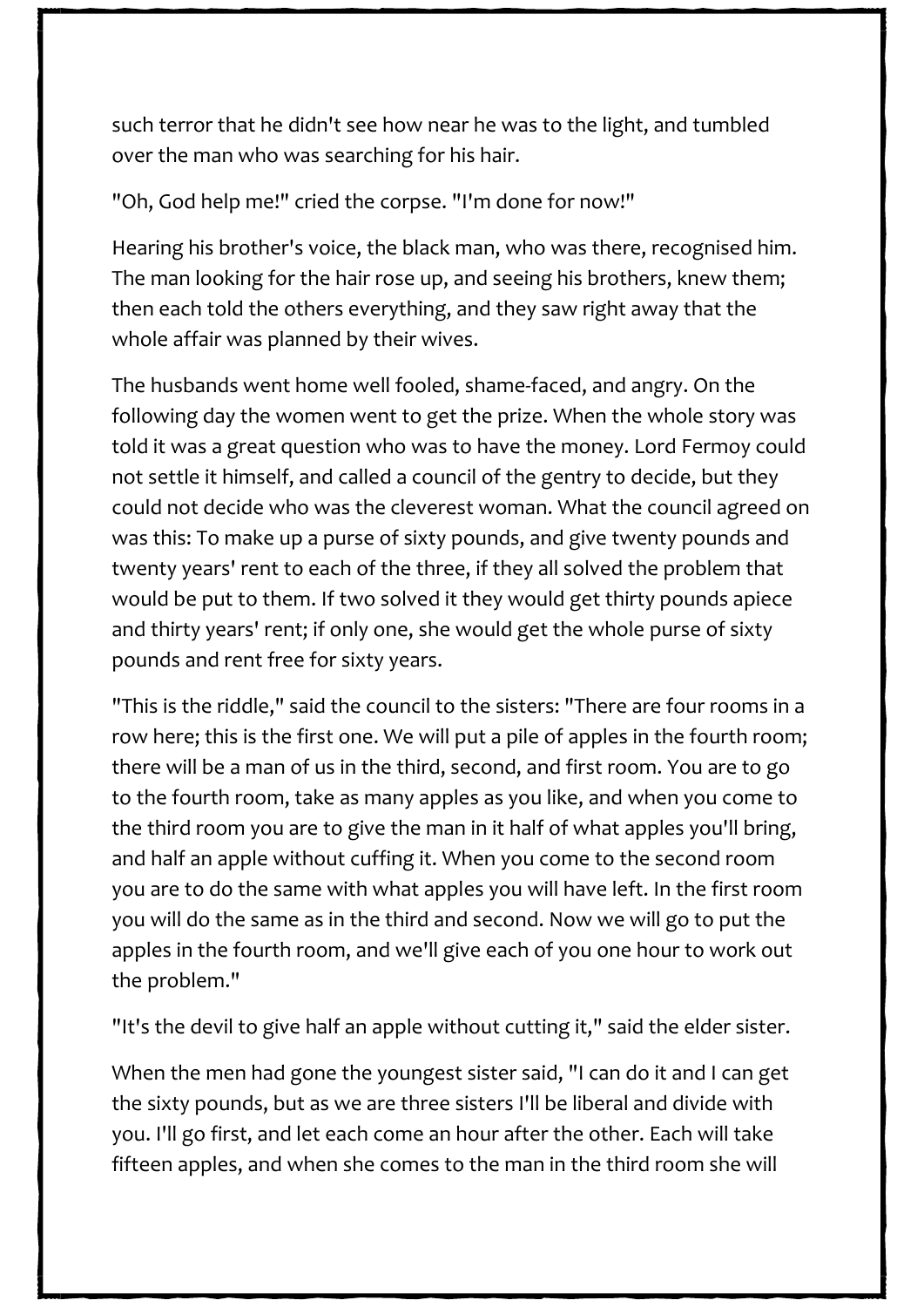such terror that he didn't see how near he was to the light, and tumbled over the man who was searching for his hair.

"Oh, God help me!" cried the corpse. "I'm done for now!"

Hearing his brother's voice, the black man, who was there, recognised him. The man looking for the hair rose up, and seeing his brothers, knew them; then each told the others everything, and they saw right away that the whole affair was planned by their wives.

The husbands went home well fooled, shame-faced, and angry. On the following day the women went to get the prize. When the whole story was told it was a great question who was to have the money. Lord Fermoy could not settle it himself, and called a council of the gentry to decide, but they could not decide who was the cleverest woman. What the council agreed on was this: To make up a purse of sixty pounds, and give twenty pounds and twenty years' rent to each of the three, if they all solved the problem that would be put to them. If two solved it they would get thirty pounds apiece and thirty years' rent; if only one, she would get the whole purse of sixty pounds and rent free for sixty years.

"This is the riddle," said the council to the sisters: "There are four rooms in a row here; this is the first one. We will put a pile of apples in the fourth room; there will be a man of us in the third, second, and first room. You are to go to the fourth room, take as many apples as you like, and when you come to the third room you are to give the man in it half of what apples you'll bring, and half an apple without cuffing it. When you come to the second room you are to do the same with what apples you will have left. In the first room you will do the same as in the third and second. Now we will go to put the apples in the fourth room, and we'll give each of you one hour to work out the problem."

"It's the devil to give half an apple without cutting it," said the elder sister.

When the men had gone the youngest sister said, "I can do it and I can get the sixty pounds, but as we are three sisters I'll be liberal and divide with you. I'll go first, and let each come an hour after the other. Each will take fifteen apples, and when she comes to the man in the third room she will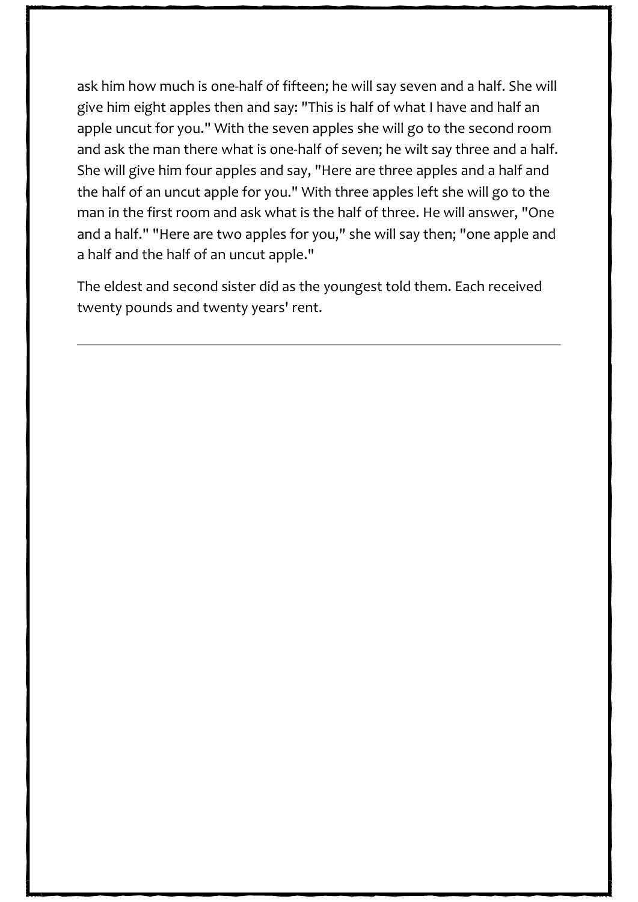ask him how much is one-half of fifteen; he will say seven and a half. She will give him eight apples then and say: "This is half of what I have and half an apple uncut for you." With the seven apples she will go to the second room and ask the man there what is one-half of seven; he wilt say three and a half. She will give him four apples and say, "Here are three apples and a half and the half of an uncut apple for you." With three apples left she will go to the man in the first room and ask what is the half of three. He will answer, "One and a half." "Here are two apples for you," she will say then; "one apple and a half and the half of an uncut apple."

The eldest and second sister did as the youngest told them. Each received twenty pounds and twenty years' rent.

---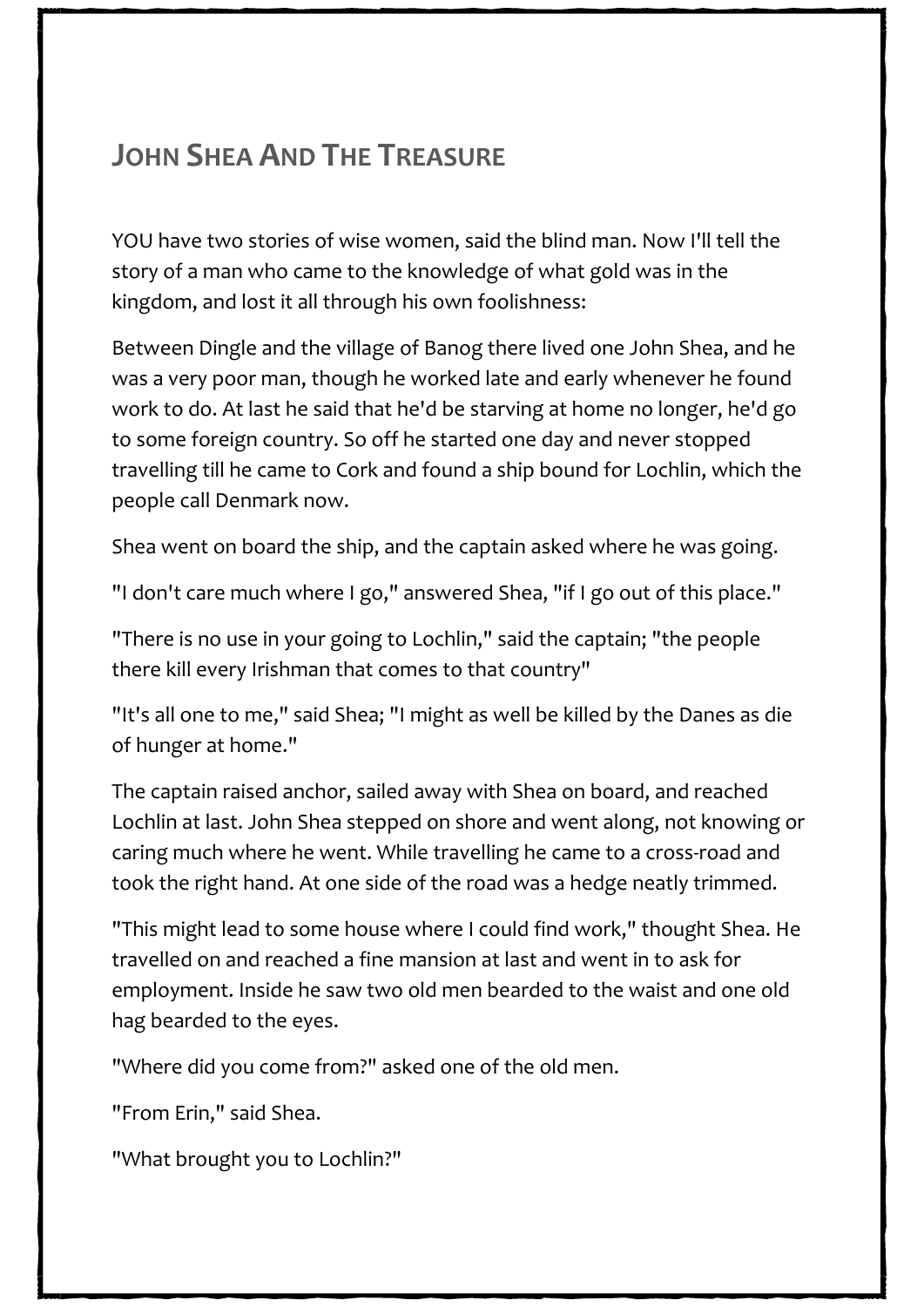## JOHN SHEA AND THE TREASURE

YOU have two stories of wise women, said the blind man. Now I'll tell the story of a man who came to the knowledge of what gold was in the kingdom, and lost it all through his own foolishness:

Between Dingle and the village of Banog there lived one John Shea, and he was a very poor man, though he worked late and early whenever he found work to do. At last he said that he'd be starving at home no longer, he'd go to some foreign country. So off he started one day and never stopped travelling till he came to Cork and found a ship bound for Lochlin, which the people call Denmark now.

Shea went on board the ship, and the captain asked where he was going.

"I don't care much where I go," answered Shea, "if I go out of this place."

"There is no use in your going to Lochlin," said the captain; "the people there kill every Irishman that comes to that country"

"It's all one to me," said Shea; "I might as well be killed by the Danes as die of hunger at home."

The captain raised anchor, sailed away with Shea on board, and reached Lochlin at last. John Shea stepped on shore and went along, not knowing or caring much where he went. While travelling he came to a cross-road and took the right hand. At one side of the road was a hedge neatly trimmed.

"This might lead to some house where I could find work," thought Shea. He travelled on and reached a fine mansion at last and went in to ask for employment. Inside he saw two old men bearded to the waist and one old hag bearded to the eyes.

"Where did you come from?" asked one of the old men.

"From Erin," said Shea.

"What brought you to Lochlin?"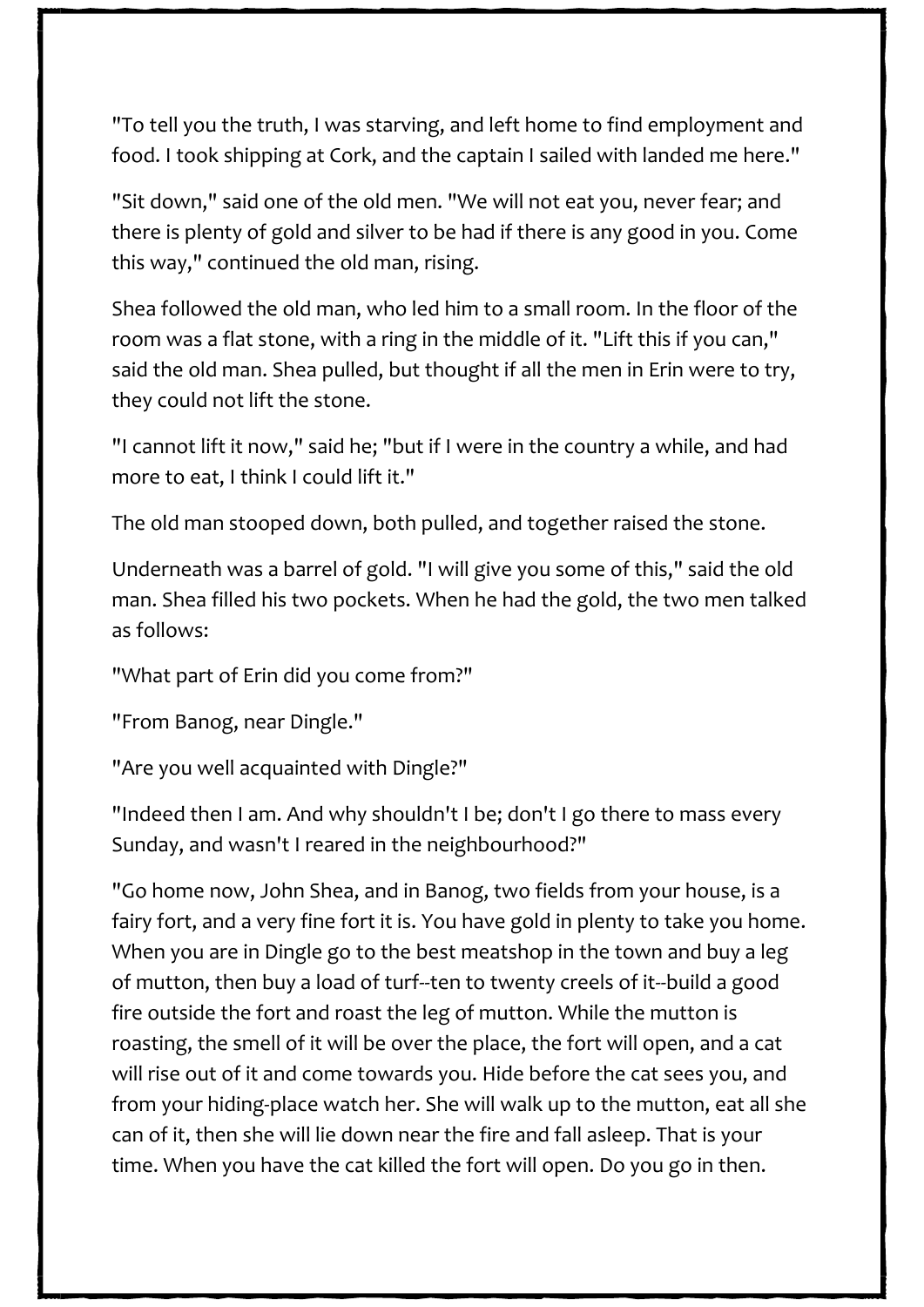"To tell you the truth, I was starving, and left home to find employment and food. I took shipping at Cork, and the captain I sailed with landed me here."

"Sit down," said one of the old men. "We will not eat you, never fear; and there is plenty of gold and silver to be had if there is any good in you. Come this way," continued the old man, rising.

Shea followed the old man, who led him to a small room. In the floor of the room was a flat stone, with a ring in the middle of it. "Lift this if you can," said the old man. Shea pulled, but thought if all the men in Erin were to try, they could not lift the stone.

"I cannot lift it now," said he; "but if I were in the country a while, and had more to eat, I think I could lift it."

The old man stooped down, both pulled, and together raised the stone.

Underneath was a barrel of gold. "I will give you some of this," said the old man. Shea filled his two pockets. When he had the gold, the two men talked as follows:

"What part of Erin did you come from?"

"From Banog, near Dingle."

"Are you well acquainted with Dingle?"

"Indeed then I am. And why shouldn't I be; don't I go there to mass every Sunday, and wasn't I reared in the neighbourhood?"

"Go home now, John Shea, and in Banog, two fields from your house, is a fairy fort, and a very fine fort it is. You have gold in plenty to take you home. When you are in Dingle go to the best meatshop in the town and buy a leg of mutton, then buy a load of turf--ten to twenty creels of it--build a good fire outside the fort and roast the leg of mutton. While the mutton is roasting, the smell of it will be over the place, the fort will open, and a cat will rise out of it and come towards you. Hide before the cat sees you, and from your hiding-place watch her. She will walk up to the mutton, eat all she can of it, then she will lie down near the fire and fall asleep. That is your time. When you have the cat killed the fort will open. Do you go in then.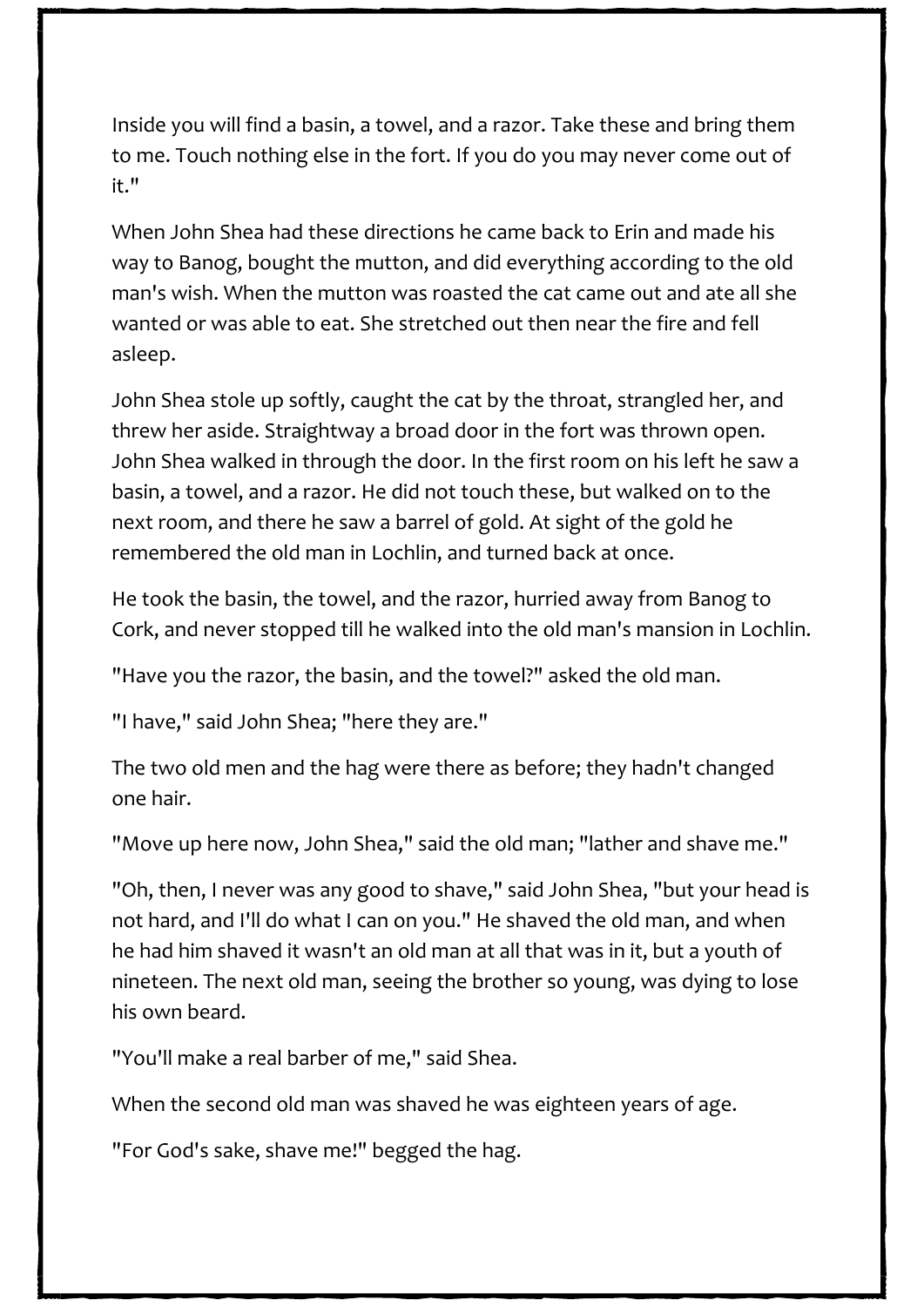Inside you will find a basin, a towel, and a razor. Take these and bring them to me. Touch nothing else in the fort. If you do you may never come out of it."

When John Shea had these directions he came back to Erin and made his way to Banog, bought the mutton, and did everything according to the old man's wish. When the mutton was roasted the cat came out and ate all she wanted or was able to eat. She stretched out then near the fire and fell asleep.

John Shea stole up softly, caught the cat by the throat, strangled her, and threw her aside. Straightway a broad door in the fort was thrown open. John Shea walked in through the door. In the first room on his left he saw a basin, a towel, and a razor. He did not touch these, but walked on to the next room, and there he saw a barrel of gold. At sight of the gold he remembered the old man in Lochlin, and turned back at once.

He took the basin, the towel, and the razor, hurried away from Banog to Cork, and never stopped till he walked into the old man's mansion in Lochlin.

"Have you the razor, the basin, and the towel?" asked the old man.

"I have," said John Shea; "here they are."

The two old men and the hag were there as before; they hadn't changed one hair.

"Move up here now, John Shea," said the old man; "lather and shave me."

"Oh, then, I never was any good to shave," said John Shea, "but your head is not hard, and I'll do what I can on you." He shaved the old man, and when he had him shaved it wasn't an old man at all that was in it, but a youth of nineteen. The next old man, seeing the brother so young, was dying to lose his own beard.

"You'll make a real barber of me," said Shea.

When the second old man was shaved he was eighteen years of age.

"For God's sake, shave me!" begged the hag.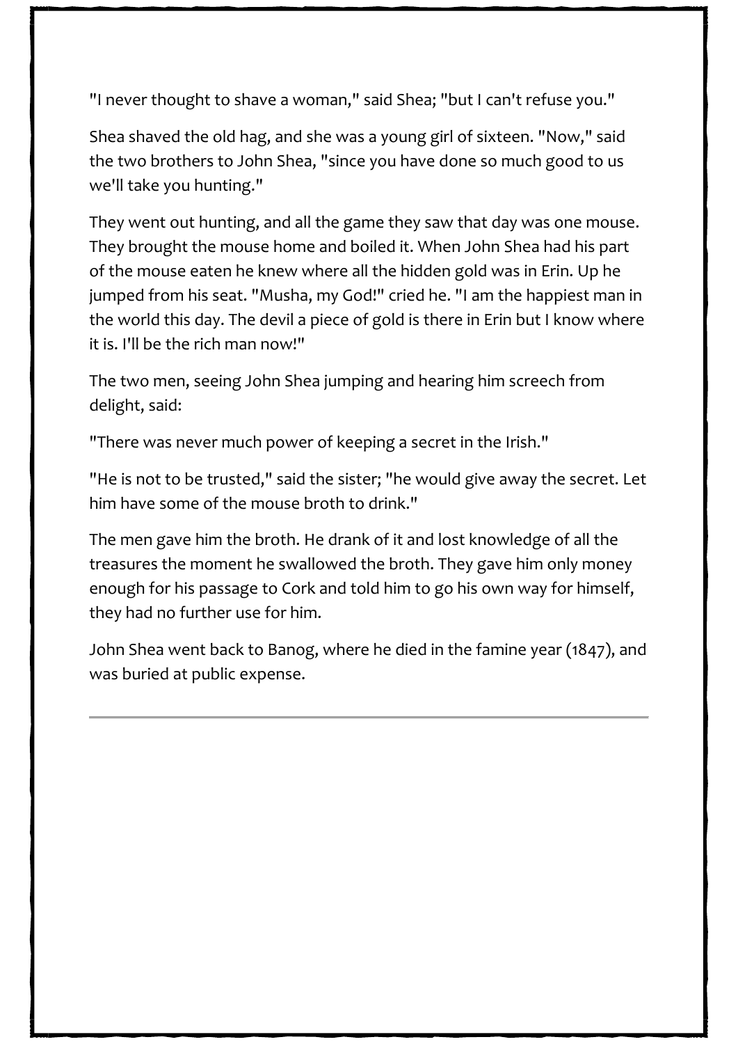"I never thought to shave a woman," said Shea; "but I can't refuse you."

Shea shaved the old hag, and she was a young girl of sixteen. "Now," said the two brothers to John Shea, "since you have done so much good to us we'll take you hunting."

They went out hunting, and all the game they saw that day was one mouse. They brought the mouse home and boiled it. When John Shea had his part of the mouse eaten he knew where all the hidden gold was in Erin. Up he jumped from his seat. "Musha, my God!" cried he. "I am the happiest man in the world this day. The devil a piece of gold is there in Erin but I know where it is. I'll be the rich man now!"

The two men, seeing John Shea jumping and hearing him screech from delight, said:

"There was never much power of keeping a secret in the Irish."

"He is not to be trusted," said the sister; "he would give away the secret. Let him have some of the mouse broth to drink."

The men gave him the broth. He drank of it and lost knowledge of all the treasures the moment he swallowed the broth. They gave him only money enough for his passage to Cork and told him to go his own way for himself, they had no further use for him.

John Shea went back to Banog, where he died in the famine year (1847), and was buried at public expense.

---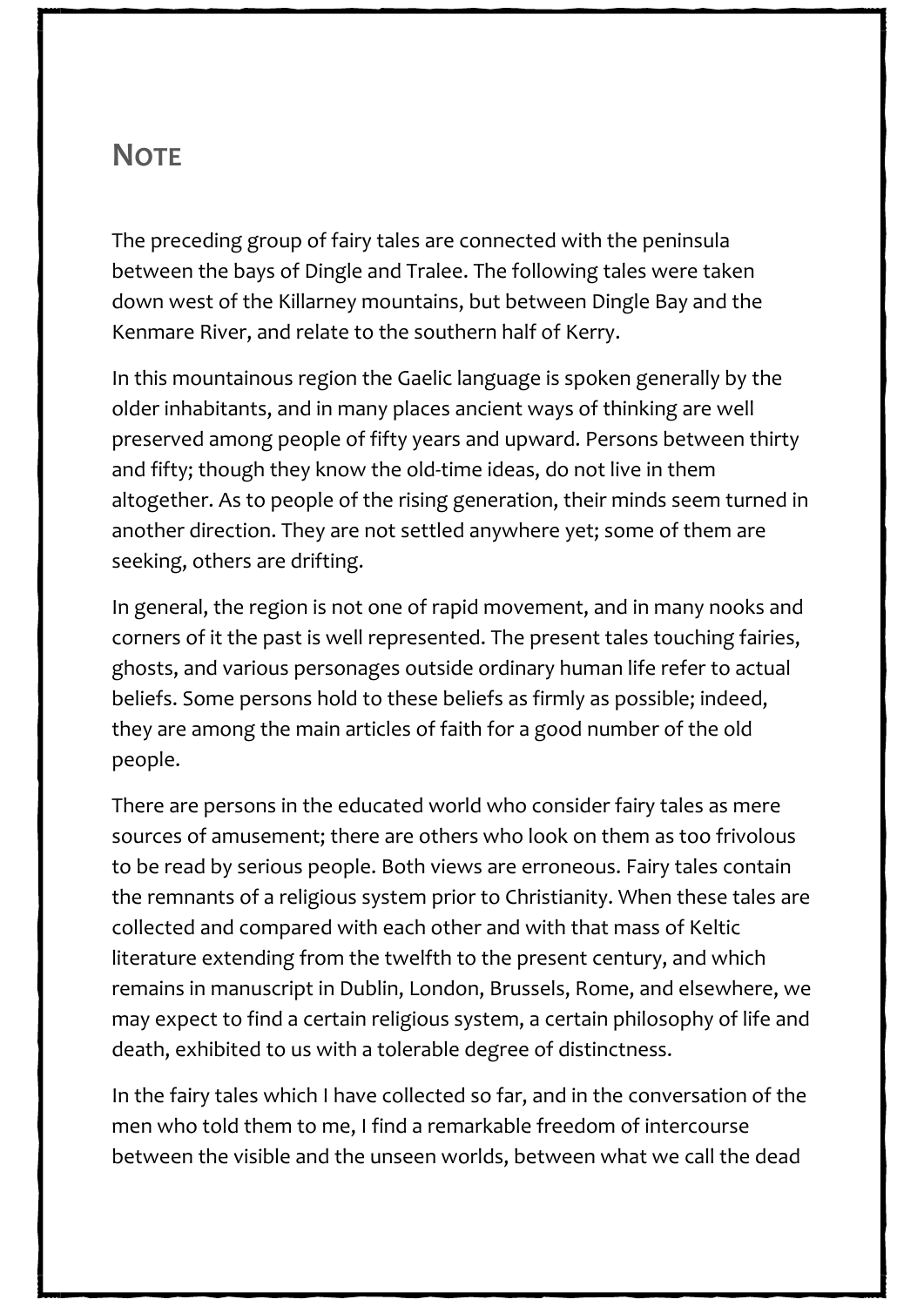## NOTE

The preceding group of fairy tales are connected with the peninsula between the bays of Dingle and Tralee. The following tales were taken down west of the Killarney mountains, but between Dingle Bay and the Kenmare River, and relate to the southern half of Kerry.

In this mountainous region the Gaelic language is spoken generally by the older inhabitants, and in many places ancient ways of thinking are well preserved among people of fifty years and upward. Persons between thirty and fifty; though they know the old-time ideas, do not live in them altogether. As to people of the rising generation, their minds seem turned in another direction. They are not settled anywhere yet; some of them are seeking, others are drifting.

In general, the region is not one of rapid movement, and in many nooks and corners of it the past is well represented. The present tales touching fairies, ghosts, and various personages outside ordinary human life refer to actual beliefs. Some persons hold to these beliefs as firmly as possible; indeed, they are among the main articles of faith for a good number of the old people.

There are persons in the educated world who consider fairy tales as mere sources of amusement; there are others who look on them as too frivolous to be read by serious people. Both views are erroneous. Fairy tales contain the remnants of a religious system prior to Christianity. When these tales are collected and compared with each other and with that mass of Keltic literature extending from the twelfth to the present century, and which remains in manuscript in Dublin, London, Brussels, Rome, and elsewhere, we may expect to find a certain religious system, a certain philosophy of life and death, exhibited to us with a tolerable degree of distinctness.

In the fairy tales which I have collected so far, and in the conversation of the men who told them to me, I find a remarkable freedom of intercourse between the visible and the unseen worlds, between what we call the dead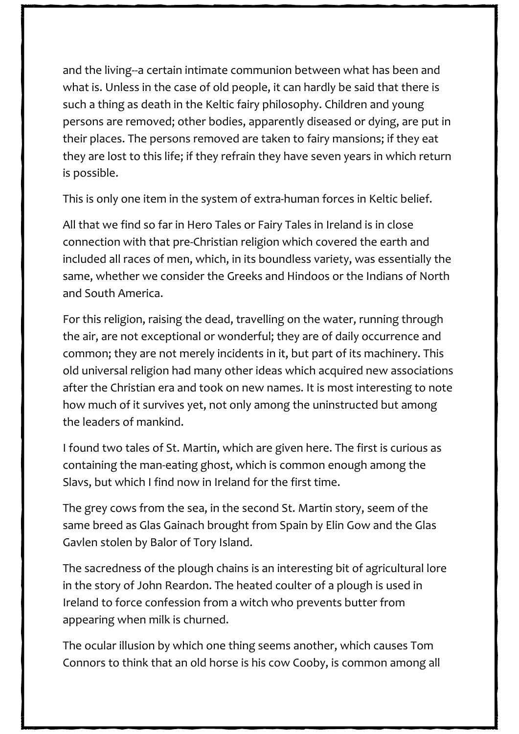and the living--a certain intimate communion between what has been and what is. Unless in the case of old people, it can hardly be said that there is such a thing as death in the Keltic fairy philosophy. Children and young persons are removed; other bodies, apparently diseased or dying, are put in their places. The persons removed are taken to fairy mansions; if they eat they are lost to this life; if they refrain they have seven years in which return is possible.

This is only one item in the system of extra-human forces in Keltic belief.

All that we find so far in Hero Tales or Fairy Tales in Ireland is in close connection with that pre-Christian religion which covered the earth and included all races of men, which, in its boundless variety, was essentially the same, whether we consider the Greeks and Hindoos or the Indians of North and South America.

For this religion, raising the dead, travelling on the water, running through the air, are not exceptional or wonderful; they are of daily occurrence and common; they are not merely incidents in it, but part of its machinery. This old universal religion had many other ideas which acquired new associations after the Christian era and took on new names. It is most interesting to note how much of it survives yet, not only among the uninstructed but among the leaders of mankind.

I found two tales of St. Martin, which are given here. The first is curious as containing the man-eating ghost, which is common enough among the Slavs, but which I find now in Ireland for the first time.

The grey cows from the sea, in the second St. Martin story, seem of the same breed as Glas Gainach brought from Spain by Elin Gow and the Glas Gavlen stolen by Balor of Tory Island.

The sacredness of the plough chains is an interesting bit of agricultural lore in the story of John Reardon. The heated coulter of a plough is used in Ireland to force confession from a witch who prevents butter from appearing when milk is churned.

The ocular illusion by which one thing seems another, which causes Tom Connors to think that an old horse is his cow Cooby, is common among all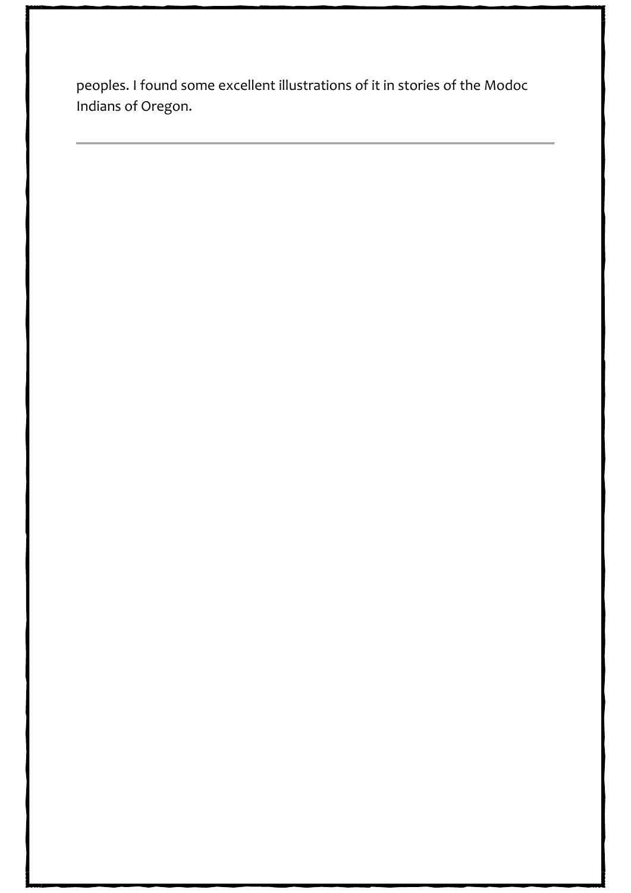peoples. I found some excellent illustrations of it in stories of the Modoc Indians of Oregon.

---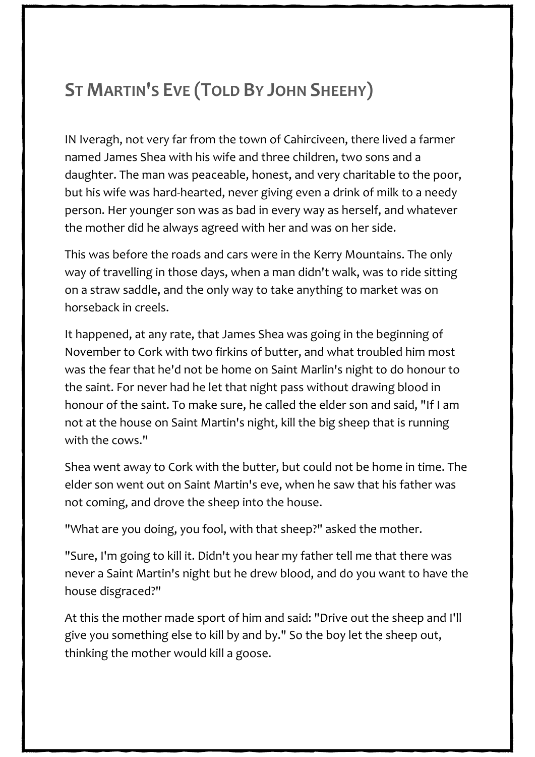## St Martin's Eve (Told By John Sheehy)

IN Iveragh, not very far from the town of Cahirciveen, there lived a farmer named James Shea with his wife and three children, two sons and a daughter. The man was peaceable, honest, and very charitable to the poor, but his wife was hard-hearted, never giving even a drink of milk to a needy person. Her younger son was as bad in every way as herself, and whatever the mother did he always agreed with her and was on her side.

This was before the roads and cars were in the Kerry Mountains. The only way of travelling in those days, when a man didn't walk, was to ride sitting on a straw saddle, and the only way to take anything to market was on horseback in creels.

It happened, at any rate, that James Shea was going in the beginning of November to Cork with two firkins of butter, and what troubled him most was the fear that he'd not be home on Saint Marlin's night to do honour to the saint. For never had he let that night pass without drawing blood in honour of the saint. To make sure, he called the elder son and said, "If I am not at the house on Saint Martin's night, kill the big sheep that is running with the cows."

Shea went away to Cork with the butter, but could not be home in time. The elder son went out on Saint Martin's eve, when he saw that his father was not coming, and drove the sheep into the house.

"What are you doing, you fool, with that sheep?" asked the mother.

"Sure, I'm going to kill it. Didn't you hear my father tell me that there was never a Saint Martin's night but he drew blood, and do you want to have the house disgraced?"

At this the mother made sport of him and said: "Drive out the sheep and I'll give you something else to kill by and by." So the boy let the sheep out, thinking the mother would kill a goose.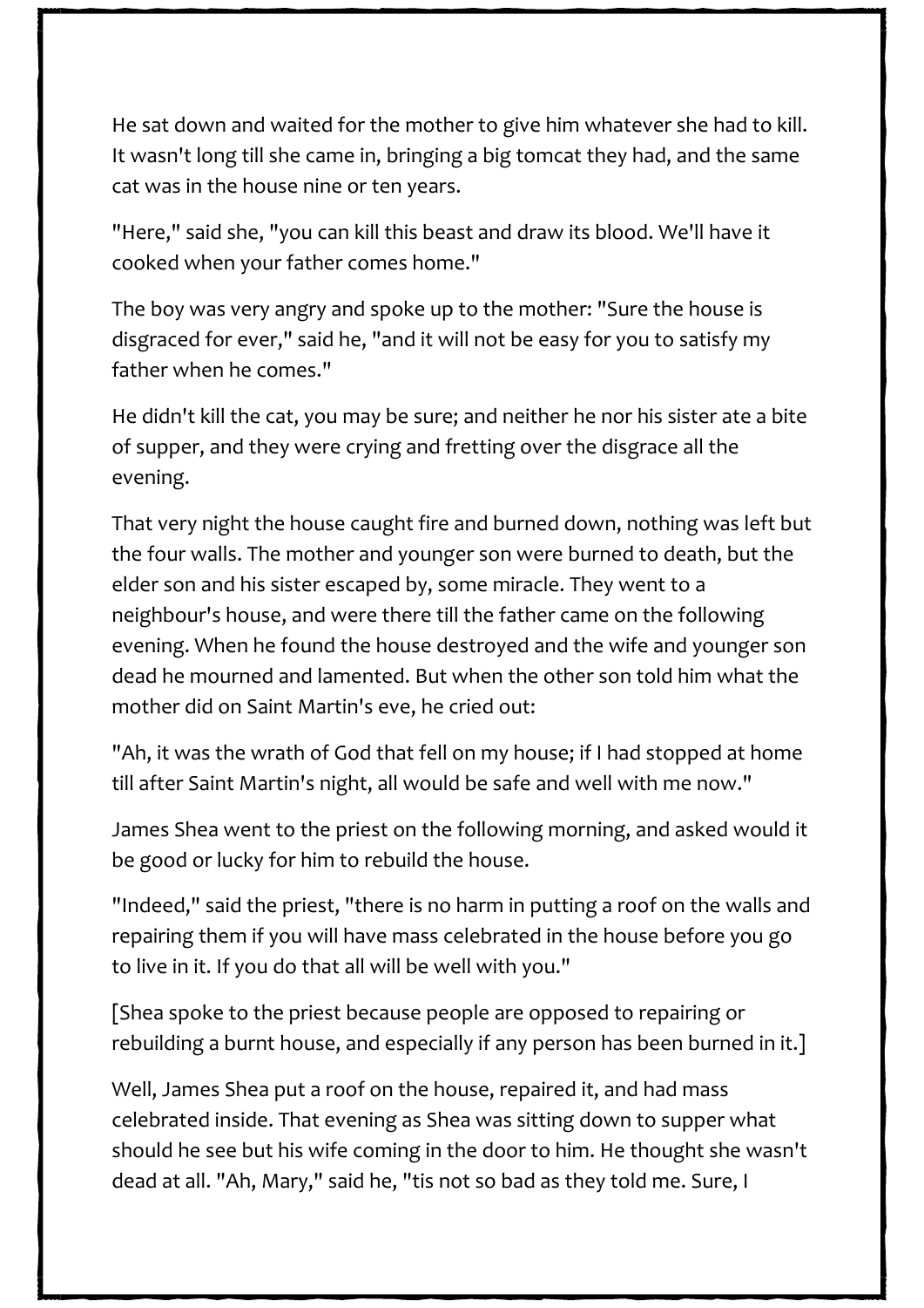He sat down and waited for the mother to give him whatever she had to kill. It wasn't long till she came in, bringing a big tomcat they had, and the same cat was in the house nine or ten years.

"Here," said she, "you can kill this beast and draw its blood. We'll have it cooked when your father comes home."

The boy was very angry and spoke up to the mother: "Sure the house is disgraced for ever," said he, "and it will not be easy for you to satisfy my father when he comes."

He didn't kill the cat, you may be sure; and neither he nor his sister ate a bite of supper, and they were crying and fretting over the disgrace all the evening.

That very night the house caught fire and burned down, nothing was left but the four walls. The mother and younger son were burned to death, but the elder son and his sister escaped by, some miracle. They went to a neighbour's house, and were there till the father came on the following evening. When he found the house destroyed and the wife and younger son dead he mourned and lamented. But when the other son told him what the mother did on Saint Martin's eve, he cried out:

"Ah, it was the wrath of God that fell on my house; if I had stopped at home till after Saint Martin's night, all would be safe and well with me now."

James Shea went to the priest on the following morning, and asked would it be good or lucky for him to rebuild the house.

"Indeed," said the priest, "there is no harm in putting a roof on the walls and repairing them if you will have mass celebrated in the house before you go to live in it. If you do that all will be well with you."

[Shea spoke to the priest because people are opposed to repairing or rebuilding a burnt house, and especially if any person has been burned in it.]

Well, James Shea put a roof on the house, repaired it, and had mass celebrated inside. That evening as Shea was sitting down to supper what should he see but his wife coming in the door to him. He thought she wasn't dead at all. "Ah, Mary," said he, "tis not so bad as they told me. Sure, I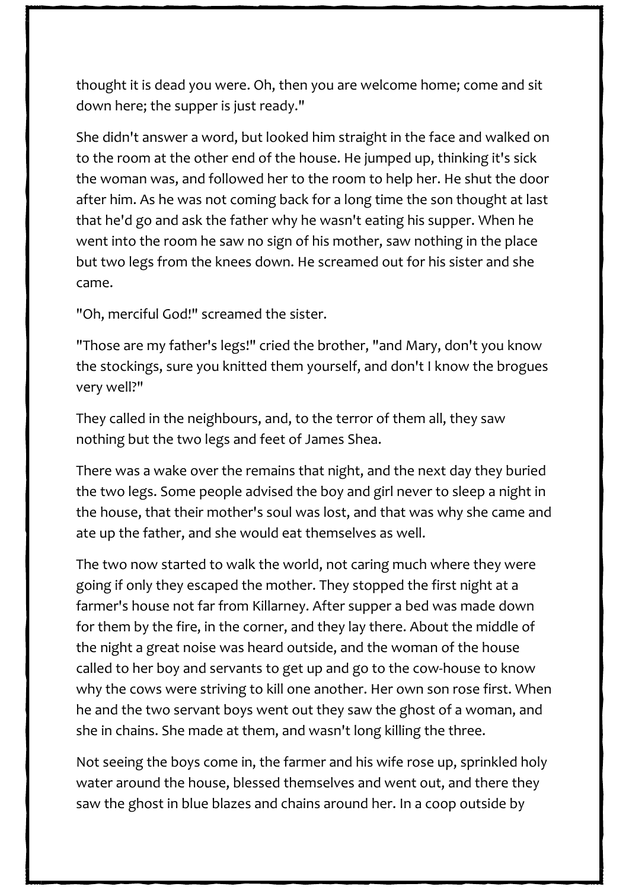thought it is dead you were. Oh, then you are welcome home; come and sit down here; the supper is just ready."

She didn't answer a word, but looked him straight in the face and walked on to the room at the other end of the house. He jumped up, thinking it's sick the woman was, and followed her to the room to help her. He shut the door after him. As he was not coming back for a long time the son thought at last that he'd go and ask the father why he wasn't eating his supper. When he went into the room he saw no sign of his mother, saw nothing in the place but two legs from the knees down. He screamed out for his sister and she came.

"Oh, merciful God!" screamed the sister.

"Those are my father's legs!" cried the brother, "and Mary, don't you know the stockings, sure you knitted them yourself, and don't I know the brogues very well?"

They called in the neighbours, and, to the terror of them all, they saw nothing but the two legs and feet of James Shea.

There was a wake over the remains that night, and the next day they buried the two legs. Some people advised the boy and girl never to sleep a night in the house, that their mother's soul was lost, and that was why she came and ate up the father, and she would eat themselves as well.

The two now started to walk the world, not caring much where they were going if only they escaped the mother. They stopped the first night at a farmer's house not far from Killarney. After supper a bed was made down for them by the fire, in the corner, and they lay there. About the middle of the night a great noise was heard outside, and the woman of the house called to her boy and servants to get up and go to the cow-house to know why the cows were striving to kill one another. Her own son rose first. When he and the two servant boys went out they saw the ghost of a woman, and she in chains. She made at them, and wasn't long killing the three.

Not seeing the boys come in, the farmer and his wife rose up, sprinkled holy water around the house, blessed themselves and went out, and there they saw the ghost in blue blazes and chains around her. In a coop outside by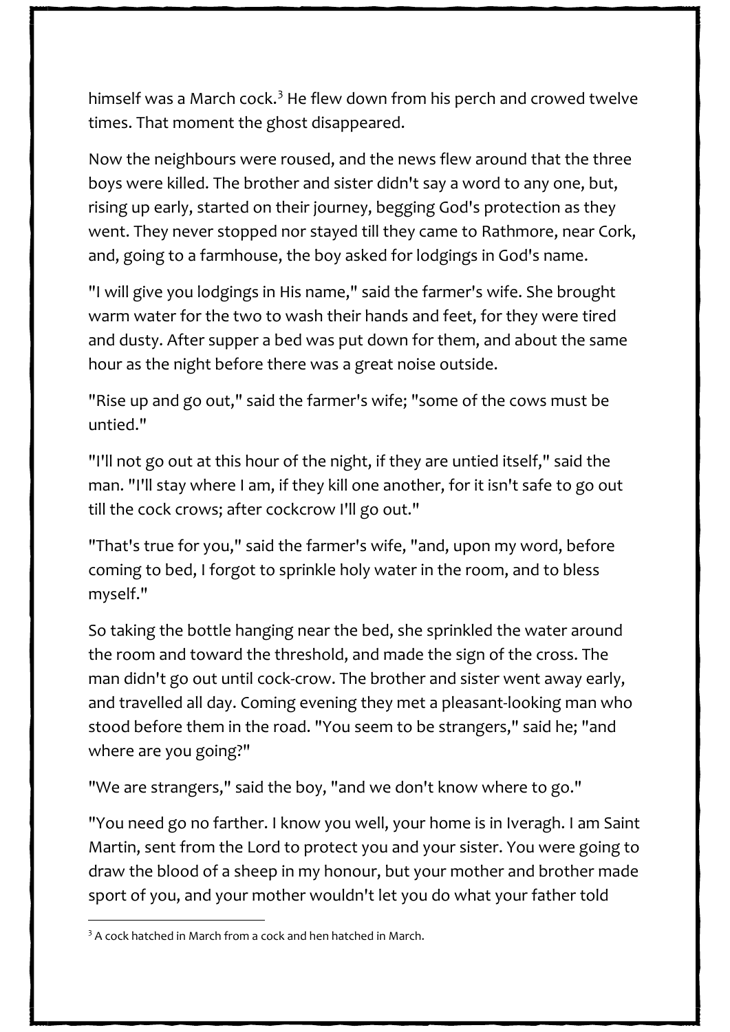himself was a March cock.[3] He flew down from his perch and crowed twelve times. That moment the ghost disappeared.

Now the neighbours were roused, and the news flew around that the three boys were killed. The brother and sister didn't say a word to any one, but, rising up early, started on their journey, begging God's protection as they went. They never stopped nor stayed till they came to Rathmore, near Cork, and, going to a farmhouse, the boy asked for lodgings in God's name.

"I will give you lodgings in His name," said the farmer's wife. She brought warm water for the two to wash their hands and feet, for they were tired and dusty. After supper a bed was put down for them, and about the same hour as the night before there was a great noise outside.

"Rise up and go out," said the farmer's wife; "some of the cows must be untied."

"I'll not go out at this hour of the night, if they are untied itself," said the man. "I'll stay where I am, if they kill one another, for it isn't safe to go out till the cock crows; after cockcrow I'll go out."

"That's true for you," said the farmer's wife, "and, upon my word, before coming to bed, I forgot to sprinkle holy water in the room, and to bless myself."

So taking the bottle hanging near the bed, she sprinkled the water around the room and toward the threshold, and made the sign of the cross. The man didn't go out until cock-crow. The brother and sister went away early, and travelled all day. Coming evening they met a pleasant-looking man who stood before them in the road. "You seem to be strangers," said he; "and where are you going?"

"We are strangers," said the boy, "and we don't know where to go."

"You need go no farther. I know you well, your home is in Iveragh. I am Saint Martin, sent from the Lord to protect you and your sister. You were going to draw the blood of a sheep in my honour, but your mother and brother made sport of you, and your mother wouldn't let you do what your father told

[3] A cock hatched in March from a cock and hen hatched in March.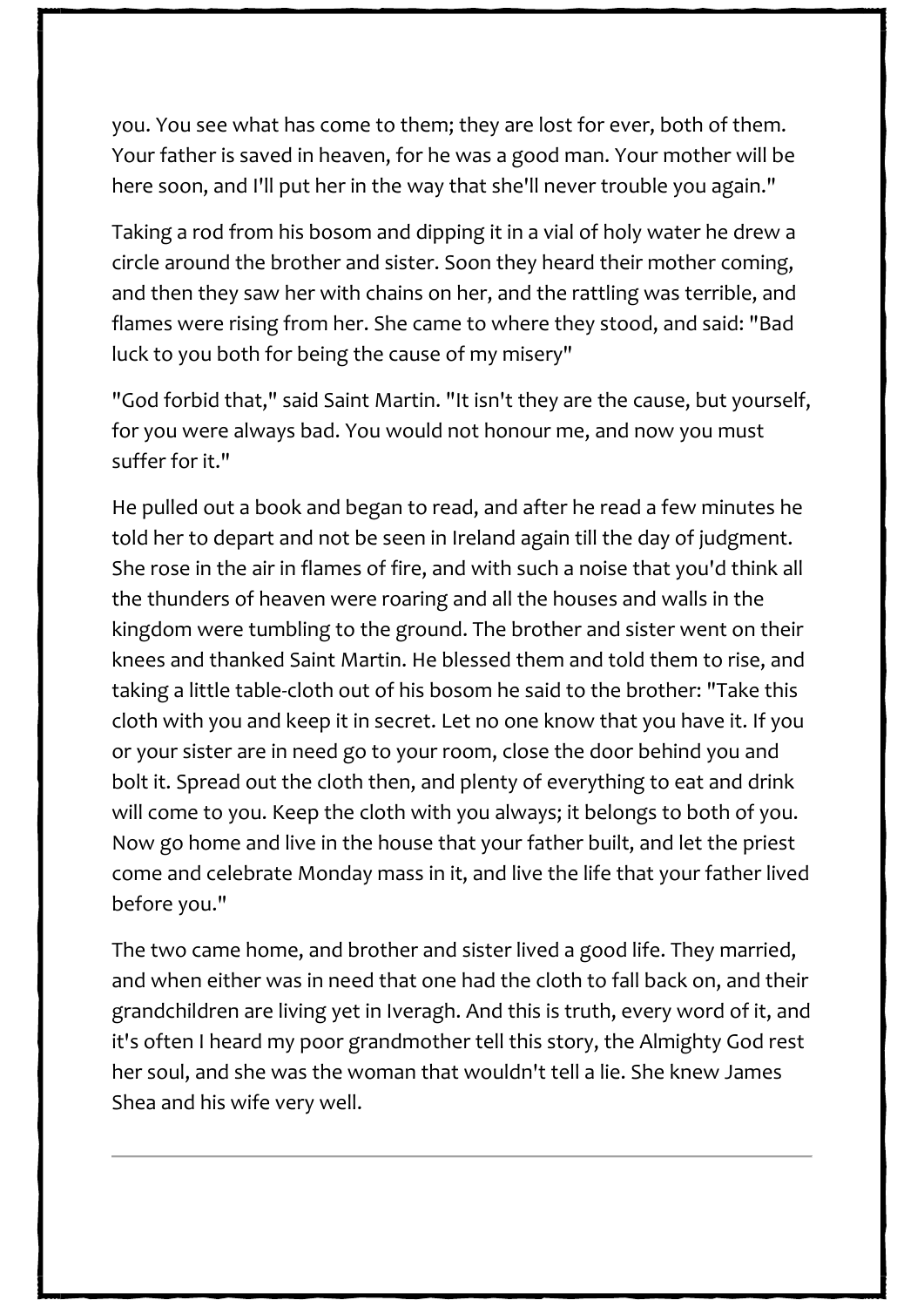you. You see what has come to them; they are lost for ever, both of them. Your father is saved in heaven, for he was a good man. Your mother will be here soon, and I'll put her in the way that she'll never trouble you again."

Taking a rod from his bosom and dipping it in a vial of holy water he drew a circle around the brother and sister. Soon they heard their mother coming, and then they saw her with chains on her, and the rattling was terrible, and flames were rising from her. She came to where they stood, and said: "Bad luck to you both for being the cause of my misery"

"God forbid that," said Saint Martin. "It isn't they are the cause, but yourself, for you were always bad. You would not honour me, and now you must suffer for it."

He pulled out a book and began to read, and after he read a few minutes he told her to depart and not be seen in Ireland again till the day of judgment. She rose in the air in flames of fire, and with such a noise that you'd think all the thunders of heaven were roaring and all the houses and walls in the kingdom were tumbling to the ground. The brother and sister went on their knees and thanked Saint Martin. He blessed them and told them to rise, and taking a little table-cloth out of his bosom he said to the brother: "Take this cloth with you and keep it in secret. Let no one know that you have it. If you or your sister are in need go to your room, close the door behind you and bolt it. Spread out the cloth then, and plenty of everything to eat and drink will come to you. Keep the cloth with you always; it belongs to both of you. Now go home and live in the house that your father built, and let the priest come and celebrate Monday mass in it, and live the life that your father lived before you."

The two came home, and brother and sister lived a good life. They married, and when either was in need that one had the cloth to fall back on, and their grandchildren are living yet in Iveragh. And this is truth, every word of it, and it's often I heard my poor grandmother tell this story, the Almighty God rest her soul, and she was the woman that wouldn't tell a lie. She knew James Shea and his wife very well.

---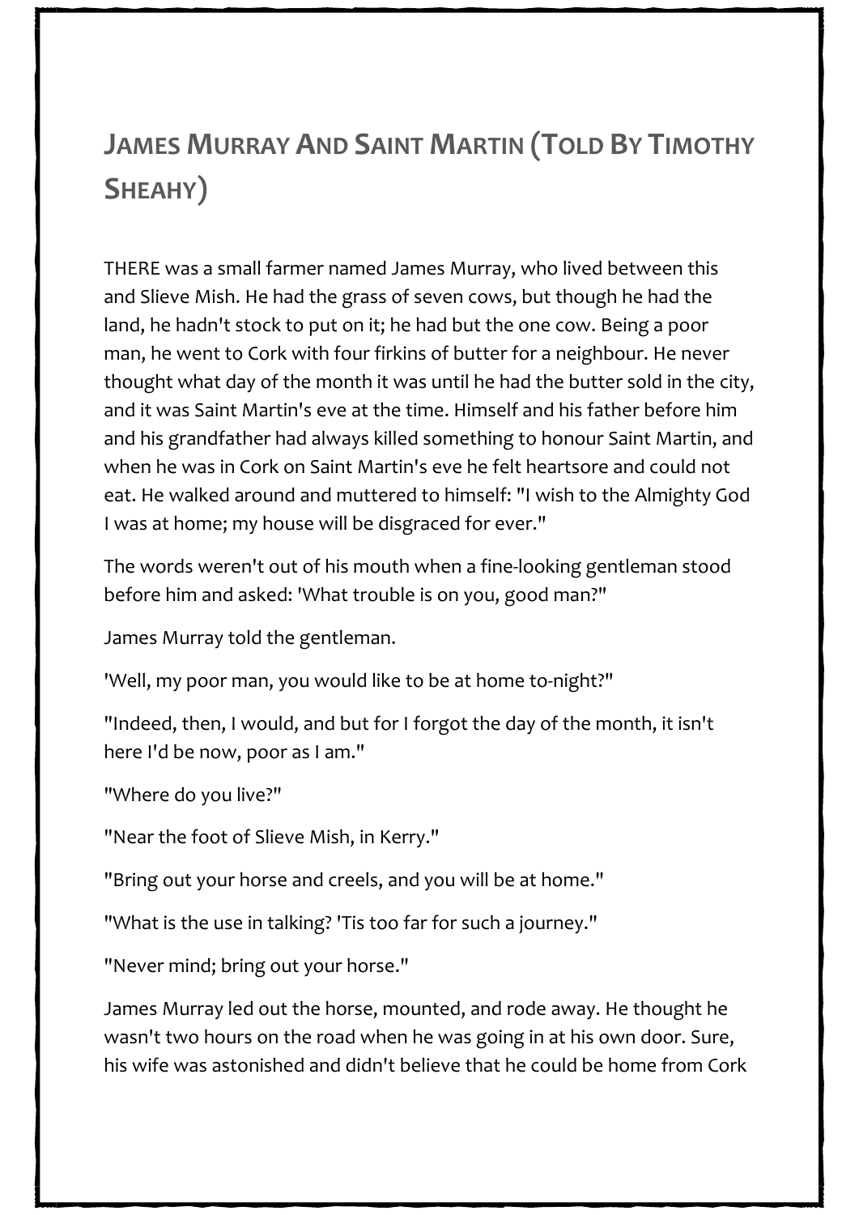## JAMES MURRAY AND SAINT MARTIN (TOLD BY TIMOTHY SHEAHY)

THERE was a small farmer named James Murray, who lived between this and Slieve Mish. He had the grass of seven cows, but though he had the land, he hadn't stock to put on it; he had but the one cow. Being a poor man, he went to Cork with four firkins of butter for a neighbour. He never thought what day of the month it was until he had the butter sold in the city, and it was Saint Martin's eve at the time. Himself and his father before him and his grandfather had always killed something to honour Saint Martin, and when he was in Cork on Saint Martin's eve he felt heartsore and could not eat. He walked around and muttered to himself: "I wish to the Almighty God I was at home; my house will be disgraced for ever."

The words weren't out of his mouth when a fine-looking gentleman stood before him and asked: 'What trouble is on you, good man?"

James Murray told the gentleman.

'Well, my poor man, you would like to be at home to-night?"

"Indeed, then, I would, and but for I forgot the day of the month, it isn't here I'd be now, poor as I am."

"Where do you live?"

"Near the foot of Slieve Mish, in Kerry."

"Bring out your horse and creels, and you will be at home."

"What is the use in talking? 'Tis too far for such a journey."

"Never mind; bring out your horse."

James Murray led out the horse, mounted, and rode away. He thought he wasn't two hours on the road when he was going in at his own door. Sure, his wife was astonished and didn't believe that he could be home from Cork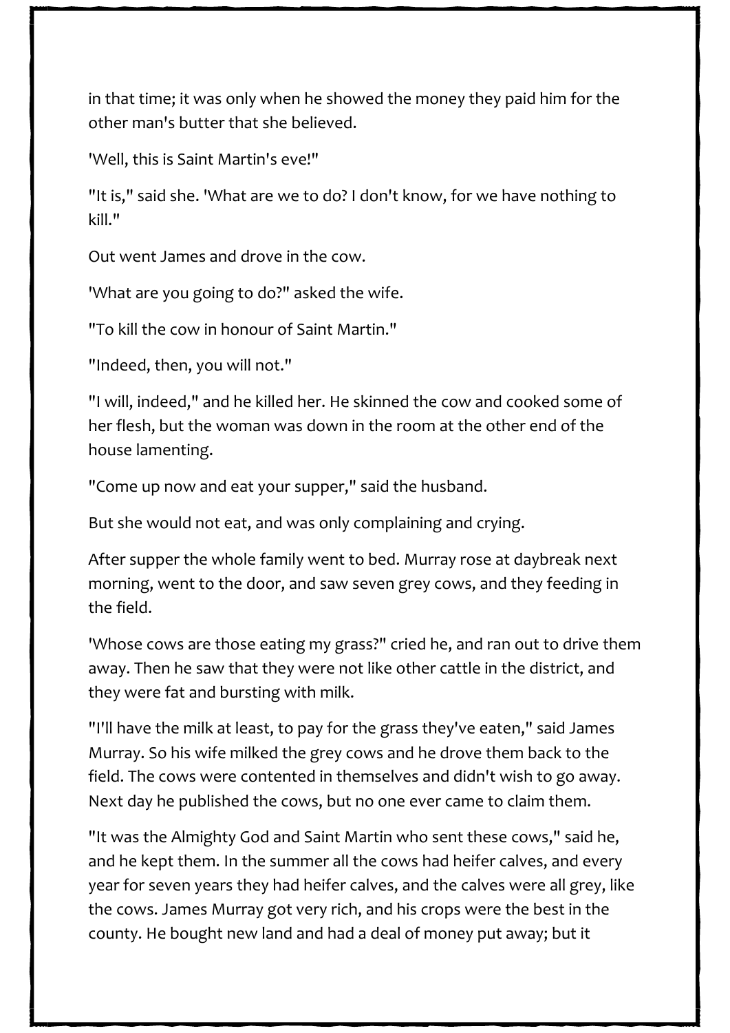in that time; it was only when he showed the money they paid him for the other man's butter that she believed.

'Well, this is Saint Martin's eve!"

"It is," said she. 'What are we to do? I don't know, for we have nothing to kill."

Out went James and drove in the cow.

'What are you going to do?" asked the wife.

"To kill the cow in honour of Saint Martin."

"Indeed, then, you will not."

"I will, indeed," and he killed her. He skinned the cow and cooked some of her flesh, but the woman was down in the room at the other end of the house lamenting.

"Come up now and eat your supper," said the husband.

But she would not eat, and was only complaining and crying.

After supper the whole family went to bed. Murray rose at daybreak next morning, went to the door, and saw seven grey cows, and they feeding in the field.

'Whose cows are those eating my grass?" cried he, and ran out to drive them away. Then he saw that they were not like other cattle in the district, and they were fat and bursting with milk.

"I'll have the milk at least, to pay for the grass they've eaten," said James Murray. So his wife milked the grey cows and he drove them back to the field. The cows were contented in themselves and didn't wish to go away. Next day he published the cows, but no one ever came to claim them.

"It was the Almighty God and Saint Martin who sent these cows," said he, and he kept them. In the summer all the cows had heifer calves, and every year for seven years they had heifer calves, and the calves were all grey, like the cows. James Murray got very rich, and his crops were the best in the county. He bought new land and had a deal of money put away; but it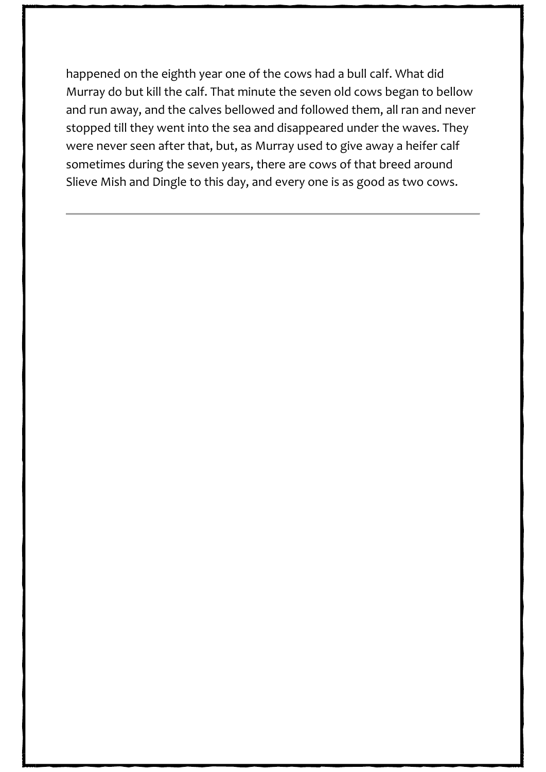happened on the eighth year one of the cows had a bull calf. What did Murray do but kill the calf. That minute the seven old cows began to bellow and run away, and the calves bellowed and followed them, all ran and never stopped till they went into the sea and disappeared under the waves. They were never seen after that, but, as Murray used to give away a heifer calf sometimes during the seven years, there are cows of that breed around Slieve Mish and Dingle to this day, and every one is as good as two cows.

---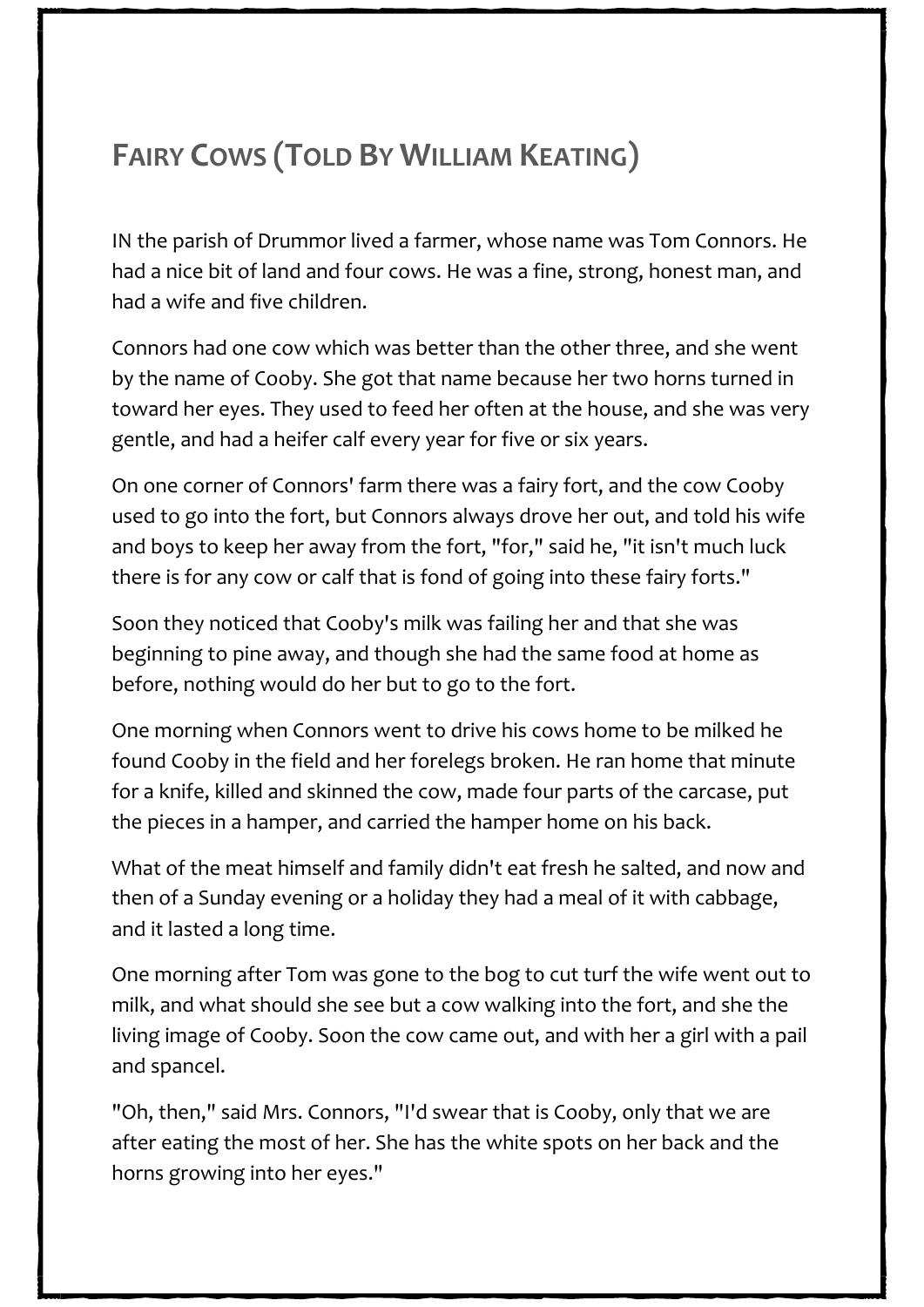## Fairy Cows (Told By William Keating)

IN the parish of Drummor lived a farmer, whose name was Tom Connors. He had a nice bit of land and four cows. He was a fine, strong, honest man, and had a wife and five children.

Connors had one cow which was better than the other three, and she went by the name of Cooby. She got that name because her two horns turned in toward her eyes. They used to feed her often at the house, and she was very gentle, and had a heifer calf every year for five or six years.

On one corner of Connors' farm there was a fairy fort, and the cow Cooby used to go into the fort, but Connors always drove her out, and told his wife and boys to keep her away from the fort, "for," said he, "it isn't much luck there is for any cow or calf that is fond of going into these fairy forts."

Soon they noticed that Cooby's milk was failing her and that she was beginning to pine away, and though she had the same food at home as before, nothing would do her but to go to the fort.

One morning when Connors went to drive his cows home to be milked he found Cooby in the field and her forelegs broken. He ran home that minute for a knife, killed and skinned the cow, made four parts of the carcase, put the pieces in a hamper, and carried the hamper home on his back.

What of the meat himself and family didn't eat fresh he salted, and now and then of a Sunday evening or a holiday they had a meal of it with cabbage, and it lasted a long time.

One morning after Tom was gone to the bog to cut turf the wife went out to milk, and what should she see but a cow walking into the fort, and she the living image of Cooby. Soon the cow came out, and with her a girl with a pail and spancel.

"Oh, then," said Mrs. Connors, "I'd swear that is Cooby, only that we are after eating the most of her. She has the white spots on her back and the horns growing into her eyes."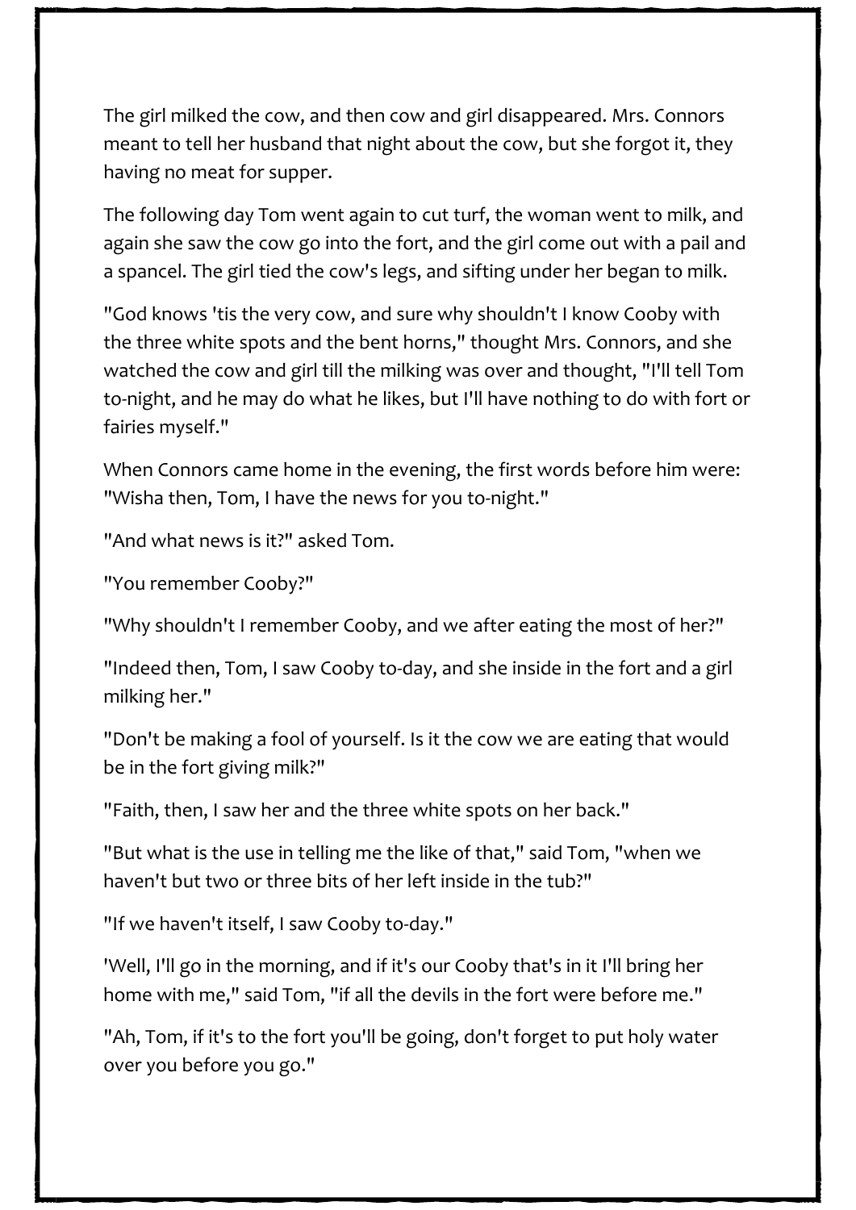The girl milked the cow, and then cow and girl disappeared. Mrs. Connors meant to tell her husband that night about the cow, but she forgot it, they having no meat for supper.

The following day Tom went again to cut turf, the woman went to milk, and again she saw the cow go into the fort, and the girl come out with a pail and a spancel. The girl tied the cow's legs, and sifting under her began to milk.

"God knows 'tis the very cow, and sure why shouldn't I know Cooby with the three white spots and the bent horns," thought Mrs. Connors, and she watched the cow and girl till the milking was over and thought, "I'll tell Tom to-night, and he may do what he likes, but I'll have nothing to do with fort or fairies myself."

When Connors came home in the evening, the first words before him were: "Wisha then, Tom, I have the news for you to-night."

"And what news is it?" asked Tom.

"You remember Cooby?"

"Why shouldn't I remember Cooby, and we after eating the most of her?"

"Indeed then, Tom, I saw Cooby to-day, and she inside in the fort and a girl milking her."

"Don't be making a fool of yourself. Is it the cow we are eating that would be in the fort giving milk?"

"Faith, then, I saw her and the three white spots on her back."

"But what is the use in telling me the like of that," said Tom, "when we haven't but two or three bits of her left inside in the tub?"

"If we haven't itself, I saw Cooby to-day."

'Well, I'll go in the morning, and if it's our Cooby that's in it I'll bring her home with me," said Tom, "if all the devils in the fort were before me."

"Ah, Tom, if it's to the fort you'll be going, don't forget to put holy water over you before you go."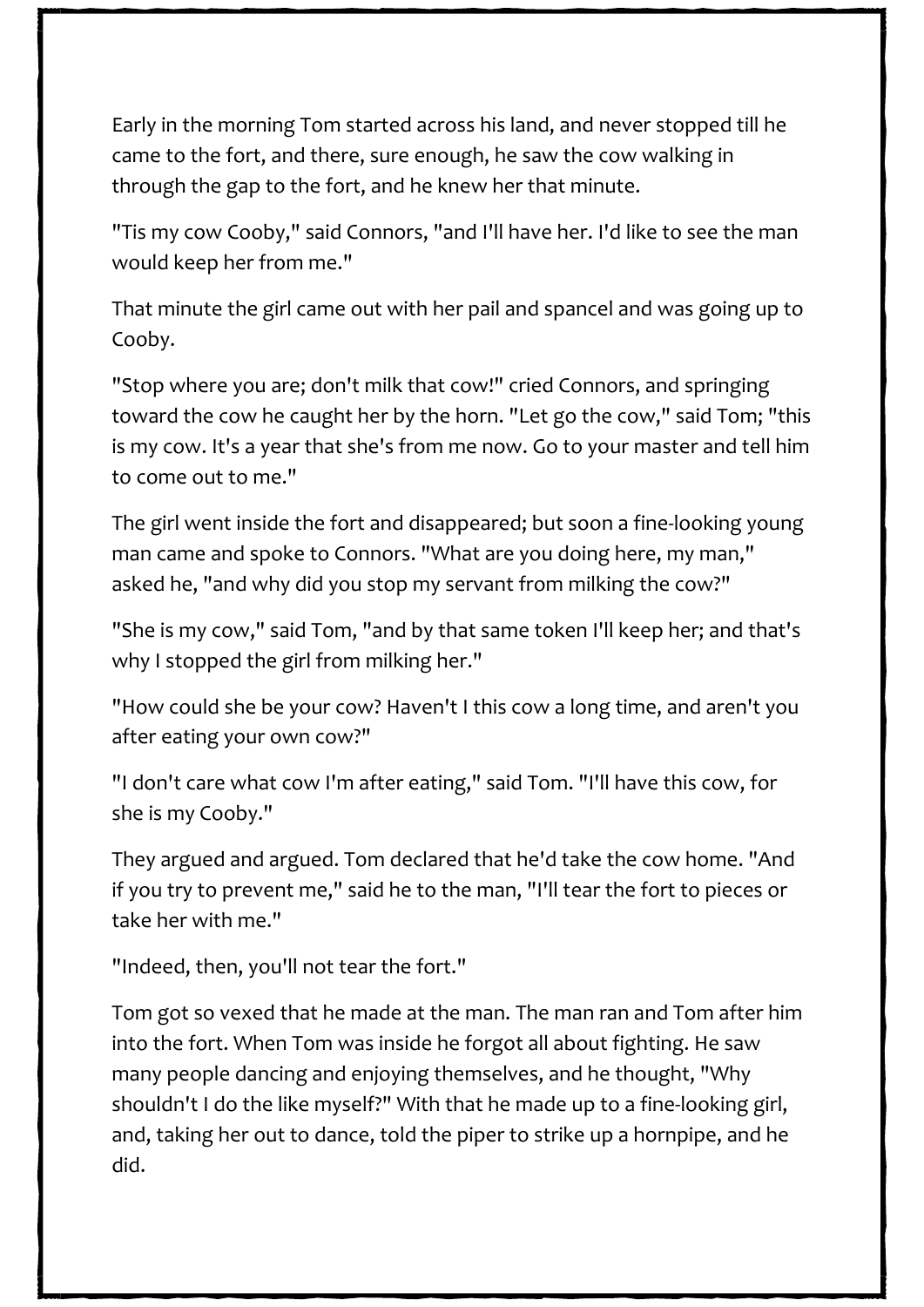Early in the morning Tom started across his land, and never stopped till he came to the fort, and there, sure enough, he saw the cow walking in through the gap to the fort, and he knew her that minute.

"Tis my cow Cooby," said Connors, "and I'll have her. I'd like to see the man would keep her from me."

That minute the girl came out with her pail and spancel and was going up to Cooby.

"Stop where you are; don't milk that cow!" cried Connors, and springing toward the cow he caught her by the horn. "Let go the cow," said Tom; "this is my cow. It's a year that she's from me now. Go to your master and tell him to come out to me."

The girl went inside the fort and disappeared; but soon a fine-looking young man came and spoke to Connors. "What are you doing here, my man," asked he, "and why did you stop my servant from milking the cow?"

"She is my cow," said Tom, "and by that same token I'll keep her; and that's why I stopped the girl from milking her."

"How could she be your cow? Haven't I this cow a long time, and aren't you after eating your own cow?"

"I don't care what cow I'm after eating," said Tom. "I'll have this cow, for she is my Cooby."

They argued and argued. Tom declared that he'd take the cow home. "And if you try to prevent me," said he to the man, "I'll tear the fort to pieces or take her with me."

"Indeed, then, you'll not tear the fort."

Tom got so vexed that he made at the man. The man ran and Tom after him into the fort. When Tom was inside he forgot all about fighting. He saw many people dancing and enjoying themselves, and he thought, "Why shouldn't I do the like myself?" With that he made up to a fine-looking girl, and, taking her out to dance, told the piper to strike up a hornpipe, and he did.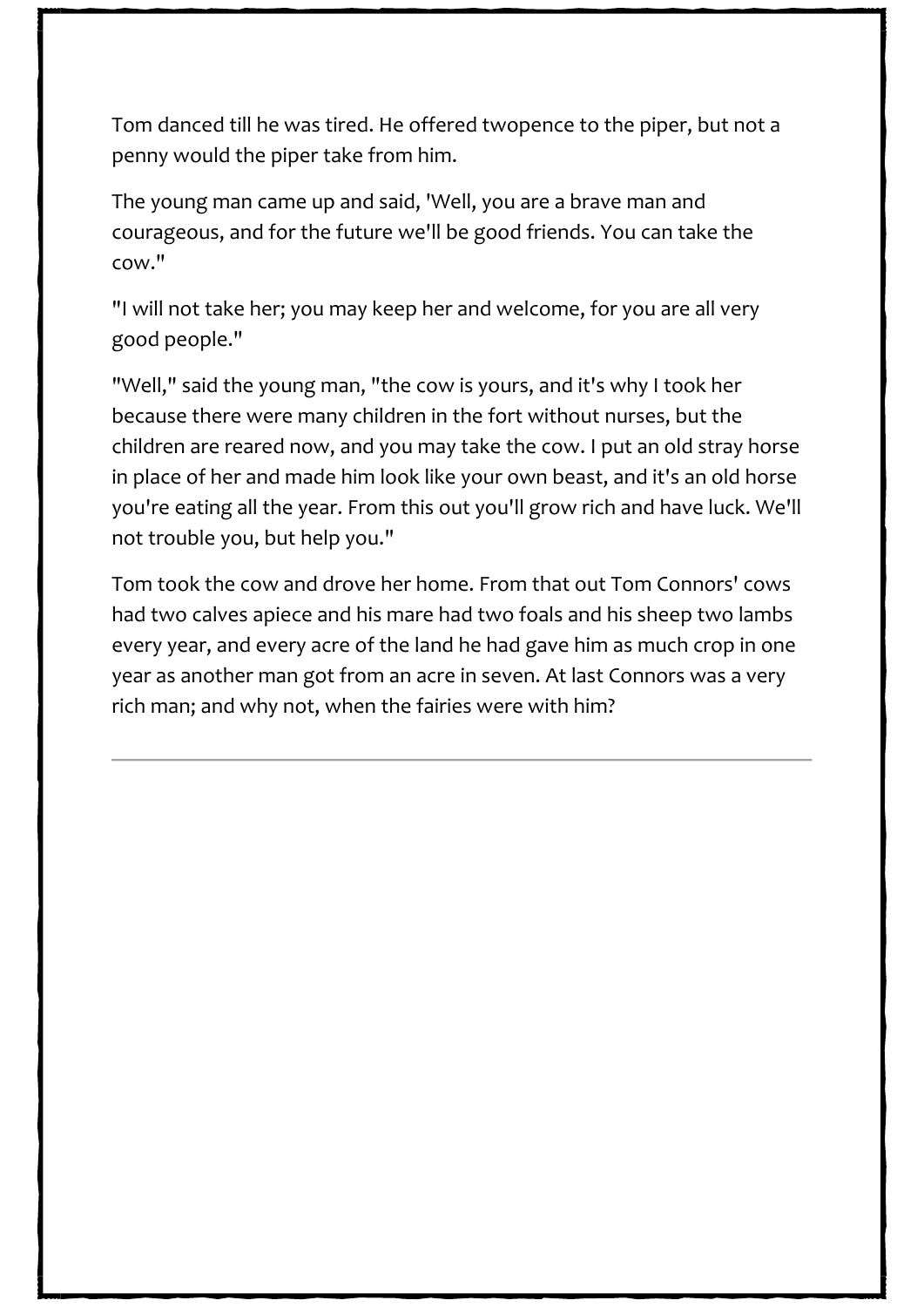Tom danced till he was tired. He offered twopence to the piper, but not a penny would the piper take from him.

The young man came up and said, 'Well, you are a brave man and courageous, and for the future we'll be good friends. You can take the cow."

"I will not take her; you may keep her and welcome, for you are all very good people."

"Well," said the young man, "the cow is yours, and it's why I took her because there were many children in the fort without nurses, but the children are reared now, and you may take the cow. I put an old stray horse in place of her and made him look like your own beast, and it's an old horse you're eating all the year. From this out you'll grow rich and have luck. We'll not trouble you, but help you."

Tom took the cow and drove her home. From that out Tom Connors' cows had two calves apiece and his mare had two foals and his sheep two lambs every year, and every acre of the land he had gave him as much crop in one year as another man got from an acre in seven. At last Connors was a very rich man; and why not, when the fairies were with him?

---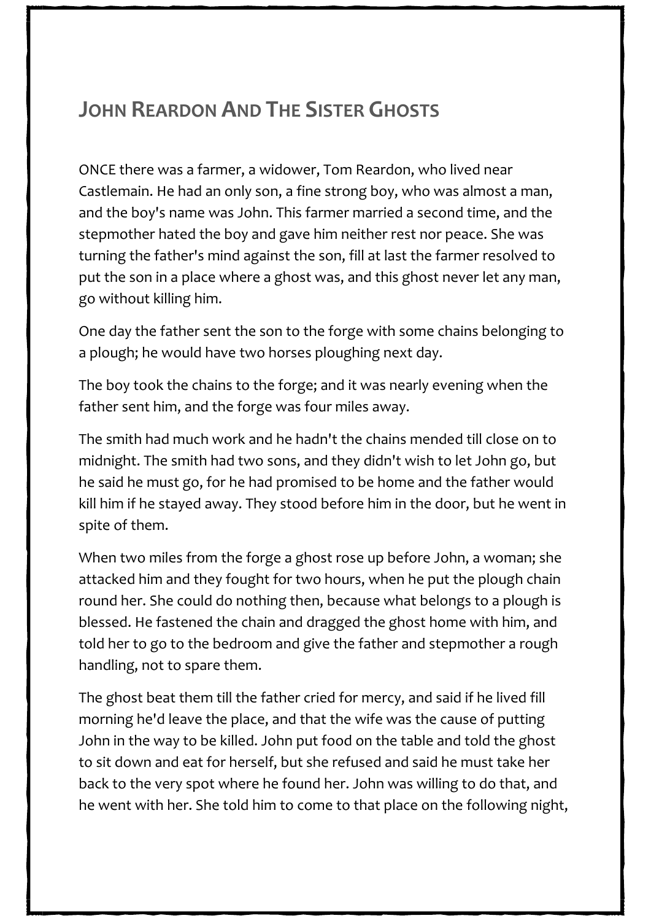# JOHN REARDON AND THE SISTER GHOSTS

ONCE there was a farmer, a widower, Tom Reardon, who lived near Castlemain. He had an only son, a fine strong boy, who was almost a man, and the boy's name was John. This farmer married a second time, and the stepmother hated the boy and gave him neither rest nor peace. She was turning the father's mind against the son, fill at last the farmer resolved to put the son in a place where a ghost was, and this ghost never let any man, go without killing him.

One day the father sent the son to the forge with some chains belonging to a plough; he would have two horses ploughing next day.

The boy took the chains to the forge; and it was nearly evening when the father sent him, and the forge was four miles away.

The smith had much work and he hadn't the chains mended till close on to midnight. The smith had two sons, and they didn't wish to let John go, but he said he must go, for he had promised to be home and the father would kill him if he stayed away. They stood before him in the door, but he went in spite of them.

When two miles from the forge a ghost rose up before John, a woman; she attacked him and they fought for two hours, when he put the plough chain round her. She could do nothing then, because what belongs to a plough is blessed. He fastened the chain and dragged the ghost home with him, and told her to go to the bedroom and give the father and stepmother a rough handling, not to spare them.

The ghost beat them till the father cried for mercy, and said if he lived fill morning he'd leave the place, and that the wife was the cause of putting John in the way to be killed. John put food on the table and told the ghost to sit down and eat for herself, but she refused and said he must take her back to the very spot where he found her. John was willing to do that, and he went with her. She told him to come to that place on the following night,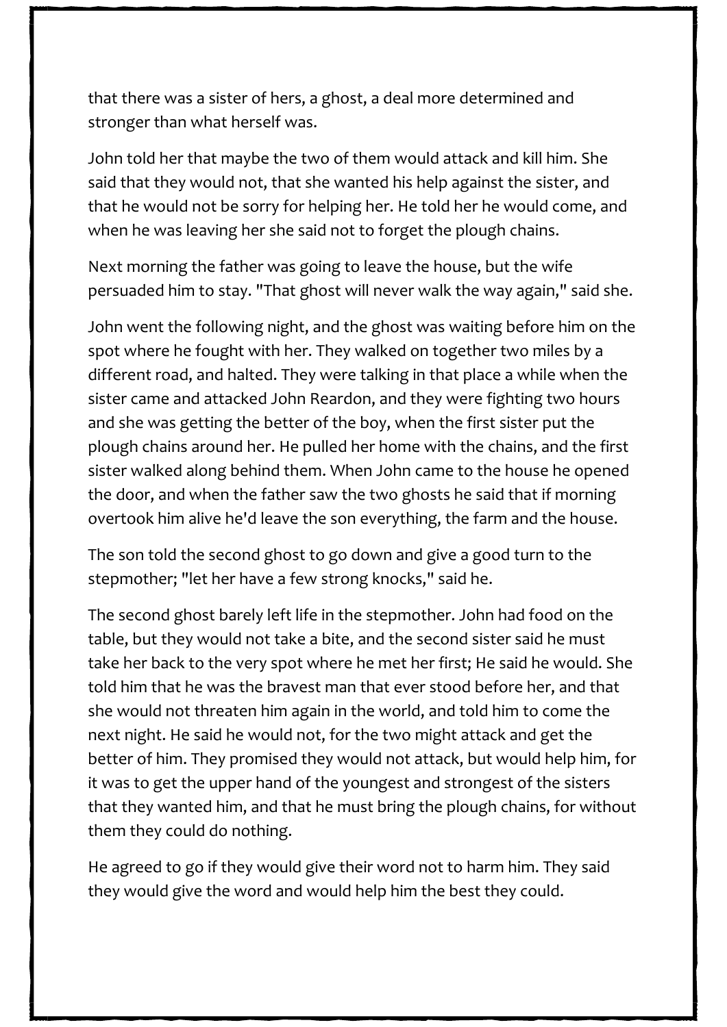that there was a sister of hers, a ghost, a deal more determined and stronger than what herself was.

John told her that maybe the two of them would attack and kill him. She said that they would not, that she wanted his help against the sister, and that he would not be sorry for helping her. He told her he would come, and when he was leaving her she said not to forget the plough chains.

Next morning the father was going to leave the house, but the wife persuaded him to stay. "That ghost will never walk the way again," said she.

John went the following night, and the ghost was waiting before him on the spot where he fought with her. They walked on together two miles by a different road, and halted. They were talking in that place a while when the sister came and attacked John Reardon, and they were fighting two hours and she was getting the better of the boy, when the first sister put the plough chains around her. He pulled her home with the chains, and the first sister walked along behind them. When John came to the house he opened the door, and when the father saw the two ghosts he said that if morning overtook him alive he'd leave the son everything, the farm and the house.

The son told the second ghost to go down and give a good turn to the stepmother; "let her have a few strong knocks," said he.

The second ghost barely left life in the stepmother. John had food on the table, but they would not take a bite, and the second sister said he must take her back to the very spot where he met her first; He said he would. She told him that he was the bravest man that ever stood before her, and that she would not threaten him again in the world, and told him to come the next night. He said he would not, for the two might attack and get the better of him. They promised they would not attack, but would help him, for it was to get the upper hand of the youngest and strongest of the sisters that they wanted him, and that he must bring the plough chains, for without them they could do nothing.

He agreed to go if they would give their word not to harm him. They said they would give the word and would help him the best they could.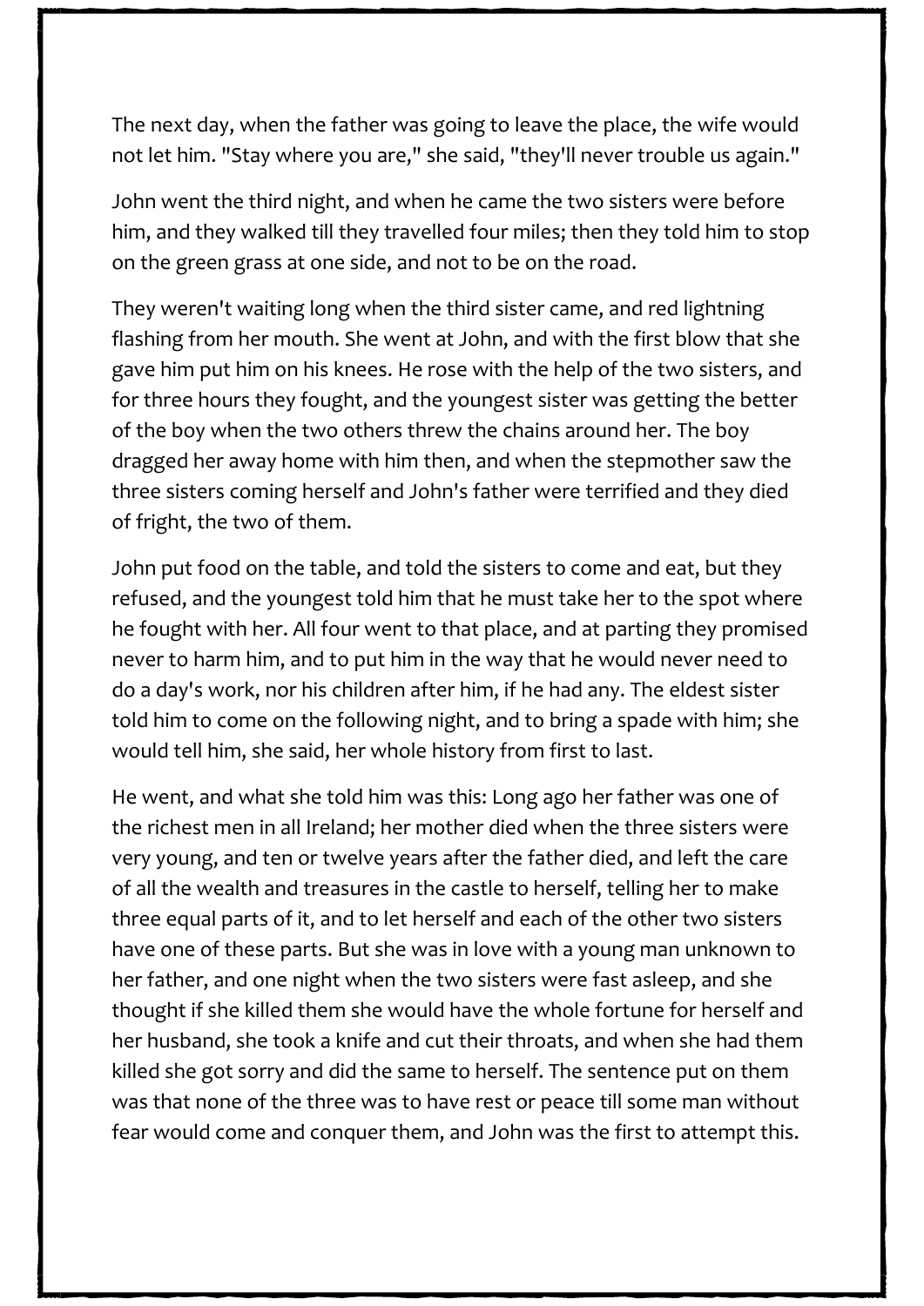The next day, when the father was going to leave the place, the wife would not let him. "Stay where you are," she said, "they'll never trouble us again."

John went the third night, and when he came the two sisters were before him, and they walked till they travelled four miles; then they told him to stop on the green grass at one side, and not to be on the road.

They weren't waiting long when the third sister came, and red lightning flashing from her mouth. She went at John, and with the first blow that she gave him put him on his knees. He rose with the help of the two sisters, and for three hours they fought, and the youngest sister was getting the better of the boy when the two others threw the chains around her. The boy dragged her away home with him then, and when the stepmother saw the three sisters coming herself and John's father were terrified and they died of fright, the two of them.

John put food on the table, and told the sisters to come and eat, but they refused, and the youngest told him that he must take her to the spot where he fought with her. All four went to that place, and at parting they promised never to harm him, and to put him in the way that he would never need to do a day's work, nor his children after him, if he had any. The eldest sister told him to come on the following night, and to bring a spade with him; she would tell him, she said, her whole history from first to last.

He went, and what she told him was this: Long ago her father was one of the richest men in all Ireland; her mother died when the three sisters were very young, and ten or twelve years after the father died, and left the care of all the wealth and treasures in the castle to herself, telling her to make three equal parts of it, and to let herself and each of the other two sisters have one of these parts. But she was in love with a young man unknown to her father, and one night when the two sisters were fast asleep, and she thought if she killed them she would have the whole fortune for herself and her husband, she took a knife and cut their throats, and when she had them killed she got sorry and did the same to herself. The sentence put on them was that none of the three was to have rest or peace till some man without fear would come and conquer them, and John was the first to attempt this.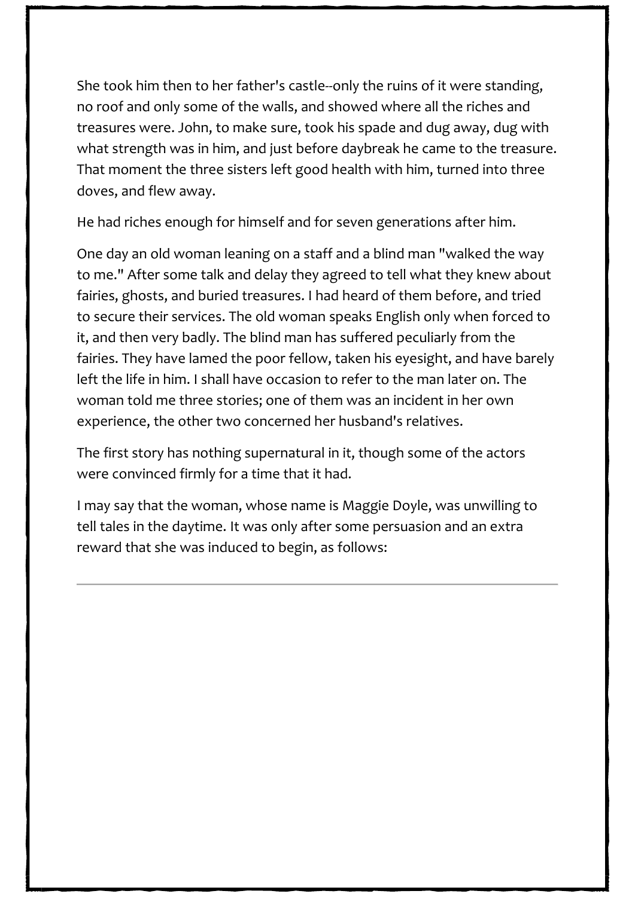She took him then to her father's castle--only the ruins of it were standing, no roof and only some of the walls, and showed where all the riches and treasures were. John, to make sure, took his spade and dug away, dug with what strength was in him, and just before daybreak he came to the treasure. That moment the three sisters left good health with him, turned into three doves, and flew away.

He had riches enough for himself and for seven generations after him.

One day an old woman leaning on a staff and a blind man "walked the way to me." After some talk and delay they agreed to tell what they knew about fairies, ghosts, and buried treasures. I had heard of them before, and tried to secure their services. The old woman speaks English only when forced to it, and then very badly. The blind man has suffered peculiarly from the fairies. They have lamed the poor fellow, taken his eyesight, and have barely left the life in him. I shall have occasion to refer to the man later on. The woman told me three stories; one of them was an incident in her own experience, the other two concerned her husband's relatives.

The first story has nothing supernatural in it, though some of the actors were convinced firmly for a time that it had.

I may say that the woman, whose name is Maggie Doyle, was unwilling to tell tales in the daytime. It was only after some persuasion and an extra reward that she was induced to begin, as follows:

---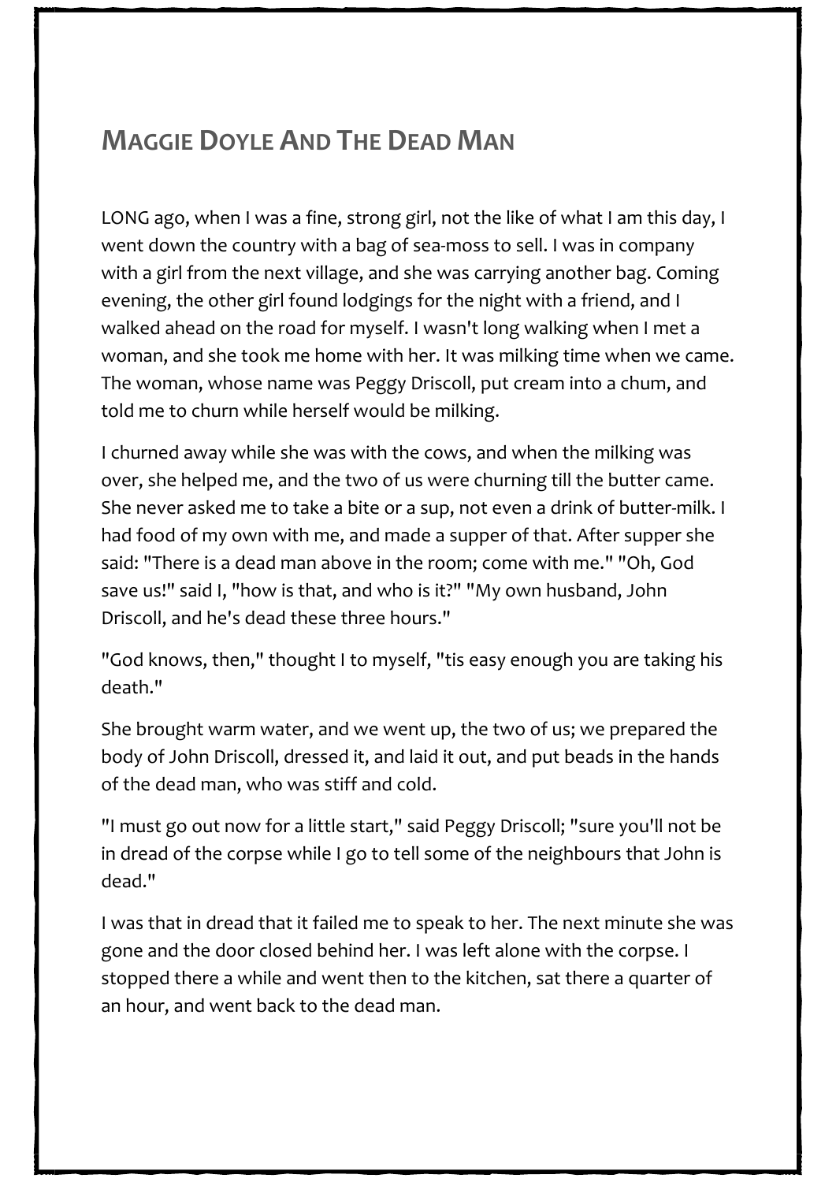## Maggie Doyle And The Dead Man

LONG ago, when I was a fine, strong girl, not the like of what I am this day, I went down the country with a bag of sea-moss to sell. I was in company with a girl from the next village, and she was carrying another bag. Coming evening, the other girl found lodgings for the night with a friend, and I walked ahead on the road for myself. I wasn't long walking when I met a woman, and she took me home with her. It was milking time when we came. The woman, whose name was Peggy Driscoll, put cream into a chum, and told me to churn while herself would be milking.

I churned away while she was with the cows, and when the milking was over, she helped me, and the two of us were churning till the butter came. She never asked me to take a bite or a sup, not even a drink of butter-milk. I had food of my own with me, and made a supper of that. After supper she said: "There is a dead man above in the room; come with me." "Oh, God save us!" said I, "how is that, and who is it?" "My own husband, John Driscoll, and he's dead these three hours."

"God knows, then," thought I to myself, "tis easy enough you are taking his death."

She brought warm water, and we went up, the two of us; we prepared the body of John Driscoll, dressed it, and laid it out, and put beads in the hands of the dead man, who was stiff and cold.

"I must go out now for a little start," said Peggy Driscoll; "sure you'll not be in dread of the corpse while I go to tell some of the neighbours that John is dead."

I was that in dread that it failed me to speak to her. The next minute she was gone and the door closed behind her. I was left alone with the corpse. I stopped there a while and went then to the kitchen, sat there a quarter of an hour, and went back to the dead man.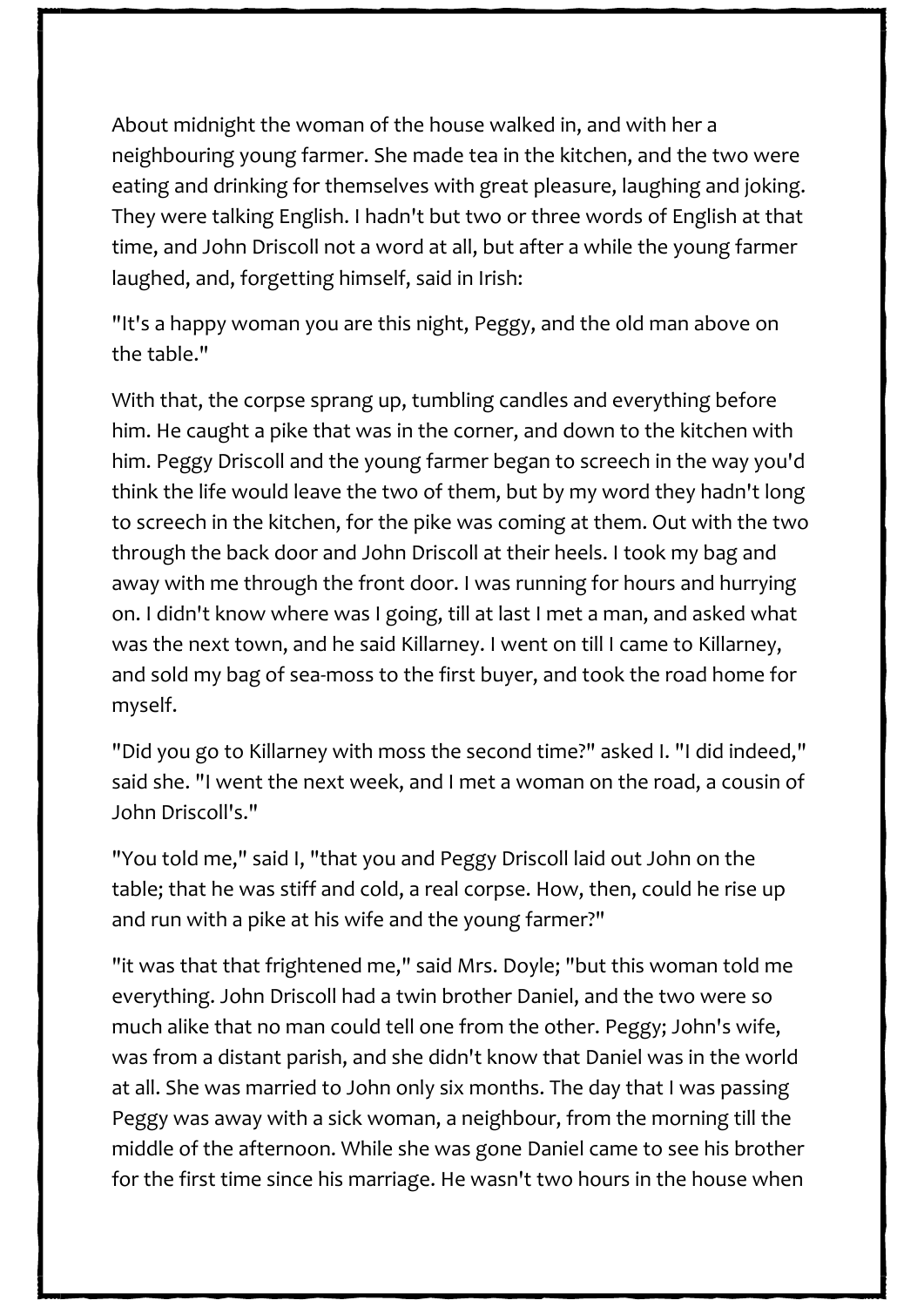About midnight the woman of the house walked in, and with her a neighbouring young farmer. She made tea in the kitchen, and the two were eating and drinking for themselves with great pleasure, laughing and joking. They were talking English. I hadn't but two or three words of English at that time, and John Driscoll not a word at all, but after a while the young farmer laughed, and, forgetting himself, said in Irish:

"It's a happy woman you are this night, Peggy, and the old man above on the table."

With that, the corpse sprang up, tumbling candles and everything before him. He caught a pike that was in the corner, and down to the kitchen with him. Peggy Driscoll and the young farmer began to screech in the way you'd think the life would leave the two of them, but by my word they hadn't long to screech in the kitchen, for the pike was coming at them. Out with the two through the back door and John Driscoll at their heels. I took my bag and away with me through the front door. I was running for hours and hurrying on. I didn't know where was I going, till at last I met a man, and asked what was the next town, and he said Killarney. I went on till I came to Killarney, and sold my bag of sea-moss to the first buyer, and took the road home for myself.

"Did you go to Killarney with moss the second time?" asked I. "I did indeed," said she. "I went the next week, and I met a woman on the road, a cousin of John Driscoll's."

"You told me," said I, "that you and Peggy Driscoll laid out John on the table; that he was stiff and cold, a real corpse. How, then, could he rise up and run with a pike at his wife and the young farmer?"

"it was that that frightened me," said Mrs. Doyle; "but this woman told me everything. John Driscoll had a twin brother Daniel, and the two were so much alike that no man could tell one from the other. Peggy; John's wife, was from a distant parish, and she didn't know that Daniel was in the world at all. She was married to John only six months. The day that I was passing Peggy was away with a sick woman, a neighbour, from the morning till the middle of the afternoon. While she was gone Daniel came to see his brother for the first time since his marriage. He wasn't two hours in the house when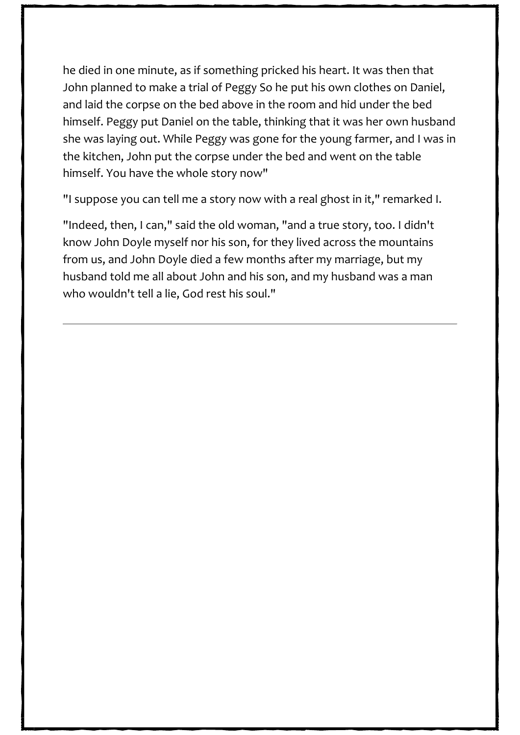he died in one minute, as if something pricked his heart. It was then that John planned to make a trial of Peggy So he put his own clothes on Daniel, and laid the corpse on the bed above in the room and hid under the bed himself. Peggy put Daniel on the table, thinking that it was her own husband she was laying out. While Peggy was gone for the young farmer, and I was in the kitchen, John put the corpse under the bed and went on the table himself. You have the whole story now"

"I suppose you can tell me a story now with a real ghost in it," remarked I.

"Indeed, then, I can," said the old woman, "and a true story, too. I didn't know John Doyle myself nor his son, for they lived across the mountains from us, and John Doyle died a few months after my marriage, but my husband told me all about John and his son, and my husband was a man who wouldn't tell a lie, God rest his soul."

---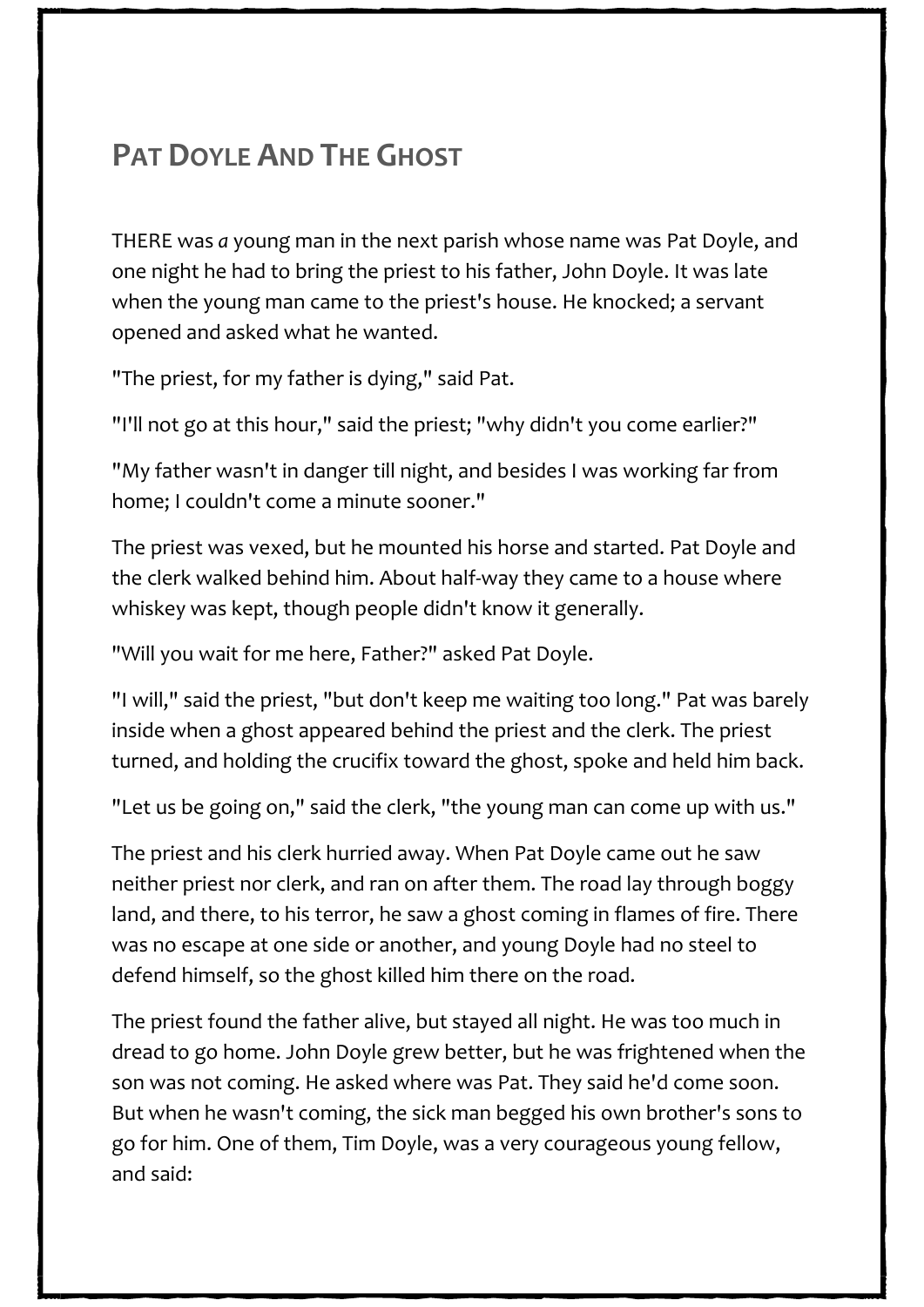# Pat Doyle And The Ghost

THERE was *a* young man in the next parish whose name was Pat Doyle, and one night he had to bring the priest to his father, John Doyle. It was late when the young man came to the priest's house. He knocked; a servant opened and asked what he wanted.

"The priest, for my father is dying," said Pat.

"I'll not go at this hour," said the priest; "why didn't you come earlier?"

"My father wasn't in danger till night, and besides I was working far from home; I couldn't come a minute sooner."

The priest was vexed, but he mounted his horse and started. Pat Doyle and the clerk walked behind him. About half-way they came to a house where whiskey was kept, though people didn't know it generally.

"Will you wait for me here, Father?" asked Pat Doyle.

"I will," said the priest, "but don't keep me waiting too long." Pat was barely inside when a ghost appeared behind the priest and the clerk. The priest turned, and holding the crucifix toward the ghost, spoke and held him back.

"Let us be going on," said the clerk, "the young man can come up with us."

The priest and his clerk hurried away. When Pat Doyle came out he saw neither priest nor clerk, and ran on after them. The road lay through boggy land, and there, to his terror, he saw a ghost coming in flames of fire. There was no escape at one side or another, and young Doyle had no steel to defend himself, so the ghost killed him there on the road.

The priest found the father alive, but stayed all night. He was too much in dread to go home. John Doyle grew better, but he was frightened when the son was not coming. He asked where was Pat. They said he'd come soon. But when he wasn't coming, the sick man begged his own brother's sons to go for him. One of them, Tim Doyle, was a very courageous young fellow, and said: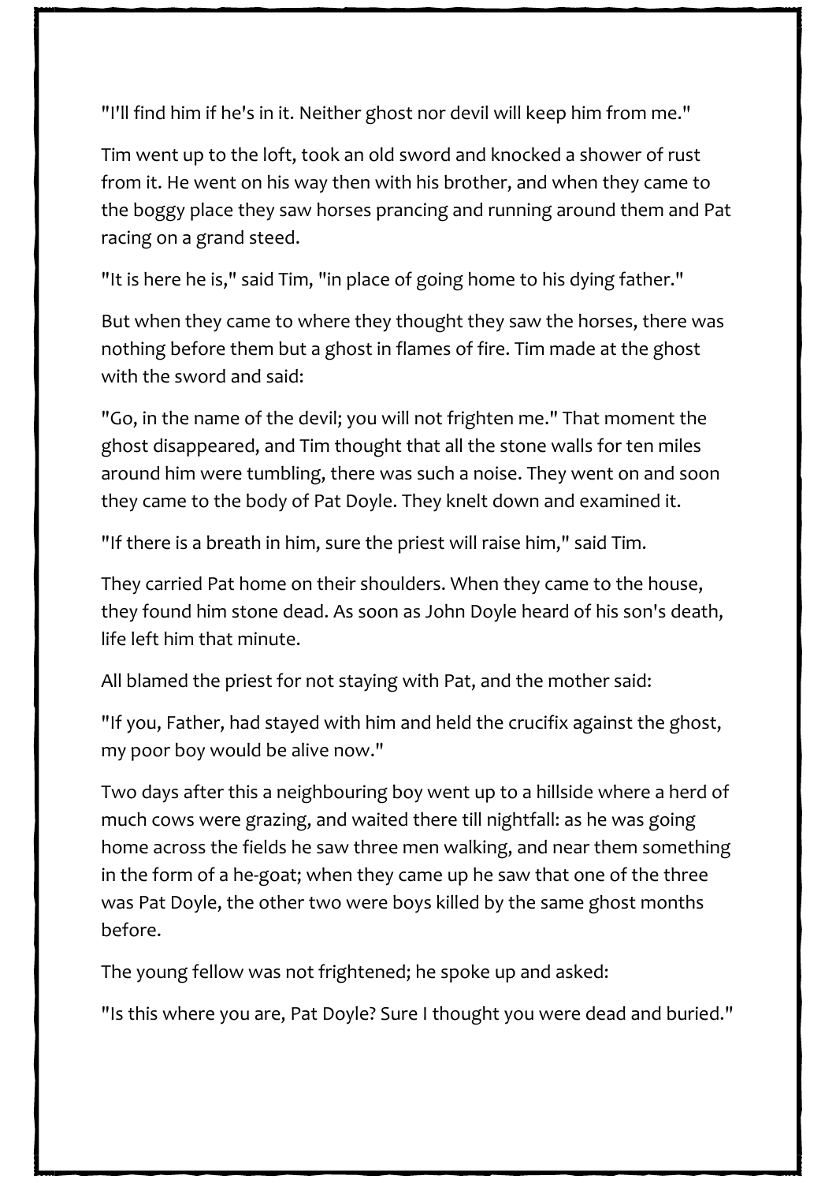"I'll find him if he's in it. Neither ghost nor devil will keep him from me."

Tim went up to the loft, took an old sword and knocked a shower of rust from it. He went on his way then with his brother, and when they came to the boggy place they saw horses prancing and running around them and Pat racing on a grand steed.

"It is here he is," said Tim, "in place of going home to his dying father."

But when they came to where they thought they saw the horses, there was nothing before them but a ghost in flames of fire. Tim made at the ghost with the sword and said:

"Go, in the name of the devil; you will not frighten me." That moment the ghost disappeared, and Tim thought that all the stone walls for ten miles around him were tumbling, there was such a noise. They went on and soon they came to the body of Pat Doyle. They knelt down and examined it.

"If there is a breath in him, sure the priest will raise him," said Tim.

They carried Pat home on their shoulders. When they came to the house, they found him stone dead. As soon as John Doyle heard of his son's death, life left him that minute.

All blamed the priest for not staying with Pat, and the mother said:

"If you, Father, had stayed with him and held the crucifix against the ghost, my poor boy would be alive now."

Two days after this a neighbouring boy went up to a hillside where a herd of much cows were grazing, and waited there till nightfall: as he was going home across the fields he saw three men walking, and near them something in the form of a he-goat; when they came up he saw that one of the three was Pat Doyle, the other two were boys killed by the same ghost months before.

The young fellow was not frightened; he spoke up and asked:

"Is this where you are, Pat Doyle? Sure I thought you were dead and buried."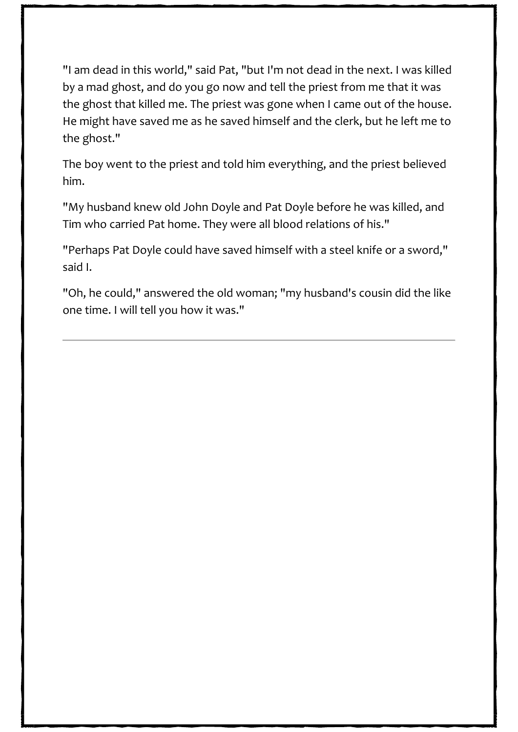"I am dead in this world," said Pat, "but I'm not dead in the next. I was killed by a mad ghost, and do you go now and tell the priest from me that it was the ghost that killed me. The priest was gone when I came out of the house. He might have saved me as he saved himself and the clerk, but he left me to the ghost."

The boy went to the priest and told him everything, and the priest believed him.

"My husband knew old John Doyle and Pat Doyle before he was killed, and Tim who carried Pat home. They were all blood relations of his."

"Perhaps Pat Doyle could have saved himself with a steel knife or a sword," said I.

"Oh, he could," answered the old woman; "my husband's cousin did the like one time. I will tell you how it was."

---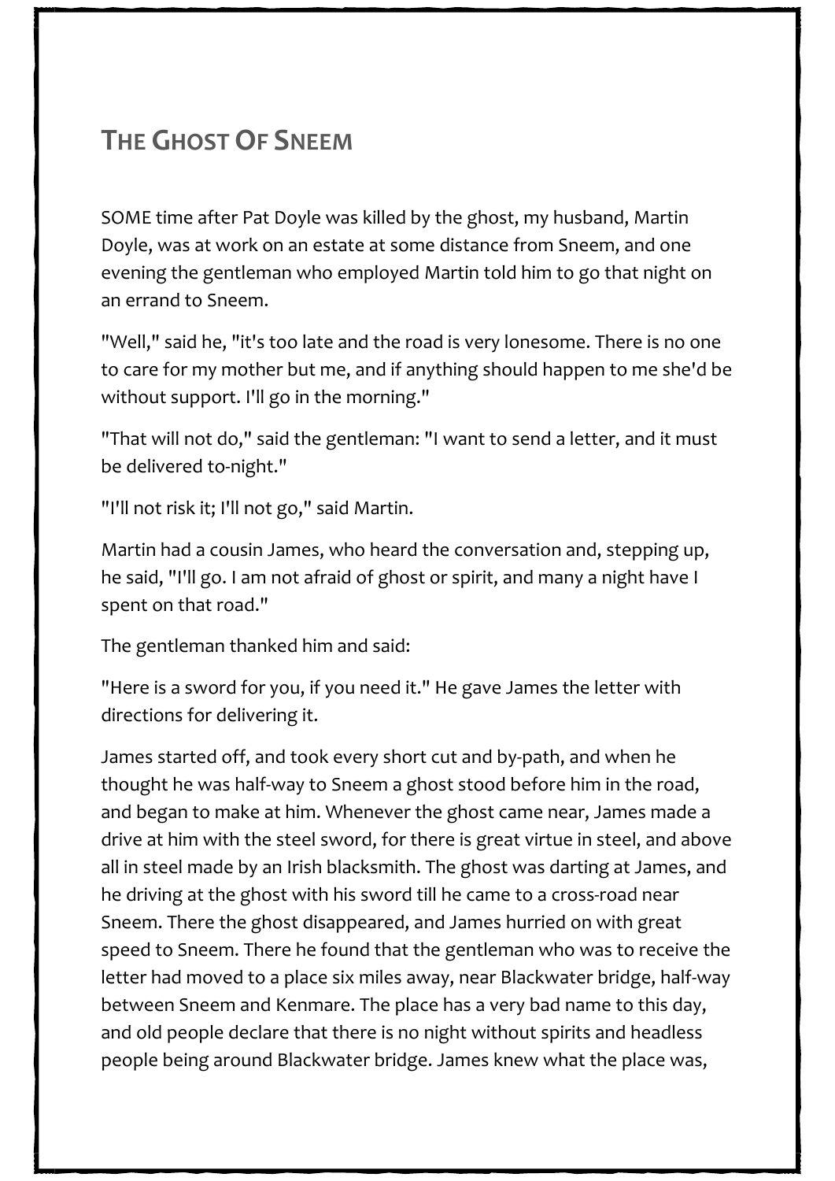## THE GHOST OF SNEEM

SOME time after Pat Doyle was killed by the ghost, my husband, Martin Doyle, was at work on an estate at some distance from Sneem, and one evening the gentleman who employed Martin told him to go that night on an errand to Sneem.

"Well," said he, "it's too late and the road is very lonesome. There is no one to care for my mother but me, and if anything should happen to me she'd be without support. I'll go in the morning."

"That will not do," said the gentleman: "I want to send a letter, and it must be delivered to-night."

"I'll not risk it; I'll not go," said Martin.

Martin had a cousin James, who heard the conversation and, stepping up, he said, "I'll go. I am not afraid of ghost or spirit, and many a night have I spent on that road."

The gentleman thanked him and said:

"Here is a sword for you, if you need it." He gave James the letter with directions for delivering it.

James started off, and took every short cut and by-path, and when he thought he was half-way to Sneem a ghost stood before him in the road, and began to make at him. Whenever the ghost came near, James made a drive at him with the steel sword, for there is great virtue in steel, and above all in steel made by an Irish blacksmith. The ghost was darting at James, and he driving at the ghost with his sword till he came to a cross-road near Sneem. There the ghost disappeared, and James hurried on with great speed to Sneem. There he found that the gentleman who was to receive the letter had moved to a place six miles away, near Blackwater bridge, half-way between Sneem and Kenmare. The place has a very bad name to this day, and old people declare that there is no night without spirits and headless people being around Blackwater bridge. James knew what the place was,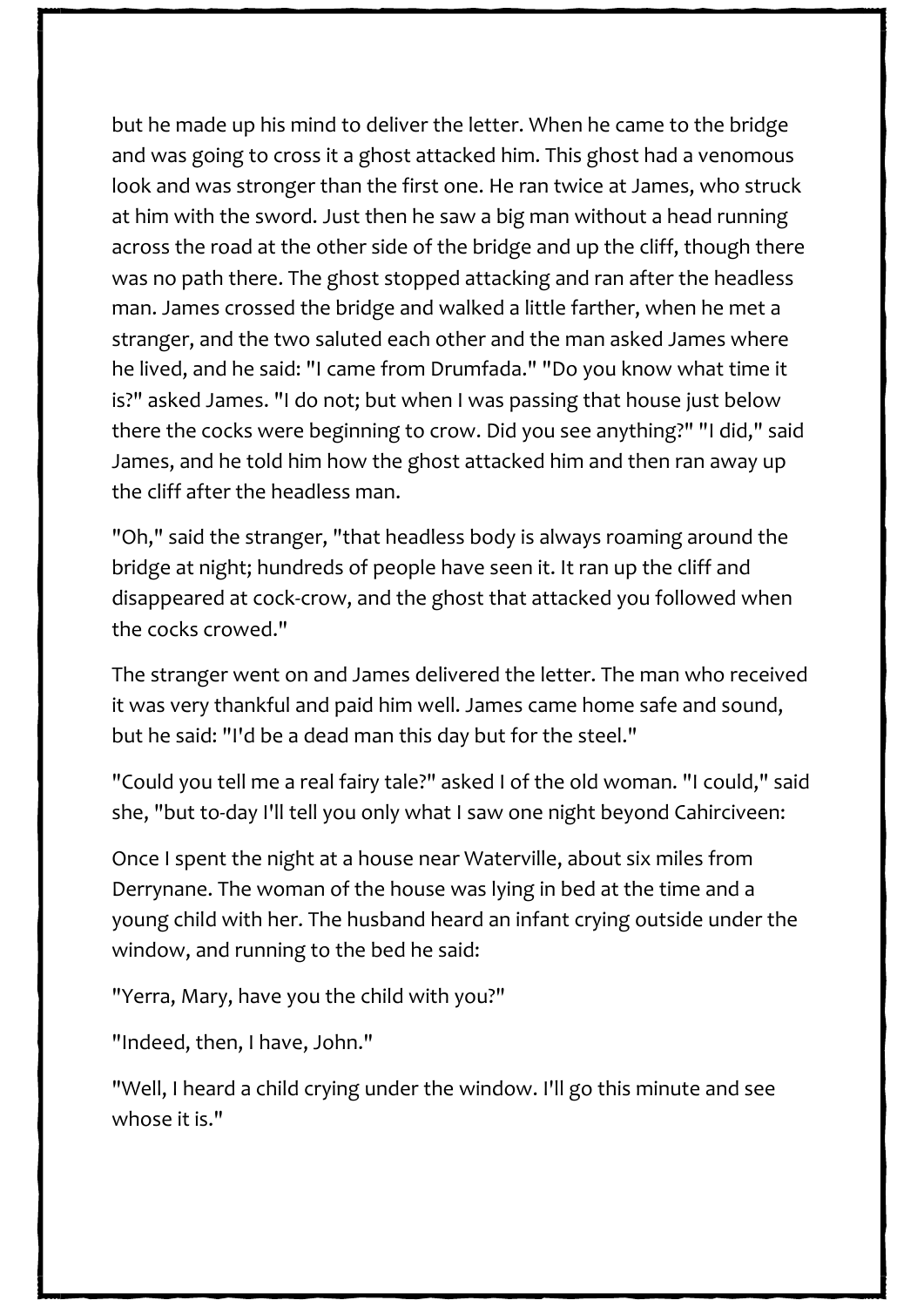but he made up his mind to deliver the letter. When he came to the bridge and was going to cross it a ghost attacked him. This ghost had a venomous look and was stronger than the first one. He ran twice at James, who struck at him with the sword. Just then he saw a big man without a head running across the road at the other side of the bridge and up the cliff, though there was no path there. The ghost stopped attacking and ran after the headless man. James crossed the bridge and walked a little farther, when he met a stranger, and the two saluted each other and the man asked James where he lived, and he said: "I came from Drumfada." "Do you know what time it is?" asked James. "I do not; but when I was passing that house just below there the cocks were beginning to crow. Did you see anything?" "I did," said James, and he told him how the ghost attacked him and then ran away up the cliff after the headless man.

"Oh," said the stranger, "that headless body is always roaming around the bridge at night; hundreds of people have seen it. It ran up the cliff and disappeared at cock-crow, and the ghost that attacked you followed when the cocks crowed."

The stranger went on and James delivered the letter. The man who received it was very thankful and paid him well. James came home safe and sound, but he said: "I'd be a dead man this day but for the steel."

"Could you tell me a real fairy tale?" asked I of the old woman. "I could," said she, "but to-day I'll tell you only what I saw one night beyond Cahirciveen:

Once I spent the night at a house near Waterville, about six miles from Derrynane. The woman of the house was lying in bed at the time and a young child with her. The husband heard an infant crying outside under the window, and running to the bed he said:

"Yerra, Mary, have you the child with you?"

"Indeed, then, I have, John."

"Well, I heard a child crying under the window. I'll go this minute and see whose it is."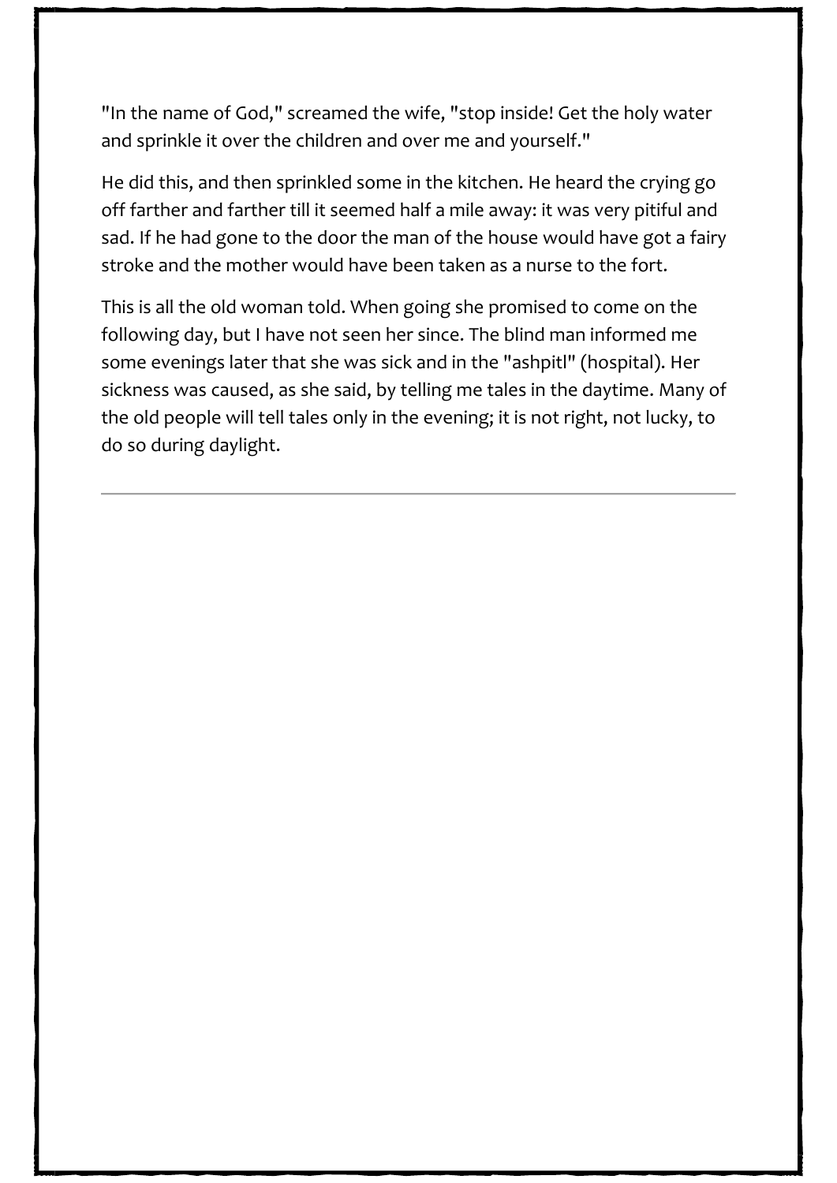"In the name of God," screamed the wife, "stop inside! Get the holy water and sprinkle it over the children and over me and yourself."

He did this, and then sprinkled some in the kitchen. He heard the crying go off farther and farther till it seemed half a mile away: it was very pitiful and sad. If he had gone to the door the man of the house would have got a fairy stroke and the mother would have been taken as a nurse to the fort.

This is all the old woman told. When going she promised to come on the following day, but I have not seen her since. The blind man informed me some evenings later that she was sick and in the "ashpitl" (hospital). Her sickness was caused, as she said, by telling me tales in the daytime. Many of the old people will tell tales only in the evening; it is not right, not lucky, to do so during daylight.

---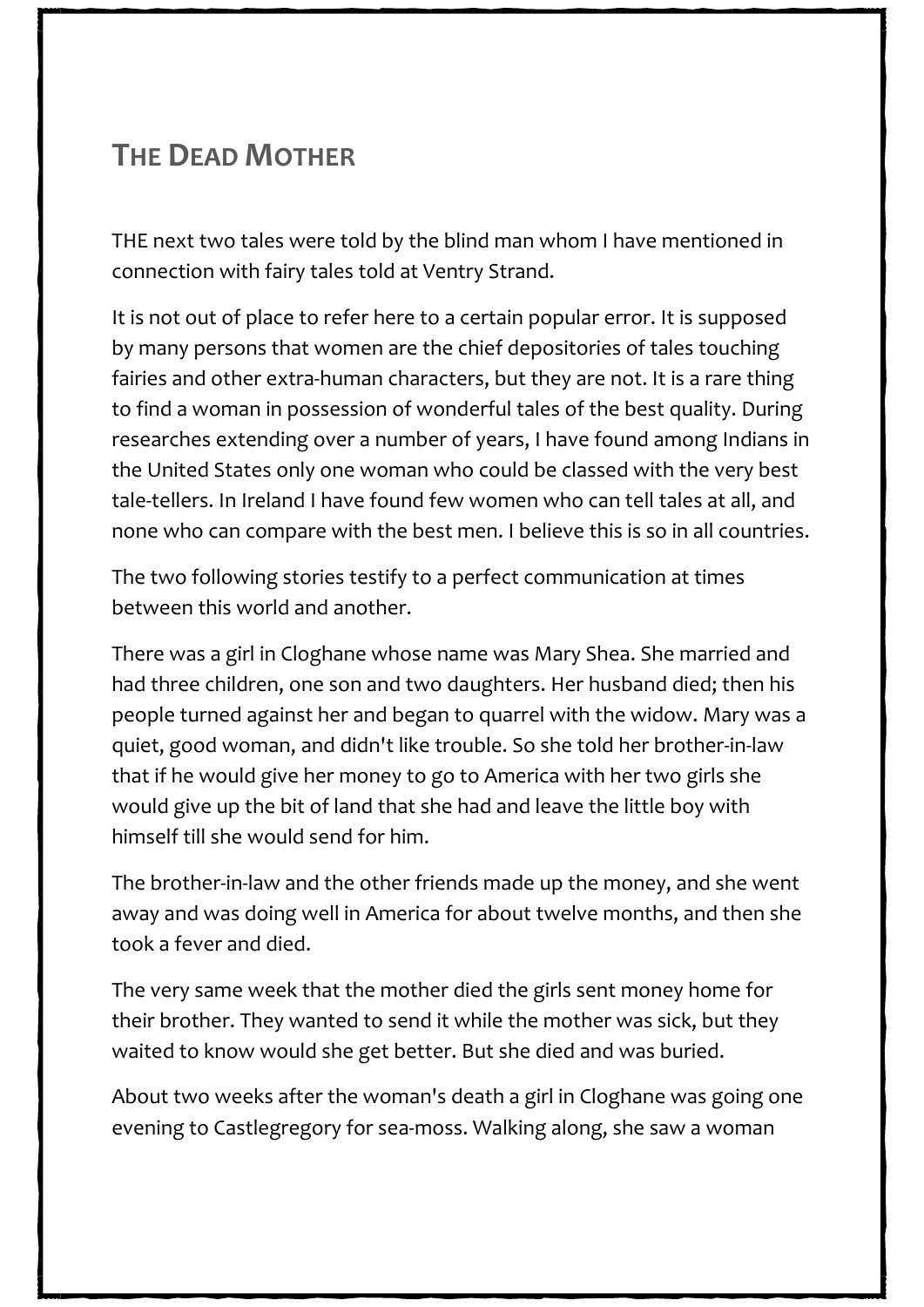## The Dead Mother

THE next two tales were told by the blind man whom I have mentioned in connection with fairy tales told at Ventry Strand.

It is not out of place to refer here to a certain popular error. It is supposed by many persons that women are the chief depositories of tales touching fairies and other extra-human characters, but they are not. It is a rare thing to find a woman in possession of wonderful tales of the best quality. During researches extending over a number of years, I have found among Indians in the United States only one woman who could be classed with the very best tale-tellers. In Ireland I have found few women who can tell tales at all, and none who can compare with the best men. I believe this is so in all countries.

The two following stories testify to a perfect communication at times between this world and another.

There was a girl in Cloghane whose name was Mary Shea. She married and had three children, one son and two daughters. Her husband died; then his people turned against her and began to quarrel with the widow. Mary was a quiet, good woman, and didn't like trouble. So she told her brother-in-law that if he would give her money to go to America with her two girls she would give up the bit of land that she had and leave the little boy with himself till she would send for him.

The brother-in-law and the other friends made up the money, and she went away and was doing well in America for about twelve months, and then she took a fever and died.

The very same week that the mother died the girls sent money home for their brother. They wanted to send it while the mother was sick, but they waited to know would she get better. But she died and was buried.

About two weeks after the woman's death a girl in Cloghane was going one evening to Castlegregory for sea-moss. Walking along, she saw a woman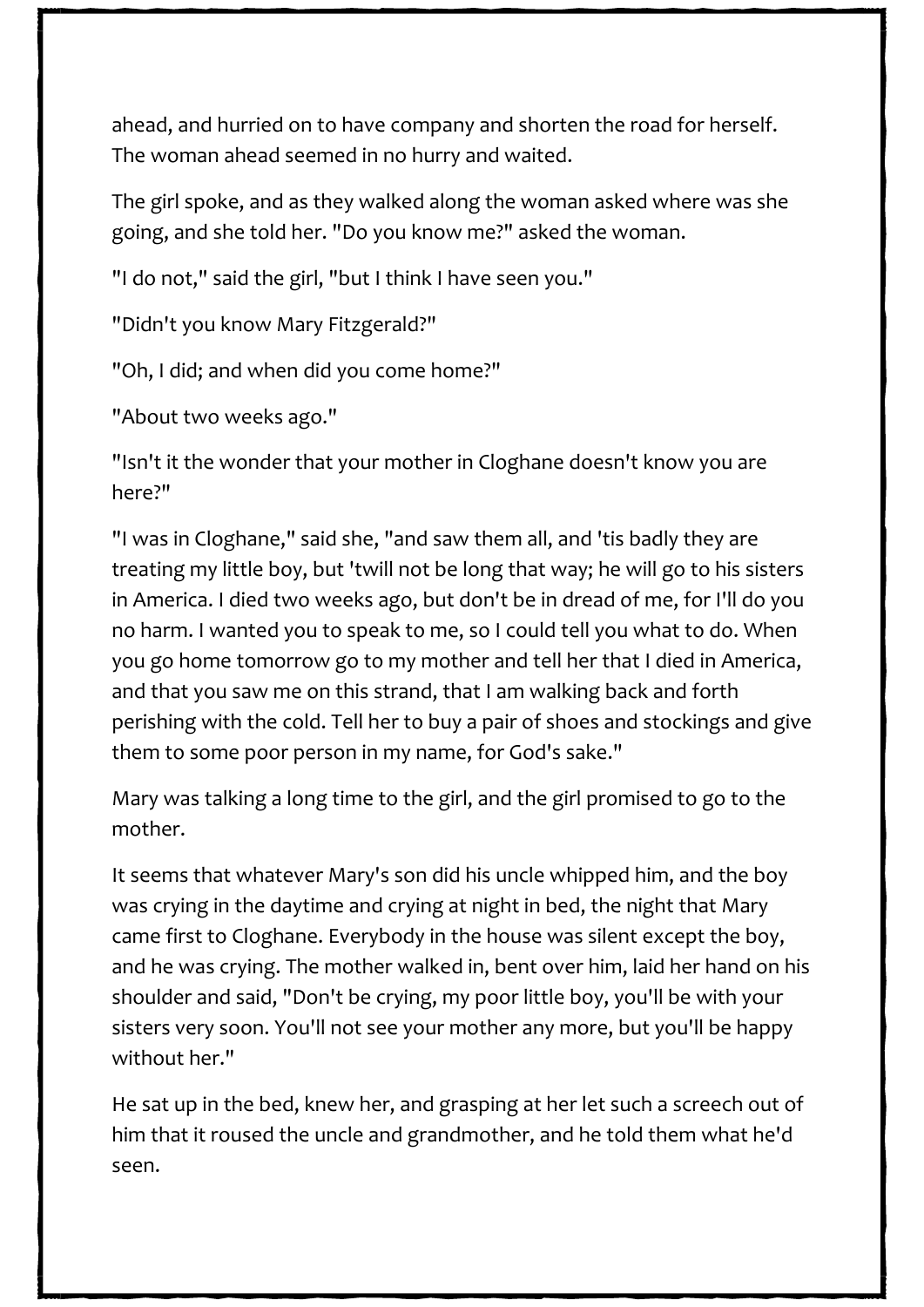ahead, and hurried on to have company and shorten the road for herself. The woman ahead seemed in no hurry and waited.

The girl spoke, and as they walked along the woman asked where was she going, and she told her. "Do you know me?" asked the woman.

"I do not," said the girl, "but I think I have seen you."

"Didn't you know Mary Fitzgerald?"

"Oh, I did; and when did you come home?"

"About two weeks ago."

"Isn't it the wonder that your mother in Cloghane doesn't know you are here?"

"I was in Cloghane," said she, "and saw them all, and 'tis badly they are treating my little boy, but 'twill not be long that way; he will go to his sisters in America. I died two weeks ago, but don't be in dread of me, for I'll do you no harm. I wanted you to speak to me, so I could tell you what to do. When you go home tomorrow go to my mother and tell her that I died in America, and that you saw me on this strand, that I am walking back and forth perishing with the cold. Tell her to buy a pair of shoes and stockings and give them to some poor person in my name, for God's sake."

Mary was talking a long time to the girl, and the girl promised to go to the mother.

It seems that whatever Mary's son did his uncle whipped him, and the boy was crying in the daytime and crying at night in bed, the night that Mary came first to Cloghane. Everybody in the house was silent except the boy, and he was crying. The mother walked in, bent over him, laid her hand on his shoulder and said, "Don't be crying, my poor little boy, you'll be with your sisters very soon. You'll not see your mother any more, but you'll be happy without her."

He sat up in the bed, knew her, and grasping at her let such a screech out of him that it roused the uncle and grandmother, and he told them what he'd seen.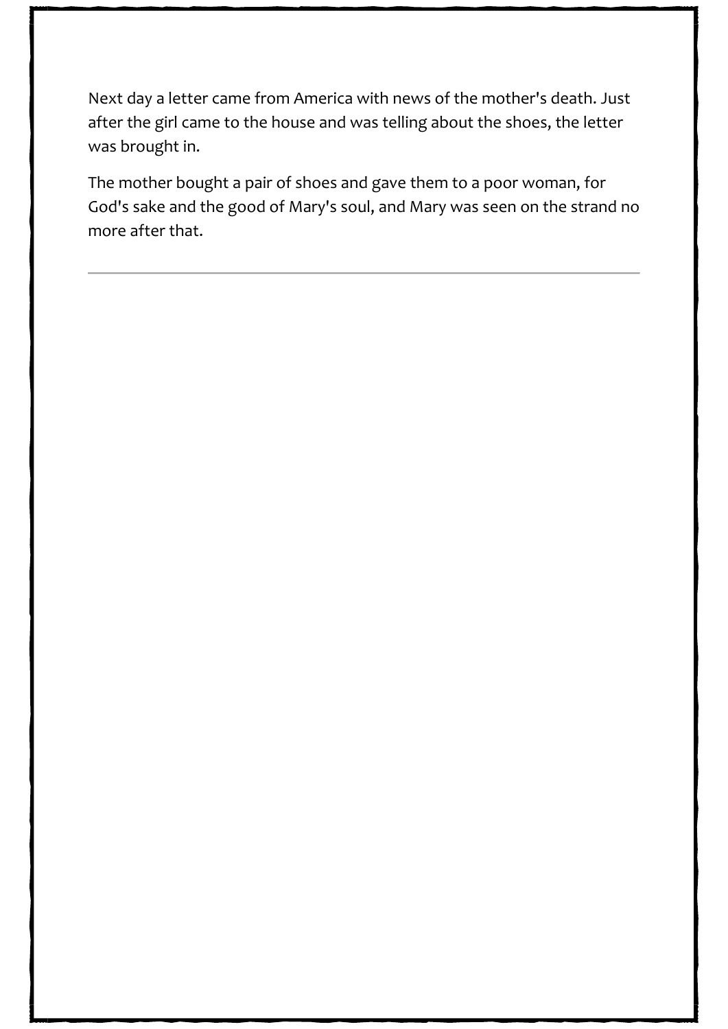Next day a letter came from America with news of the mother's death. Just after the girl came to the house and was telling about the shoes, the letter was brought in.

The mother bought a pair of shoes and gave them to a poor woman, for God's sake and the good of Mary's soul, and Mary was seen on the strand no more after that.

---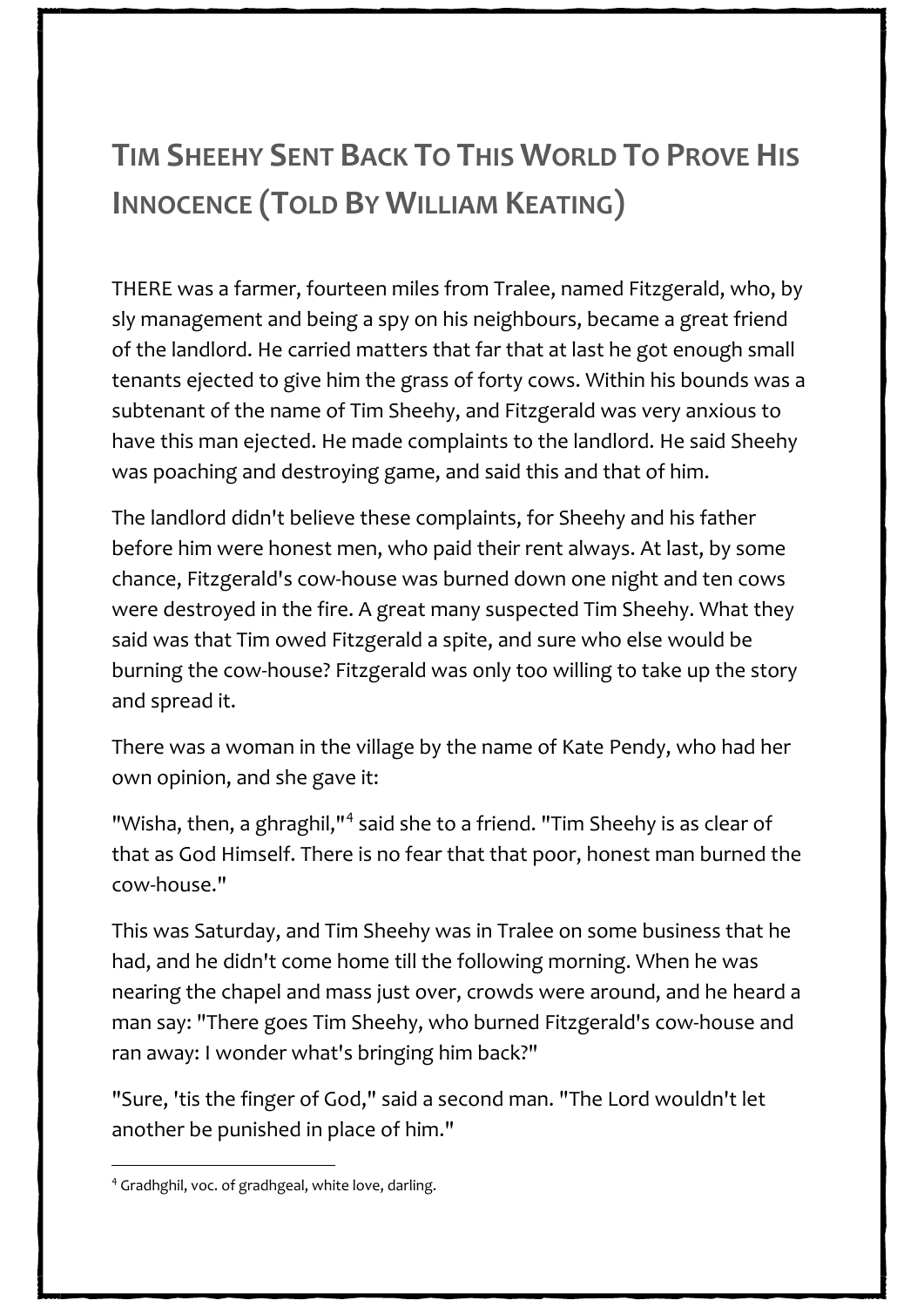## TIM SHEEHY SENT BACK TO THIS WORLD TO PROVE HIS INNOCENCE (TOLD BY WILLIAM KEATING)

THERE was a farmer, fourteen miles from Tralee, named Fitzgerald, who, by sly management and being a spy on his neighbours, became a great friend of the landlord. He carried matters that far that at last he got enough small tenants ejected to give him the grass of forty cows. Within his bounds was a subtenant of the name of Tim Sheehy, and Fitzgerald was very anxious to have this man ejected. He made complaints to the landlord. He said Sheehy was poaching and destroying game, and said this and that of him.

The landlord didn't believe these complaints, for Sheehy and his father before him were honest men, who paid their rent always. At last, by some chance, Fitzgerald's cow-house was burned down one night and ten cows were destroyed in the fire. A great many suspected Tim Sheehy. What they said was that Tim owed Fitzgerald a spite, and sure who else would be burning the cow-house? Fitzgerald was only too willing to take up the story and spread it.

There was a woman in the village by the name of Kate Pendy, who had her own opinion, and she gave it:

"Wisha, then, a ghraghil,"[4] said she to a friend. "Tim Sheehy is as clear of that as God Himself. There is no fear that that poor, honest man burned the cow-house."

This was Saturday, and Tim Sheehy was in Tralee on some business that he had, and he didn't come home till the following morning. When he was nearing the chapel and mass just over, crowds were around, and he heard a man say: "There goes Tim Sheehy, who burned Fitzgerald's cow-house and ran away: I wonder what's bringing him back?"

"Sure, 'tis the finger of God," said a second man. "The Lord wouldn't let another be punished in place of him."

---

[4] Gradhghil, voc. of gradhgeal, white love, darling.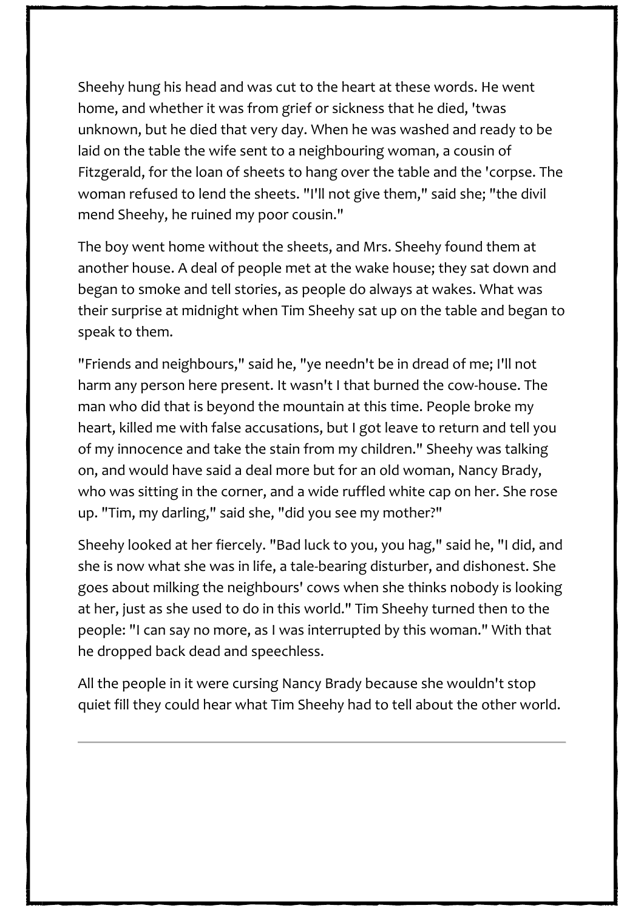Sheehy hung his head and was cut to the heart at these words. He went home, and whether it was from grief or sickness that he died, 'twas unknown, but he died that very day. When he was washed and ready to be laid on the table the wife sent to a neighbouring woman, a cousin of Fitzgerald, for the loan of sheets to hang over the table and the 'corpse. The woman refused to lend the sheets. "I'll not give them," said she; "the divil mend Sheehy, he ruined my poor cousin."

The boy went home without the sheets, and Mrs. Sheehy found them at another house. A deal of people met at the wake house; they sat down and began to smoke and tell stories, as people do always at wakes. What was their surprise at midnight when Tim Sheehy sat up on the table and began to speak to them.

"Friends and neighbours," said he, "ye needn't be in dread of me; I'll not harm any person here present. It wasn't I that burned the cow-house. The man who did that is beyond the mountain at this time. People broke my heart, killed me with false accusations, but I got leave to return and tell you of my innocence and take the stain from my children." Sheehy was talking on, and would have said a deal more but for an old woman, Nancy Brady, who was sitting in the corner, and a wide ruffled white cap on her. She rose up. "Tim, my darling," said she, "did you see my mother?"

Sheehy looked at her fiercely. "Bad luck to you, you hag," said he, "I did, and she is now what she was in life, a tale-bearing disturber, and dishonest. She goes about milking the neighbours' cows when she thinks nobody is looking at her, just as she used to do in this world." Tim Sheehy turned then to the people: "I can say no more, as I was interrupted by this woman." With that he dropped back dead and speechless.

All the people in it were cursing Nancy Brady because she wouldn't stop quiet fill they could hear what Tim Sheehy had to tell about the other world.

---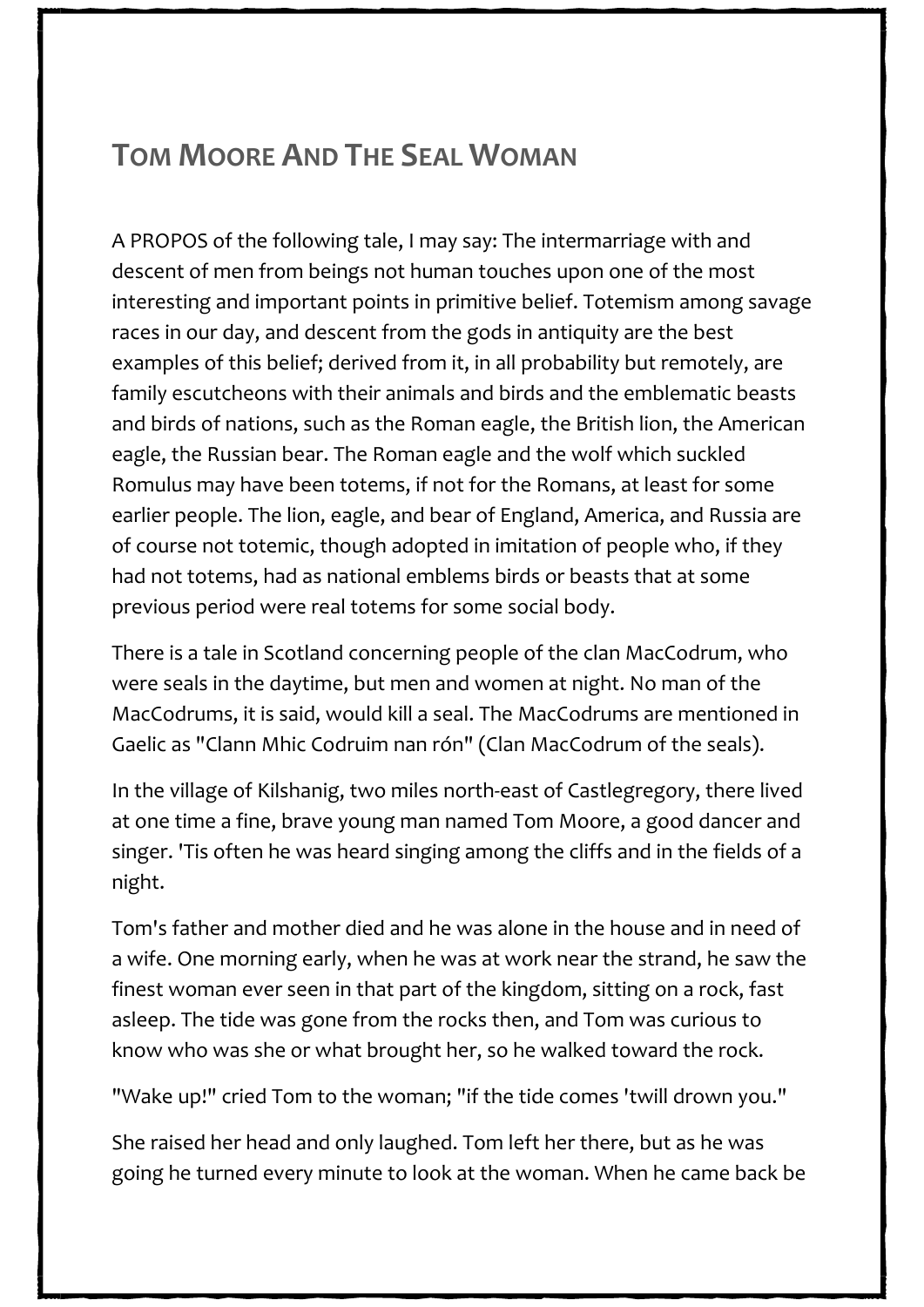## TOM MOORE AND THE SEAL WOMAN

A PROPOS of the following tale, I may say: The intermarriage with and descent of men from beings not human touches upon one of the most interesting and important points in primitive belief. Totemism among savage races in our day, and descent from the gods in antiquity are the best examples of this belief; derived from it, in all probability but remotely, are family escutcheons with their animals and birds and the emblematic beasts and birds of nations, such as the Roman eagle, the British lion, the American eagle, the Russian bear. The Roman eagle and the wolf which suckled Romulus may have been totems, if not for the Romans, at least for some earlier people. The lion, eagle, and bear of England, America, and Russia are of course not totemic, though adopted in imitation of people who, if they had not totems, had as national emblems birds or beasts that at some previous period were real totems for some social body.

There is a tale in Scotland concerning people of the clan MacCodrum, who were seals in the daytime, but men and women at night. No man of the MacCodrums, it is said, would kill a seal. The MacCodrums are mentioned in Gaelic as "Clann Mhic Codruim nan rón" (Clan MacCodrum of the seals).

In the village of Kilshanig, two miles north-east of Castlegregory, there lived at one time a fine, brave young man named Tom Moore, a good dancer and singer. 'Tis often he was heard singing among the cliffs and in the fields of a night.

Tom's father and mother died and he was alone in the house and in need of a wife. One morning early, when he was at work near the strand, he saw the finest woman ever seen in that part of the kingdom, sitting on a rock, fast asleep. The tide was gone from the rocks then, and Tom was curious to know who was she or what brought her, so he walked toward the rock.

"Wake up!" cried Tom to the woman; "if the tide comes 'twill drown you."

She raised her head and only laughed. Tom left her there, but as he was going he turned every minute to look at the woman. When he came back be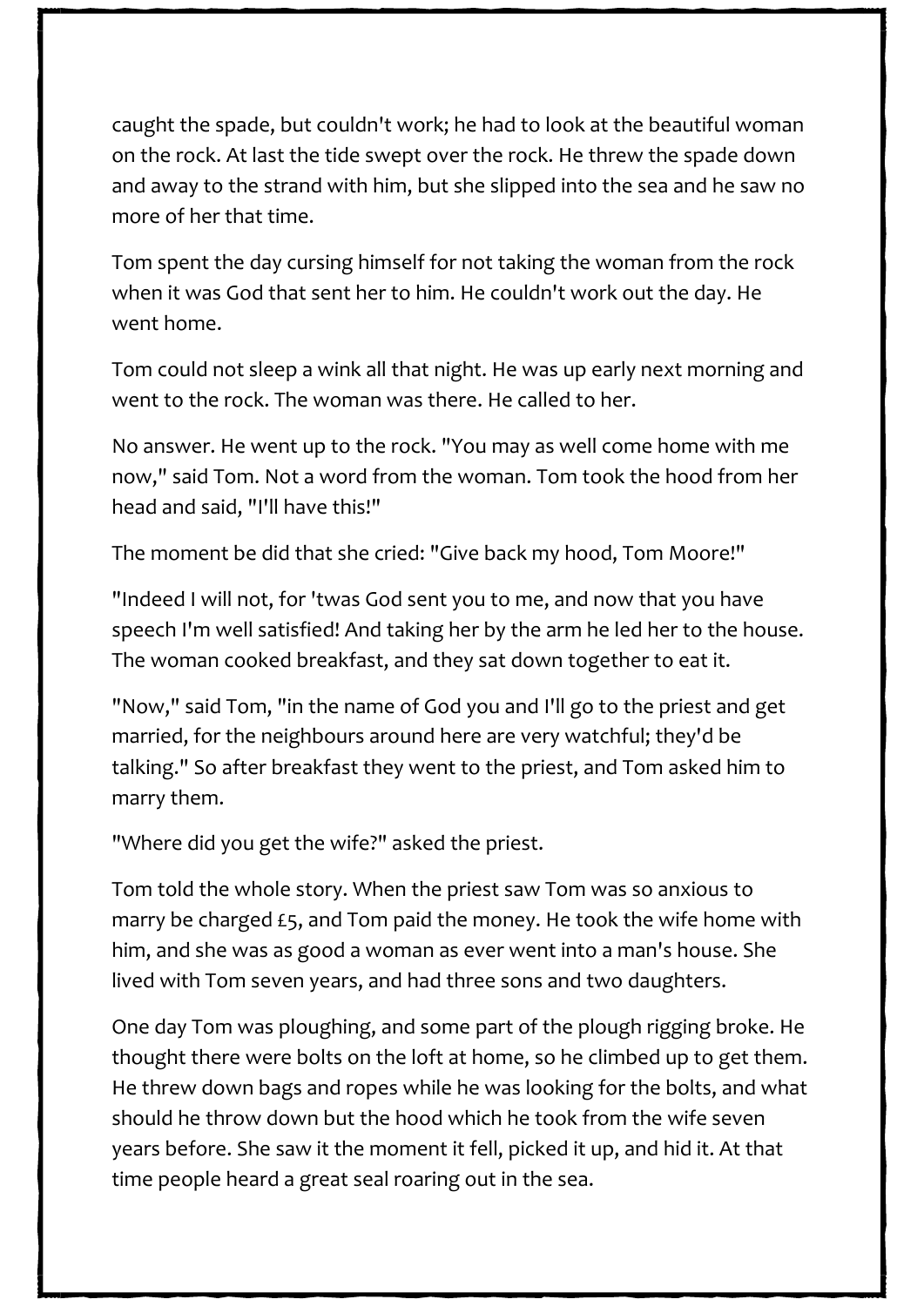caught the spade, but couldn't work; he had to look at the beautiful woman on the rock. At last the tide swept over the rock. He threw the spade down and away to the strand with him, but she slipped into the sea and he saw no more of her that time.

Tom spent the day cursing himself for not taking the woman from the rock when it was God that sent her to him. He couldn't work out the day. He went home.

Tom could not sleep a wink all that night. He was up early next morning and went to the rock. The woman was there. He called to her.

No answer. He went up to the rock. "You may as well come home with me now," said Tom. Not a word from the woman. Tom took the hood from her head and said, "I'll have this!"

The moment be did that she cried: "Give back my hood, Tom Moore!"

"Indeed I will not, for 'twas God sent you to me, and now that you have speech I'm well satisfied! And taking her by the arm he led her to the house. The woman cooked breakfast, and they sat down together to eat it.

"Now," said Tom, "in the name of God you and I'll go to the priest and get married, for the neighbours around here are very watchful; they'd be talking." So after breakfast they went to the priest, and Tom asked him to marry them.

"Where did you get the wife?" asked the priest.

Tom told the whole story. When the priest saw Tom was so anxious to marry be charged £5, and Tom paid the money. He took the wife home with him, and she was as good a woman as ever went into a man's house. She lived with Tom seven years, and had three sons and two daughters.

One day Tom was ploughing, and some part of the plough rigging broke. He thought there were bolts on the loft at home, so he climbed up to get them. He threw down bags and ropes while he was looking for the bolts, and what should he throw down but the hood which he took from the wife seven years before. She saw it the moment it fell, picked it up, and hid it. At that time people heard a great seal roaring out in the sea.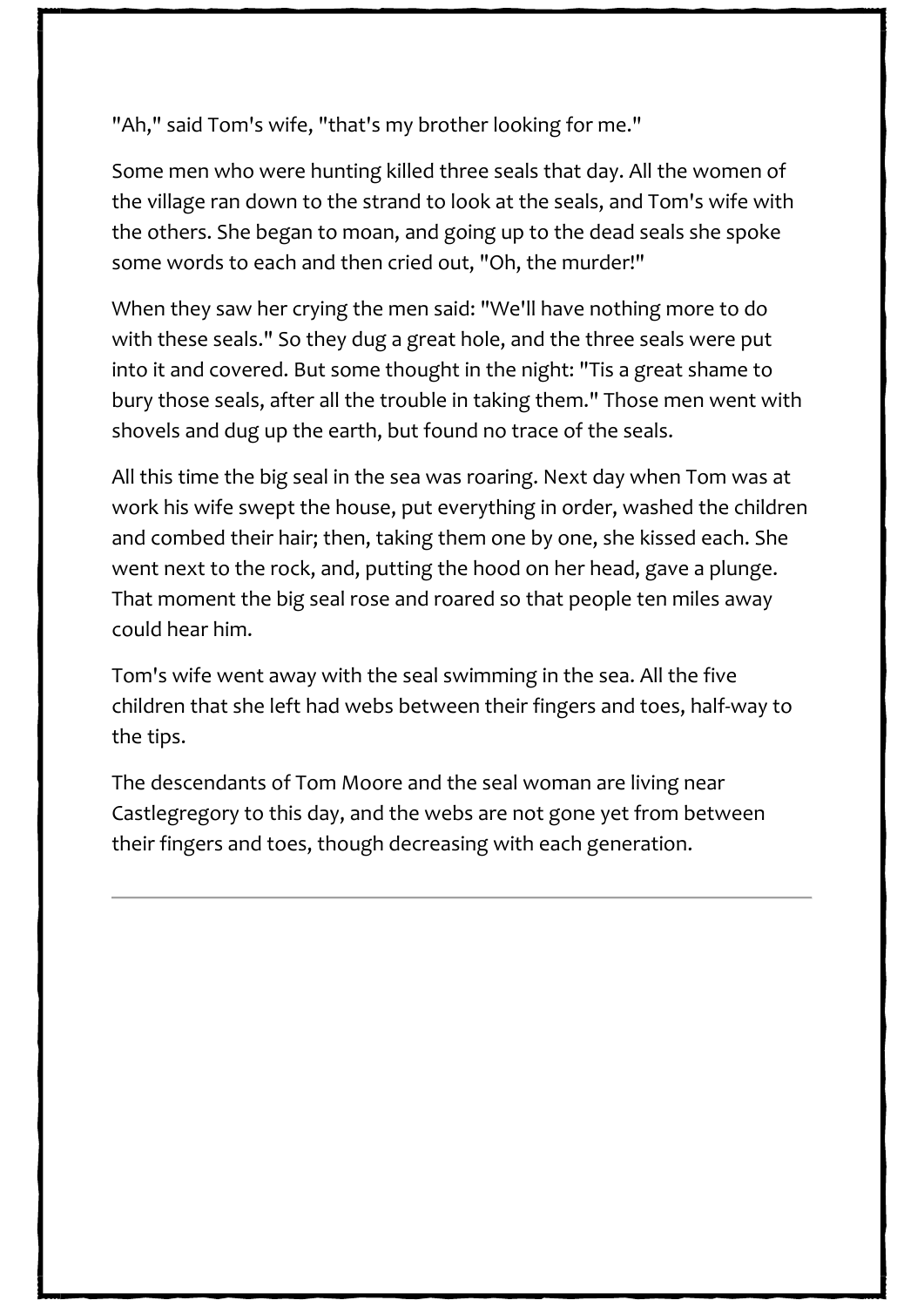"Ah," said Tom's wife, "that's my brother looking for me."

Some men who were hunting killed three seals that day. All the women of the village ran down to the strand to look at the seals, and Tom's wife with the others. She began to moan, and going up to the dead seals she spoke some words to each and then cried out, "Oh, the murder!"

When they saw her crying the men said: "We'll have nothing more to do with these seals." So they dug a great hole, and the three seals were put into it and covered. But some thought in the night: "Tis a great shame to bury those seals, after all the trouble in taking them." Those men went with shovels and dug up the earth, but found no trace of the seals.

All this time the big seal in the sea was roaring. Next day when Tom was at work his wife swept the house, put everything in order, washed the children and combed their hair; then, taking them one by one, she kissed each. She went next to the rock, and, putting the hood on her head, gave a plunge. That moment the big seal rose and roared so that people ten miles away could hear him.

Tom's wife went away with the seal swimming in the sea. All the five children that she left had webs between their fingers and toes, half-way to the tips.

The descendants of Tom Moore and the seal woman are living near Castlegregory to this day, and the webs are not gone yet from between their fingers and toes, though decreasing with each generation.

---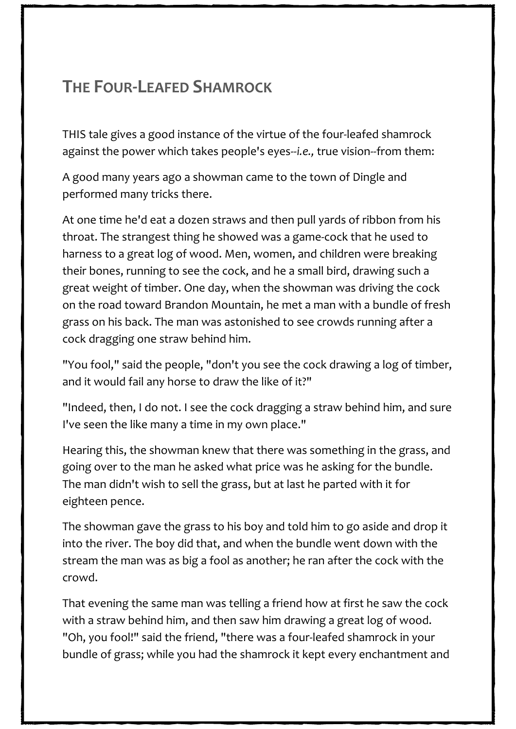## The Four-Leafed Shamrock

THIS tale gives a good instance of the virtue of the four-leafed shamrock against the power which takes people's eyes--*i.e.,* true vision--from them:

A good many years ago a showman came to the town of Dingle and performed many tricks there.

At one time he'd eat a dozen straws and then pull yards of ribbon from his throat. The strangest thing he showed was a game-cock that he used to harness to a great log of wood. Men, women, and children were breaking their bones, running to see the cock, and he a small bird, drawing such a great weight of timber. One day, when the showman was driving the cock on the road toward Brandon Mountain, he met a man with a bundle of fresh grass on his back. The man was astonished to see crowds running after a cock dragging one straw behind him.

"You fool," said the people, "don't you see the cock drawing a log of timber, and it would fail any horse to draw the like of it?"

"Indeed, then, I do not. I see the cock dragging a straw behind him, and sure I've seen the like many a time in my own place."

Hearing this, the showman knew that there was something in the grass, and going over to the man he asked what price was he asking for the bundle. The man didn't wish to sell the grass, but at last he parted with it for eighteen pence.

The showman gave the grass to his boy and told him to go aside and drop it into the river. The boy did that, and when the bundle went down with the stream the man was as big a fool as another; he ran after the cock with the crowd.

That evening the same man was telling a friend how at first he saw the cock with a straw behind him, and then saw him drawing a great log of wood. "Oh, you fool!" said the friend, "there was a four-leafed shamrock in your bundle of grass; while you had the shamrock it kept every enchantment and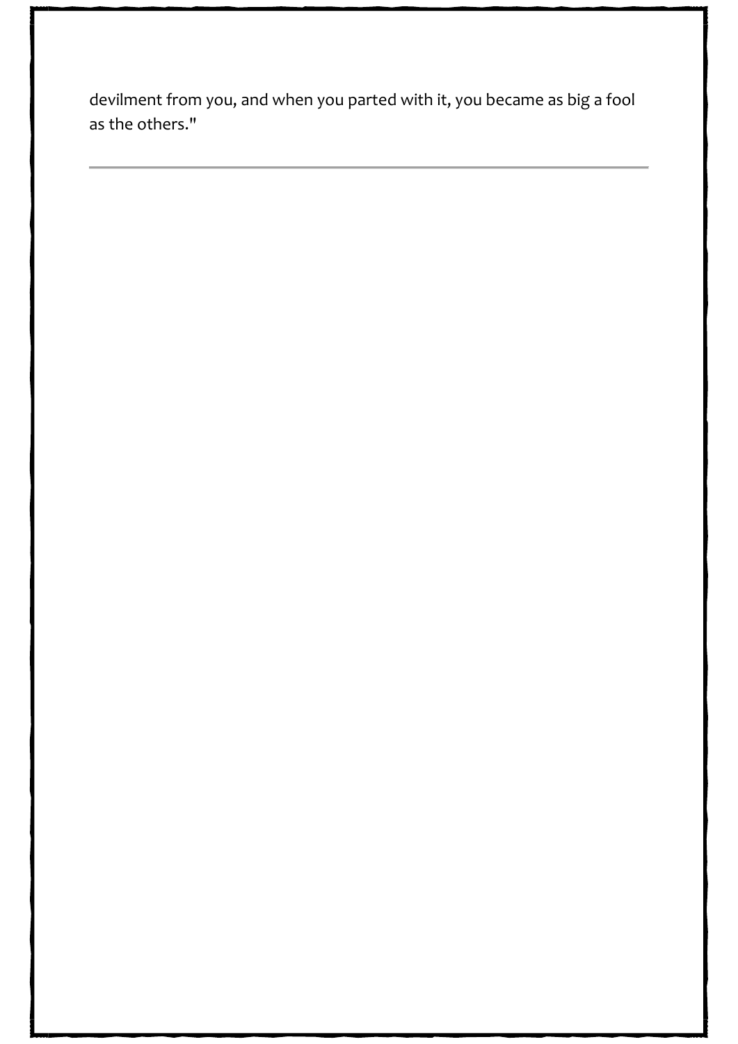devilment from you, and when you parted with it, you became as big a fool as the others."

---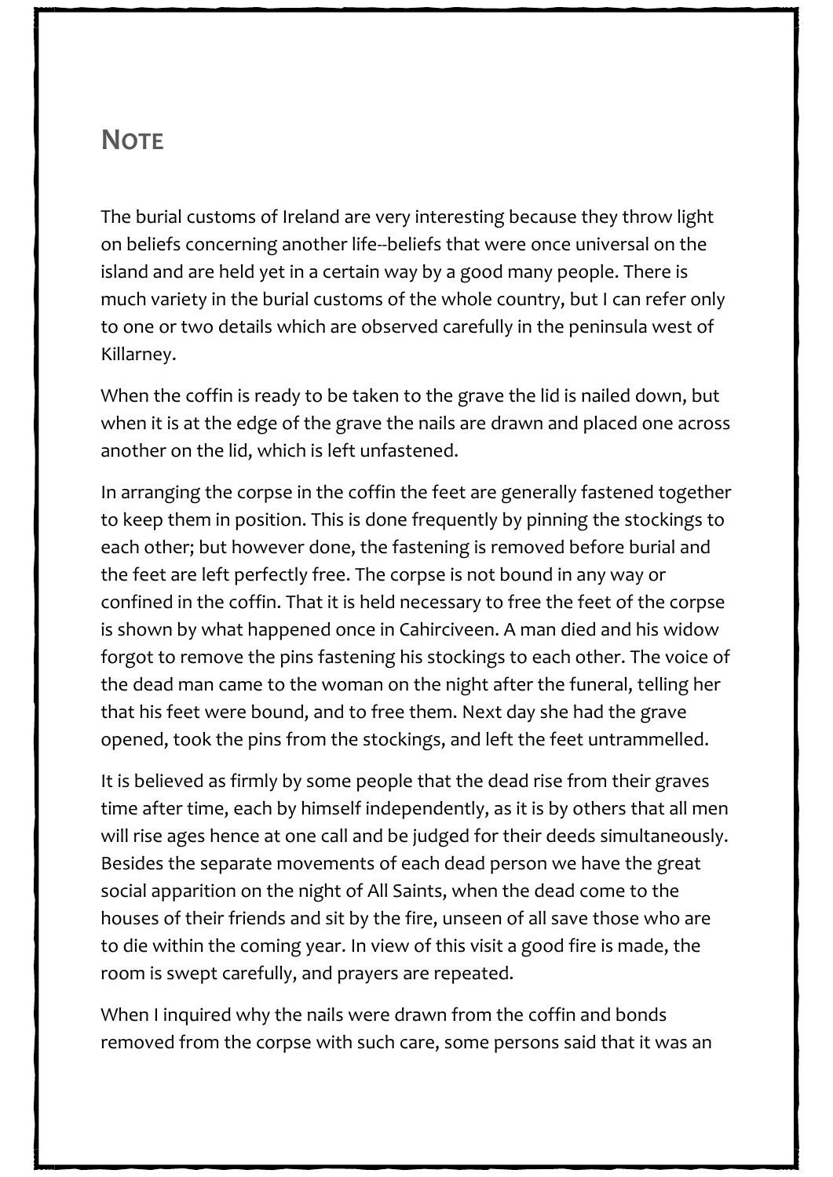## NOTE

The burial customs of Ireland are very interesting because they throw light on beliefs concerning another life--beliefs that were once universal on the island and are held yet in a certain way by a good many people. There is much variety in the burial customs of the whole country, but I can refer only to one or two details which are observed carefully in the peninsula west of Killarney.

When the coffin is ready to be taken to the grave the lid is nailed down, but when it is at the edge of the grave the nails are drawn and placed one across another on the lid, which is left unfastened.

In arranging the corpse in the coffin the feet are generally fastened together to keep them in position. This is done frequently by pinning the stockings to each other; but however done, the fastening is removed before burial and the feet are left perfectly free. The corpse is not bound in any way or confined in the coffin. That it is held necessary to free the feet of the corpse is shown by what happened once in Cahirciveen. A man died and his widow forgot to remove the pins fastening his stockings to each other. The voice of the dead man came to the woman on the night after the funeral, telling her that his feet were bound, and to free them. Next day she had the grave opened, took the pins from the stockings, and left the feet untrammelled.

It is believed as firmly by some people that the dead rise from their graves time after time, each by himself independently, as it is by others that all men will rise ages hence at one call and be judged for their deeds simultaneously. Besides the separate movements of each dead person we have the great social apparition on the night of All Saints, when the dead come to the houses of their friends and sit by the fire, unseen of all save those who are to die within the coming year. In view of this visit a good fire is made, the room is swept carefully, and prayers are repeated.

When I inquired why the nails were drawn from the coffin and bonds removed from the corpse with such care, some persons said that it was an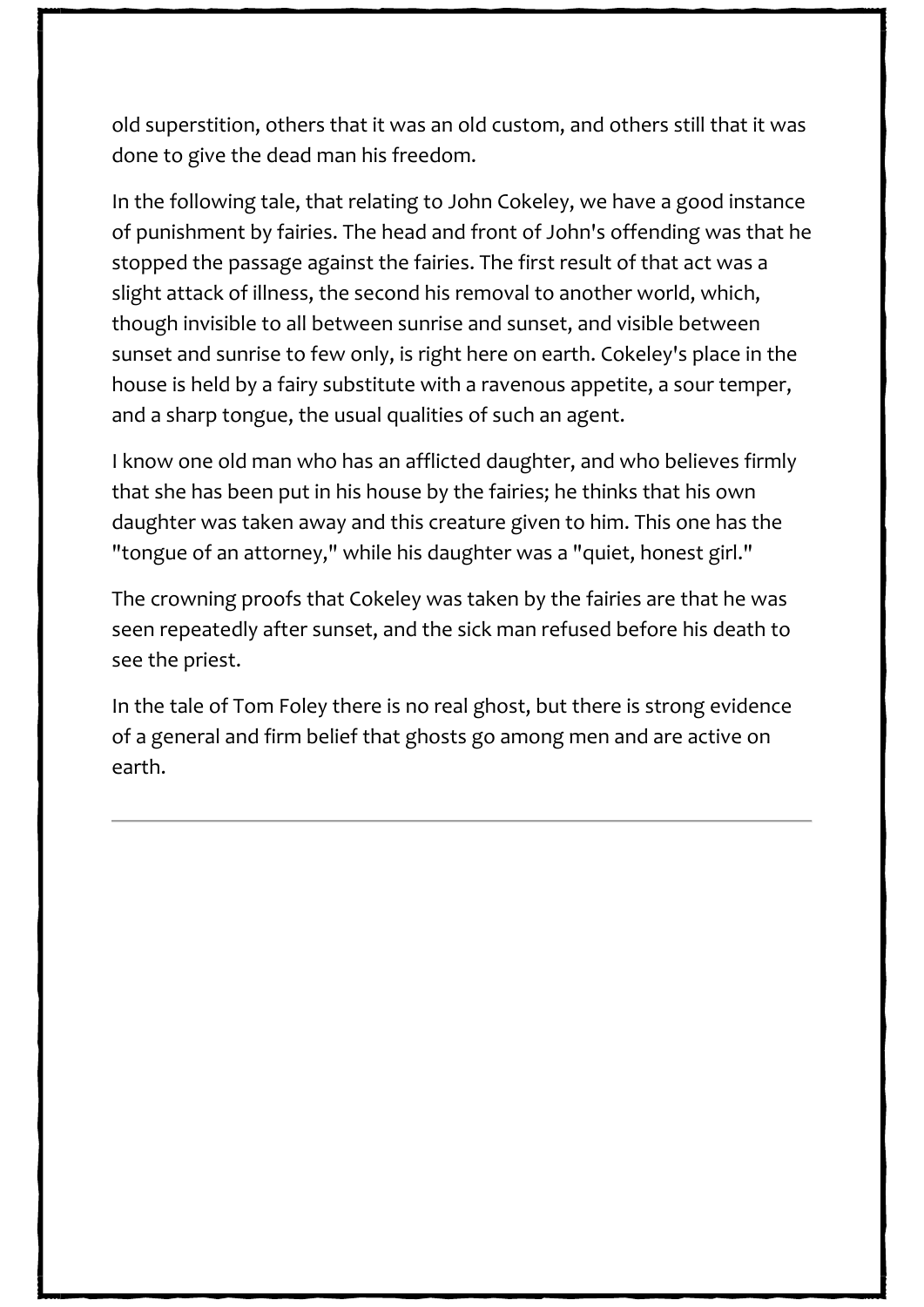old superstition, others that it was an old custom, and others still that it was done to give the dead man his freedom.

In the following tale, that relating to John Cokeley, we have a good instance of punishment by fairies. The head and front of John's offending was that he stopped the passage against the fairies. The first result of that act was a slight attack of illness, the second his removal to another world, which, though invisible to all between sunrise and sunset, and visible between sunset and sunrise to few only, is right here on earth. Cokeley's place in the house is held by a fairy substitute with a ravenous appetite, a sour temper, and a sharp tongue, the usual qualities of such an agent.

I know one old man who has an afflicted daughter, and who believes firmly that she has been put in his house by the fairies; he thinks that his own daughter was taken away and this creature given to him. This one has the "tongue of an attorney," while his daughter was a "quiet, honest girl."

The crowning proofs that Cokeley was taken by the fairies are that he was seen repeatedly after sunset, and the sick man refused before his death to see the priest.

In the tale of Tom Foley there is no real ghost, but there is strong evidence of a general and firm belief that ghosts go among men and are active on earth.

---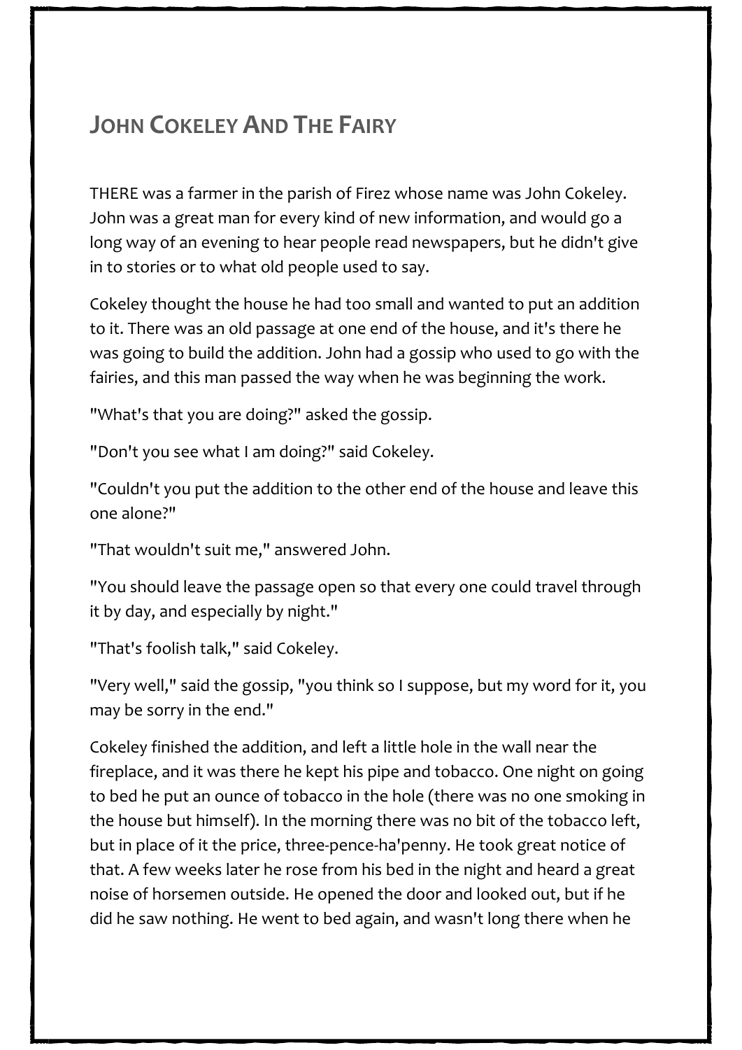## JOHN COKELEY AND THE FAIRY

THERE was a farmer in the parish of Firez whose name was John Cokeley. John was a great man for every kind of new information, and would go a long way of an evening to hear people read newspapers, but he didn't give in to stories or to what old people used to say.

Cokeley thought the house he had too small and wanted to put an addition to it. There was an old passage at one end of the house, and it's there he was going to build the addition. John had a gossip who used to go with the fairies, and this man passed the way when he was beginning the work.

"What's that you are doing?" asked the gossip.

"Don't you see what I am doing?" said Cokeley.

"Couldn't you put the addition to the other end of the house and leave this one alone?"

"That wouldn't suit me," answered John.

"You should leave the passage open so that every one could travel through it by day, and especially by night."

"That's foolish talk," said Cokeley.

"Very well," said the gossip, "you think so I suppose, but my word for it, you may be sorry in the end."

Cokeley finished the addition, and left a little hole in the wall near the fireplace, and it was there he kept his pipe and tobacco. One night on going to bed he put an ounce of tobacco in the hole (there was no one smoking in the house but himself). In the morning there was no bit of the tobacco left, but in place of it the price, three-pence-ha'penny. He took great notice of that. A few weeks later he rose from his bed in the night and heard a great noise of horsemen outside. He opened the door and looked out, but if he did he saw nothing. He went to bed again, and wasn't long there when he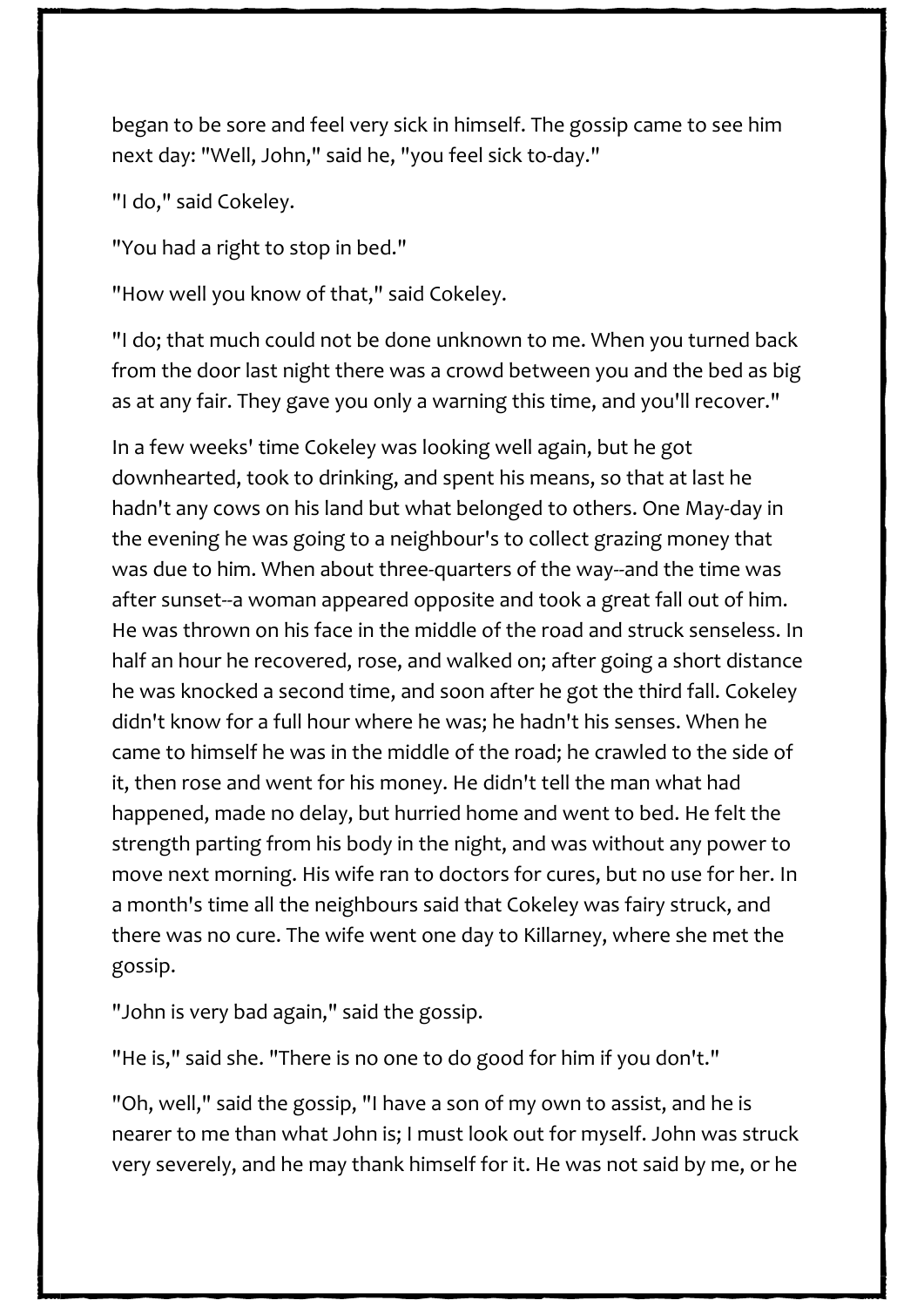began to be sore and feel very sick in himself. The gossip came to see him next day: "Well, John," said he, "you feel sick to-day."

"I do," said Cokeley.

"You had a right to stop in bed."

"How well you know of that," said Cokeley.

"I do; that much could not be done unknown to me. When you turned back from the door last night there was a crowd between you and the bed as big as at any fair. They gave you only a warning this time, and you'll recover."

In a few weeks' time Cokeley was looking well again, but he got downhearted, took to drinking, and spent his means, so that at last he hadn't any cows on his land but what belonged to others. One May-day in the evening he was going to a neighbour's to collect grazing money that was due to him. When about three-quarters of the way--and the time was after sunset--a woman appeared opposite and took a great fall out of him. He was thrown on his face in the middle of the road and struck senseless. In half an hour he recovered, rose, and walked on; after going a short distance he was knocked a second time, and soon after he got the third fall. Cokeley didn't know for a full hour where he was; he hadn't his senses. When he came to himself he was in the middle of the road; he crawled to the side of it, then rose and went for his money. He didn't tell the man what had happened, made no delay, but hurried home and went to bed. He felt the strength parting from his body in the night, and was without any power to move next morning. His wife ran to doctors for cures, but no use for her. In a month's time all the neighbours said that Cokeley was fairy struck, and there was no cure. The wife went one day to Killarney, where she met the gossip.

"John is very bad again," said the gossip.

"He is," said she. "There is no one to do good for him if you don't."

"Oh, well," said the gossip, "I have a son of my own to assist, and he is nearer to me than what John is; I must look out for myself. John was struck very severely, and he may thank himself for it. He was not said by me, or he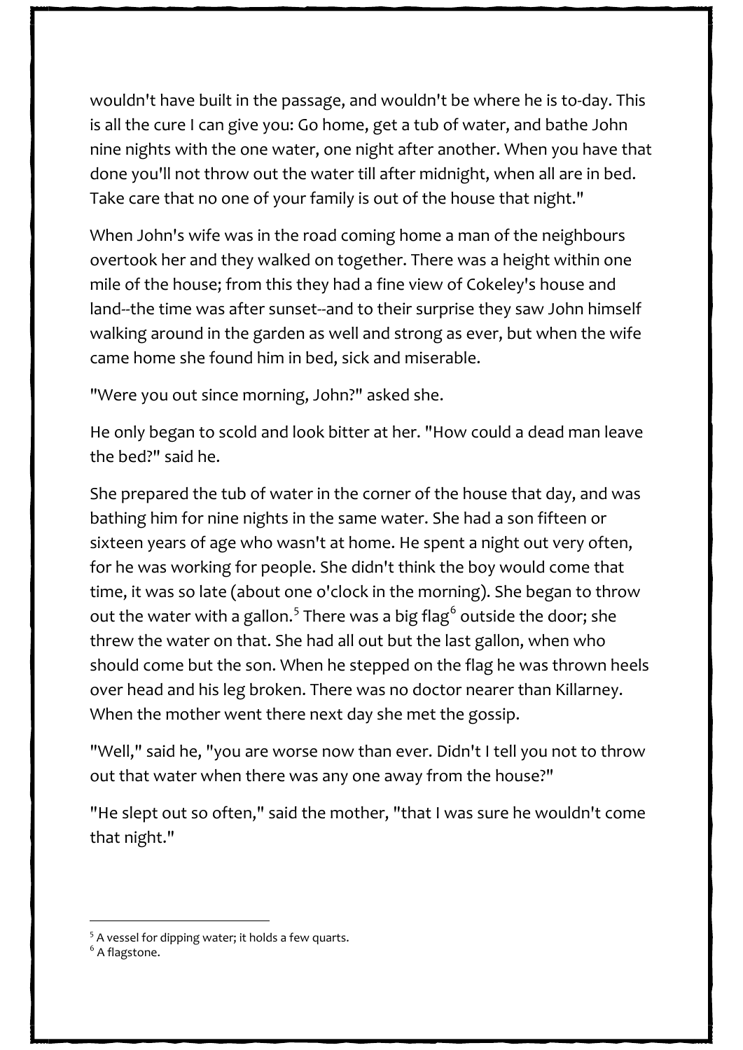wouldn't have built in the passage, and wouldn't be where he is to-day. This is all the cure I can give you: Go home, get a tub of water, and bathe John nine nights with the one water, one night after another. When you have that done you'll not throw out the water till after midnight, when all are in bed. Take care that no one of your family is out of the house that night."

When John's wife was in the road coming home a man of the neighbours overtook her and they walked on together. There was a height within one mile of the house; from this they had a fine view of Cokeley's house and land--the time was after sunset--and to their surprise they saw John himself walking around in the garden as well and strong as ever, but when the wife came home she found him in bed, sick and miserable.

"Were you out since morning, John?" asked she.

He only began to scold and look bitter at her. "How could a dead man leave the bed?" said he.

She prepared the tub of water in the corner of the house that day, and was bathing him for nine nights in the same water. She had a son fifteen or sixteen years of age who wasn't at home. He spent a night out very often, for he was working for people. She didn't think the boy would come that time, it was so late (about one o'clock in the morning). She began to throw out the water with a gallon.[5] There was a big flag[6] outside the door; she threw the water on that. She had all out but the last gallon, when who should come but the son. When he stepped on the flag he was thrown heels over head and his leg broken. There was no doctor nearer than Killarney. When the mother went there next day she met the gossip.

"Well," said he, "you are worse now than ever. Didn't I tell you not to throw out that water when there was any one away from the house?"

"He slept out so often," said the mother, "that I was sure he wouldn't come that night."

---

[5] A vessel for dipping water; it holds a few quarts.

[6] A flagstone.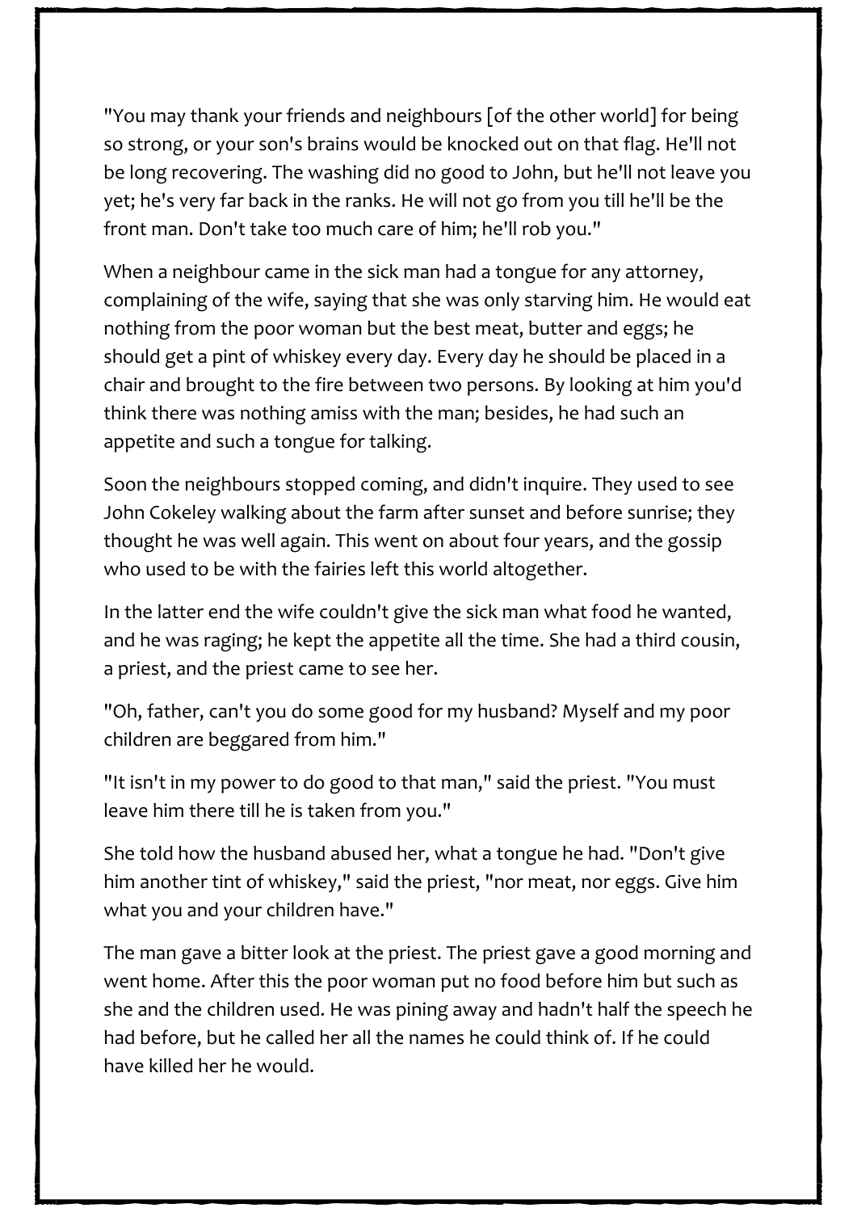"You may thank your friends and neighbours [of the other world] for being so strong, or your son's brains would be knocked out on that flag. He'll not be long recovering. The washing did no good to John, but he'll not leave you yet; he's very far back in the ranks. He will not go from you till he'll be the front man. Don't take too much care of him; he'll rob you."

When a neighbour came in the sick man had a tongue for any attorney, complaining of the wife, saying that she was only starving him. He would eat nothing from the poor woman but the best meat, butter and eggs; he should get a pint of whiskey every day. Every day he should be placed in a chair and brought to the fire between two persons. By looking at him you'd think there was nothing amiss with the man; besides, he had such an appetite and such a tongue for talking.

Soon the neighbours stopped coming, and didn't inquire. They used to see John Cokeley walking about the farm after sunset and before sunrise; they thought he was well again. This went on about four years, and the gossip who used to be with the fairies left this world altogether.

In the latter end the wife couldn't give the sick man what food he wanted, and he was raging; he kept the appetite all the time. She had a third cousin, a priest, and the priest came to see her.

"Oh, father, can't you do some good for my husband? Myself and my poor children are beggared from him."

"It isn't in my power to do good to that man," said the priest. "You must leave him there till he is taken from you."

She told how the husband abused her, what a tongue he had. "Don't give him another tint of whiskey," said the priest, "nor meat, nor eggs. Give him what you and your children have."

The man gave a bitter look at the priest. The priest gave a good morning and went home. After this the poor woman put no food before him but such as she and the children used. He was pining away and hadn't half the speech he had before, but he called her all the names he could think of. If he could have killed her he would.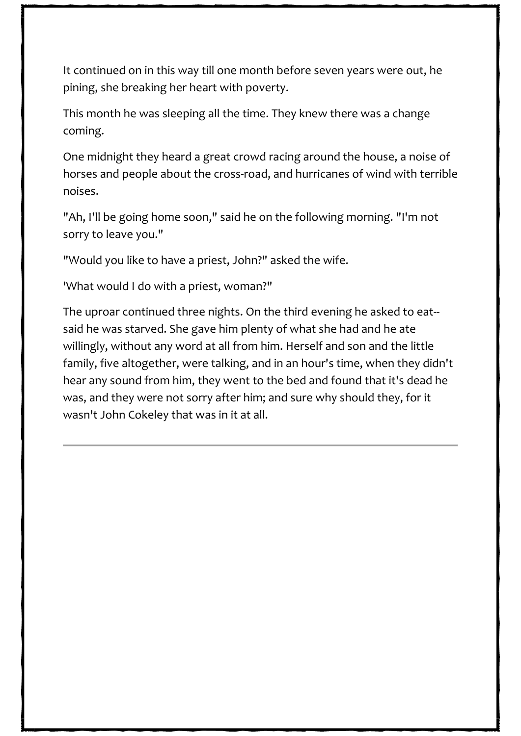It continued on in this way till one month before seven years were out, he pining, she breaking her heart with poverty.

This month he was sleeping all the time. They knew there was a change coming.

One midnight they heard a great crowd racing around the house, a noise of horses and people about the cross-road, and hurricanes of wind with terrible noises.

"Ah, I'll be going home soon," said he on the following morning. "I'm not sorry to leave you."

"Would you like to have a priest, John?" asked the wife.

'What would I do with a priest, woman?"

The uproar continued three nights. On the third evening he asked to eat--said he was starved. She gave him plenty of what she had and he ate willingly, without any word at all from him. Herself and son and the little family, five altogether, were talking, and in an hour's time, when they didn't hear any sound from him, they went to the bed and found that it's dead he was, and they were not sorry after him; and sure why should they, for it wasn't John Cokeley that was in it at all.

---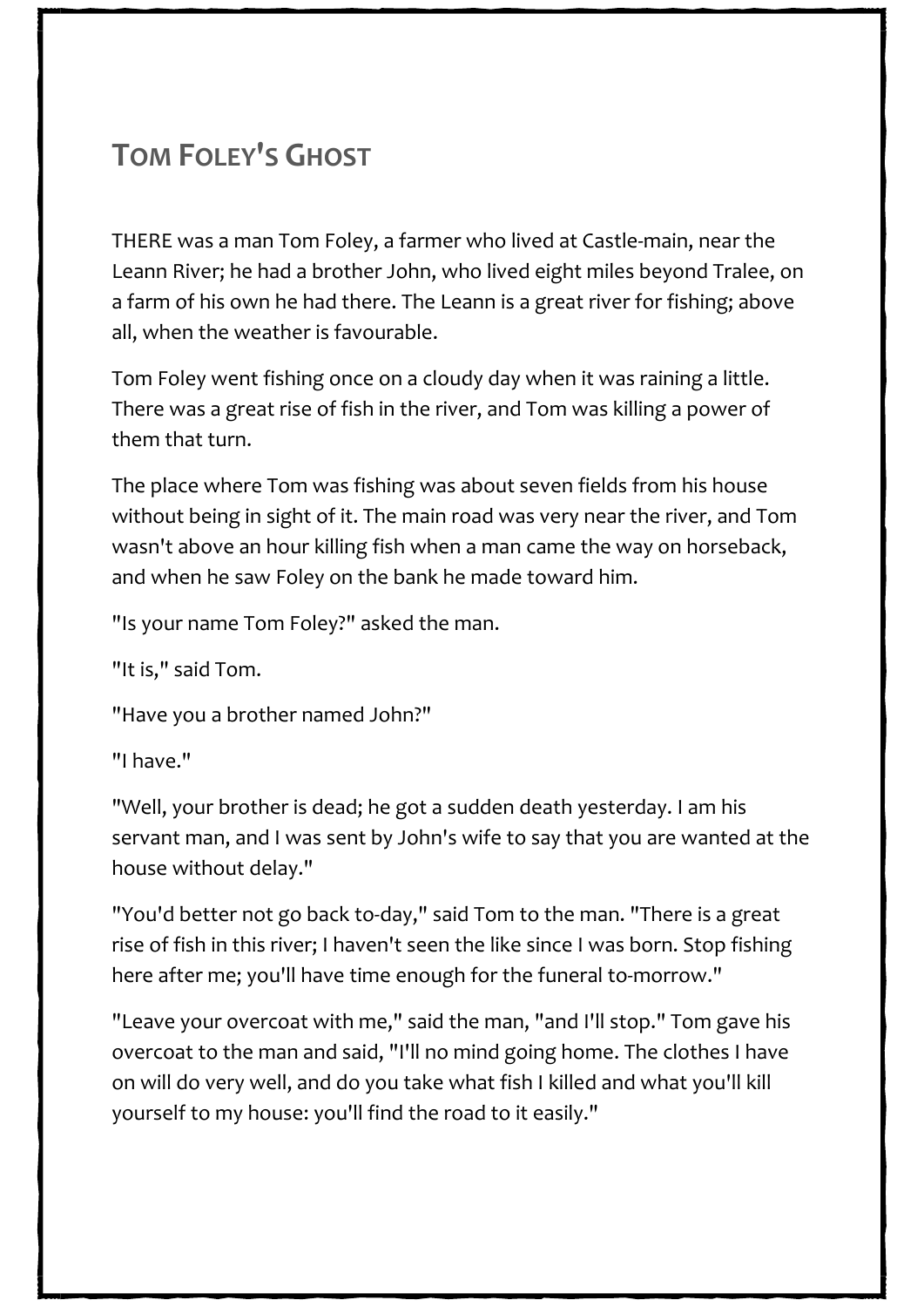## TOM FOLEY'S GHOST

THERE was a man Tom Foley, a farmer who lived at Castle-main, near the Leann River; he had a brother John, who lived eight miles beyond Tralee, on a farm of his own he had there. The Leann is a great river for fishing; above all, when the weather is favourable.

Tom Foley went fishing once on a cloudy day when it was raining a little. There was a great rise of fish in the river, and Tom was killing a power of them that turn.

The place where Tom was fishing was about seven fields from his house without being in sight of it. The main road was very near the river, and Tom wasn't above an hour killing fish when a man came the way on horseback, and when he saw Foley on the bank he made toward him.

"Is your name Tom Foley?" asked the man.

"It is," said Tom.

"Have you a brother named John?"

"I have."

"Well, your brother is dead; he got a sudden death yesterday. I am his servant man, and I was sent by John's wife to say that you are wanted at the house without delay."

"You'd better not go back to-day," said Tom to the man. "There is a great rise of fish in this river; I haven't seen the like since I was born. Stop fishing here after me; you'll have time enough for the funeral to-morrow."

"Leave your overcoat with me," said the man, "and I'll stop." Tom gave his overcoat to the man and said, "I'll no mind going home. The clothes I have on will do very well, and do you take what fish I killed and what you'll kill yourself to my house: you'll find the road to it easily."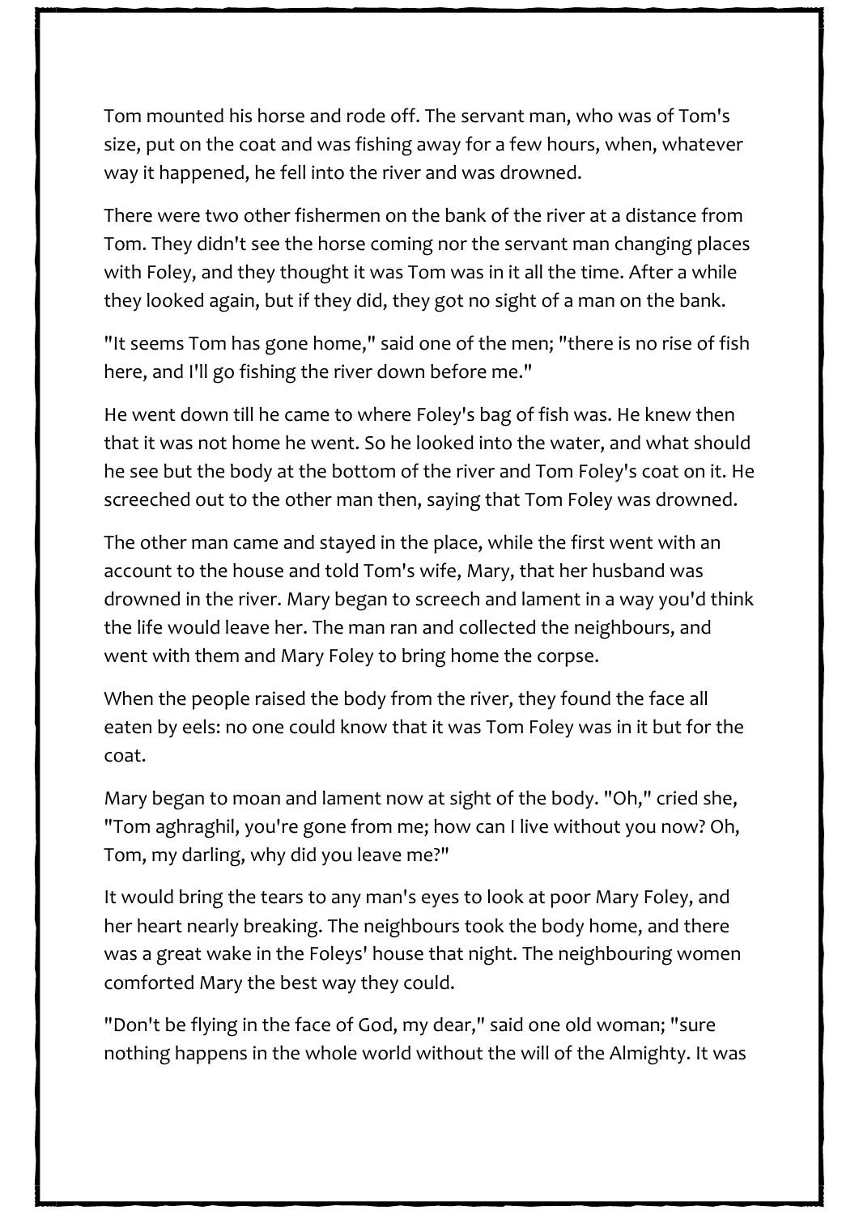Tom mounted his horse and rode off. The servant man, who was of Tom's size, put on the coat and was fishing away for a few hours, when, whatever way it happened, he fell into the river and was drowned.

There were two other fishermen on the bank of the river at a distance from Tom. They didn't see the horse coming nor the servant man changing places with Foley, and they thought it was Tom was in it all the time. After a while they looked again, but if they did, they got no sight of a man on the bank.

"It seems Tom has gone home," said one of the men; "there is no rise of fish here, and I'll go fishing the river down before me."

He went down till he came to where Foley's bag of fish was. He knew then that it was not home he went. So he looked into the water, and what should he see but the body at the bottom of the river and Tom Foley's coat on it. He screeched out to the other man then, saying that Tom Foley was drowned.

The other man came and stayed in the place, while the first went with an account to the house and told Tom's wife, Mary, that her husband was drowned in the river. Mary began to screech and lament in a way you'd think the life would leave her. The man ran and collected the neighbours, and went with them and Mary Foley to bring home the corpse.

When the people raised the body from the river, they found the face all eaten by eels: no one could know that it was Tom Foley was in it but for the coat.

Mary began to moan and lament now at sight of the body. "Oh," cried she, "Tom aghraghil, you're gone from me; how can I live without you now? Oh, Tom, my darling, why did you leave me?"

It would bring the tears to any man's eyes to look at poor Mary Foley, and her heart nearly breaking. The neighbours took the body home, and there was a great wake in the Foleys' house that night. The neighbouring women comforted Mary the best way they could.

"Don't be flying in the face of God, my dear," said one old woman; "sure nothing happens in the whole world without the will of the Almighty. It was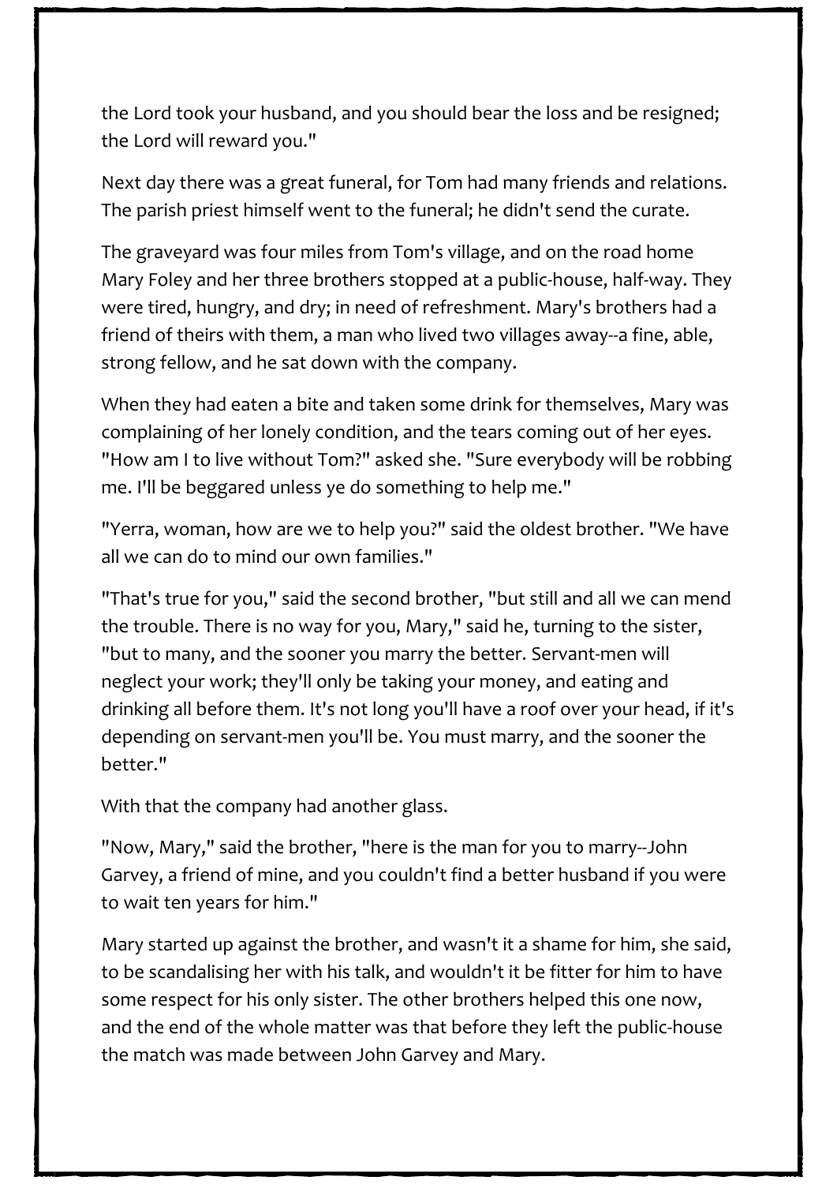the Lord took your husband, and you should bear the loss and be resigned; the Lord will reward you."

Next day there was a great funeral, for Tom had many friends and relations. The parish priest himself went to the funeral; he didn't send the curate.

The graveyard was four miles from Tom's village, and on the road home Mary Foley and her three brothers stopped at a public-house, half-way. They were tired, hungry, and dry; in need of refreshment. Mary's brothers had a friend of theirs with them, a man who lived two villages away--a fine, able, strong fellow, and he sat down with the company.

When they had eaten a bite and taken some drink for themselves, Mary was complaining of her lonely condition, and the tears coming out of her eyes. "How am I to live without Tom?" asked she. "Sure everybody will be robbing me. I'll be beggared unless ye do something to help me."

"Yerra, woman, how are we to help you?" said the oldest brother. "We have all we can do to mind our own families."

"That's true for you," said the second brother, "but still and all we can mend the trouble. There is no way for you, Mary," said he, turning to the sister, "but to many, and the sooner you marry the better. Servant-men will neglect your work; they'll only be taking your money, and eating and drinking all before them. It's not long you'll have a roof over your head, if it's depending on servant-men you'll be. You must marry, and the sooner the better."

With that the company had another glass.

"Now, Mary," said the brother, "here is the man for you to marry--John Garvey, a friend of mine, and you couldn't find a better husband if you were to wait ten years for him."

Mary started up against the brother, and wasn't it a shame for him, she said, to be scandalising her with his talk, and wouldn't it be fitter for him to have some respect for his only sister. The other brothers helped this one now, and the end of the whole matter was that before they left the public-house the match was made between John Garvey and Mary.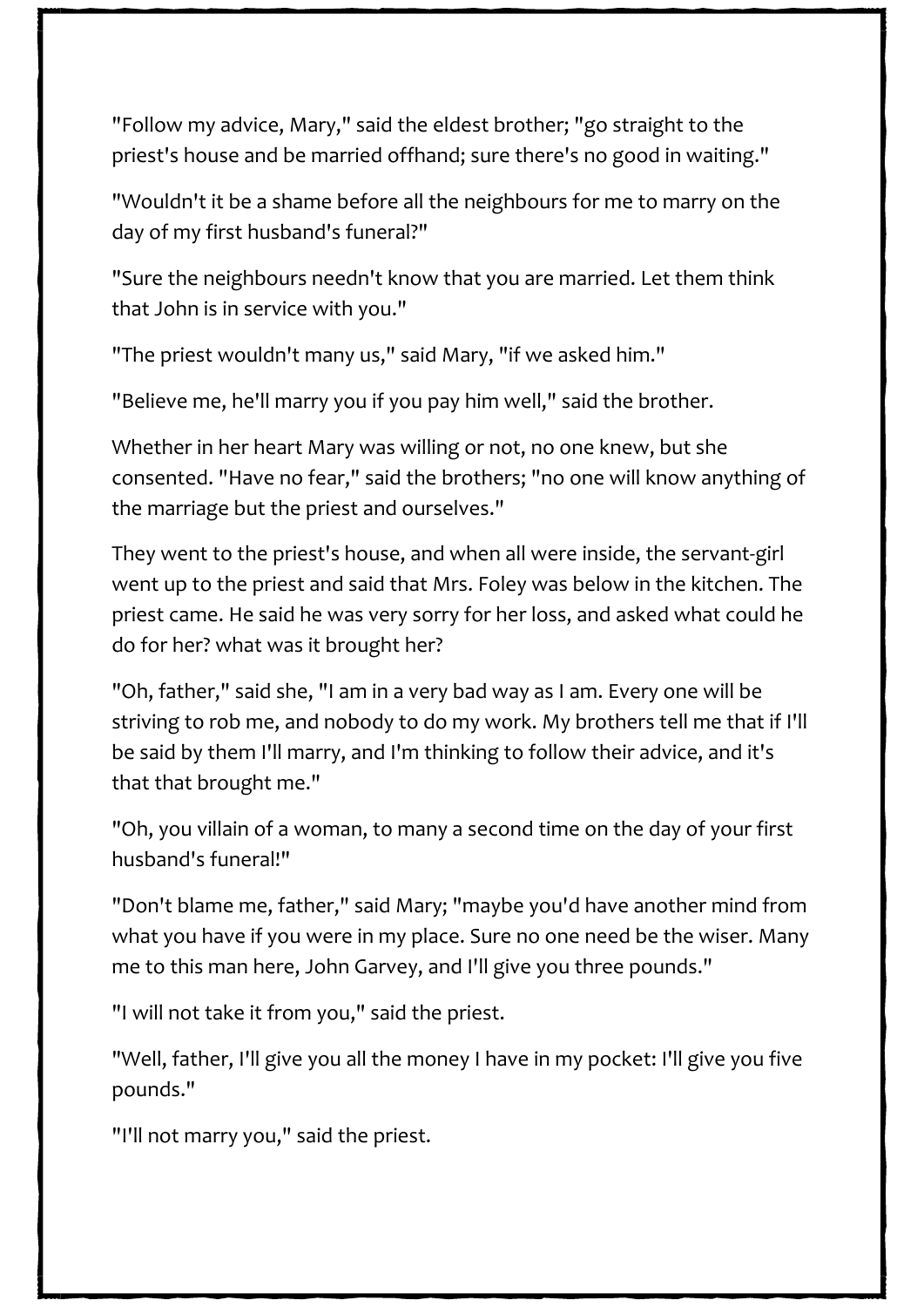"Follow my advice, Mary," said the eldest brother; "go straight to the priest's house and be married offhand; sure there's no good in waiting."

"Wouldn't it be a shame before all the neighbours for me to marry on the day of my first husband's funeral?"

"Sure the neighbours needn't know that you are married. Let them think that John is in service with you."

"The priest wouldn't many us," said Mary, "if we asked him."

"Believe me, he'll marry you if you pay him well," said the brother.

Whether in her heart Mary was willing or not, no one knew, but she consented. "Have no fear," said the brothers; "no one will know anything of the marriage but the priest and ourselves."

They went to the priest's house, and when all were inside, the servant-girl went up to the priest and said that Mrs. Foley was below in the kitchen. The priest came. He said he was very sorry for her loss, and asked what could he do for her? what was it brought her?

"Oh, father," said she, "I am in a very bad way as I am. Every one will be striving to rob me, and nobody to do my work. My brothers tell me that if I'll be said by them I'll marry, and I'm thinking to follow their advice, and it's that that brought me."

"Oh, you villain of a woman, to many a second time on the day of your first husband's funeral!"

"Don't blame me, father," said Mary; "maybe you'd have another mind from what you have if you were in my place. Sure no one need be the wiser. Many me to this man here, John Garvey, and I'll give you three pounds."

"I will not take it from you," said the priest.

"Well, father, I'll give you all the money I have in my pocket: I'll give you five pounds."

"I'll not marry you," said the priest.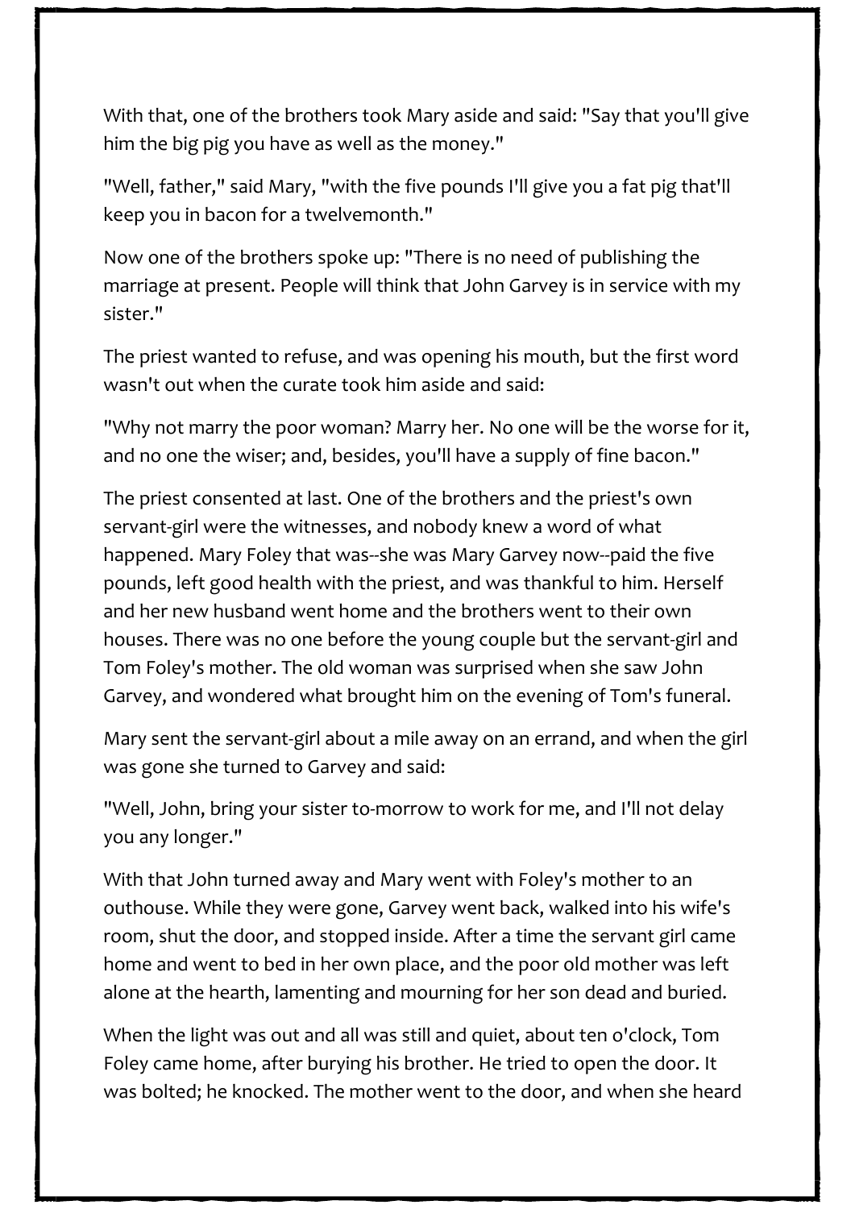With that, one of the brothers took Mary aside and said: "Say that you'll give him the big pig you have as well as the money."

"Well, father," said Mary, "with the five pounds I'll give you a fat pig that'll keep you in bacon for a twelvemonth."

Now one of the brothers spoke up: "There is no need of publishing the marriage at present. People will think that John Garvey is in service with my sister."

The priest wanted to refuse, and was opening his mouth, but the first word wasn't out when the curate took him aside and said:

"Why not marry the poor woman? Marry her. No one will be the worse for it, and no one the wiser; and, besides, you'll have a supply of fine bacon."

The priest consented at last. One of the brothers and the priest's own servant-girl were the witnesses, and nobody knew a word of what happened. Mary Foley that was--she was Mary Garvey now--paid the five pounds, left good health with the priest, and was thankful to him. Herself and her new husband went home and the brothers went to their own houses. There was no one before the young couple but the servant-girl and Tom Foley's mother. The old woman was surprised when she saw John Garvey, and wondered what brought him on the evening of Tom's funeral.

Mary sent the servant-girl about a mile away on an errand, and when the girl was gone she turned to Garvey and said:

"Well, John, bring your sister to-morrow to work for me, and I'll not delay you any longer."

With that John turned away and Mary went with Foley's mother to an outhouse. While they were gone, Garvey went back, walked into his wife's room, shut the door, and stopped inside. After a time the servant girl came home and went to bed in her own place, and the poor old mother was left alone at the hearth, lamenting and mourning for her son dead and buried.

When the light was out and all was still and quiet, about ten o'clock, Tom Foley came home, after burying his brother. He tried to open the door. It was bolted; he knocked. The mother went to the door, and when she heard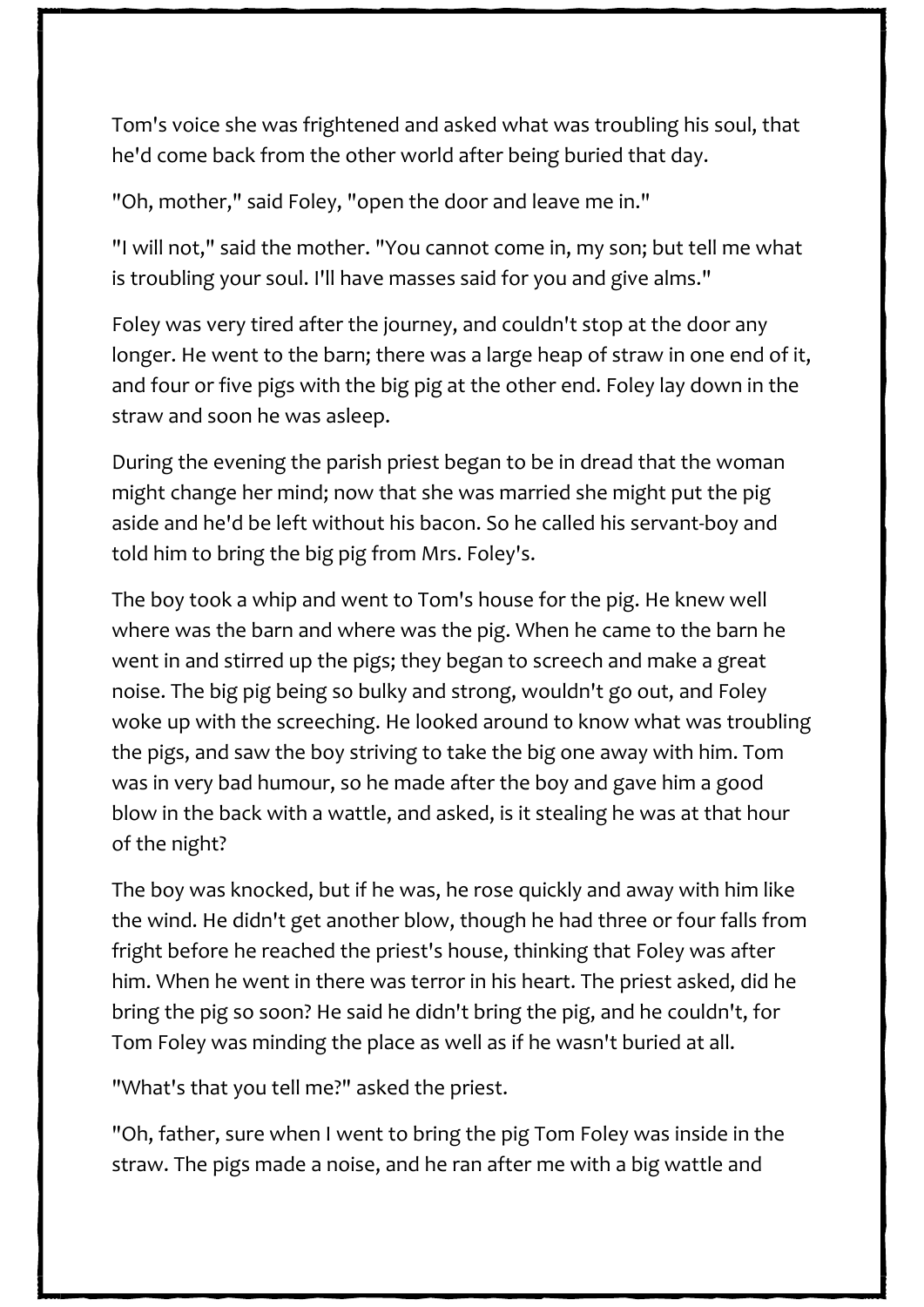Tom's voice she was frightened and asked what was troubling his soul, that he'd come back from the other world after being buried that day.

"Oh, mother," said Foley, "open the door and leave me in."

"I will not," said the mother. "You cannot come in, my son; but tell me what is troubling your soul. I'll have masses said for you and give alms."

Foley was very tired after the journey, and couldn't stop at the door any longer. He went to the barn; there was a large heap of straw in one end of it, and four or five pigs with the big pig at the other end. Foley lay down in the straw and soon he was asleep.

During the evening the parish priest began to be in dread that the woman might change her mind; now that she was married she might put the pig aside and he'd be left without his bacon. So he called his servant-boy and told him to bring the big pig from Mrs. Foley's.

The boy took a whip and went to Tom's house for the pig. He knew well where was the barn and where was the pig. When he came to the barn he went in and stirred up the pigs; they began to screech and make a great noise. The big pig being so bulky and strong, wouldn't go out, and Foley woke up with the screeching. He looked around to know what was troubling the pigs, and saw the boy striving to take the big one away with him. Tom was in very bad humour, so he made after the boy and gave him a good blow in the back with a wattle, and asked, is it stealing he was at that hour of the night?

The boy was knocked, but if he was, he rose quickly and away with him like the wind. He didn't get another blow, though he had three or four falls from fright before he reached the priest's house, thinking that Foley was after him. When he went in there was terror in his heart. The priest asked, did he bring the pig so soon? He said he didn't bring the pig, and he couldn't, for Tom Foley was minding the place as well as if he wasn't buried at all.

"What's that you tell me?" asked the priest.

"Oh, father, sure when I went to bring the pig Tom Foley was inside in the straw. The pigs made a noise, and he ran after me with a big wattle and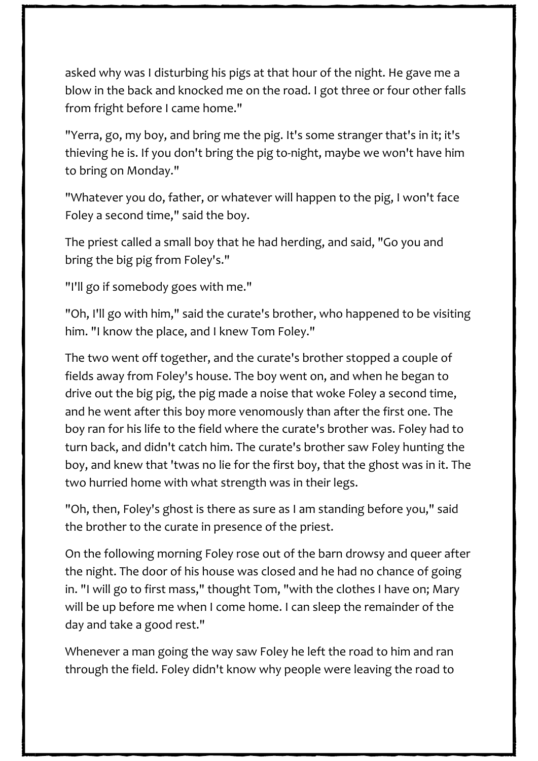asked why was I disturbing his pigs at that hour of the night. He gave me a blow in the back and knocked me on the road. I got three or four other falls from fright before I came home."

"Yerra, go, my boy, and bring me the pig. It's some stranger that's in it; it's thieving he is. If you don't bring the pig to-night, maybe we won't have him to bring on Monday."

"Whatever you do, father, or whatever will happen to the pig, I won't face Foley a second time," said the boy.

The priest called a small boy that he had herding, and said, "Go you and bring the big pig from Foley's."

"I'll go if somebody goes with me."

"Oh, I'll go with him," said the curate's brother, who happened to be visiting him. "I know the place, and I knew Tom Foley."

The two went off together, and the curate's brother stopped a couple of fields away from Foley's house. The boy went on, and when he began to drive out the big pig, the pig made a noise that woke Foley a second time, and he went after this boy more venomously than after the first one. The boy ran for his life to the field where the curate's brother was. Foley had to turn back, and didn't catch him. The curate's brother saw Foley hunting the boy, and knew that 'twas no lie for the first boy, that the ghost was in it. The two hurried home with what strength was in their legs.

"Oh, then, Foley's ghost is there as sure as I am standing before you," said the brother to the curate in presence of the priest.

On the following morning Foley rose out of the barn drowsy and queer after the night. The door of his house was closed and he had no chance of going in. "I will go to first mass," thought Tom, "with the clothes I have on; Mary will be up before me when I come home. I can sleep the remainder of the day and take a good rest."

Whenever a man going the way saw Foley he left the road to him and ran through the field. Foley didn't know why people were leaving the road to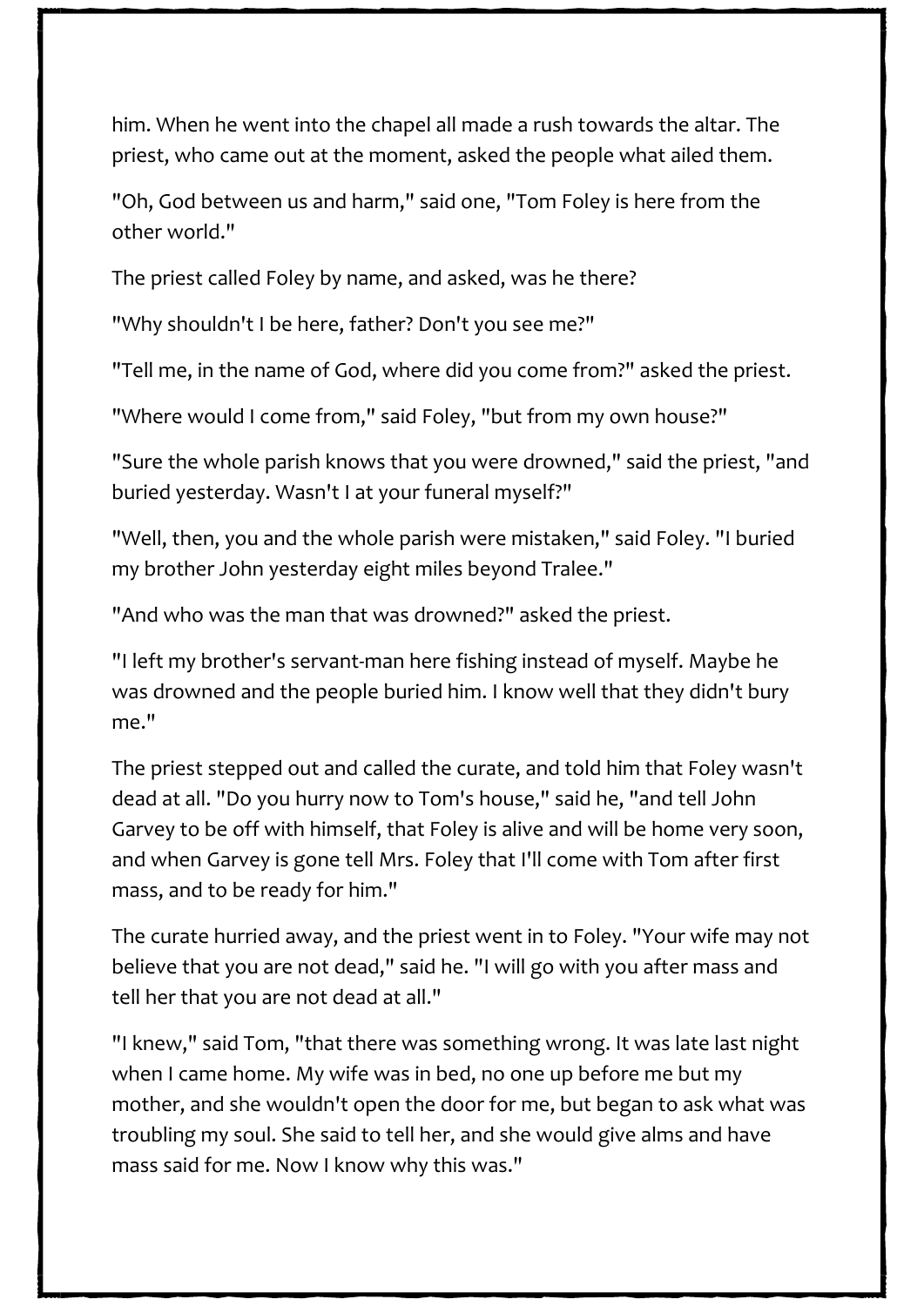him. When he went into the chapel all made a rush towards the altar. The priest, who came out at the moment, asked the people what ailed them.

"Oh, God between us and harm," said one, "Tom Foley is here from the other world."

The priest called Foley by name, and asked, was he there?

"Why shouldn't I be here, father? Don't you see me?"

"Tell me, in the name of God, where did you come from?" asked the priest.

"Where would I come from," said Foley, "but from my own house?"

"Sure the whole parish knows that you were drowned," said the priest, "and buried yesterday. Wasn't I at your funeral myself?"

"Well, then, you and the whole parish were mistaken," said Foley. "I buried my brother John yesterday eight miles beyond Tralee."

"And who was the man that was drowned?" asked the priest.

"I left my brother's servant-man here fishing instead of myself. Maybe he was drowned and the people buried him. I know well that they didn't bury me."

The priest stepped out and called the curate, and told him that Foley wasn't dead at all. "Do you hurry now to Tom's house," said he, "and tell John Garvey to be off with himself, that Foley is alive and will be home very soon, and when Garvey is gone tell Mrs. Foley that I'll come with Tom after first mass, and to be ready for him."

The curate hurried away, and the priest went in to Foley. "Your wife may not believe that you are not dead," said he. "I will go with you after mass and tell her that you are not dead at all."

"I knew," said Tom, "that there was something wrong. It was late last night when I came home. My wife was in bed, no one up before me but my mother, and she wouldn't open the door for me, but began to ask what was troubling my soul. She said to tell her, and she would give alms and have mass said for me. Now I know why this was."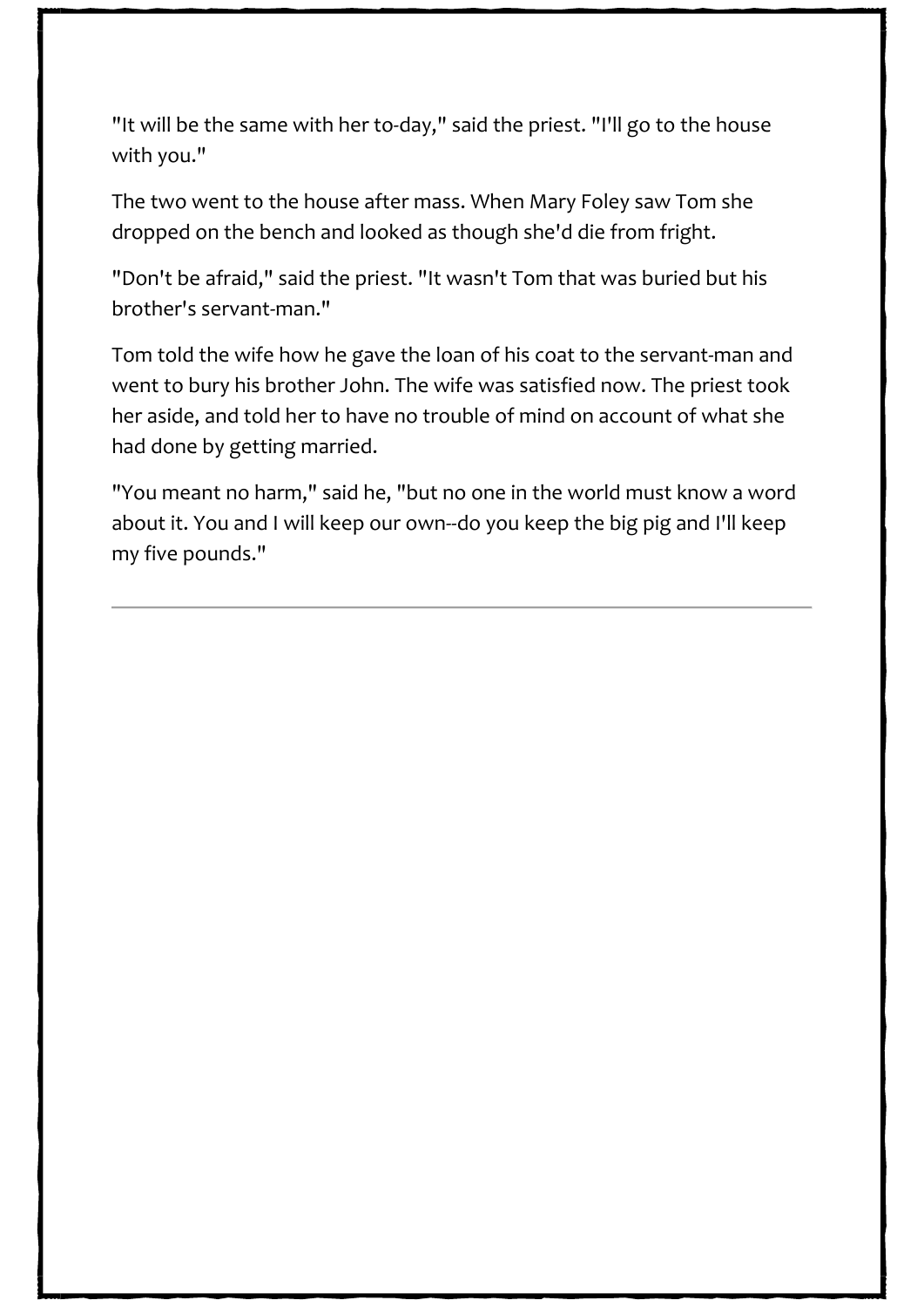"It will be the same with her to-day," said the priest. "I'll go to the house with you."

The two went to the house after mass. When Mary Foley saw Tom she dropped on the bench and looked as though she'd die from fright.

"Don't be afraid," said the priest. "It wasn't Tom that was buried but his brother's servant-man."

Tom told the wife how he gave the loan of his coat to the servant-man and went to bury his brother John. The wife was satisfied now. The priest took her aside, and told her to have no trouble of mind on account of what she had done by getting married.

"You meant no harm," said he, "but no one in the world must know a word about it. You and I will keep our own--do you keep the big pig and I'll keep my five pounds."

---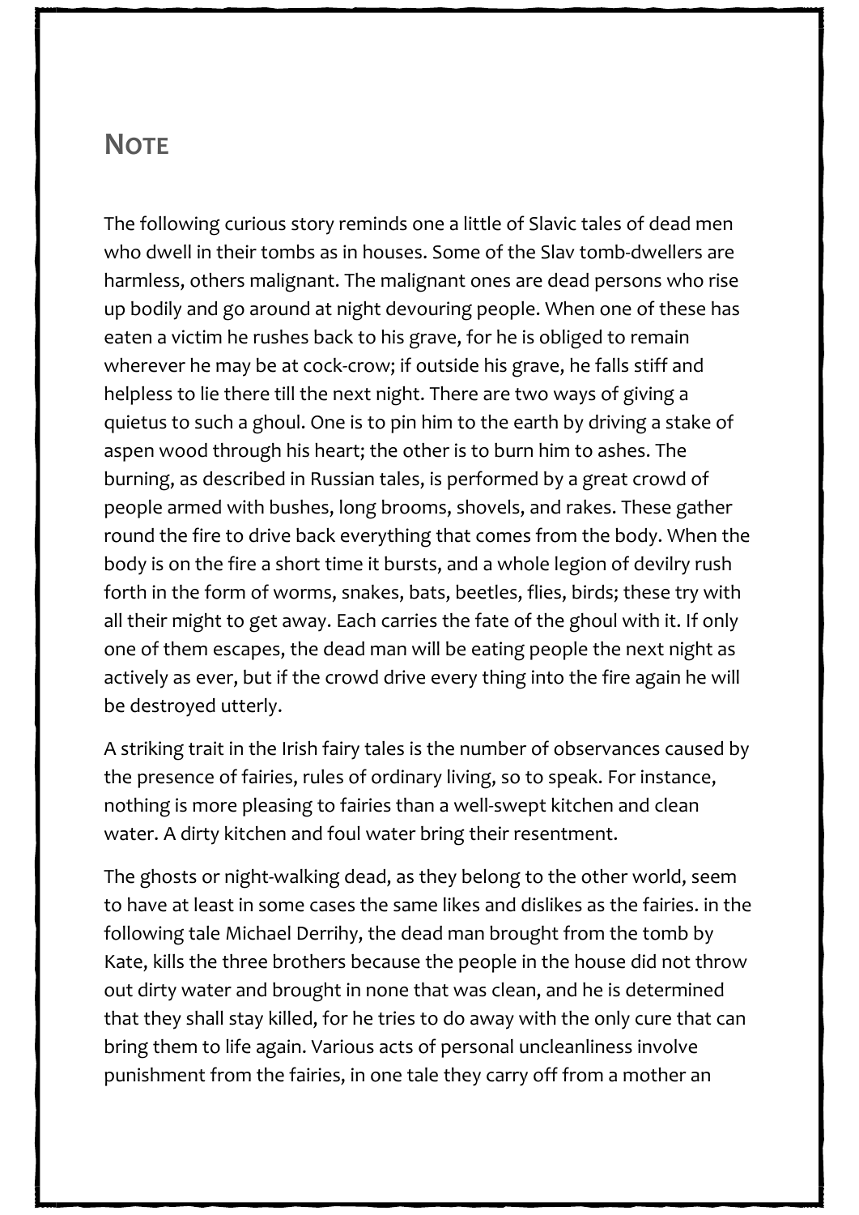## Note

The following curious story reminds one a little of Slavic tales of dead men who dwell in their tombs as in houses. Some of the Slav tomb-dwellers are harmless, others malignant. The malignant ones are dead persons who rise up bodily and go around at night devouring people. When one of these has eaten a victim he rushes back to his grave, for he is obliged to remain wherever he may be at cock-crow; if outside his grave, he falls stiff and helpless to lie there till the next night. There are two ways of giving a quietus to such a ghoul. One is to pin him to the earth by driving a stake of aspen wood through his heart; the other is to burn him to ashes. The burning, as described in Russian tales, is performed by a great crowd of people armed with bushes, long brooms, shovels, and rakes. These gather round the fire to drive back everything that comes from the body. When the body is on the fire a short time it bursts, and a whole legion of devilry rush forth in the form of worms, snakes, bats, beetles, flies, birds; these try with all their might to get away. Each carries the fate of the ghoul with it. If only one of them escapes, the dead man will be eating people the next night as actively as ever, but if the crowd drive every thing into the fire again he will be destroyed utterly.

A striking trait in the Irish fairy tales is the number of observances caused by the presence of fairies, rules of ordinary living, so to speak. For instance, nothing is more pleasing to fairies than a well-swept kitchen and clean water. A dirty kitchen and foul water bring their resentment.

The ghosts or night-walking dead, as they belong to the other world, seem to have at least in some cases the same likes and dislikes as the fairies. in the following tale Michael Derrihy, the dead man brought from the tomb by Kate, kills the three brothers because the people in the house did not throw out dirty water and brought in none that was clean, and he is determined that they shall stay killed, for he tries to do away with the only cure that can bring them to life again. Various acts of personal uncleanliness involve punishment from the fairies, in one tale they carry off from a mother an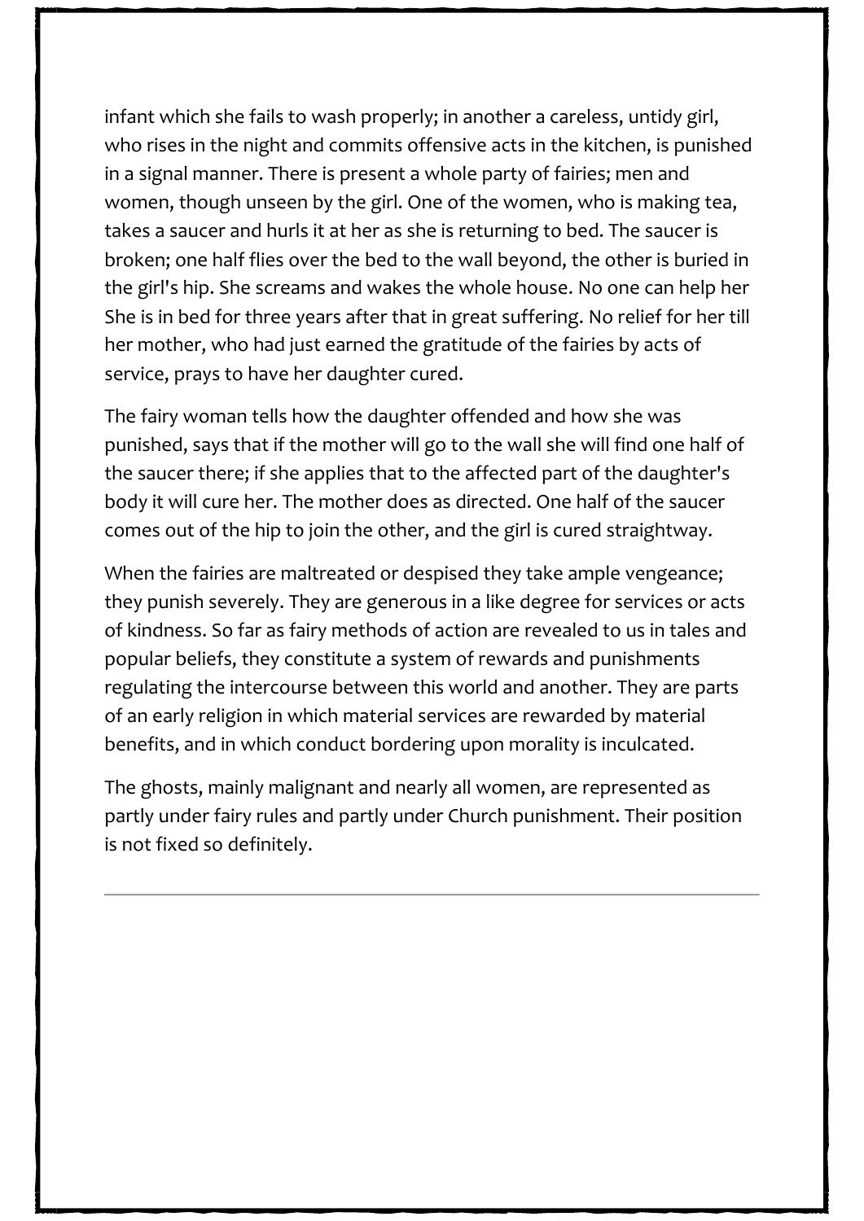infant which she fails to wash properly; in another a careless, untidy girl, who rises in the night and commits offensive acts in the kitchen, is punished in a signal manner. There is present a whole party of fairies; men and women, though unseen by the girl. One of the women, who is making tea, takes a saucer and hurls it at her as she is returning to bed. The saucer is broken; one half flies over the bed to the wall beyond, the other is buried in the girl's hip. She screams and wakes the whole house. No one can help her She is in bed for three years after that in great suffering. No relief for her till her mother, who had just earned the gratitude of the fairies by acts of service, prays to have her daughter cured.

The fairy woman tells how the daughter offended and how she was punished, says that if the mother will go to the wall she will find one half of the saucer there; if she applies that to the affected part of the daughter's body it will cure her. The mother does as directed. One half of the saucer comes out of the hip to join the other, and the girl is cured straightway.

When the fairies are maltreated or despised they take ample vengeance; they punish severely. They are generous in a like degree for services or acts of kindness. So far as fairy methods of action are revealed to us in tales and popular beliefs, they constitute a system of rewards and punishments regulating the intercourse between this world and another. They are parts of an early religion in which material services are rewarded by material benefits, and in which conduct bordering upon morality is inculcated.

The ghosts, mainly malignant and nearly all women, are represented as partly under fairy rules and partly under Church punishment. Their position is not fixed so definitely.

---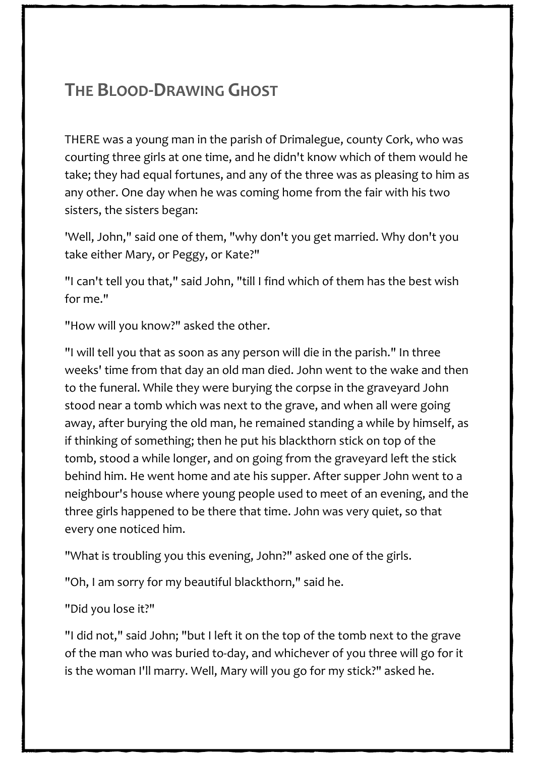## THE BLOOD-DRAWING GHOST

THERE was a young man in the parish of Drimalegue, county Cork, who was courting three girls at one time, and he didn't know which of them would he take; they had equal fortunes, and any of the three was as pleasing to him as any other. One day when he was coming home from the fair with his two sisters, the sisters began:

'Well, John," said one of them, "why don't you get married. Why don't you take either Mary, or Peggy, or Kate?"

"I can't tell you that," said John, "till I find which of them has the best wish for me."

"How will you know?" asked the other.

"I will tell you that as soon as any person will die in the parish." In three weeks' time from that day an old man died. John went to the wake and then to the funeral. While they were burying the corpse in the graveyard John stood near a tomb which was next to the grave, and when all were going away, after burying the old man, he remained standing a while by himself, as if thinking of something; then he put his blackthorn stick on top of the tomb, stood a while longer, and on going from the graveyard left the stick behind him. He went home and ate his supper. After supper John went to a neighbour's house where young people used to meet of an evening, and the three girls happened to be there that time. John was very quiet, so that every one noticed him.

"What is troubling you this evening, John?" asked one of the girls.

"Oh, I am sorry for my beautiful blackthorn," said he.

"Did you lose it?"

"I did not," said John; "but I left it on the top of the tomb next to the grave of the man who was buried to-day, and whichever of you three will go for it is the woman I'll marry. Well, Mary will you go for my stick?" asked he.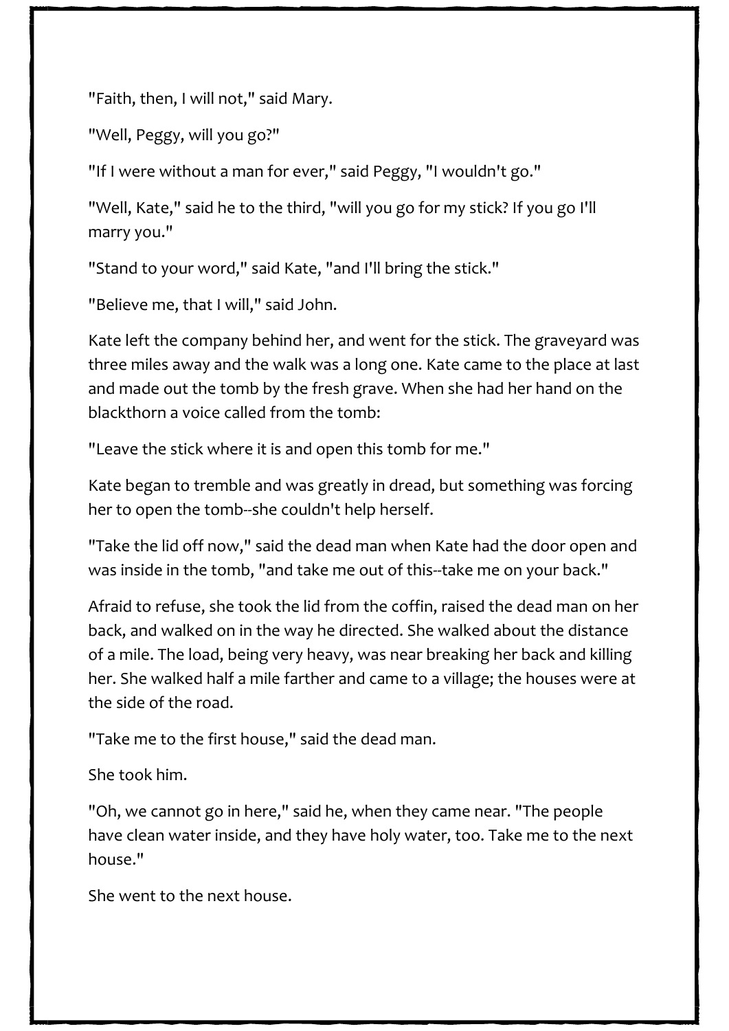"Faith, then, I will not," said Mary.

"Well, Peggy, will you go?"

"If I were without a man for ever," said Peggy, "I wouldn't go."

"Well, Kate," said he to the third, "will you go for my stick? If you go I'll marry you."

"Stand to your word," said Kate, "and I'll bring the stick."

"Believe me, that I will," said John.

Kate left the company behind her, and went for the stick. The graveyard was three miles away and the walk was a long one. Kate came to the place at last and made out the tomb by the fresh grave. When she had her hand on the blackthorn a voice called from the tomb:

"Leave the stick where it is and open this tomb for me."

Kate began to tremble and was greatly in dread, but something was forcing her to open the tomb--she couldn't help herself.

"Take the lid off now," said the dead man when Kate had the door open and was inside in the tomb, "and take me out of this--take me on your back."

Afraid to refuse, she took the lid from the coffin, raised the dead man on her back, and walked on in the way he directed. She walked about the distance of a mile. The load, being very heavy, was near breaking her back and killing her. She walked half a mile farther and came to a village; the houses were at the side of the road.

"Take me to the first house," said the dead man.

She took him.

"Oh, we cannot go in here," said he, when they came near. "The people have clean water inside, and they have holy water, too. Take me to the next house."

She went to the next house.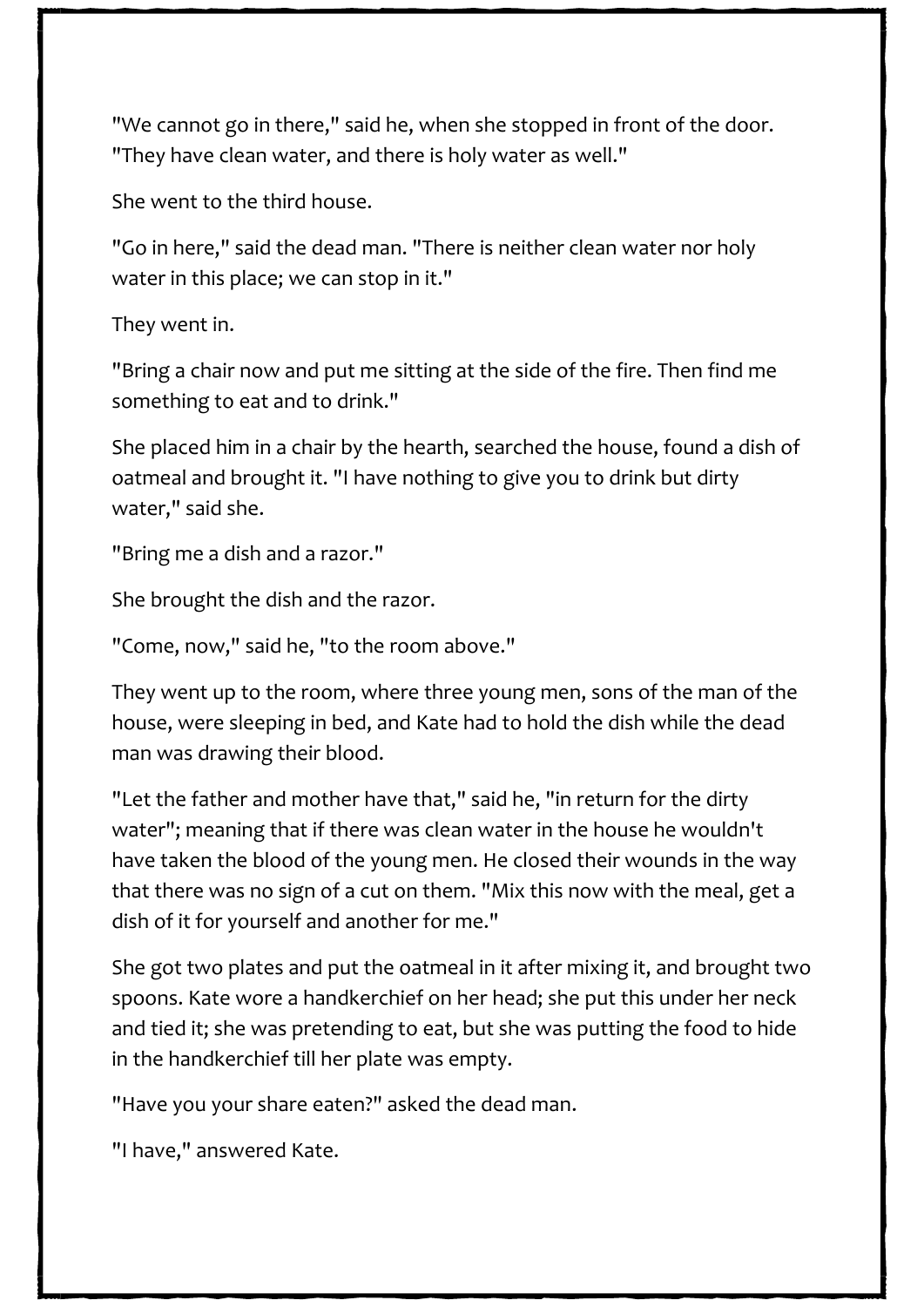"We cannot go in there," said he, when she stopped in front of the door. "They have clean water, and there is holy water as well."

She went to the third house.

"Go in here," said the dead man. "There is neither clean water nor holy water in this place; we can stop in it."

They went in.

"Bring a chair now and put me sitting at the side of the fire. Then find me something to eat and to drink."

She placed him in a chair by the hearth, searched the house, found a dish of oatmeal and brought it. "I have nothing to give you to drink but dirty water," said she.

"Bring me a dish and a razor."

She brought the dish and the razor.

"Come, now," said he, "to the room above."

They went up to the room, where three young men, sons of the man of the house, were sleeping in bed, and Kate had to hold the dish while the dead man was drawing their blood.

"Let the father and mother have that," said he, "in return for the dirty water"; meaning that if there was clean water in the house he wouldn't have taken the blood of the young men. He closed their wounds in the way that there was no sign of a cut on them. "Mix this now with the meal, get a dish of it for yourself and another for me."

She got two plates and put the oatmeal in it after mixing it, and brought two spoons. Kate wore a handkerchief on her head; she put this under her neck and tied it; she was pretending to eat, but she was putting the food to hide in the handkerchief till her plate was empty.

"Have you your share eaten?" asked the dead man.

"I have," answered Kate.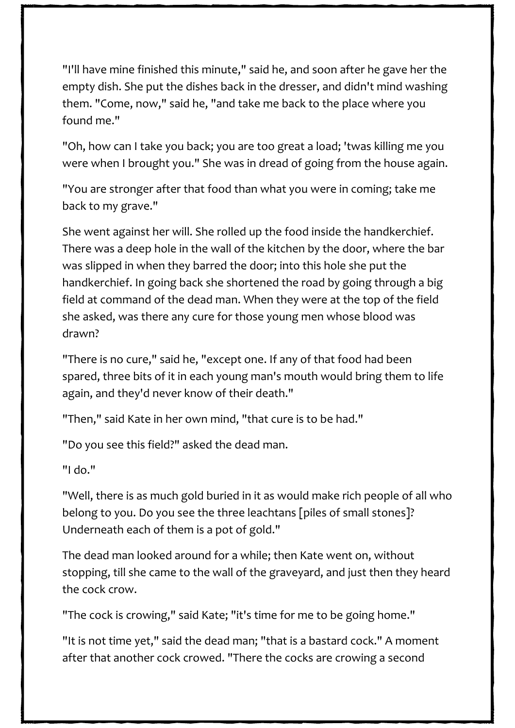"I'll have mine finished this minute," said he, and soon after he gave her the empty dish. She put the dishes back in the dresser, and didn't mind washing them. "Come, now," said he, "and take me back to the place where you found me."

"Oh, how can I take you back; you are too great a load; 'twas killing me you were when I brought you." She was in dread of going from the house again.

"You are stronger after that food than what you were in coming; take me back to my grave."

She went against her will. She rolled up the food inside the handkerchief. There was a deep hole in the wall of the kitchen by the door, where the bar was slipped in when they barred the door; into this hole she put the handkerchief. In going back she shortened the road by going through a big field at command of the dead man. When they were at the top of the field she asked, was there any cure for those young men whose blood was drawn?

"There is no cure," said he, "except one. If any of that food had been spared, three bits of it in each young man's mouth would bring them to life again, and they'd never know of their death."

"Then," said Kate in her own mind, "that cure is to be had."

"Do you see this field?" asked the dead man.

"I do."

"Well, there is as much gold buried in it as would make rich people of all who belong to you. Do you see the three leachtans [piles of small stones]? Underneath each of them is a pot of gold."

The dead man looked around for a while; then Kate went on, without stopping, till she came to the wall of the graveyard, and just then they heard the cock crow.

"The cock is crowing," said Kate; "it's time for me to be going home."

"It is not time yet," said the dead man; "that is a bastard cock." A moment after that another cock crowed. "There the cocks are crowing a second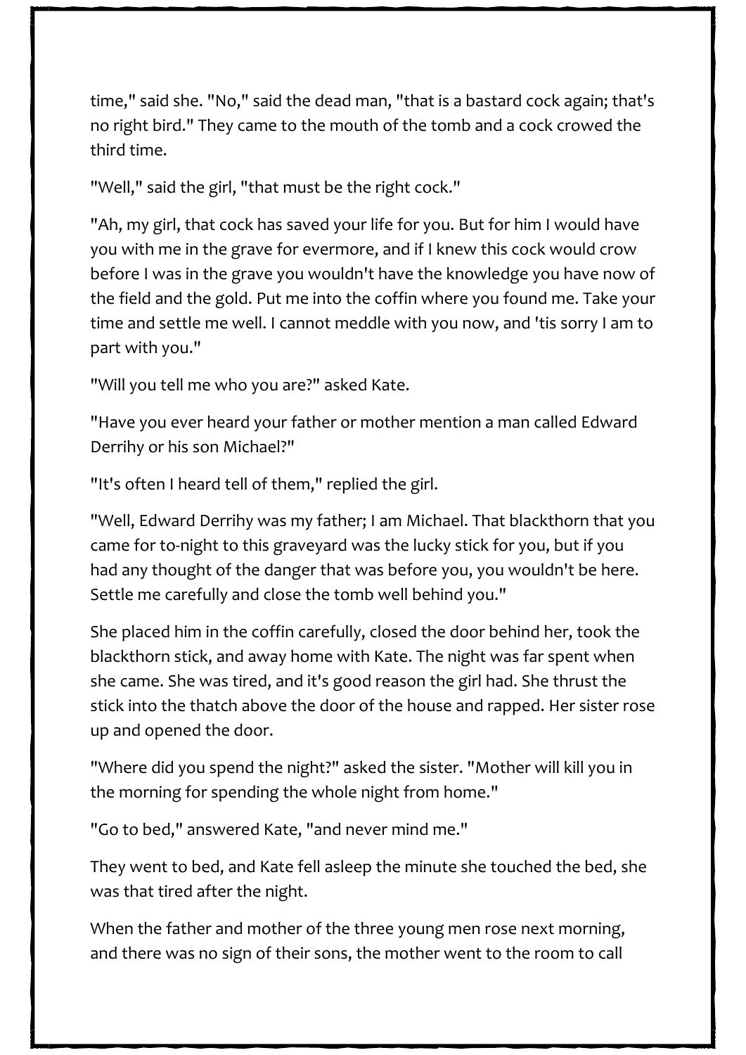time," said she. "No," said the dead man, "that is a bastard cock again; that's no right bird." They came to the mouth of the tomb and a cock crowed the third time.

"Well," said the girl, "that must be the right cock."

"Ah, my girl, that cock has saved your life for you. But for him I would have you with me in the grave for evermore, and if I knew this cock would crow before I was in the grave you wouldn't have the knowledge you have now of the field and the gold. Put me into the coffin where you found me. Take your time and settle me well. I cannot meddle with you now, and 'tis sorry I am to part with you."

"Will you tell me who you are?" asked Kate.

"Have you ever heard your father or mother mention a man called Edward Derrihy or his son Michael?"

"It's often I heard tell of them," replied the girl.

"Well, Edward Derrihy was my father; I am Michael. That blackthorn that you came for to-night to this graveyard was the lucky stick for you, but if you had any thought of the danger that was before you, you wouldn't be here. Settle me carefully and close the tomb well behind you."

She placed him in the coffin carefully, closed the door behind her, took the blackthorn stick, and away home with Kate. The night was far spent when she came. She was tired, and it's good reason the girl had. She thrust the stick into the thatch above the door of the house and rapped. Her sister rose up and opened the door.

"Where did you spend the night?" asked the sister. "Mother will kill you in the morning for spending the whole night from home."

"Go to bed," answered Kate, "and never mind me."

They went to bed, and Kate fell asleep the minute she touched the bed, she was that tired after the night.

When the father and mother of the three young men rose next morning, and there was no sign of their sons, the mother went to the room to call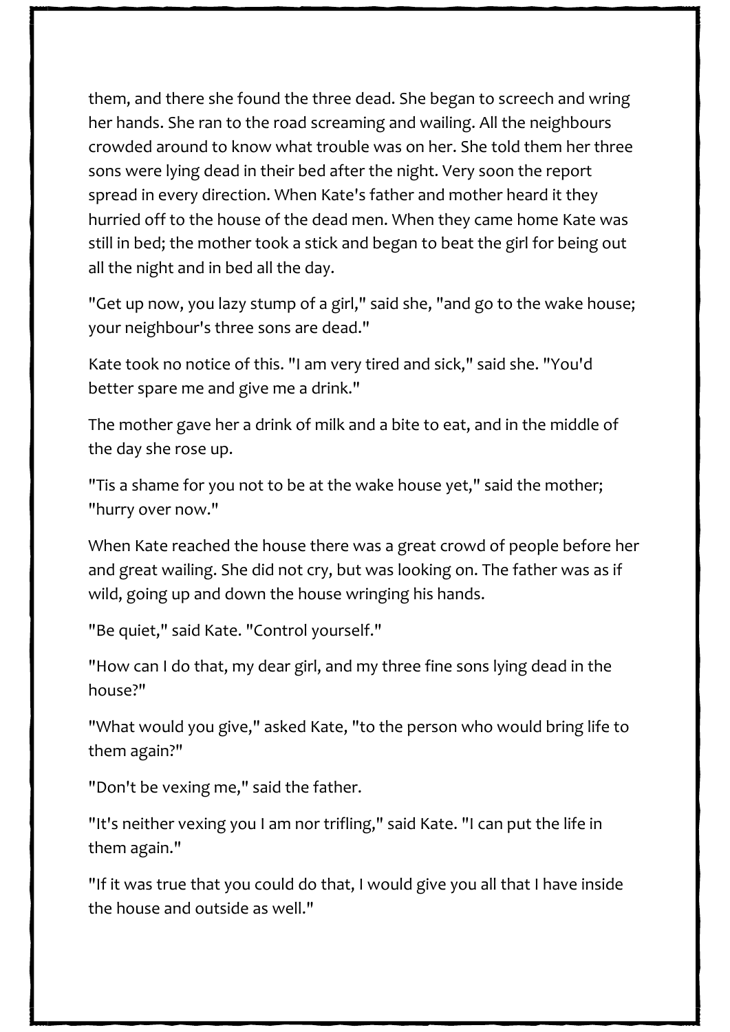them, and there she found the three dead. She began to screech and wring her hands. She ran to the road screaming and wailing. All the neighbours crowded around to know what trouble was on her. She told them her three sons were lying dead in their bed after the night. Very soon the report spread in every direction. When Kate's father and mother heard it they hurried off to the house of the dead men. When they came home Kate was still in bed; the mother took a stick and began to beat the girl for being out all the night and in bed all the day.

"Get up now, you lazy stump of a girl," said she, "and go to the wake house; your neighbour's three sons are dead."

Kate took no notice of this. "I am very tired and sick," said she. "You'd better spare me and give me a drink."

The mother gave her a drink of milk and a bite to eat, and in the middle of the day she rose up.

"Tis a shame for you not to be at the wake house yet," said the mother; "hurry over now."

When Kate reached the house there was a great crowd of people before her and great wailing. She did not cry, but was looking on. The father was as if wild, going up and down the house wringing his hands.

"Be quiet," said Kate. "Control yourself."

"How can I do that, my dear girl, and my three fine sons lying dead in the house?"

"What would you give," asked Kate, "to the person who would bring life to them again?"

"Don't be vexing me," said the father.

"It's neither vexing you I am nor trifling," said Kate. "I can put the life in them again."

"If it was true that you could do that, I would give you all that I have inside the house and outside as well."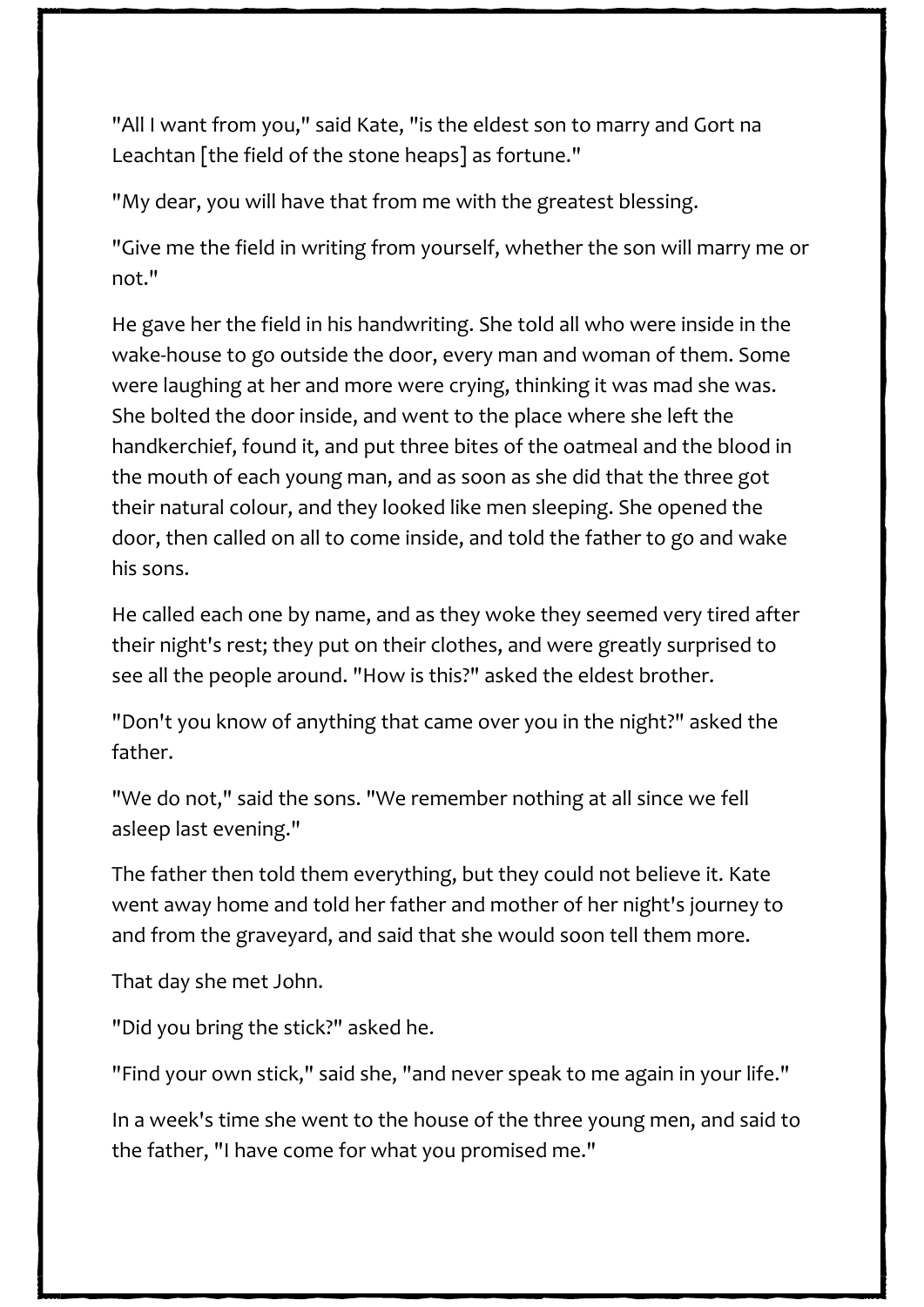"All I want from you," said Kate, "is the eldest son to marry and Gort na Leachtan [the field of the stone heaps] as fortune."

"My dear, you will have that from me with the greatest blessing.

"Give me the field in writing from yourself, whether the son will marry me or not."

He gave her the field in his handwriting. She told all who were inside in the wake-house to go outside the door, every man and woman of them. Some were laughing at her and more were crying, thinking it was mad she was. She bolted the door inside, and went to the place where she left the handkerchief, found it, and put three bites of the oatmeal and the blood in the mouth of each young man, and as soon as she did that the three got their natural colour, and they looked like men sleeping. She opened the door, then called on all to come inside, and told the father to go and wake his sons.

He called each one by name, and as they woke they seemed very tired after their night's rest; they put on their clothes, and were greatly surprised to see all the people around. "How is this?" asked the eldest brother.

"Don't you know of anything that came over you in the night?" asked the father.

"We do not," said the sons. "We remember nothing at all since we fell asleep last evening."

The father then told them everything, but they could not believe it. Kate went away home and told her father and mother of her night's journey to and from the graveyard, and said that she would soon tell them more.

That day she met John.

"Did you bring the stick?" asked he.

"Find your own stick," said she, "and never speak to me again in your life."

In a week's time she went to the house of the three young men, and said to the father, "I have come for what you promised me."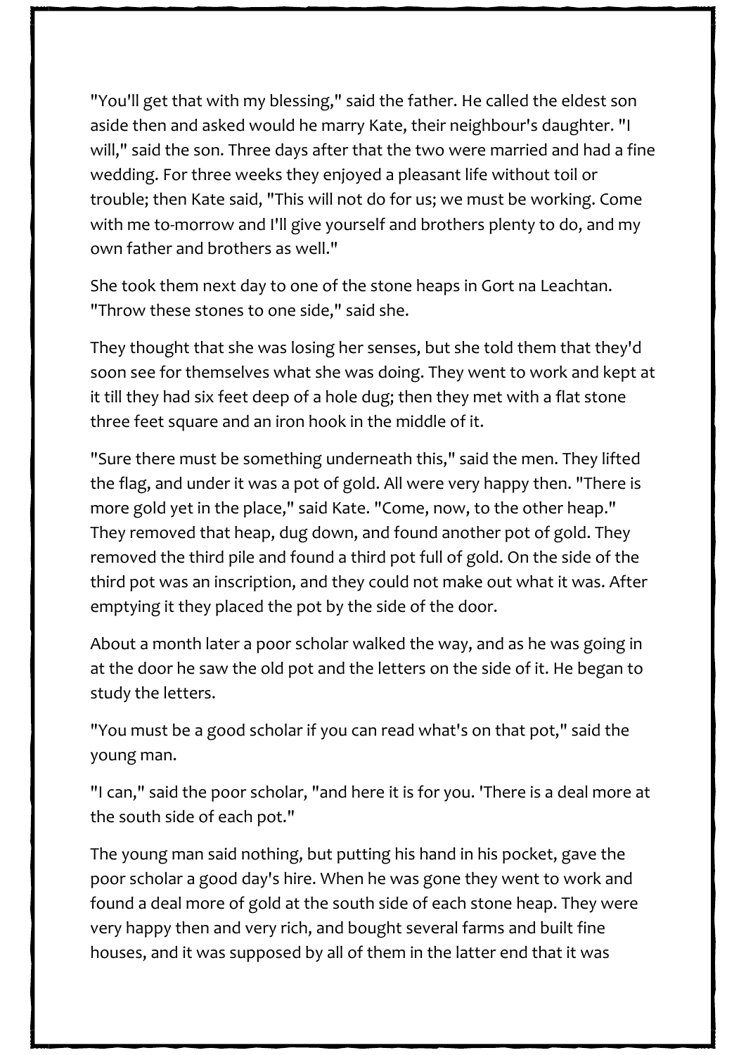"You'll get that with my blessing," said the father. He called the eldest son aside then and asked would he marry Kate, their neighbour's daughter. "I will," said the son. Three days after that the two were married and had a fine wedding. For three weeks they enjoyed a pleasant life without toil or trouble; then Kate said, "This will not do for us; we must be working. Come with me to-morrow and I'll give yourself and brothers plenty to do, and my own father and brothers as well."

She took them next day to one of the stone heaps in Gort na Leachtan. "Throw these stones to one side," said she.

They thought that she was losing her senses, but she told them that they'd soon see for themselves what she was doing. They went to work and kept at it till they had six feet deep of a hole dug; then they met with a flat stone three feet square and an iron hook in the middle of it.

"Sure there must be something underneath this," said the men. They lifted the flag, and under it was a pot of gold. All were very happy then. "There is more gold yet in the place," said Kate. "Come, now, to the other heap." They removed that heap, dug down, and found another pot of gold. They removed the third pile and found a third pot full of gold. On the side of the third pot was an inscription, and they could not make out what it was. After emptying it they placed the pot by the side of the door.

About a month later a poor scholar walked the way, and as he was going in at the door he saw the old pot and the letters on the side of it. He began to study the letters.

"You must be a good scholar if you can read what's on that pot," said the young man.

"I can," said the poor scholar, "and here it is for you. 'There is a deal more at the south side of each pot."

The young man said nothing, but putting his hand in his pocket, gave the poor scholar a good day's hire. When he was gone they went to work and found a deal more of gold at the south side of each stone heap. They were very happy then and very rich, and bought several farms and built fine houses, and it was supposed by all of them in the latter end that it was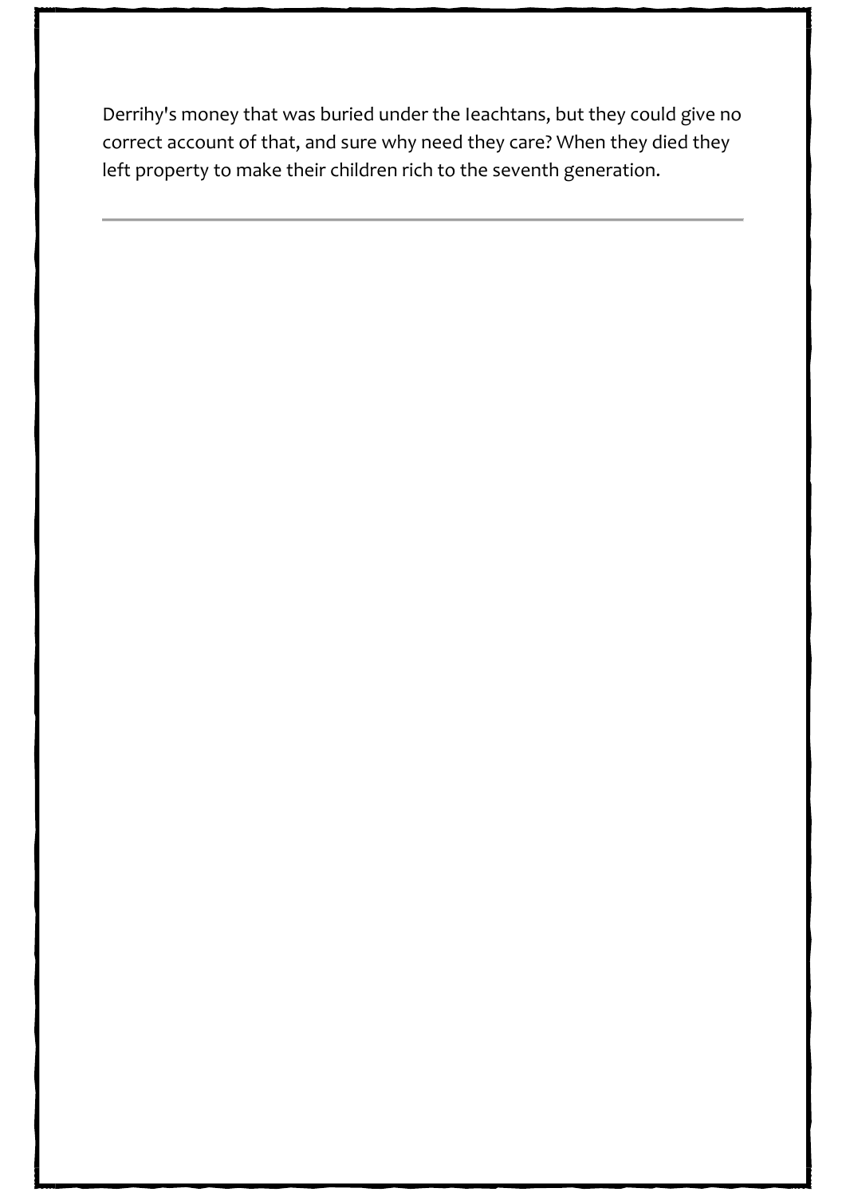Derrihy's money that was buried under the Ieachtans, but they could give no correct account of that, and sure why need they care? When they died they left property to make their children rich to the seventh generation.

---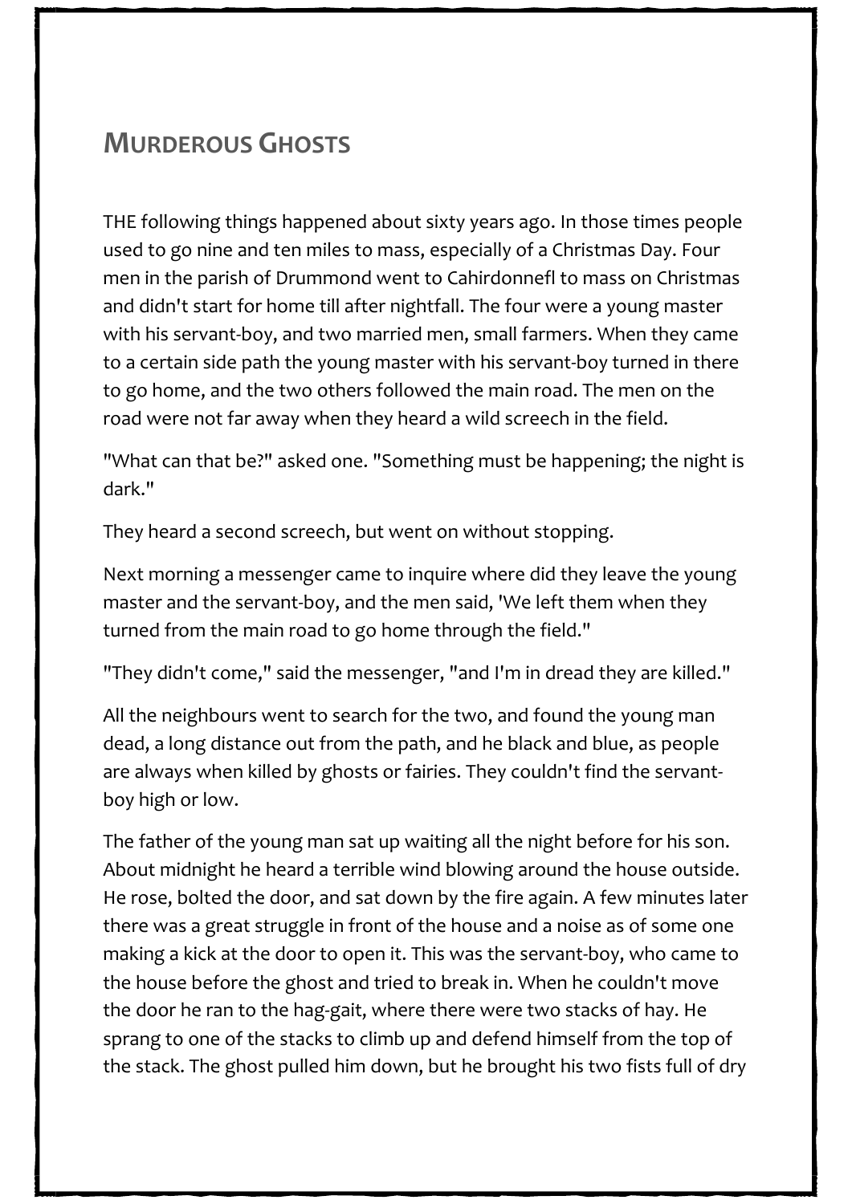## Murderous Ghosts

THE following things happened about sixty years ago. In those times people used to go nine and ten miles to mass, especially of a Christmas Day. Four men in the parish of Drummond went to Cahirdonnefl to mass on Christmas and didn't start for home till after nightfall. The four were a young master with his servant-boy, and two married men, small farmers. When they came to a certain side path the young master with his servant-boy turned in there to go home, and the two others followed the main road. The men on the road were not far away when they heard a wild screech in the field.

"What can that be?" asked one. "Something must be happening; the night is dark."

They heard a second screech, but went on without stopping.

Next morning a messenger came to inquire where did they leave the young master and the servant-boy, and the men said, 'We left them when they turned from the main road to go home through the field."

"They didn't come," said the messenger, "and I'm in dread they are killed."

All the neighbours went to search for the two, and found the young man dead, a long distance out from the path, and he black and blue, as people are always when killed by ghosts or fairies. They couldn't find the servant-boy high or low.

The father of the young man sat up waiting all the night before for his son. About midnight he heard a terrible wind blowing around the house outside. He rose, bolted the door, and sat down by the fire again. A few minutes later there was a great struggle in front of the house and a noise as of some one making a kick at the door to open it. This was the servant-boy, who came to the house before the ghost and tried to break in. When he couldn't move the door he ran to the hag-gait, where there were two stacks of hay. He sprang to one of the stacks to climb up and defend himself from the top of the stack. The ghost pulled him down, but he brought his two fists full of dry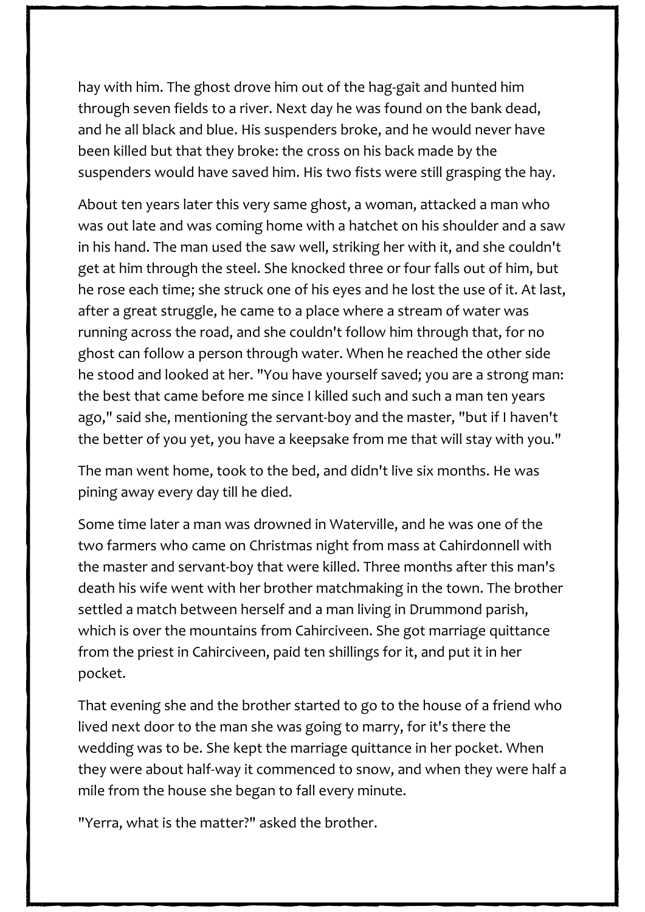hay with him. The ghost drove him out of the hag-gait and hunted him through seven fields to a river. Next day he was found on the bank dead, and he all black and blue. His suspenders broke, and he would never have been killed but that they broke: the cross on his back made by the suspenders would have saved him. His two fists were still grasping the hay.

About ten years later this very same ghost, a woman, attacked a man who was out late and was coming home with a hatchet on his shoulder and a saw in his hand. The man used the saw well, striking her with it, and she couldn't get at him through the steel. She knocked three or four falls out of him, but he rose each time; she struck one of his eyes and he lost the use of it. At last, after a great struggle, he came to a place where a stream of water was running across the road, and she couldn't follow him through that, for no ghost can follow a person through water. When he reached the other side he stood and looked at her. "You have yourself saved; you are a strong man: the best that came before me since I killed such and such a man ten years ago," said she, mentioning the servant-boy and the master, "but if I haven't the better of you yet, you have a keepsake from me that will stay with you."

The man went home, took to the bed, and didn't live six months. He was pining away every day till he died.

Some time later a man was drowned in Waterville, and he was one of the two farmers who came on Christmas night from mass at Cahirdonnell with the master and servant-boy that were killed. Three months after this man's death his wife went with her brother matchmaking in the town. The brother settled a match between herself and a man living in Drummond parish, which is over the mountains from Cahirciveen. She got marriage quittance from the priest in Cahirciveen, paid ten shillings for it, and put it in her pocket.

That evening she and the brother started to go to the house of a friend who lived next door to the man she was going to marry, for it's there the wedding was to be. She kept the marriage quittance in her pocket. When they were about half-way it commenced to snow, and when they were half a mile from the house she began to fall every minute.

"Yerra, what is the matter?" asked the brother.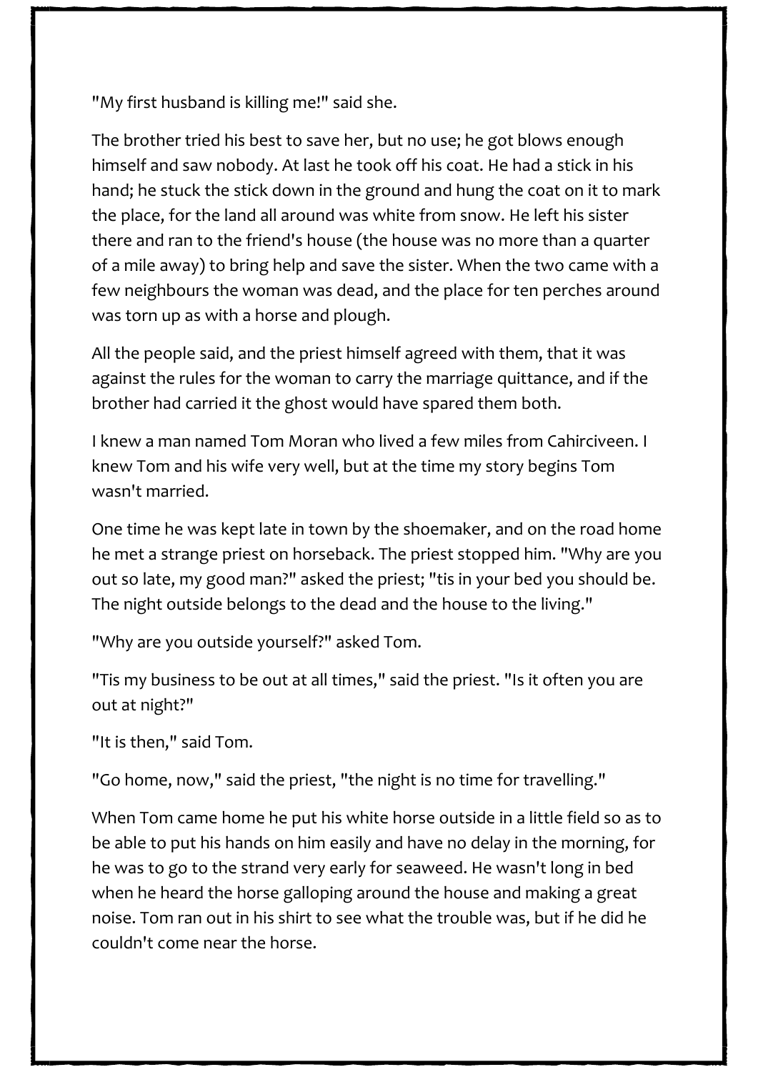"My first husband is killing me!" said she.

The brother tried his best to save her, but no use; he got blows enough himself and saw nobody. At last he took off his coat. He had a stick in his hand; he stuck the stick down in the ground and hung the coat on it to mark the place, for the land all around was white from snow. He left his sister there and ran to the friend's house (the house was no more than a quarter of a mile away) to bring help and save the sister. When the two came with a few neighbours the woman was dead, and the place for ten perches around was torn up as with a horse and plough.

All the people said, and the priest himself agreed with them, that it was against the rules for the woman to carry the marriage quittance, and if the brother had carried it the ghost would have spared them both.

I knew a man named Tom Moran who lived a few miles from Cahirciveen. I knew Tom and his wife very well, but at the time my story begins Tom wasn't married.

One time he was kept late in town by the shoemaker, and on the road home he met a strange priest on horseback. The priest stopped him. "Why are you out so late, my good man?" asked the priest; "tis in your bed you should be. The night outside belongs to the dead and the house to the living."

"Why are you outside yourself?" asked Tom.

"Tis my business to be out at all times," said the priest. "Is it often you are out at night?"

"It is then," said Tom.

"Go home, now," said the priest, "the night is no time for travelling."

When Tom came home he put his white horse outside in a little field so as to be able to put his hands on him easily and have no delay in the morning, for he was to go to the strand very early for seaweed. He wasn't long in bed when he heard the horse galloping around the house and making a great noise. Tom ran out in his shirt to see what the trouble was, but if he did he couldn't come near the horse.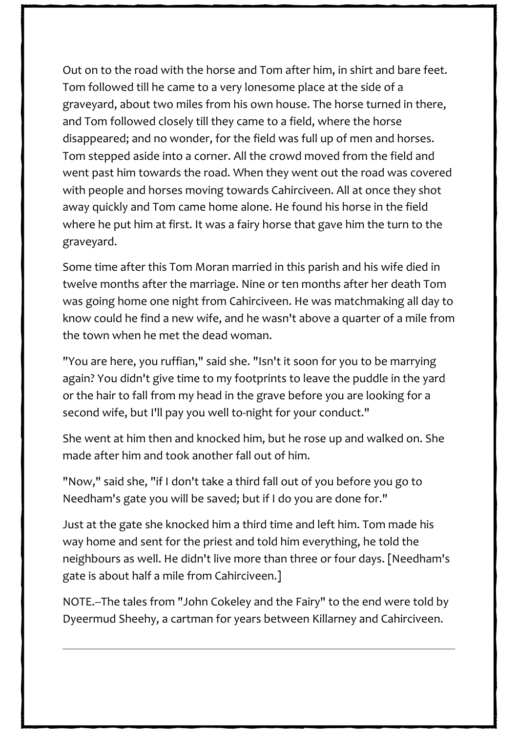Out on to the road with the horse and Tom after him, in shirt and bare feet. Tom followed till he came to a very lonesome place at the side of a graveyard, about two miles from his own house. The horse turned in there, and Tom followed closely till they came to a field, where the horse disappeared; and no wonder, for the field was full up of men and horses. Tom stepped aside into a corner. All the crowd moved from the field and went past him towards the road. When they went out the road was covered with people and horses moving towards Cahirciveen. All at once they shot away quickly and Tom came home alone. He found his horse in the field where he put him at first. It was a fairy horse that gave him the turn to the graveyard.

Some time after this Tom Moran married in this parish and his wife died in twelve months after the marriage. Nine or ten months after her death Tom was going home one night from Cahirciveen. He was matchmaking all day to know could he find a new wife, and he wasn't above a quarter of a mile from the town when he met the dead woman.

"You are here, you ruffian," said she. "Isn't it soon for you to be marrying again? You didn't give time to my footprints to leave the puddle in the yard or the hair to fall from my head in the grave before you are looking for a second wife, but I'll pay you well to-night for your conduct."

She went at him then and knocked him, but he rose up and walked on. She made after him and took another fall out of him.

"Now," said she, "if I don't take a third fall out of you before you go to Needham's gate you will be saved; but if I do you are done for."

Just at the gate she knocked him a third time and left him. Tom made his way home and sent for the priest and told him everything, he told the neighbours as well. He didn't live more than three or four days. [Needham's gate is about half a mile from Cahirciveen.]

NOTE.--The tales from "John Cokeley and the Fairy" to the end were told by Dyeermud Sheehy, a cartman for years between Killarney and Cahirciveen.

---